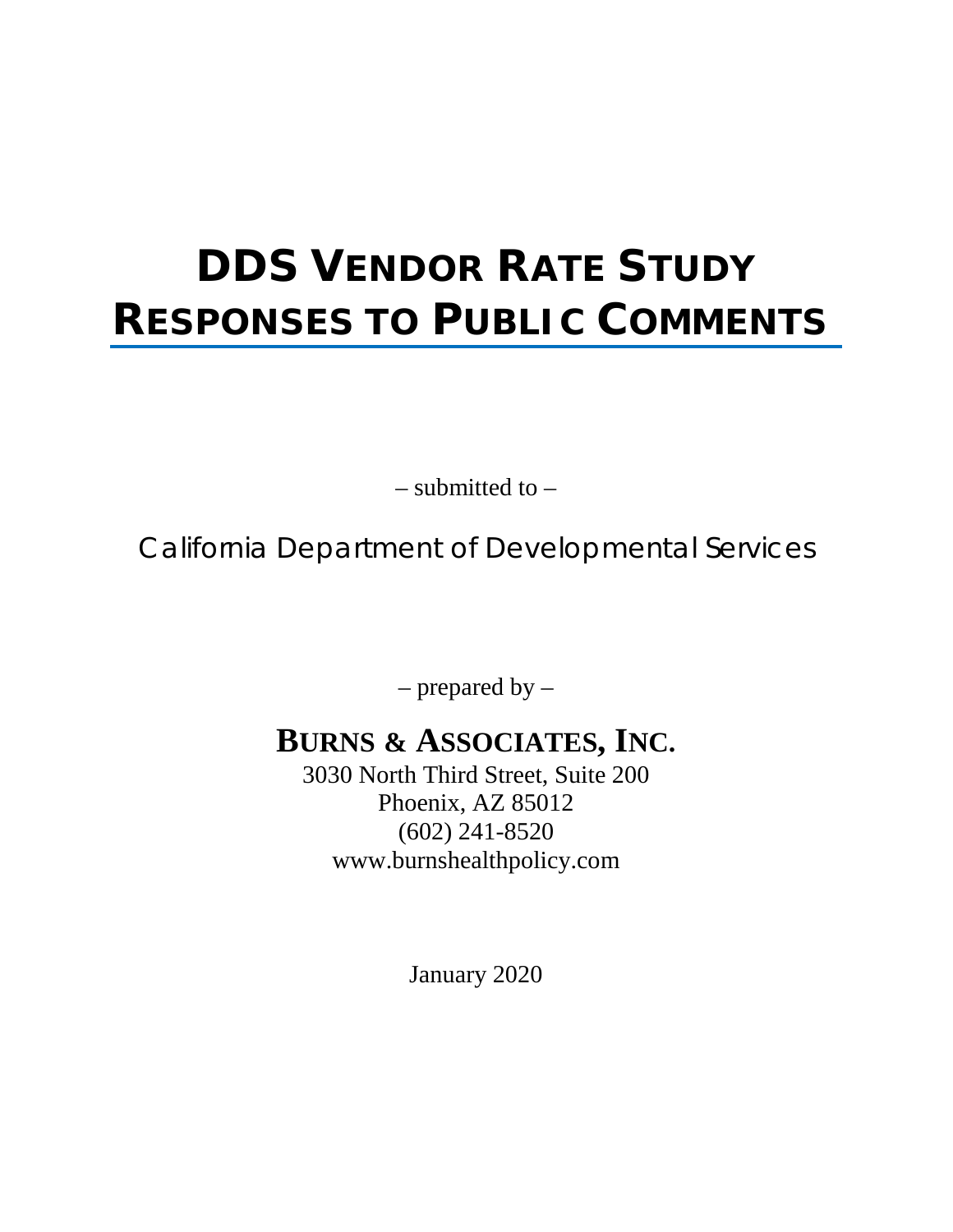# DDS VENDOR RATE STUDY
# RESPONSES TO PUBLIC COMMENTS

– submitted to –

California Department of Developmental Services

– prepared by –

**BURNS & ASSOCIATES, INC.**

3030 North Third Street, Suite 200
Phoenix, AZ 85012
(602) 241-8520
www.burnshealthpolicy.com

January 2020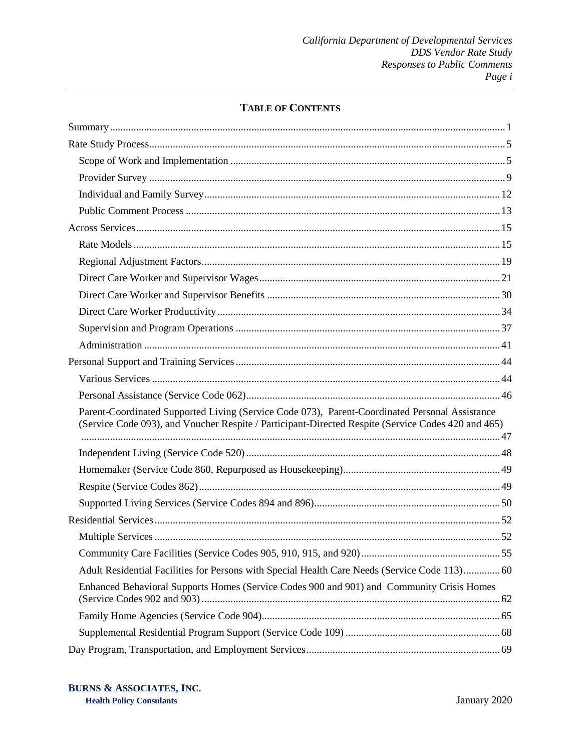## Table of Contents

Summary ..... 1

Rate Study Process ..... 5

- Scope of Work and Implementation ..... 5
- Provider Survey ..... 9
- Individual and Family Survey ..... 12
- Public Comment Process ..... 13

Across Services ..... 15

- Rate Models ..... 15
- Regional Adjustment Factors ..... 19
- Direct Care Worker and Supervisor Wages ..... 21
- Direct Care Worker and Supervisor Benefits ..... 30
- Direct Care Worker Productivity ..... 34
- Supervision and Program Operations ..... 37
- Administration ..... 41

Personal Support and Training Services ..... 44

- Various Services ..... 44
- Personal Assistance (Service Code 062) ..... 46
- Parent-Coordinated Supported Living (Service Code 073), Parent-Coordinated Personal Assistance (Service Code 093), and Voucher Respite / Participant-Directed Respite (Service Codes 420 and 465) ..... 47
- Independent Living (Service Code 520) ..... 48
- Homemaker (Service Code 860, Repurposed as Housekeeping) ..... 49
- Respite (Service Codes 862) ..... 49
- Supported Living Services (Service Codes 894 and 896) ..... 50

Residential Services ..... 52

- Multiple Services ..... 52
- Community Care Facilities (Service Codes 905, 910, 915, and 920) ..... 55
- Adult Residential Facilities for Persons with Special Health Care Needs (Service Code 113) ..... 60
- Enhanced Behavioral Supports Homes (Service Codes 900 and 901) and Community Crisis Homes (Service Codes 902 and 903) ..... 62
- Family Home Agencies (Service Code 904) ..... 65
- Supplemental Residential Program Support (Service Code 109) ..... 68

Day Program, Transportation, and Employment Services ..... 69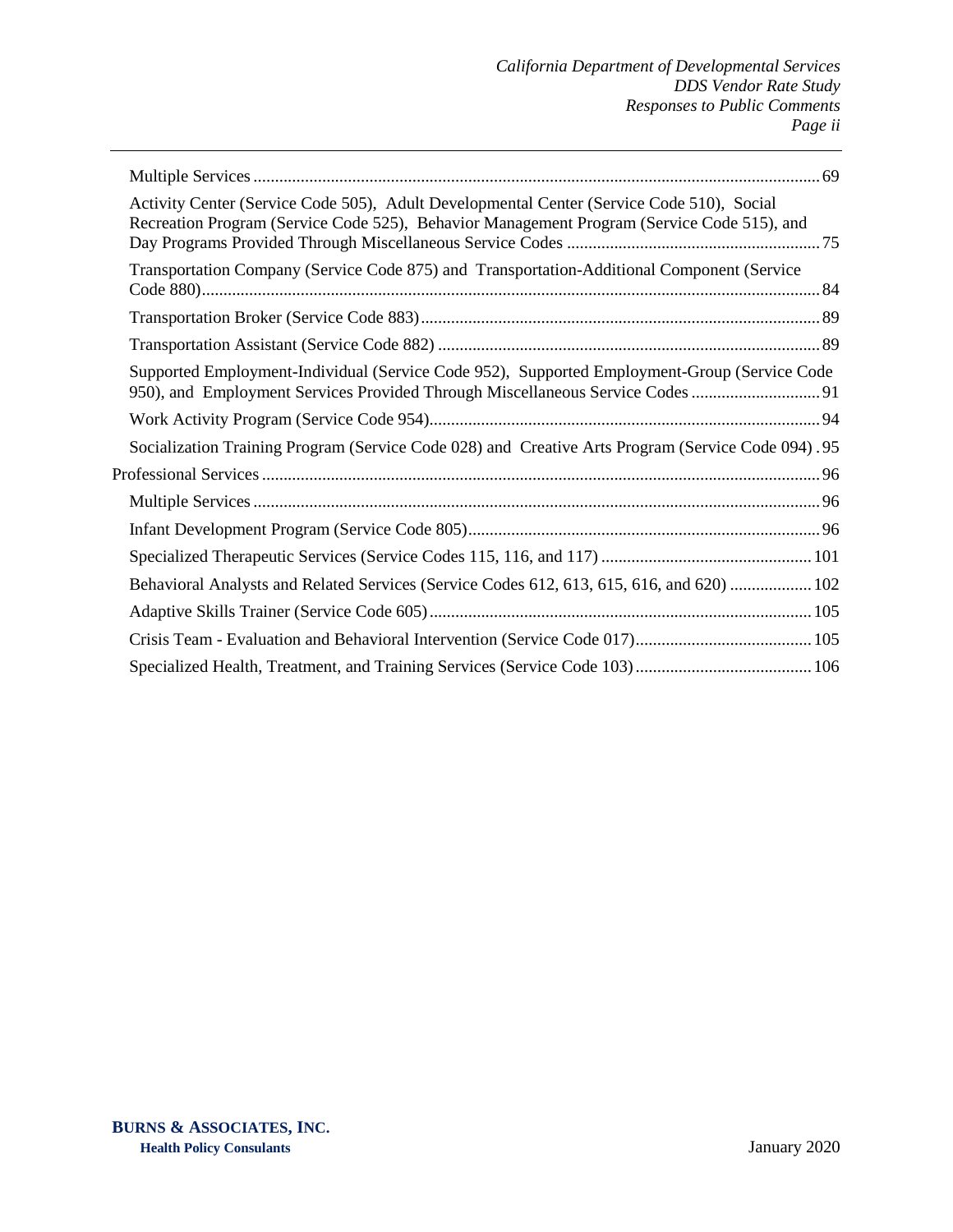- Multiple Services ... 69
  - Activity Center (Service Code 505), Adult Developmental Center (Service Code 510), Social Recreation Program (Service Code 525), Behavior Management Program (Service Code 515), and Day Programs Provided Through Miscellaneous Service Codes ... 75
  - Transportation Company (Service Code 875) and Transportation-Additional Component (Service Code 880) ... 84
  - Transportation Broker (Service Code 883) ... 89
  - Transportation Assistant (Service Code 882) ... 89
  - Supported Employment-Individual (Service Code 952), Supported Employment-Group (Service Code 950), and Employment Services Provided Through Miscellaneous Service Codes ... 91
  - Work Activity Program (Service Code 954) ... 94
  - Socialization Training Program (Service Code 028) and Creative Arts Program (Service Code 094) ... 95
- Professional Services ... 96
  - Multiple Services ... 96
  - Infant Development Program (Service Code 805) ... 96
  - Specialized Therapeutic Services (Service Codes 115, 116, and 117) ... 101
  - Behavioral Analysts and Related Services (Service Codes 612, 613, 615, 616, and 620) ... 102
  - Adaptive Skills Trainer (Service Code 605) ... 105
  - Crisis Team - Evaluation and Behavioral Intervention (Service Code 017) ... 105
  - Specialized Health, Treatment, and Training Services (Service Code 103) ... 106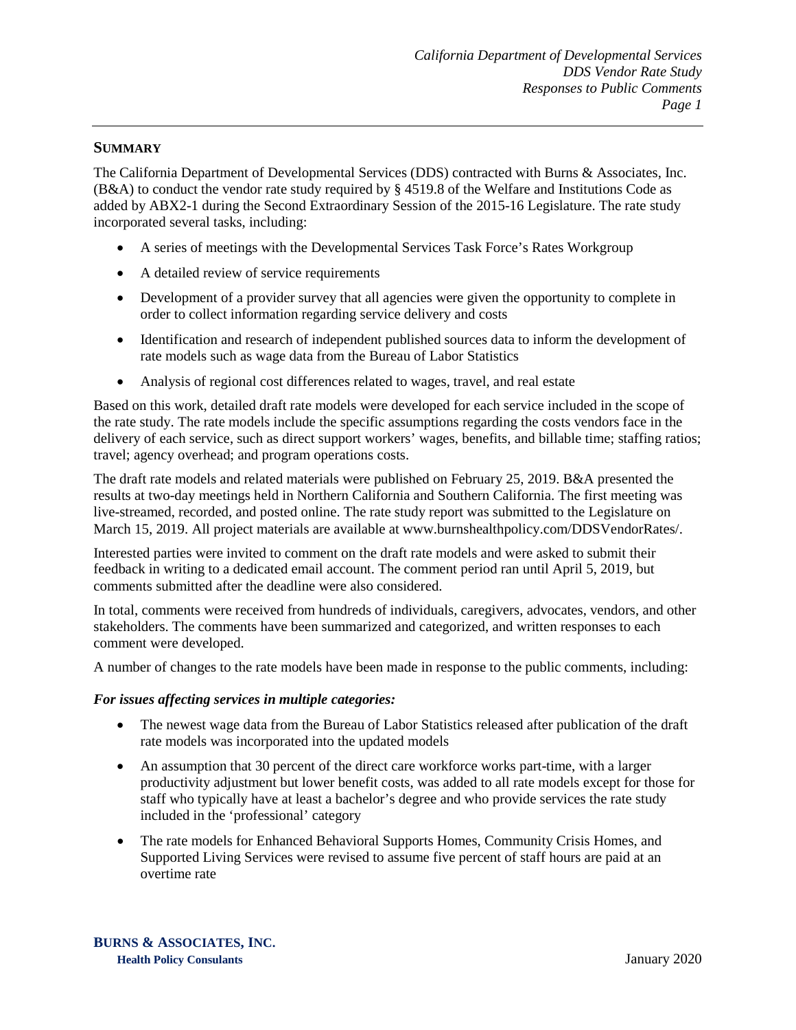## SUMMARY

The California Department of Developmental Services (DDS) contracted with Burns & Associates, Inc. (B&A) to conduct the vendor rate study required by § 4519.8 of the Welfare and Institutions Code as added by ABX2-1 during the Second Extraordinary Session of the 2015-16 Legislature. The rate study incorporated several tasks, including:

- A series of meetings with the Developmental Services Task Force's Rates Workgroup
- A detailed review of service requirements
- Development of a provider survey that all agencies were given the opportunity to complete in order to collect information regarding service delivery and costs
- Identification and research of independent published sources data to inform the development of rate models such as wage data from the Bureau of Labor Statistics
- Analysis of regional cost differences related to wages, travel, and real estate

Based on this work, detailed draft rate models were developed for each service included in the scope of the rate study. The rate models include the specific assumptions regarding the costs vendors face in the delivery of each service, such as direct support workers' wages, benefits, and billable time; staffing ratios; travel; agency overhead; and program operations costs.

The draft rate models and related materials were published on February 25, 2019. B&A presented the results at two-day meetings held in Northern California and Southern California. The first meeting was live-streamed, recorded, and posted online. The rate study report was submitted to the Legislature on March 15, 2019. All project materials are available at www.burnshealthpolicy.com/DDSVendorRates/.

Interested parties were invited to comment on the draft rate models and were asked to submit their feedback in writing to a dedicated email account. The comment period ran until April 5, 2019, but comments submitted after the deadline were also considered.

In total, comments were received from hundreds of individuals, caregivers, advocates, vendors, and other stakeholders. The comments have been summarized and categorized, and written responses to each comment were developed.

A number of changes to the rate models have been made in response to the public comments, including:

***For issues affecting services in multiple categories:***

- The newest wage data from the Bureau of Labor Statistics released after publication of the draft rate models was incorporated into the updated models
- An assumption that 30 percent of the direct care workforce works part-time, with a larger productivity adjustment but lower benefit costs, was added to all rate models except for those for staff who typically have at least a bachelor's degree and who provide services the rate study included in the 'professional' category
- The rate models for Enhanced Behavioral Supports Homes, Community Crisis Homes, and Supported Living Services were revised to assume five percent of staff hours are paid at an overtime rate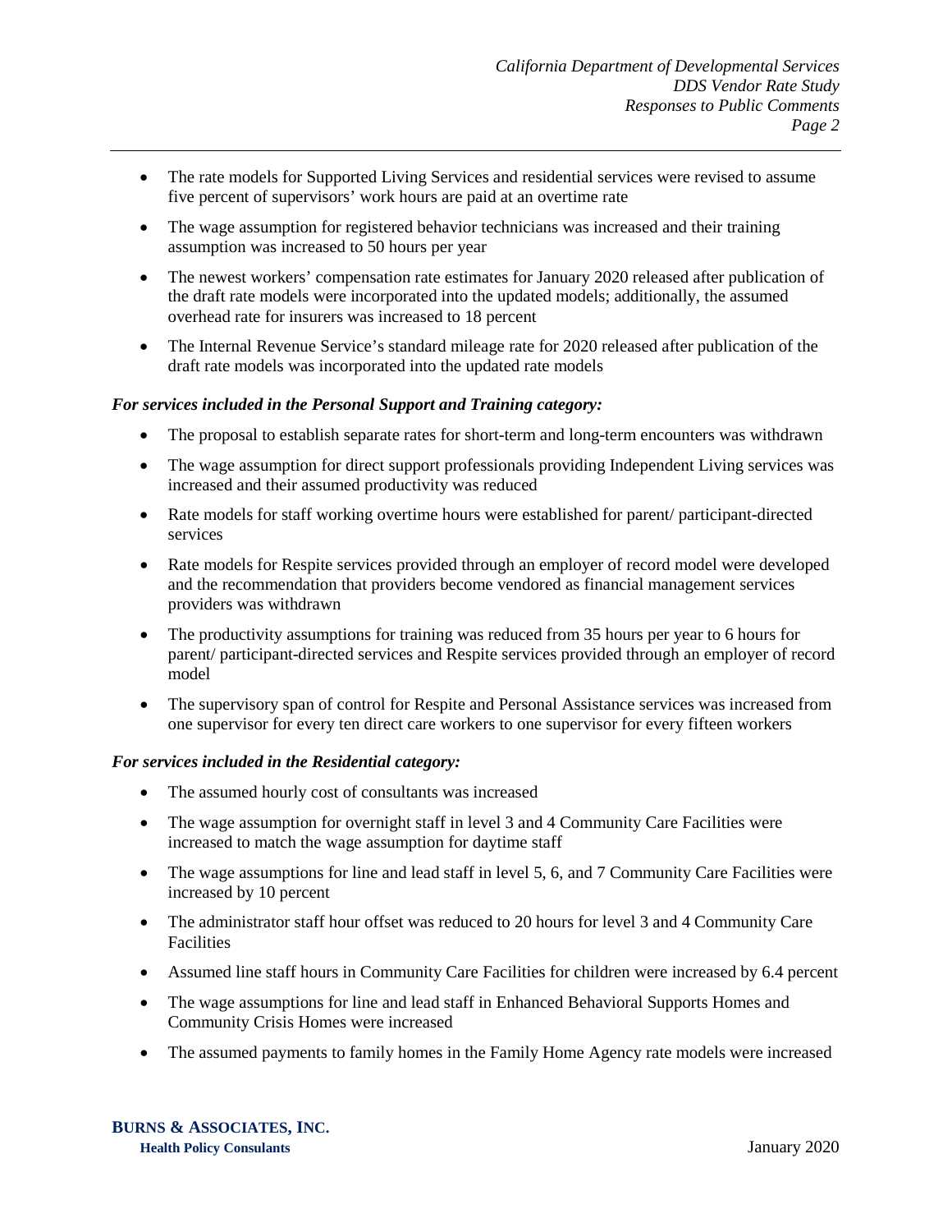- The rate models for Supported Living Services and residential services were revised to assume five percent of supervisors' work hours are paid at an overtime rate
- The wage assumption for registered behavior technicians was increased and their training assumption was increased to 50 hours per year
- The newest workers' compensation rate estimates for January 2020 released after publication of the draft rate models were incorporated into the updated models; additionally, the assumed overhead rate for insurers was increased to 18 percent
- The Internal Revenue Service's standard mileage rate for 2020 released after publication of the draft rate models was incorporated into the updated rate models

***For services included in the Personal Support and Training category:***

- The proposal to establish separate rates for short-term and long-term encounters was withdrawn
- The wage assumption for direct support professionals providing Independent Living services was increased and their assumed productivity was reduced
- Rate models for staff working overtime hours were established for parent/ participant-directed services
- Rate models for Respite services provided through an employer of record model were developed and the recommendation that providers become vendored as financial management services providers was withdrawn
- The productivity assumptions for training was reduced from 35 hours per year to 6 hours for parent/ participant-directed services and Respite services provided through an employer of record model
- The supervisory span of control for Respite and Personal Assistance services was increased from one supervisor for every ten direct care workers to one supervisor for every fifteen workers

***For services included in the Residential category:***

- The assumed hourly cost of consultants was increased
- The wage assumption for overnight staff in level 3 and 4 Community Care Facilities were increased to match the wage assumption for daytime staff
- The wage assumptions for line and lead staff in level 5, 6, and 7 Community Care Facilities were increased by 10 percent
- The administrator staff hour offset was reduced to 20 hours for level 3 and 4 Community Care Facilities
- Assumed line staff hours in Community Care Facilities for children were increased by 6.4 percent
- The wage assumptions for line and lead staff in Enhanced Behavioral Supports Homes and Community Crisis Homes were increased
- The assumed payments to family homes in the Family Home Agency rate models were increased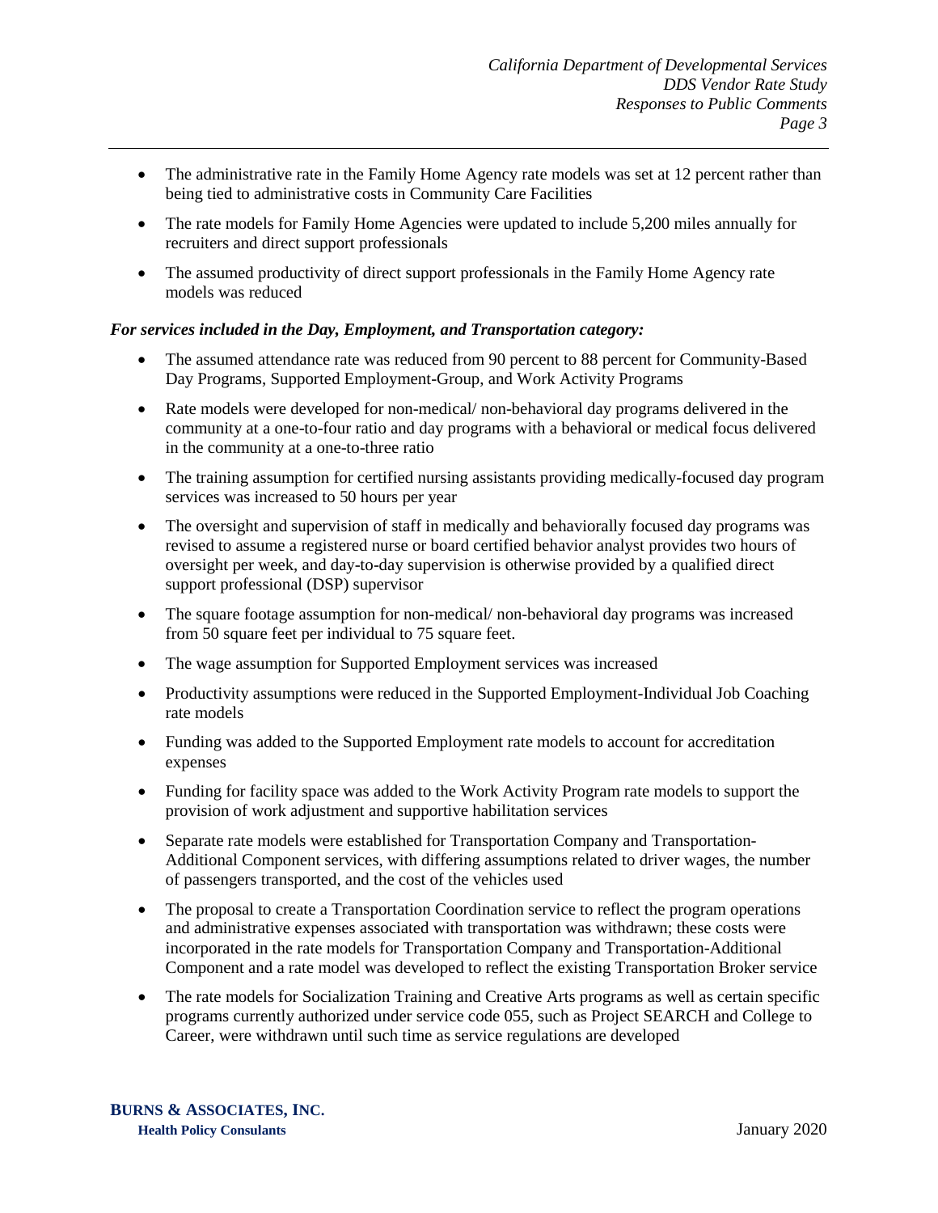- The administrative rate in the Family Home Agency rate models was set at 12 percent rather than being tied to administrative costs in Community Care Facilities
- The rate models for Family Home Agencies were updated to include 5,200 miles annually for recruiters and direct support professionals
- The assumed productivity of direct support professionals in the Family Home Agency rate models was reduced

***For services included in the Day, Employment, and Transportation category:***

- The assumed attendance rate was reduced from 90 percent to 88 percent for Community-Based Day Programs, Supported Employment-Group, and Work Activity Programs
- Rate models were developed for non-medical/ non-behavioral day programs delivered in the community at a one-to-four ratio and day programs with a behavioral or medical focus delivered in the community at a one-to-three ratio
- The training assumption for certified nursing assistants providing medically-focused day program services was increased to 50 hours per year
- The oversight and supervision of staff in medically and behaviorally focused day programs was revised to assume a registered nurse or board certified behavior analyst provides two hours of oversight per week, and day-to-day supervision is otherwise provided by a qualified direct support professional (DSP) supervisor
- The square footage assumption for non-medical/ non-behavioral day programs was increased from 50 square feet per individual to 75 square feet.
- The wage assumption for Supported Employment services was increased
- Productivity assumptions were reduced in the Supported Employment-Individual Job Coaching rate models
- Funding was added to the Supported Employment rate models to account for accreditation expenses
- Funding for facility space was added to the Work Activity Program rate models to support the provision of work adjustment and supportive habilitation services
- Separate rate models were established for Transportation Company and Transportation-Additional Component services, with differing assumptions related to driver wages, the number of passengers transported, and the cost of the vehicles used
- The proposal to create a Transportation Coordination service to reflect the program operations and administrative expenses associated with transportation was withdrawn; these costs were incorporated in the rate models for Transportation Company and Transportation-Additional Component and a rate model was developed to reflect the existing Transportation Broker service
- The rate models for Socialization Training and Creative Arts programs as well as certain specific programs currently authorized under service code 055, such as Project SEARCH and College to Career, were withdrawn until such time as service regulations are developed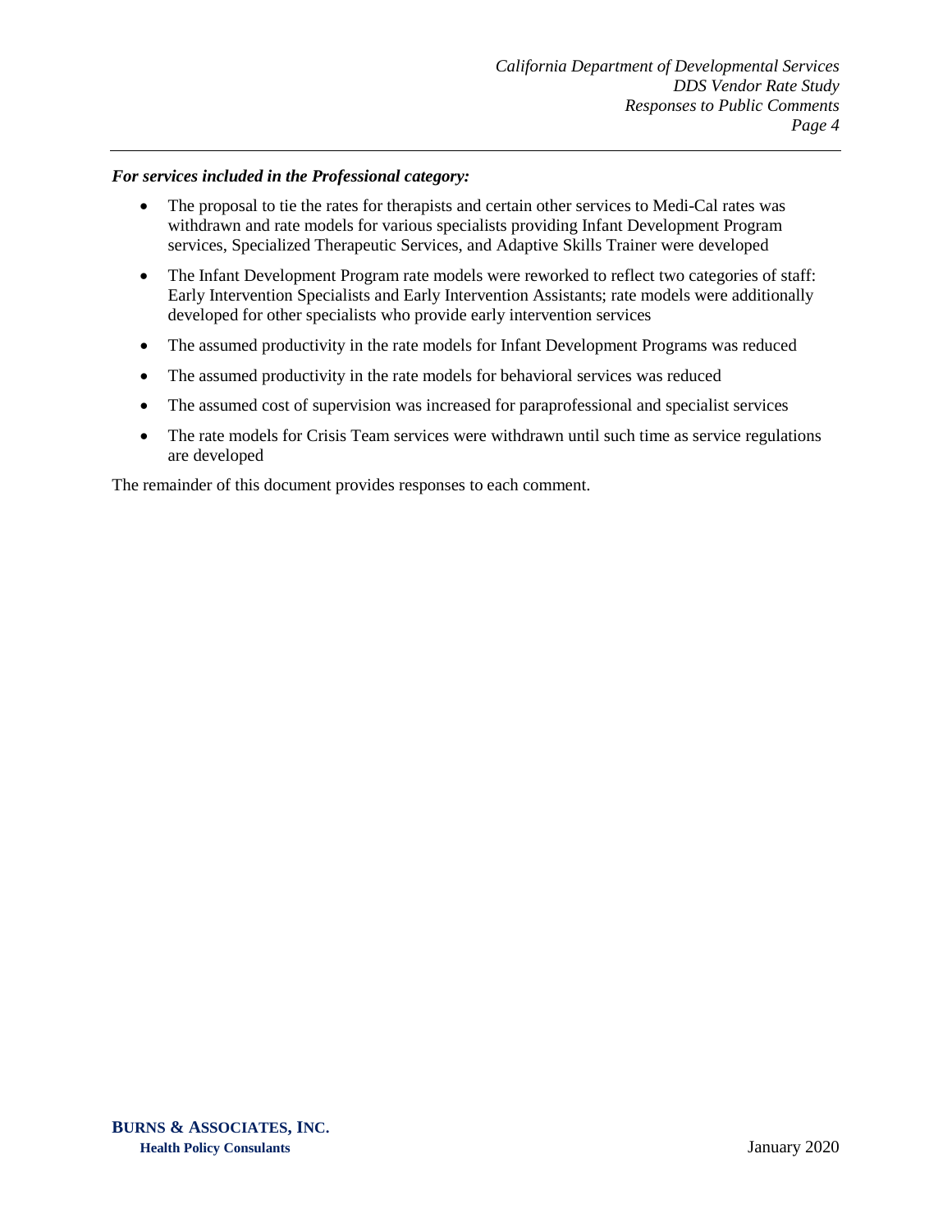***For services included in the Professional category:***

- The proposal to tie the rates for therapists and certain other services to Medi-Cal rates was withdrawn and rate models for various specialists providing Infant Development Program services, Specialized Therapeutic Services, and Adaptive Skills Trainer were developed
- The Infant Development Program rate models were reworked to reflect two categories of staff: Early Intervention Specialists and Early Intervention Assistants; rate models were additionally developed for other specialists who provide early intervention services
- The assumed productivity in the rate models for Infant Development Programs was reduced
- The assumed productivity in the rate models for behavioral services was reduced
- The assumed cost of supervision was increased for paraprofessional and specialist services
- The rate models for Crisis Team services were withdrawn until such time as service regulations are developed

The remainder of this document provides responses to each comment.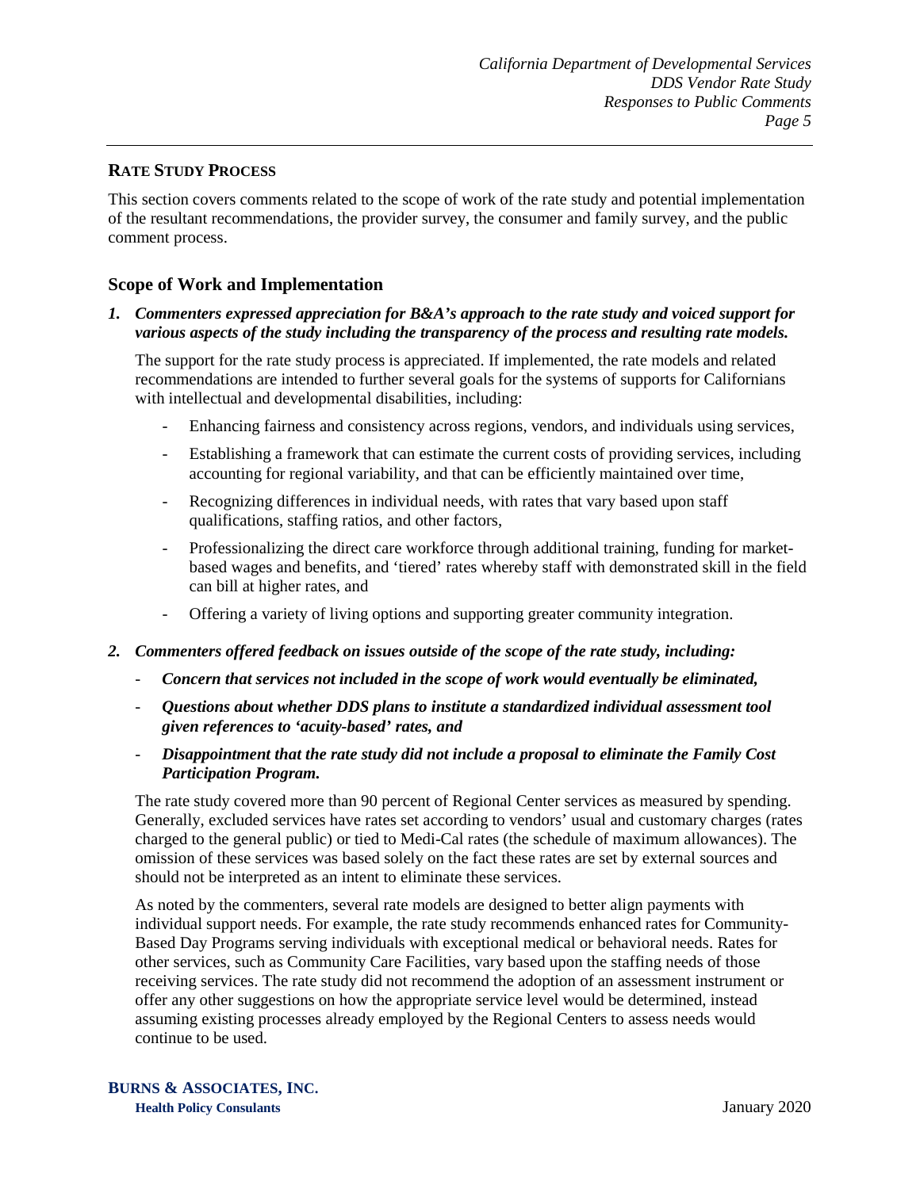## RATE STUDY PROCESS

This section covers comments related to the scope of work of the rate study and potential implementation of the resultant recommendations, the provider survey, the consumer and family survey, and the public comment process.

### Scope of Work and Implementation

1. ***Commenters expressed appreciation for B&A's approach to the rate study and voiced support for various aspects of the study including the transparency of the process and resulting rate models.***

   The support for the rate study process is appreciated. If implemented, the rate models and related recommendations are intended to further several goals for the systems of supports for Californians with intellectual and developmental disabilities, including:

   - Enhancing fairness and consistency across regions, vendors, and individuals using services,
   - Establishing a framework that can estimate the current costs of providing services, including accounting for regional variability, and that can be efficiently maintained over time,
   - Recognizing differences in individual needs, with rates that vary based upon staff qualifications, staffing ratios, and other factors,
   - Professionalizing the direct care workforce through additional training, funding for market-based wages and benefits, and 'tiered' rates whereby staff with demonstrated skill in the field can bill at higher rates, and
   - Offering a variety of living options and supporting greater community integration.

2. ***Commenters offered feedback on issues outside of the scope of the rate study, including:***

   - ***Concern that services not included in the scope of work would eventually be eliminated,***
   - ***Questions about whether DDS plans to institute a standardized individual assessment tool given references to 'acuity-based' rates, and***
   - ***Disappointment that the rate study did not include a proposal to eliminate the Family Cost Participation Program.***

   The rate study covered more than 90 percent of Regional Center services as measured by spending. Generally, excluded services have rates set according to vendors' usual and customary charges (rates charged to the general public) or tied to Medi-Cal rates (the schedule of maximum allowances). The omission of these services was based solely on the fact these rates are set by external sources and should not be interpreted as an intent to eliminate these services.

   As noted by the commenters, several rate models are designed to better align payments with individual support needs. For example, the rate study recommends enhanced rates for Community-Based Day Programs serving individuals with exceptional medical or behavioral needs. Rates for other services, such as Community Care Facilities, vary based upon the staffing needs of those receiving services. The rate study did not recommend the adoption of an assessment instrument or offer any other suggestions on how the appropriate service level would be determined, instead assuming existing processes already employed by the Regional Centers to assess needs would continue to be used.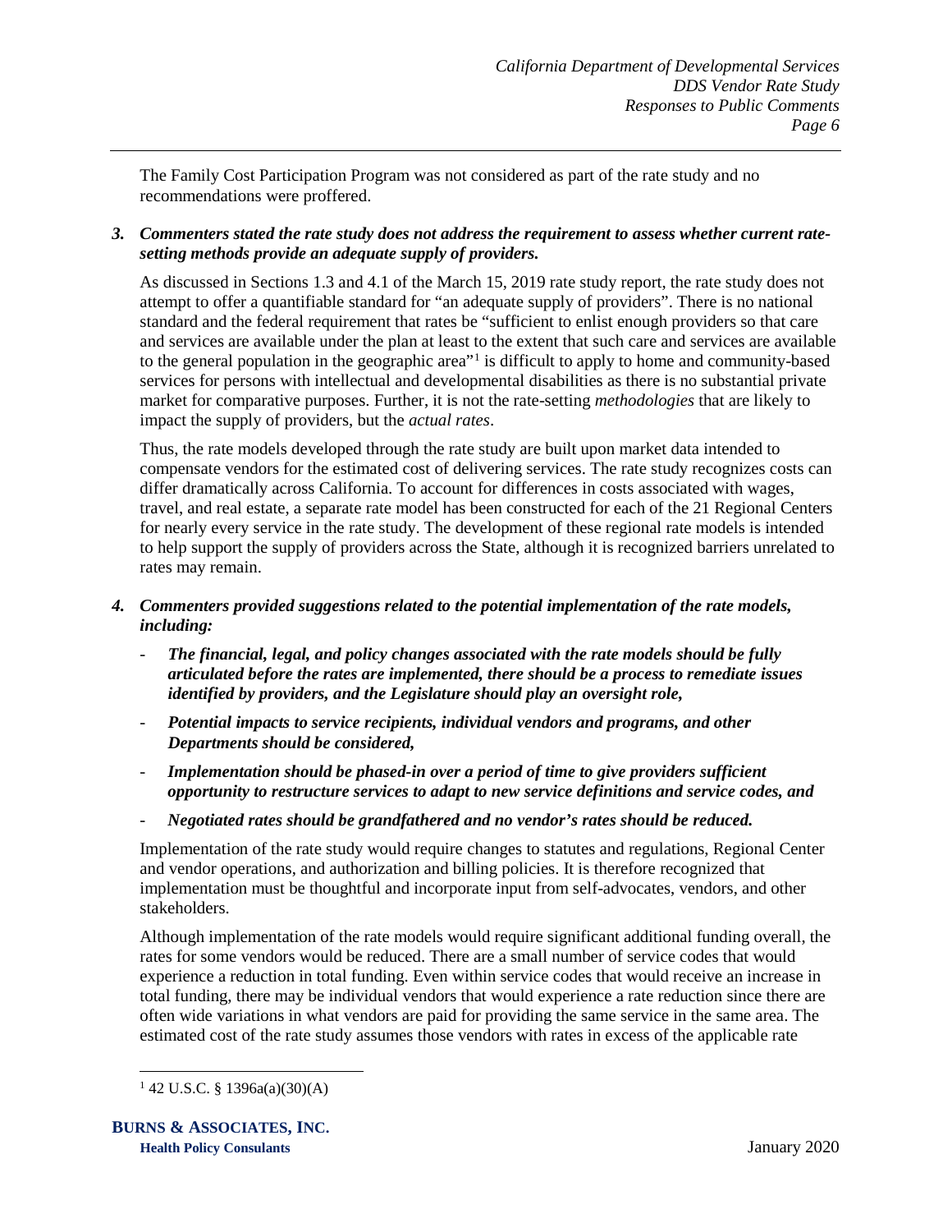The Family Cost Participation Program was not considered as part of the rate study and no recommendations were proffered.

3. ***Commenters stated the rate study does not address the requirement to assess whether current rate-setting methods provide an adequate supply of providers.***

   As discussed in Sections 1.3 and 4.1 of the March 15, 2019 rate study report, the rate study does not attempt to offer a quantifiable standard for "an adequate supply of providers". There is no national standard and the federal requirement that rates be "sufficient to enlist enough providers so that care and services are available under the plan at least to the extent that such care and services are available to the general population in the geographic area"[1] is difficult to apply to home and community-based services for persons with intellectual and developmental disabilities as there is no substantial private market for comparative purposes. Further, it is not the rate-setting *methodologies* that are likely to impact the supply of providers, but the *actual rates*.

   Thus, the rate models developed through the rate study are built upon market data intended to compensate vendors for the estimated cost of delivering services. The rate study recognizes costs can differ dramatically across California. To account for differences in costs associated with wages, travel, and real estate, a separate rate model has been constructed for each of the 21 Regional Centers for nearly every service in the rate study. The development of these regional rate models is intended to help support the supply of providers across the State, although it is recognized barriers unrelated to rates may remain.

4. ***Commenters provided suggestions related to the potential implementation of the rate models, including:***

   - ***The financial, legal, and policy changes associated with the rate models should be fully articulated before the rates are implemented, there should be a process to remediate issues identified by providers, and the Legislature should play an oversight role,***
   - ***Potential impacts to service recipients, individual vendors and programs, and other Departments should be considered,***
   - ***Implementation should be phased-in over a period of time to give providers sufficient opportunity to restructure services to adapt to new service definitions and service codes, and***
   - ***Negotiated rates should be grandfathered and no vendor's rates should be reduced.***

   Implementation of the rate study would require changes to statutes and regulations, Regional Center and vendor operations, and authorization and billing policies. It is therefore recognized that implementation must be thoughtful and incorporate input from self-advocates, vendors, and other stakeholders.

   Although implementation of the rate models would require significant additional funding overall, the rates for some vendors would be reduced. There are a small number of service codes that would experience a reduction in total funding. Even within service codes that would receive an increase in total funding, there may be individual vendors that would experience a rate reduction since there are often wide variations in what vendors are paid for providing the same service in the same area. The estimated cost of the rate study assumes those vendors with rates in excess of the applicable rate

---

[1] 42 U.S.C. § 1396a(a)(30)(A)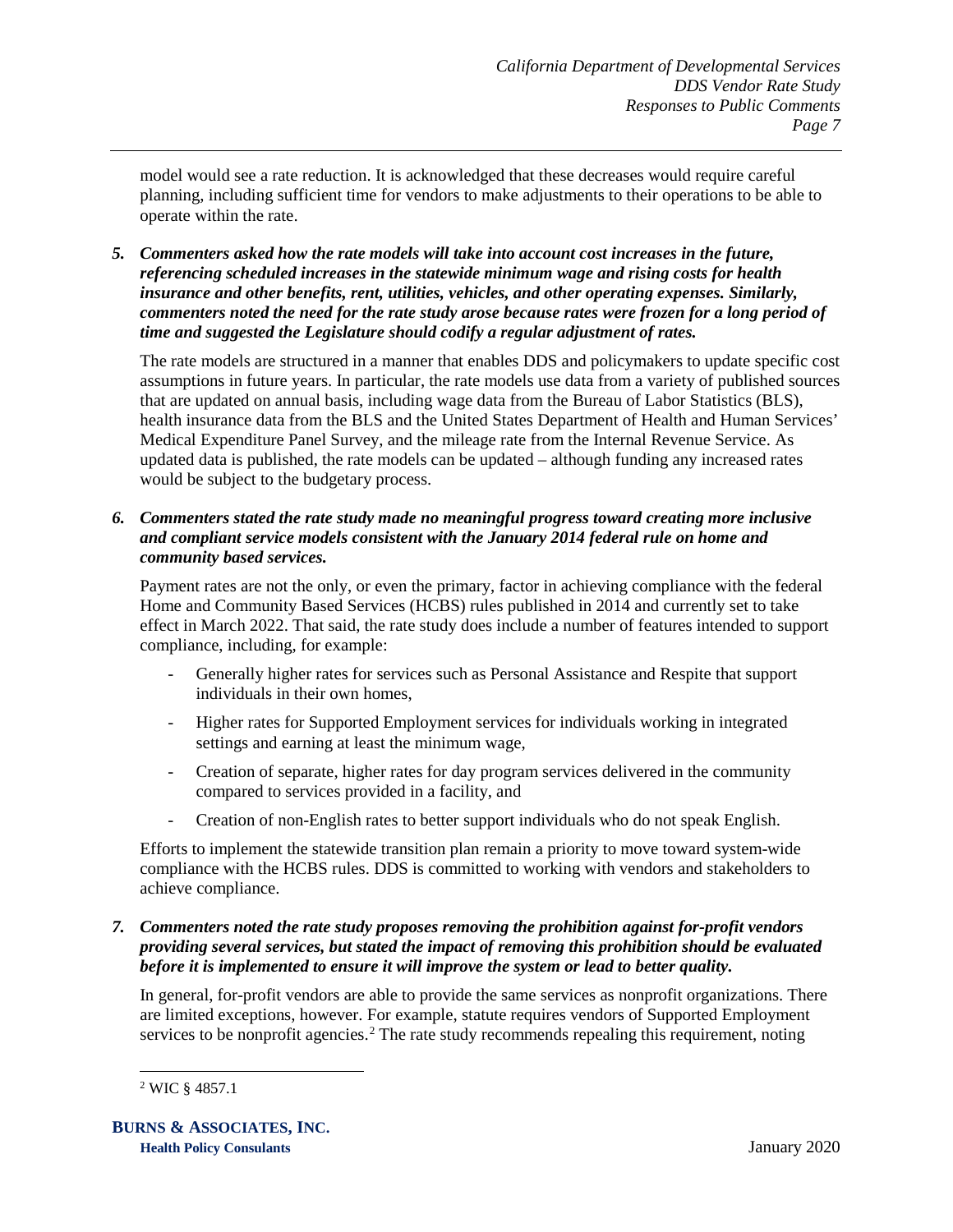model would see a rate reduction. It is acknowledged that these decreases would require careful planning, including sufficient time for vendors to make adjustments to their operations to be able to operate within the rate.

5. ***Commenters asked how the rate models will take into account cost increases in the future, referencing scheduled increases in the statewide minimum wage and rising costs for health insurance and other benefits, rent, utilities, vehicles, and other operating expenses. Similarly, commenters noted the need for the rate study arose because rates were frozen for a long period of time and suggested the Legislature should codify a regular adjustment of rates.***

   The rate models are structured in a manner that enables DDS and policymakers to update specific cost assumptions in future years. In particular, the rate models use data from a variety of published sources that are updated on annual basis, including wage data from the Bureau of Labor Statistics (BLS), health insurance data from the BLS and the United States Department of Health and Human Services' Medical Expenditure Panel Survey, and the mileage rate from the Internal Revenue Service. As updated data is published, the rate models can be updated – although funding any increased rates would be subject to the budgetary process.

6. ***Commenters stated the rate study made no meaningful progress toward creating more inclusive and compliant service models consistent with the January 2014 federal rule on home and community based services.***

   Payment rates are not the only, or even the primary, factor in achieving compliance with the federal Home and Community Based Services (HCBS) rules published in 2014 and currently set to take effect in March 2022. That said, the rate study does include a number of features intended to support compliance, including, for example:

   - Generally higher rates for services such as Personal Assistance and Respite that support individuals in their own homes,
   - Higher rates for Supported Employment services for individuals working in integrated settings and earning at least the minimum wage,
   - Creation of separate, higher rates for day program services delivered in the community compared to services provided in a facility, and
   - Creation of non-English rates to better support individuals who do not speak English.

   Efforts to implement the statewide transition plan remain a priority to move toward system-wide compliance with the HCBS rules. DDS is committed to working with vendors and stakeholders to achieve compliance.

7. ***Commenters noted the rate study proposes removing the prohibition against for-profit vendors providing several services, but stated the impact of removing this prohibition should be evaluated before it is implemented to ensure it will improve the system or lead to better quality.***

   In general, for-profit vendors are able to provide the same services as nonprofit organizations. There are limited exceptions, however. For example, statute requires vendors of Supported Employment services to be nonprofit agencies.[2] The rate study recommends repealing this requirement, noting

[2] WIC § 4857.1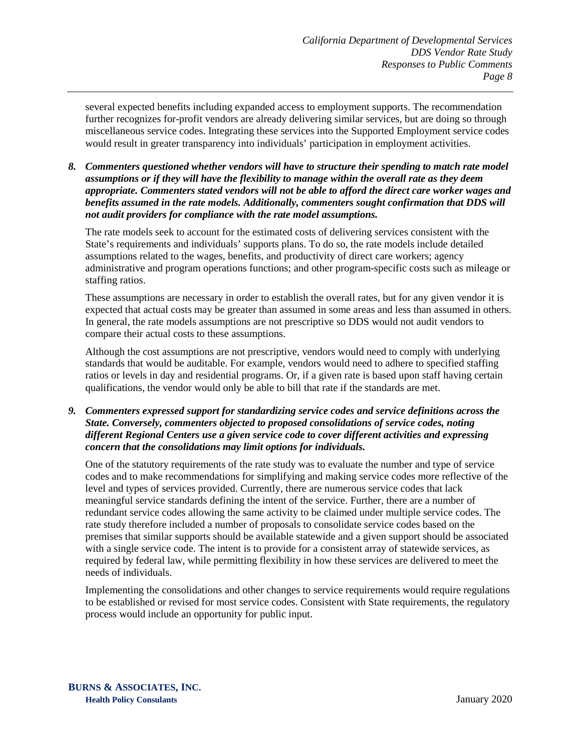several expected benefits including expanded access to employment supports. The recommendation further recognizes for-profit vendors are already delivering similar services, but are doing so through miscellaneous service codes. Integrating these services into the Supported Employment service codes would result in greater transparency into individuals' participation in employment activities.

8. ***Commenters questioned whether vendors will have to structure their spending to match rate model assumptions or if they will have the flexibility to manage within the overall rate as they deem appropriate. Commenters stated vendors will not be able to afford the direct care worker wages and benefits assumed in the rate models. Additionally, commenters sought confirmation that DDS will not audit providers for compliance with the rate model assumptions.***

   The rate models seek to account for the estimated costs of delivering services consistent with the State's requirements and individuals' supports plans. To do so, the rate models include detailed assumptions related to the wages, benefits, and productivity of direct care workers; agency administrative and program operations functions; and other program-specific costs such as mileage or staffing ratios.

   These assumptions are necessary in order to establish the overall rates, but for any given vendor it is expected that actual costs may be greater than assumed in some areas and less than assumed in others. In general, the rate models assumptions are not prescriptive so DDS would not audit vendors to compare their actual costs to these assumptions.

   Although the cost assumptions are not prescriptive, vendors would need to comply with underlying standards that would be auditable. For example, vendors would need to adhere to specified staffing ratios or levels in day and residential programs. Or, if a given rate is based upon staff having certain qualifications, the vendor would only be able to bill that rate if the standards are met.

9. ***Commenters expressed support for standardizing service codes and service definitions across the State. Conversely, commenters objected to proposed consolidations of service codes, noting different Regional Centers use a given service code to cover different activities and expressing concern that the consolidations may limit options for individuals.***

   One of the statutory requirements of the rate study was to evaluate the number and type of service codes and to make recommendations for simplifying and making service codes more reflective of the level and types of services provided. Currently, there are numerous service codes that lack meaningful service standards defining the intent of the service. Further, there are a number of redundant service codes allowing the same activity to be claimed under multiple service codes. The rate study therefore included a number of proposals to consolidate service codes based on the premises that similar supports should be available statewide and a given support should be associated with a single service code. The intent is to provide for a consistent array of statewide services, as required by federal law, while permitting flexibility in how these services are delivered to meet the needs of individuals.

   Implementing the consolidations and other changes to service requirements would require regulations to be established or revised for most service codes. Consistent with State requirements, the regulatory process would include an opportunity for public input.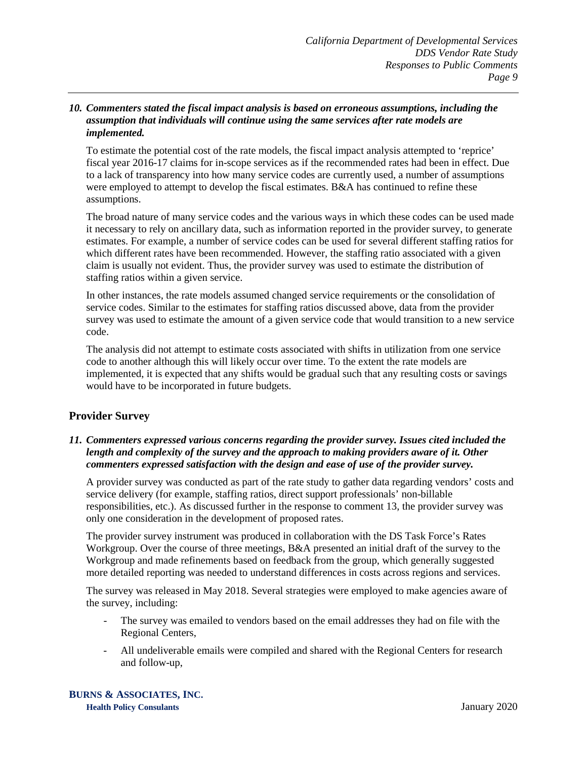***10. Commenters stated the fiscal impact analysis is based on erroneous assumptions, including the assumption that individuals will continue using the same services after rate models are implemented.***

To estimate the potential cost of the rate models, the fiscal impact analysis attempted to 'reprice' fiscal year 2016-17 claims for in-scope services as if the recommended rates had been in effect. Due to a lack of transparency into how many service codes are currently used, a number of assumptions were employed to attempt to develop the fiscal estimates. B&A has continued to refine these assumptions.

The broad nature of many service codes and the various ways in which these codes can be used made it necessary to rely on ancillary data, such as information reported in the provider survey, to generate estimates. For example, a number of service codes can be used for several different staffing ratios for which different rates have been recommended. However, the staffing ratio associated with a given claim is usually not evident. Thus, the provider survey was used to estimate the distribution of staffing ratios within a given service.

In other instances, the rate models assumed changed service requirements or the consolidation of service codes. Similar to the estimates for staffing ratios discussed above, data from the provider survey was used to estimate the amount of a given service code that would transition to a new service code.

The analysis did not attempt to estimate costs associated with shifts in utilization from one service code to another although this will likely occur over time. To the extent the rate models are implemented, it is expected that any shifts would be gradual such that any resulting costs or savings would have to be incorporated in future budgets.

## Provider Survey

***11. Commenters expressed various concerns regarding the provider survey. Issues cited included the length and complexity of the survey and the approach to making providers aware of it. Other commenters expressed satisfaction with the design and ease of use of the provider survey.***

A provider survey was conducted as part of the rate study to gather data regarding vendors' costs and service delivery (for example, staffing ratios, direct support professionals' non-billable responsibilities, etc.). As discussed further in the response to comment 13, the provider survey was only one consideration in the development of proposed rates.

The provider survey instrument was produced in collaboration with the DS Task Force's Rates Workgroup. Over the course of three meetings, B&A presented an initial draft of the survey to the Workgroup and made refinements based on feedback from the group, which generally suggested more detailed reporting was needed to understand differences in costs across regions and services.

The survey was released in May 2018. Several strategies were employed to make agencies aware of the survey, including:

- The survey was emailed to vendors based on the email addresses they had on file with the Regional Centers,
- All undeliverable emails were compiled and shared with the Regional Centers for research and follow-up,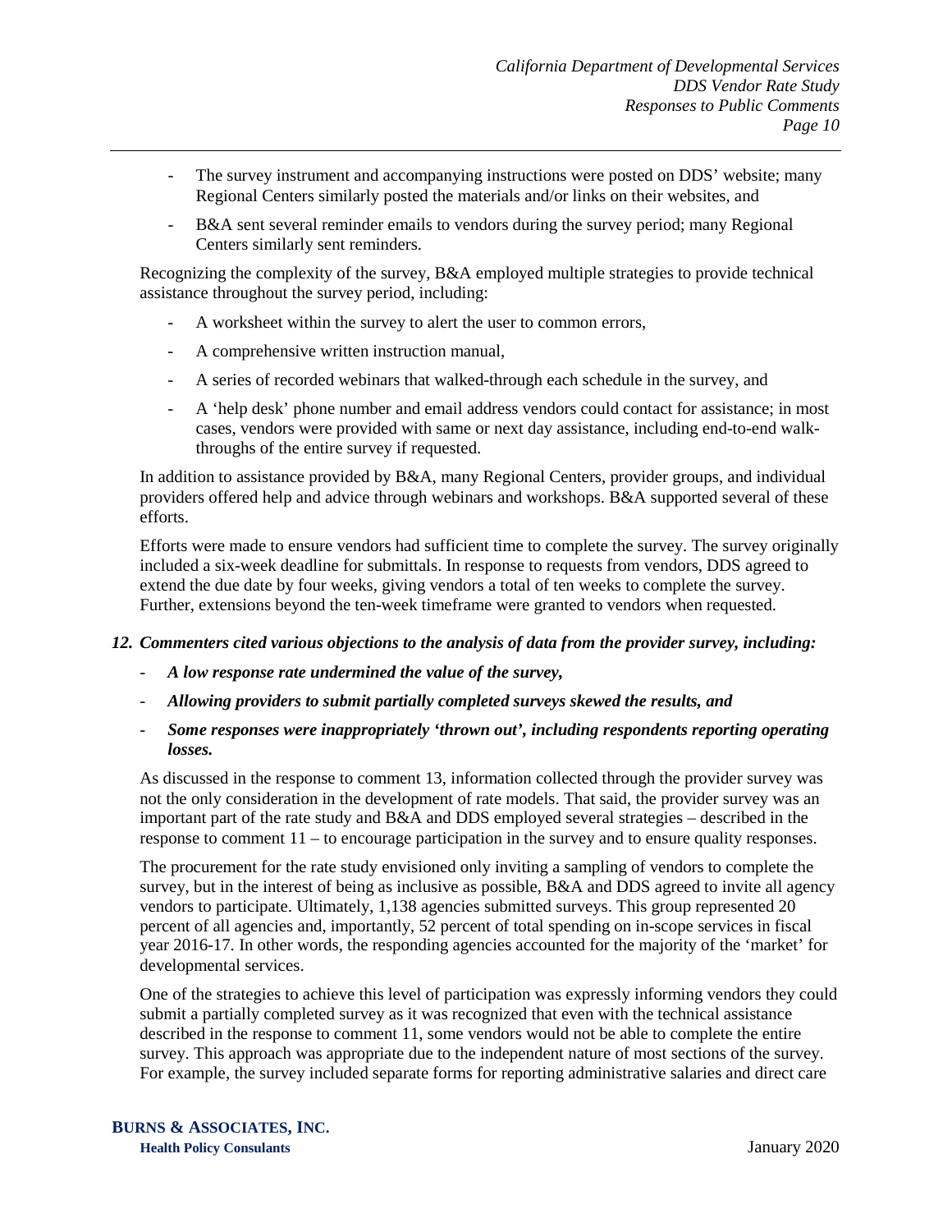- The survey instrument and accompanying instructions were posted on DDS' website; many Regional Centers similarly posted the materials and/or links on their websites, and
- B&A sent several reminder emails to vendors during the survey period; many Regional Centers similarly sent reminders.

Recognizing the complexity of the survey, B&A employed multiple strategies to provide technical assistance throughout the survey period, including:

- A worksheet within the survey to alert the user to common errors,
- A comprehensive written instruction manual,
- A series of recorded webinars that walked-through each schedule in the survey, and
- A 'help desk' phone number and email address vendors could contact for assistance; in most cases, vendors were provided with same or next day assistance, including end-to-end walk-throughs of the entire survey if requested.

In addition to assistance provided by B&A, many Regional Centers, provider groups, and individual providers offered help and advice through webinars and workshops. B&A supported several of these efforts.

Efforts were made to ensure vendors had sufficient time to complete the survey. The survey originally included a six-week deadline for submittals. In response to requests from vendors, DDS agreed to extend the due date by four weeks, giving vendors a total of ten weeks to complete the survey. Further, extensions beyond the ten-week timeframe were granted to vendors when requested.

***12. Commenters cited various objections to the analysis of data from the provider survey, including:***

- ***A low response rate undermined the value of the survey,***
- ***Allowing providers to submit partially completed surveys skewed the results, and***
- ***Some responses were inappropriately 'thrown out', including respondents reporting operating losses.***

As discussed in the response to comment 13, information collected through the provider survey was not the only consideration in the development of rate models. That said, the provider survey was an important part of the rate study and B&A and DDS employed several strategies – described in the response to comment 11 – to encourage participation in the survey and to ensure quality responses.

The procurement for the rate study envisioned only inviting a sampling of vendors to complete the survey, but in the interest of being as inclusive as possible, B&A and DDS agreed to invite all agency vendors to participate. Ultimately, 1,138 agencies submitted surveys. This group represented 20 percent of all agencies and, importantly, 52 percent of total spending on in-scope services in fiscal year 2016-17. In other words, the responding agencies accounted for the majority of the 'market' for developmental services.

One of the strategies to achieve this level of participation was expressly informing vendors they could submit a partially completed survey as it was recognized that even with the technical assistance described in the response to comment 11, some vendors would not be able to complete the entire survey. This approach was appropriate due to the independent nature of most sections of the survey. For example, the survey included separate forms for reporting administrative salaries and direct care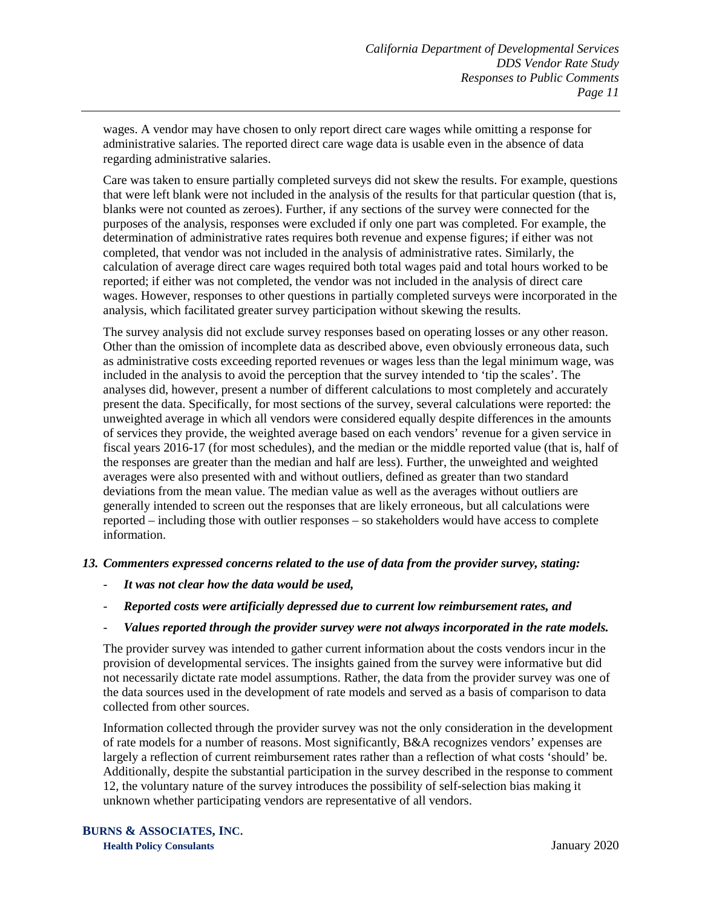wages. A vendor may have chosen to only report direct care wages while omitting a response for administrative salaries. The reported direct care wage data is usable even in the absence of data regarding administrative salaries.

Care was taken to ensure partially completed surveys did not skew the results. For example, questions that were left blank were not included in the analysis of the results for that particular question (that is, blanks were not counted as zeroes). Further, if any sections of the survey were connected for the purposes of the analysis, responses were excluded if only one part was completed. For example, the determination of administrative rates requires both revenue and expense figures; if either was not completed, that vendor was not included in the analysis of administrative rates. Similarly, the calculation of average direct care wages required both total wages paid and total hours worked to be reported; if either was not completed, the vendor was not included in the analysis of direct care wages. However, responses to other questions in partially completed surveys were incorporated in the analysis, which facilitated greater survey participation without skewing the results.

The survey analysis did not exclude survey responses based on operating losses or any other reason. Other than the omission of incomplete data as described above, even obviously erroneous data, such as administrative costs exceeding reported revenues or wages less than the legal minimum wage, was included in the analysis to avoid the perception that the survey intended to 'tip the scales'. The analyses did, however, present a number of different calculations to most completely and accurately present the data. Specifically, for most sections of the survey, several calculations were reported: the unweighted average in which all vendors were considered equally despite differences in the amounts of services they provide, the weighted average based on each vendors' revenue for a given service in fiscal years 2016-17 (for most schedules), and the median or the middle reported value (that is, half of the responses are greater than the median and half are less). Further, the unweighted and weighted averages were also presented with and without outliers, defined as greater than two standard deviations from the mean value. The median value as well as the averages without outliers are generally intended to screen out the responses that are likely erroneous, but all calculations were reported – including those with outlier responses – so stakeholders would have access to complete information.

***13. Commenters expressed concerns related to the use of data from the provider survey, stating:***

- ***It was not clear how the data would be used,***
- ***Reported costs were artificially depressed due to current low reimbursement rates, and***
- ***Values reported through the provider survey were not always incorporated in the rate models.***

The provider survey was intended to gather current information about the costs vendors incur in the provision of developmental services. The insights gained from the survey were informative but did not necessarily dictate rate model assumptions. Rather, the data from the provider survey was one of the data sources used in the development of rate models and served as a basis of comparison to data collected from other sources.

Information collected through the provider survey was not the only consideration in the development of rate models for a number of reasons. Most significantly, B&A recognizes vendors' expenses are largely a reflection of current reimbursement rates rather than a reflection of what costs 'should' be. Additionally, despite the substantial participation in the survey described in the response to comment 12, the voluntary nature of the survey introduces the possibility of self-selection bias making it unknown whether participating vendors are representative of all vendors.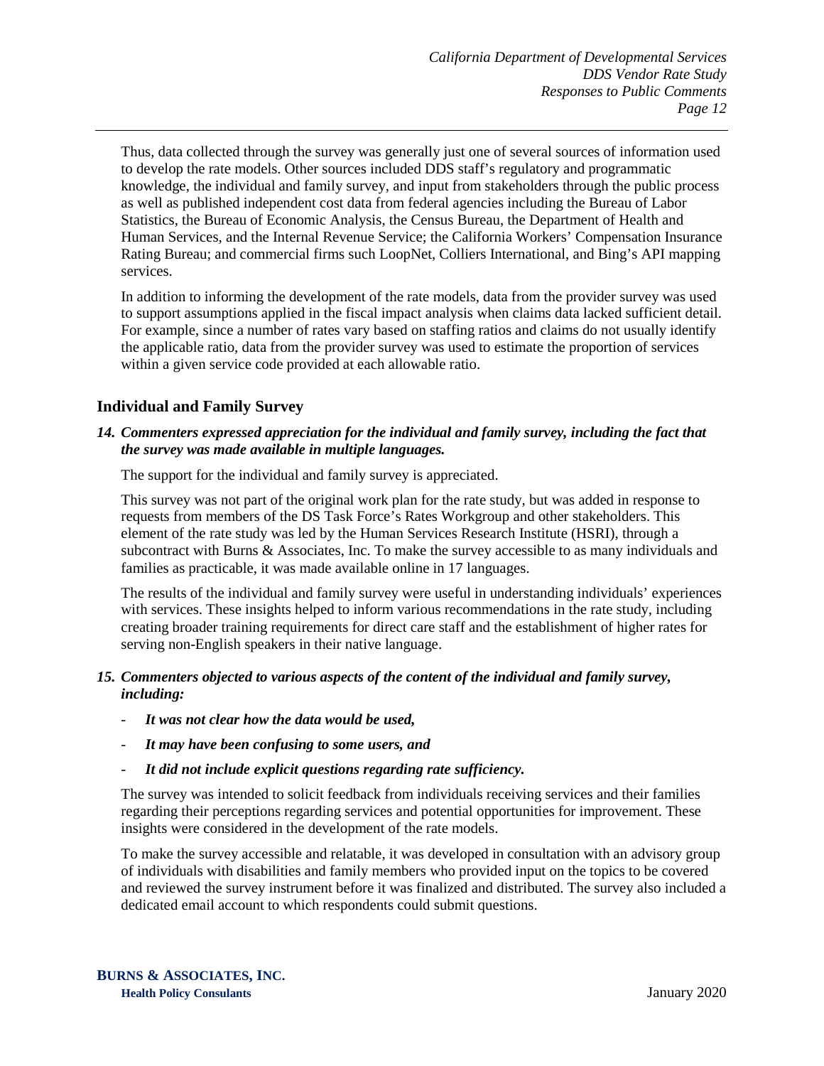Thus, data collected through the survey was generally just one of several sources of information used to develop the rate models. Other sources included DDS staff's regulatory and programmatic knowledge, the individual and family survey, and input from stakeholders through the public process as well as published independent cost data from federal agencies including the Bureau of Labor Statistics, the Bureau of Economic Analysis, the Census Bureau, the Department of Health and Human Services, and the Internal Revenue Service; the California Workers' Compensation Insurance Rating Bureau; and commercial firms such LoopNet, Colliers International, and Bing's API mapping services.

In addition to informing the development of the rate models, data from the provider survey was used to support assumptions applied in the fiscal impact analysis when claims data lacked sufficient detail. For example, since a number of rates vary based on staffing ratios and claims do not usually identify the applicable ratio, data from the provider survey was used to estimate the proportion of services within a given service code provided at each allowable ratio.

## Individual and Family Survey

***14. Commenters expressed appreciation for the individual and family survey, including the fact that the survey was made available in multiple languages.***

The support for the individual and family survey is appreciated.

This survey was not part of the original work plan for the rate study, but was added in response to requests from members of the DS Task Force's Rates Workgroup and other stakeholders. This element of the rate study was led by the Human Services Research Institute (HSRI), through a subcontract with Burns & Associates, Inc. To make the survey accessible to as many individuals and families as practicable, it was made available online in 17 languages.

The results of the individual and family survey were useful in understanding individuals' experiences with services. These insights helped to inform various recommendations in the rate study, including creating broader training requirements for direct care staff and the establishment of higher rates for serving non-English speakers in their native language.

***15. Commenters objected to various aspects of the content of the individual and family survey, including:***

- ***It was not clear how the data would be used,***
- ***It may have been confusing to some users, and***
- ***It did not include explicit questions regarding rate sufficiency.***

The survey was intended to solicit feedback from individuals receiving services and their families regarding their perceptions regarding services and potential opportunities for improvement. These insights were considered in the development of the rate models.

To make the survey accessible and relatable, it was developed in consultation with an advisory group of individuals with disabilities and family members who provided input on the topics to be covered and reviewed the survey instrument before it was finalized and distributed. The survey also included a dedicated email account to which respondents could submit questions.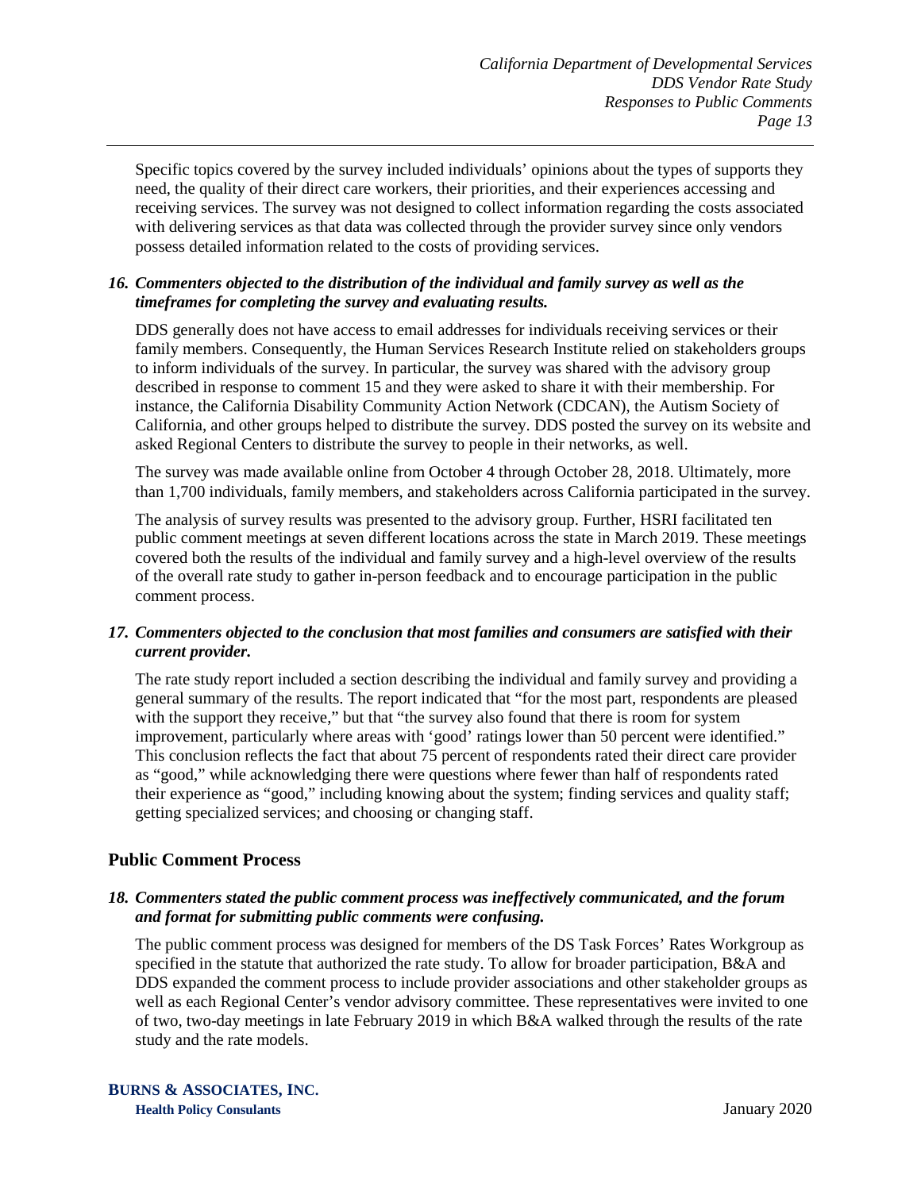Specific topics covered by the survey included individuals' opinions about the types of supports they need, the quality of their direct care workers, their priorities, and their experiences accessing and receiving services. The survey was not designed to collect information regarding the costs associated with delivering services as that data was collected through the provider survey since only vendors possess detailed information related to the costs of providing services.

***16. Commenters objected to the distribution of the individual and family survey as well as the timeframes for completing the survey and evaluating results.***

DDS generally does not have access to email addresses for individuals receiving services or their family members. Consequently, the Human Services Research Institute relied on stakeholders groups to inform individuals of the survey. In particular, the survey was shared with the advisory group described in response to comment 15 and they were asked to share it with their membership. For instance, the California Disability Community Action Network (CDCAN), the Autism Society of California, and other groups helped to distribute the survey. DDS posted the survey on its website and asked Regional Centers to distribute the survey to people in their networks, as well.

The survey was made available online from October 4 through October 28, 2018. Ultimately, more than 1,700 individuals, family members, and stakeholders across California participated in the survey.

The analysis of survey results was presented to the advisory group. Further, HSRI facilitated ten public comment meetings at seven different locations across the state in March 2019. These meetings covered both the results of the individual and family survey and a high-level overview of the results of the overall rate study to gather in-person feedback and to encourage participation in the public comment process.

***17. Commenters objected to the conclusion that most families and consumers are satisfied with their current provider.***

The rate study report included a section describing the individual and family survey and providing a general summary of the results. The report indicated that "for the most part, respondents are pleased with the support they receive," but that "the survey also found that there is room for system improvement, particularly where areas with 'good' ratings lower than 50 percent were identified." This conclusion reflects the fact that about 75 percent of respondents rated their direct care provider as "good," while acknowledging there were questions where fewer than half of respondents rated their experience as "good," including knowing about the system; finding services and quality staff; getting specialized services; and choosing or changing staff.

## Public Comment Process

***18. Commenters stated the public comment process was ineffectively communicated, and the forum and format for submitting public comments were confusing.***

The public comment process was designed for members of the DS Task Forces' Rates Workgroup as specified in the statute that authorized the rate study. To allow for broader participation, B&A and DDS expanded the comment process to include provider associations and other stakeholder groups as well as each Regional Center's vendor advisory committee. These representatives were invited to one of two, two-day meetings in late February 2019 in which B&A walked through the results of the rate study and the rate models.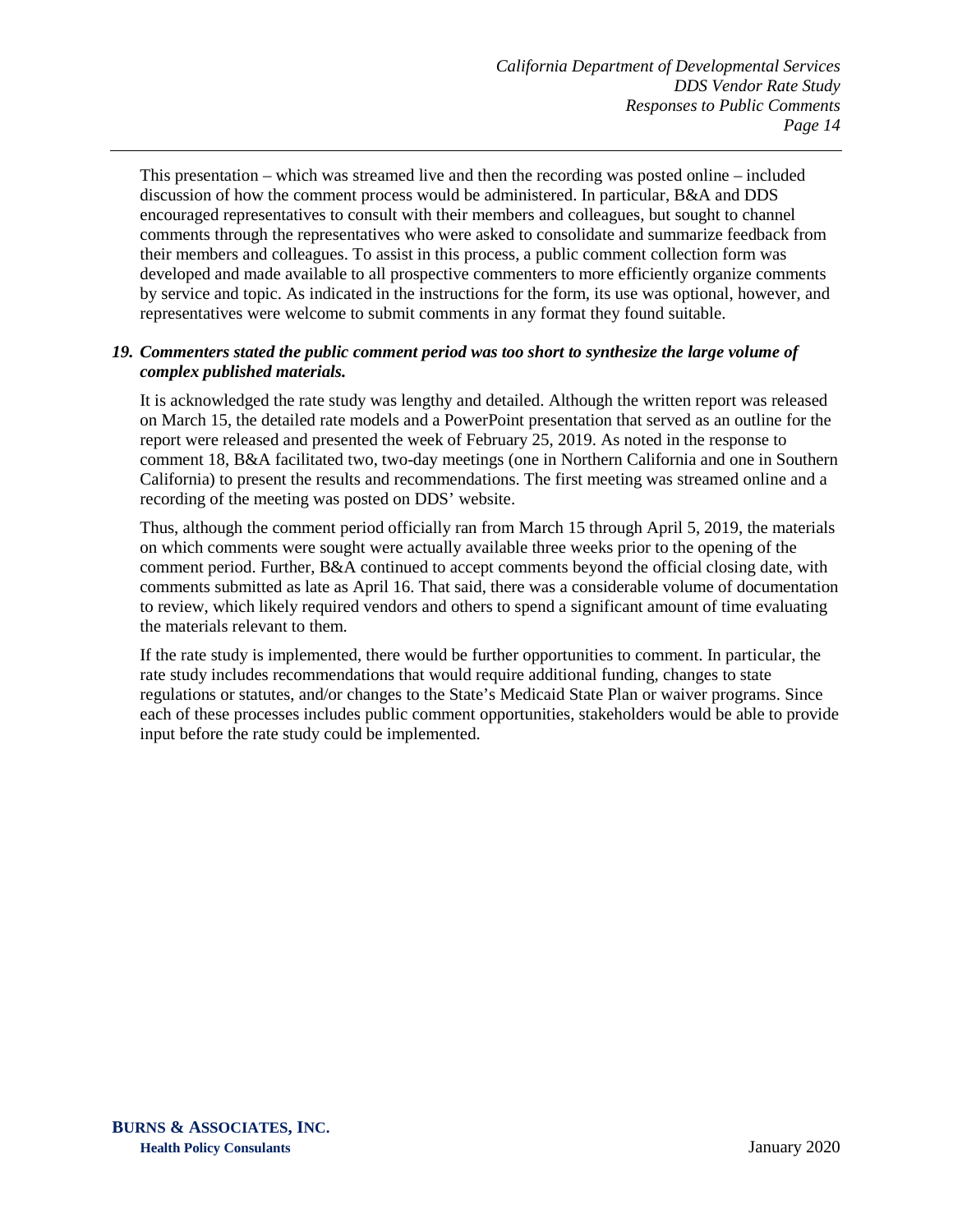This presentation – which was streamed live and then the recording was posted online – included discussion of how the comment process would be administered. In particular, B&A and DDS encouraged representatives to consult with their members and colleagues, but sought to channel comments through the representatives who were asked to consolidate and summarize feedback from their members and colleagues. To assist in this process, a public comment collection form was developed and made available to all prospective commenters to more efficiently organize comments by service and topic. As indicated in the instructions for the form, its use was optional, however, and representatives were welcome to submit comments in any format they found suitable.

***19. Commenters stated the public comment period was too short to synthesize the large volume of complex published materials.***

It is acknowledged the rate study was lengthy and detailed. Although the written report was released on March 15, the detailed rate models and a PowerPoint presentation that served as an outline for the report were released and presented the week of February 25, 2019. As noted in the response to comment 18, B&A facilitated two, two-day meetings (one in Northern California and one in Southern California) to present the results and recommendations. The first meeting was streamed online and a recording of the meeting was posted on DDS' website.

Thus, although the comment period officially ran from March 15 through April 5, 2019, the materials on which comments were sought were actually available three weeks prior to the opening of the comment period. Further, B&A continued to accept comments beyond the official closing date, with comments submitted as late as April 16. That said, there was a considerable volume of documentation to review, which likely required vendors and others to spend a significant amount of time evaluating the materials relevant to them.

If the rate study is implemented, there would be further opportunities to comment. In particular, the rate study includes recommendations that would require additional funding, changes to state regulations or statutes, and/or changes to the State's Medicaid State Plan or waiver programs. Since each of these processes includes public comment opportunities, stakeholders would be able to provide input before the rate study could be implemented.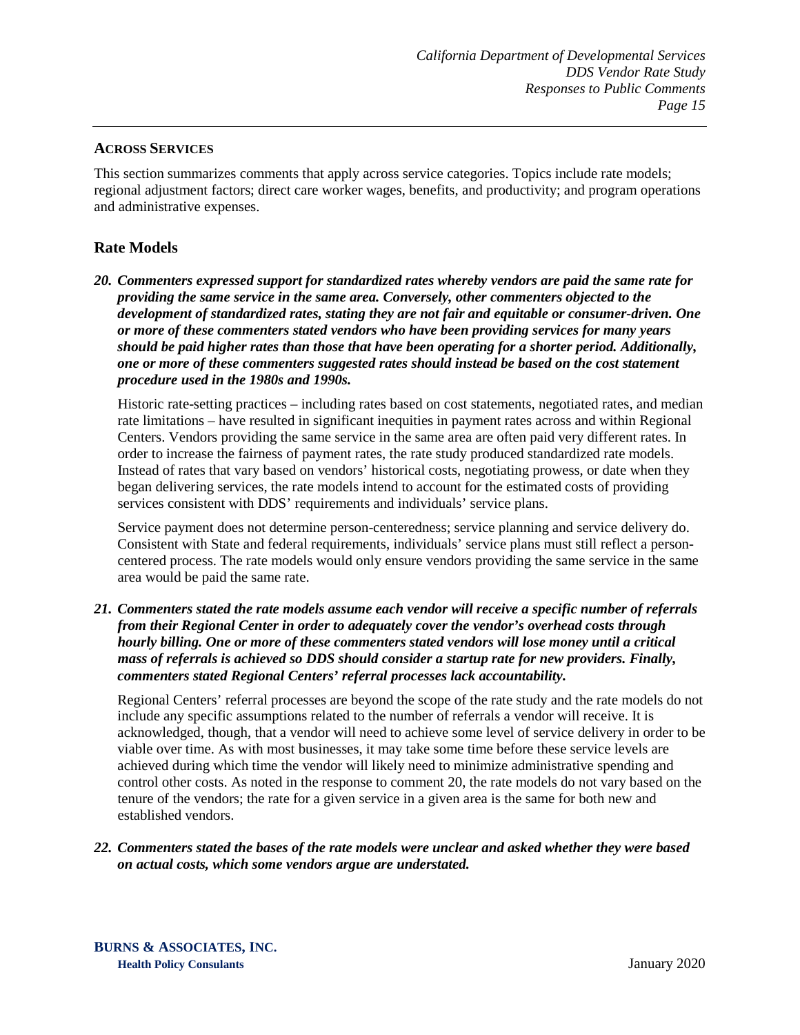## ACROSS SERVICES

This section summarizes comments that apply across service categories. Topics include rate models; regional adjustment factors; direct care worker wages, benefits, and productivity; and program operations and administrative expenses.

### Rate Models

***20. Commenters expressed support for standardized rates whereby vendors are paid the same rate for providing the same service in the same area. Conversely, other commenters objected to the development of standardized rates, stating they are not fair and equitable or consumer-driven. One or more of these commenters stated vendors who have been providing services for many years should be paid higher rates than those that have been operating for a shorter period. Additionally, one or more of these commenters suggested rates should instead be based on the cost statement procedure used in the 1980s and 1990s.***

Historic rate-setting practices – including rates based on cost statements, negotiated rates, and median rate limitations – have resulted in significant inequities in payment rates across and within Regional Centers. Vendors providing the same service in the same area are often paid very different rates. In order to increase the fairness of payment rates, the rate study produced standardized rate models. Instead of rates that vary based on vendors' historical costs, negotiating prowess, or date when they began delivering services, the rate models intend to account for the estimated costs of providing services consistent with DDS' requirements and individuals' service plans.

Service payment does not determine person-centeredness; service planning and service delivery do. Consistent with State and federal requirements, individuals' service plans must still reflect a person-centered process. The rate models would only ensure vendors providing the same service in the same area would be paid the same rate.

***21. Commenters stated the rate models assume each vendor will receive a specific number of referrals from their Regional Center in order to adequately cover the vendor's overhead costs through hourly billing. One or more of these commenters stated vendors will lose money until a critical mass of referrals is achieved so DDS should consider a startup rate for new providers. Finally, commenters stated Regional Centers' referral processes lack accountability.***

Regional Centers' referral processes are beyond the scope of the rate study and the rate models do not include any specific assumptions related to the number of referrals a vendor will receive. It is acknowledged, though, that a vendor will need to achieve some level of service delivery in order to be viable over time. As with most businesses, it may take some time before these service levels are achieved during which time the vendor will likely need to minimize administrative spending and control other costs. As noted in the response to comment 20, the rate models do not vary based on the tenure of the vendors; the rate for a given service in a given area is the same for both new and established vendors.

***22. Commenters stated the bases of the rate models were unclear and asked whether they were based on actual costs, which some vendors argue are understated.***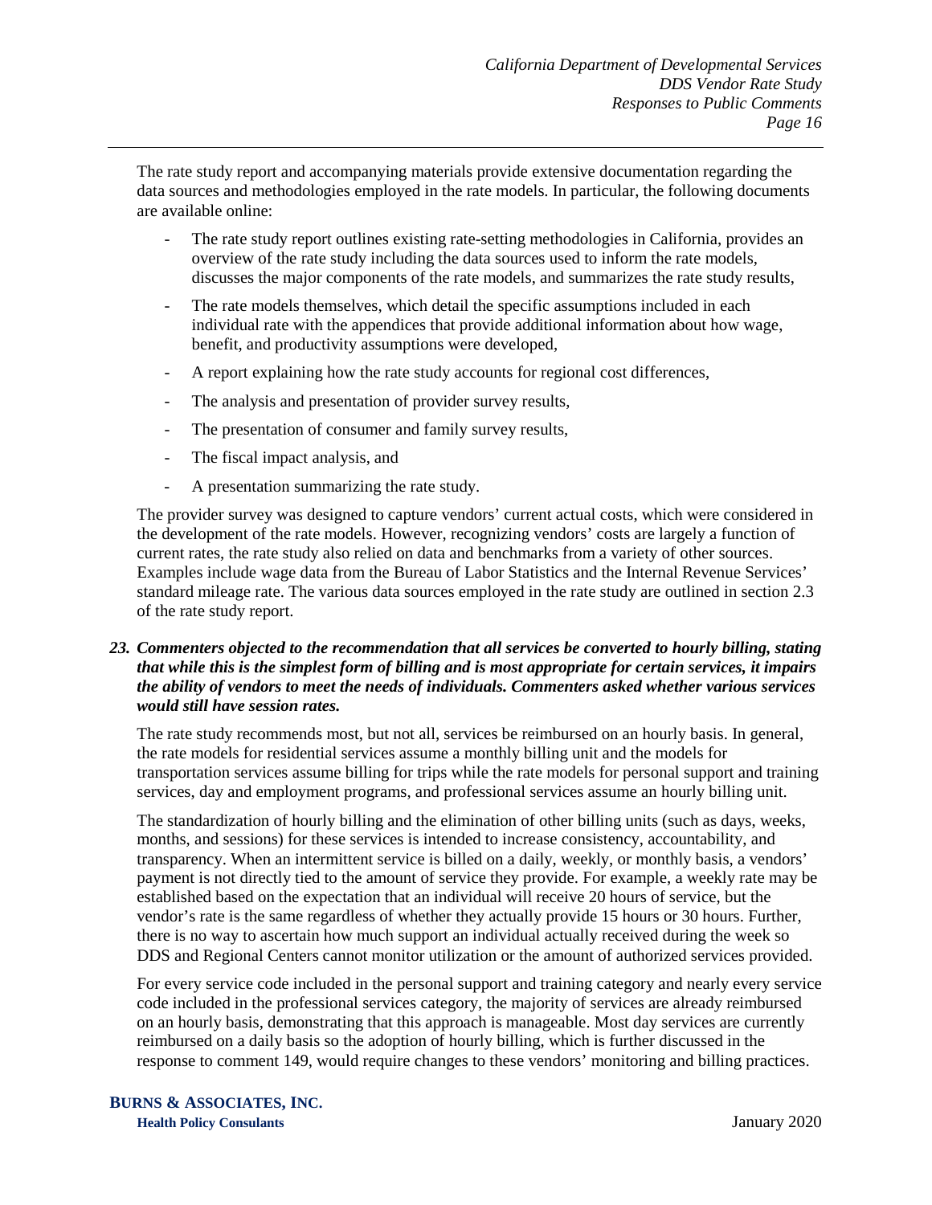The rate study report and accompanying materials provide extensive documentation regarding the data sources and methodologies employed in the rate models. In particular, the following documents are available online:

- The rate study report outlines existing rate-setting methodologies in California, provides an overview of the rate study including the data sources used to inform the rate models, discusses the major components of the rate models, and summarizes the rate study results,
- The rate models themselves, which detail the specific assumptions included in each individual rate with the appendices that provide additional information about how wage, benefit, and productivity assumptions were developed,
- A report explaining how the rate study accounts for regional cost differences,
- The analysis and presentation of provider survey results,
- The presentation of consumer and family survey results,
- The fiscal impact analysis, and
- A presentation summarizing the rate study.

The provider survey was designed to capture vendors' current actual costs, which were considered in the development of the rate models. However, recognizing vendors' costs are largely a function of current rates, the rate study also relied on data and benchmarks from a variety of other sources. Examples include wage data from the Bureau of Labor Statistics and the Internal Revenue Services' standard mileage rate. The various data sources employed in the rate study are outlined in section 2.3 of the rate study report.

***23. Commenters objected to the recommendation that all services be converted to hourly billing, stating that while this is the simplest form of billing and is most appropriate for certain services, it impairs the ability of vendors to meet the needs of individuals. Commenters asked whether various services would still have session rates.***

The rate study recommends most, but not all, services be reimbursed on an hourly basis. In general, the rate models for residential services assume a monthly billing unit and the models for transportation services assume billing for trips while the rate models for personal support and training services, day and employment programs, and professional services assume an hourly billing unit.

The standardization of hourly billing and the elimination of other billing units (such as days, weeks, months, and sessions) for these services is intended to increase consistency, accountability, and transparency. When an intermittent service is billed on a daily, weekly, or monthly basis, a vendors' payment is not directly tied to the amount of service they provide. For example, a weekly rate may be established based on the expectation that an individual will receive 20 hours of service, but the vendor's rate is the same regardless of whether they actually provide 15 hours or 30 hours. Further, there is no way to ascertain how much support an individual actually received during the week so DDS and Regional Centers cannot monitor utilization or the amount of authorized services provided.

For every service code included in the personal support and training category and nearly every service code included in the professional services category, the majority of services are already reimbursed on an hourly basis, demonstrating that this approach is manageable. Most day services are currently reimbursed on a daily basis so the adoption of hourly billing, which is further discussed in the response to comment 149, would require changes to these vendors' monitoring and billing practices.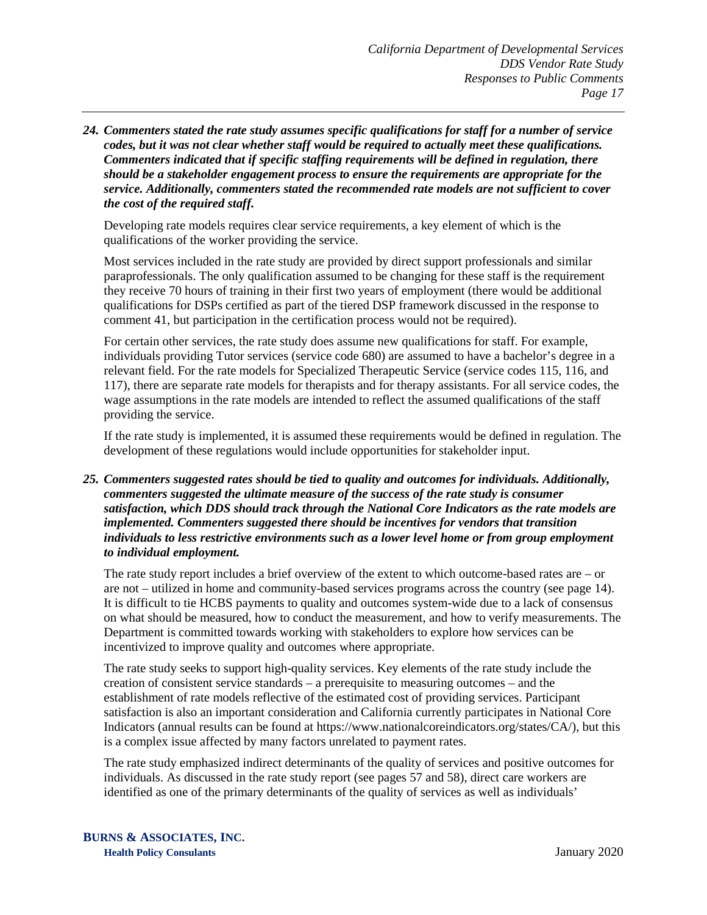***24. Commenters stated the rate study assumes specific qualifications for staff for a number of service codes, but it was not clear whether staff would be required to actually meet these qualifications. Commenters indicated that if specific staffing requirements will be defined in regulation, there should be a stakeholder engagement process to ensure the requirements are appropriate for the service. Additionally, commenters stated the recommended rate models are not sufficient to cover the cost of the required staff.***

Developing rate models requires clear service requirements, a key element of which is the qualifications of the worker providing the service.

Most services included in the rate study are provided by direct support professionals and similar paraprofessionals. The only qualification assumed to be changing for these staff is the requirement they receive 70 hours of training in their first two years of employment (there would be additional qualifications for DSPs certified as part of the tiered DSP framework discussed in the response to comment 41, but participation in the certification process would not be required).

For certain other services, the rate study does assume new qualifications for staff. For example, individuals providing Tutor services (service code 680) are assumed to have a bachelor's degree in a relevant field. For the rate models for Specialized Therapeutic Service (service codes 115, 116, and 117), there are separate rate models for therapists and for therapy assistants. For all service codes, the wage assumptions in the rate models are intended to reflect the assumed qualifications of the staff providing the service.

If the rate study is implemented, it is assumed these requirements would be defined in regulation. The development of these regulations would include opportunities for stakeholder input.

***25. Commenters suggested rates should be tied to quality and outcomes for individuals. Additionally, commenters suggested the ultimate measure of the success of the rate study is consumer satisfaction, which DDS should track through the National Core Indicators as the rate models are implemented. Commenters suggested there should be incentives for vendors that transition individuals to less restrictive environments such as a lower level home or from group employment to individual employment.***

The rate study report includes a brief overview of the extent to which outcome-based rates are – or are not – utilized in home and community-based services programs across the country (see page 14). It is difficult to tie HCBS payments to quality and outcomes system-wide due to a lack of consensus on what should be measured, how to conduct the measurement, and how to verify measurements. The Department is committed towards working with stakeholders to explore how services can be incentivized to improve quality and outcomes where appropriate.

The rate study seeks to support high-quality services. Key elements of the rate study include the creation of consistent service standards – a prerequisite to measuring outcomes – and the establishment of rate models reflective of the estimated cost of providing services. Participant satisfaction is also an important consideration and California currently participates in National Core Indicators (annual results can be found at https://www.nationalcoreindicators.org/states/CA/), but this is a complex issue affected by many factors unrelated to payment rates.

The rate study emphasized indirect determinants of the quality of services and positive outcomes for individuals. As discussed in the rate study report (see pages 57 and 58), direct care workers are identified as one of the primary determinants of the quality of services as well as individuals'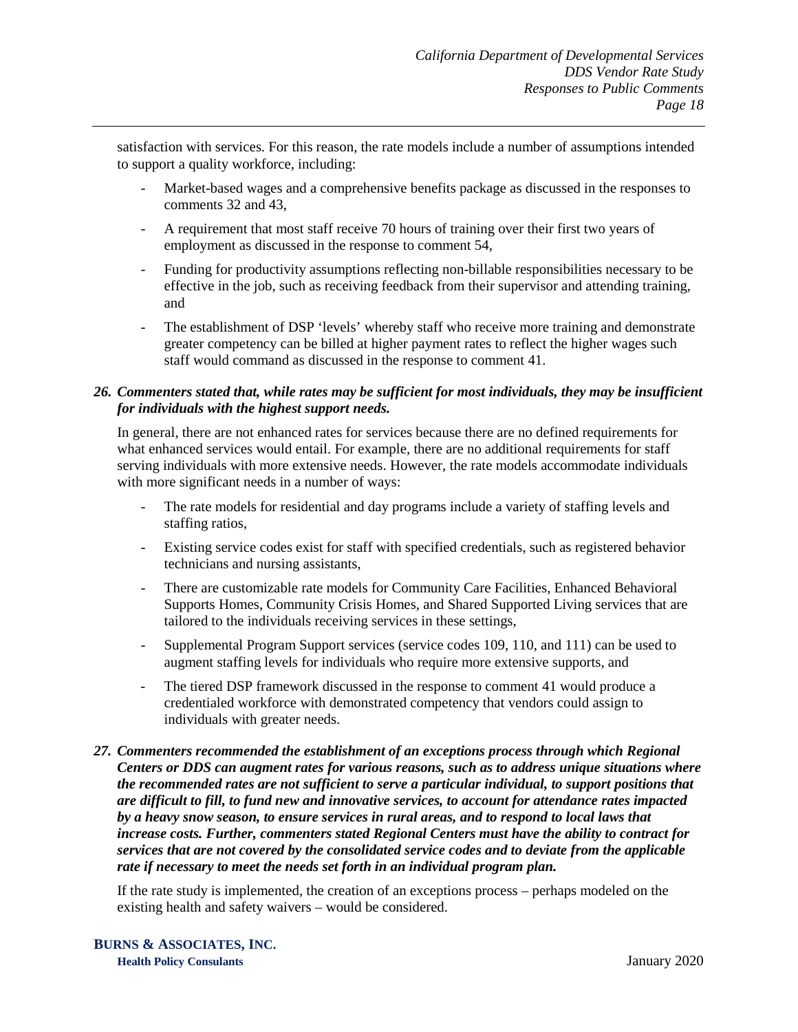satisfaction with services. For this reason, the rate models include a number of assumptions intended to support a quality workforce, including:

- Market-based wages and a comprehensive benefits package as discussed in the responses to comments 32 and 43,
- A requirement that most staff receive 70 hours of training over their first two years of employment as discussed in the response to comment 54,
- Funding for productivity assumptions reflecting non-billable responsibilities necessary to be effective in the job, such as receiving feedback from their supervisor and attending training, and
- The establishment of DSP 'levels' whereby staff who receive more training and demonstrate greater competency can be billed at higher payment rates to reflect the higher wages such staff would command as discussed in the response to comment 41.

***26. Commenters stated that, while rates may be sufficient for most individuals, they may be insufficient for individuals with the highest support needs.***

In general, there are not enhanced rates for services because there are no defined requirements for what enhanced services would entail. For example, there are no additional requirements for staff serving individuals with more extensive needs. However, the rate models accommodate individuals with more significant needs in a number of ways:

- The rate models for residential and day programs include a variety of staffing levels and staffing ratios,
- Existing service codes exist for staff with specified credentials, such as registered behavior technicians and nursing assistants,
- There are customizable rate models for Community Care Facilities, Enhanced Behavioral Supports Homes, Community Crisis Homes, and Shared Supported Living services that are tailored to the individuals receiving services in these settings,
- Supplemental Program Support services (service codes 109, 110, and 111) can be used to augment staffing levels for individuals who require more extensive supports, and
- The tiered DSP framework discussed in the response to comment 41 would produce a credentialed workforce with demonstrated competency that vendors could assign to individuals with greater needs.

***27. Commenters recommended the establishment of an exceptions process through which Regional Centers or DDS can augment rates for various reasons, such as to address unique situations where the recommended rates are not sufficient to serve a particular individual, to support positions that are difficult to fill, to fund new and innovative services, to account for attendance rates impacted by a heavy snow season, to ensure services in rural areas, and to respond to local laws that increase costs. Further, commenters stated Regional Centers must have the ability to contract for services that are not covered by the consolidated service codes and to deviate from the applicable rate if necessary to meet the needs set forth in an individual program plan.***

If the rate study is implemented, the creation of an exceptions process – perhaps modeled on the existing health and safety waivers – would be considered.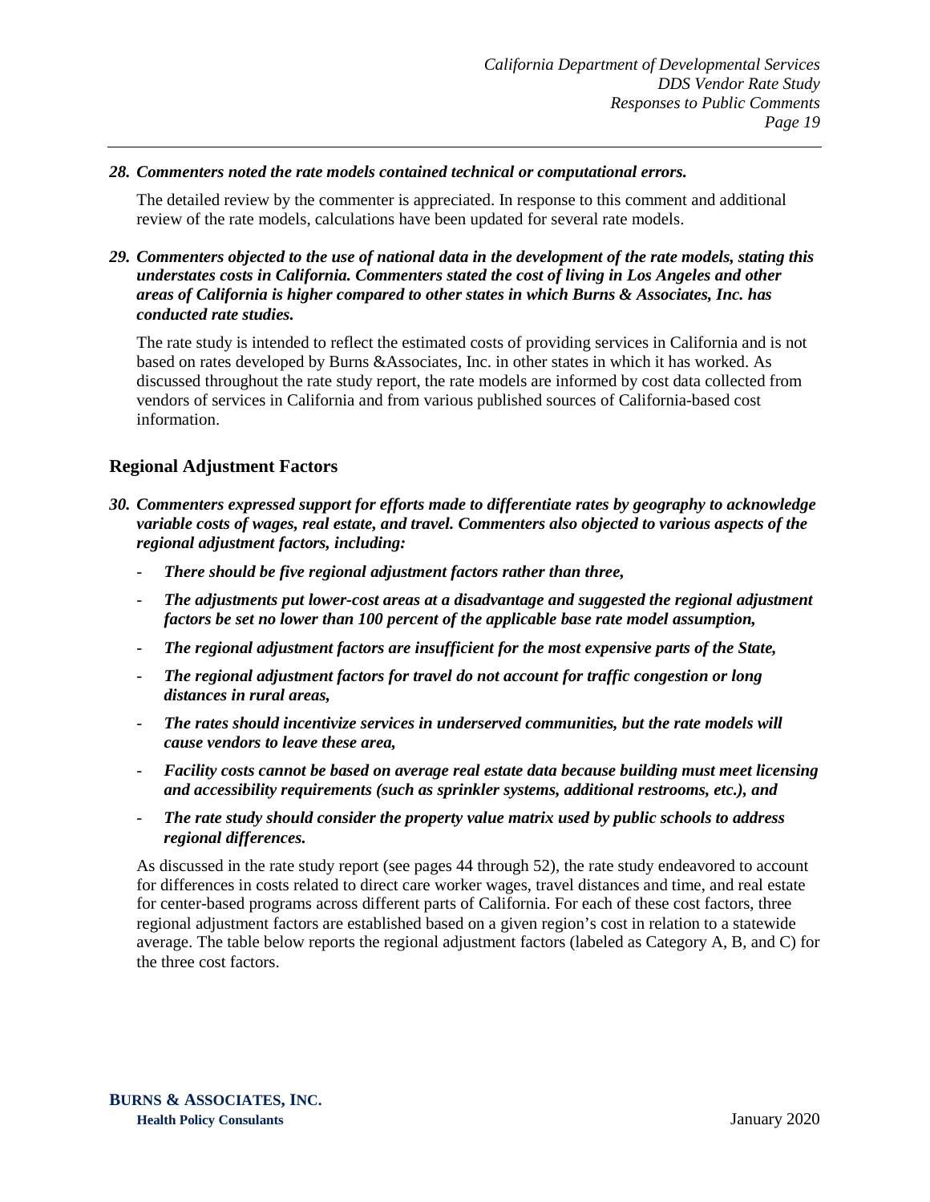***28. Commenters noted the rate models contained technical or computational errors.***

The detailed review by the commenter is appreciated. In response to this comment and additional review of the rate models, calculations have been updated for several rate models.

***29. Commenters objected to the use of national data in the development of the rate models, stating this understates costs in California. Commenters stated the cost of living in Los Angeles and other areas of California is higher compared to other states in which Burns & Associates, Inc. has conducted rate studies.***

The rate study is intended to reflect the estimated costs of providing services in California and is not based on rates developed by Burns &Associates, Inc. in other states in which it has worked. As discussed throughout the rate study report, the rate models are informed by cost data collected from vendors of services in California and from various published sources of California-based cost information.

## Regional Adjustment Factors

***30. Commenters expressed support for efforts made to differentiate rates by geography to acknowledge variable costs of wages, real estate, and travel. Commenters also objected to various aspects of the regional adjustment factors, including:***

- ***There should be five regional adjustment factors rather than three,***
- ***The adjustments put lower-cost areas at a disadvantage and suggested the regional adjustment factors be set no lower than 100 percent of the applicable base rate model assumption,***
- ***The regional adjustment factors are insufficient for the most expensive parts of the State,***
- ***The regional adjustment factors for travel do not account for traffic congestion or long distances in rural areas,***
- ***The rates should incentivize services in underserved communities, but the rate models will cause vendors to leave these area,***
- ***Facility costs cannot be based on average real estate data because building must meet licensing and accessibility requirements (such as sprinkler systems, additional restrooms, etc.), and***
- ***The rate study should consider the property value matrix used by public schools to address regional differences.***

As discussed in the rate study report (see pages 44 through 52), the rate study endeavored to account for differences in costs related to direct care worker wages, travel distances and time, and real estate for center-based programs across different parts of California. For each of these cost factors, three regional adjustment factors are established based on a given region's cost in relation to a statewide average. The table below reports the regional adjustment factors (labeled as Category A, B, and C) for the three cost factors.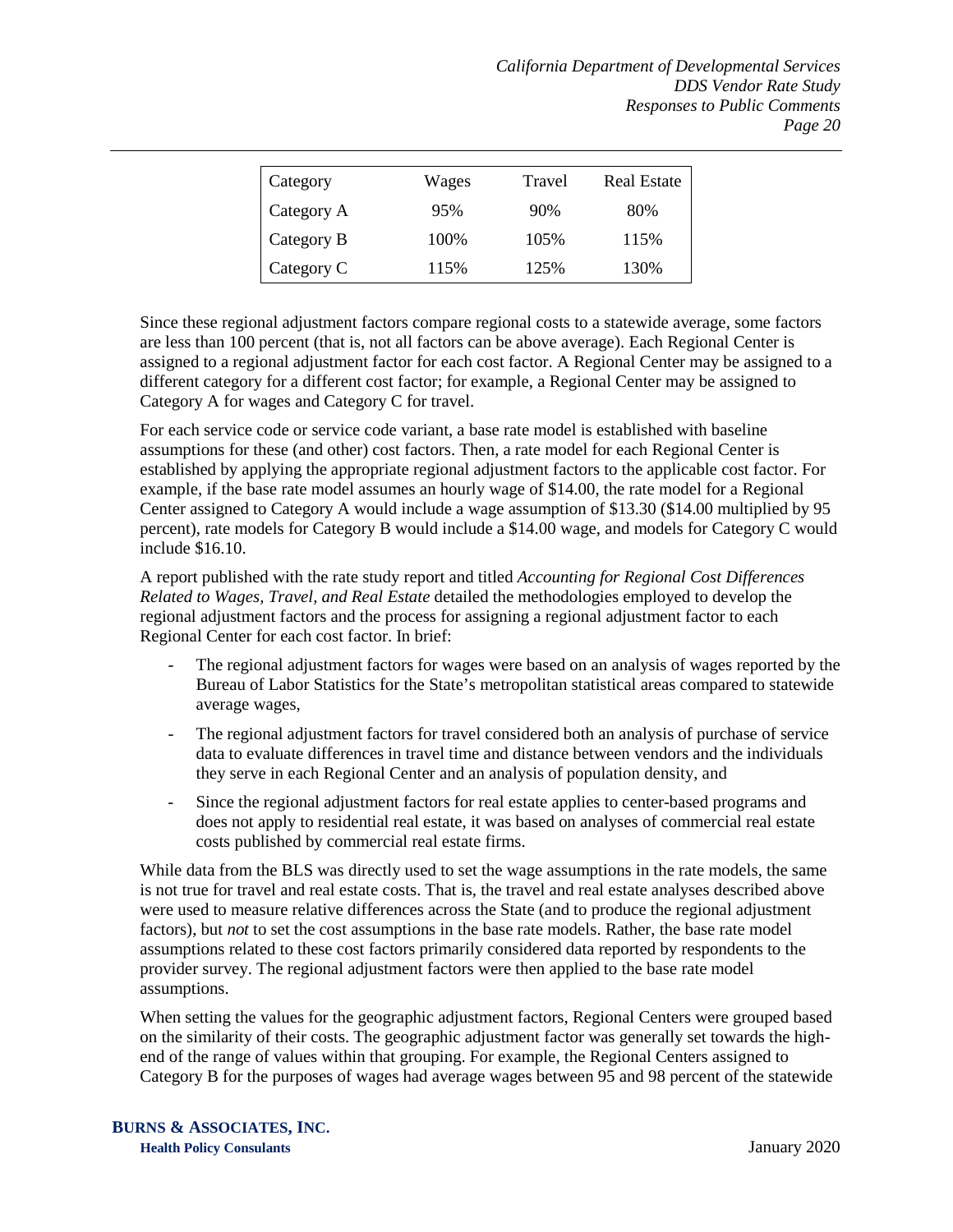| Category | Wages | Travel | Real Estate |
|---|---|---|---|
| Category A | 95% | 90% | 80% |
| Category B | 100% | 105% | 115% |
| Category C | 115% | 125% | 130% |

Since these regional adjustment factors compare regional costs to a statewide average, some factors are less than 100 percent (that is, not all factors can be above average). Each Regional Center is assigned to a regional adjustment factor for each cost factor. A Regional Center may be assigned to a different category for a different cost factor; for example, a Regional Center may be assigned to Category A for wages and Category C for travel.

For each service code or service code variant, a base rate model is established with baseline assumptions for these (and other) cost factors. Then, a rate model for each Regional Center is established by applying the appropriate regional adjustment factors to the applicable cost factor. For example, if the base rate model assumes an hourly wage of $14.00, the rate model for a Regional Center assigned to Category A would include a wage assumption of $13.30 ($14.00 multiplied by 95 percent), rate models for Category B would include a $14.00 wage, and models for Category C would include $16.10.

A report published with the rate study report and titled *Accounting for Regional Cost Differences Related to Wages, Travel, and Real Estate* detailed the methodologies employed to develop the regional adjustment factors and the process for assigning a regional adjustment factor to each Regional Center for each cost factor. In brief:

- The regional adjustment factors for wages were based on an analysis of wages reported by the Bureau of Labor Statistics for the State's metropolitan statistical areas compared to statewide average wages,
- The regional adjustment factors for travel considered both an analysis of purchase of service data to evaluate differences in travel time and distance between vendors and the individuals they serve in each Regional Center and an analysis of population density, and
- Since the regional adjustment factors for real estate applies to center-based programs and does not apply to residential real estate, it was based on analyses of commercial real estate costs published by commercial real estate firms.

While data from the BLS was directly used to set the wage assumptions in the rate models, the same is not true for travel and real estate costs. That is, the travel and real estate analyses described above were used to measure relative differences across the State (and to produce the regional adjustment factors), but *not* to set the cost assumptions in the base rate models. Rather, the base rate model assumptions related to these cost factors primarily considered data reported by respondents to the provider survey. The regional adjustment factors were then applied to the base rate model assumptions.

When setting the values for the geographic adjustment factors, Regional Centers were grouped based on the similarity of their costs. The geographic adjustment factor was generally set towards the high-end of the range of values within that grouping. For example, the Regional Centers assigned to Category B for the purposes of wages had average wages between 95 and 98 percent of the statewide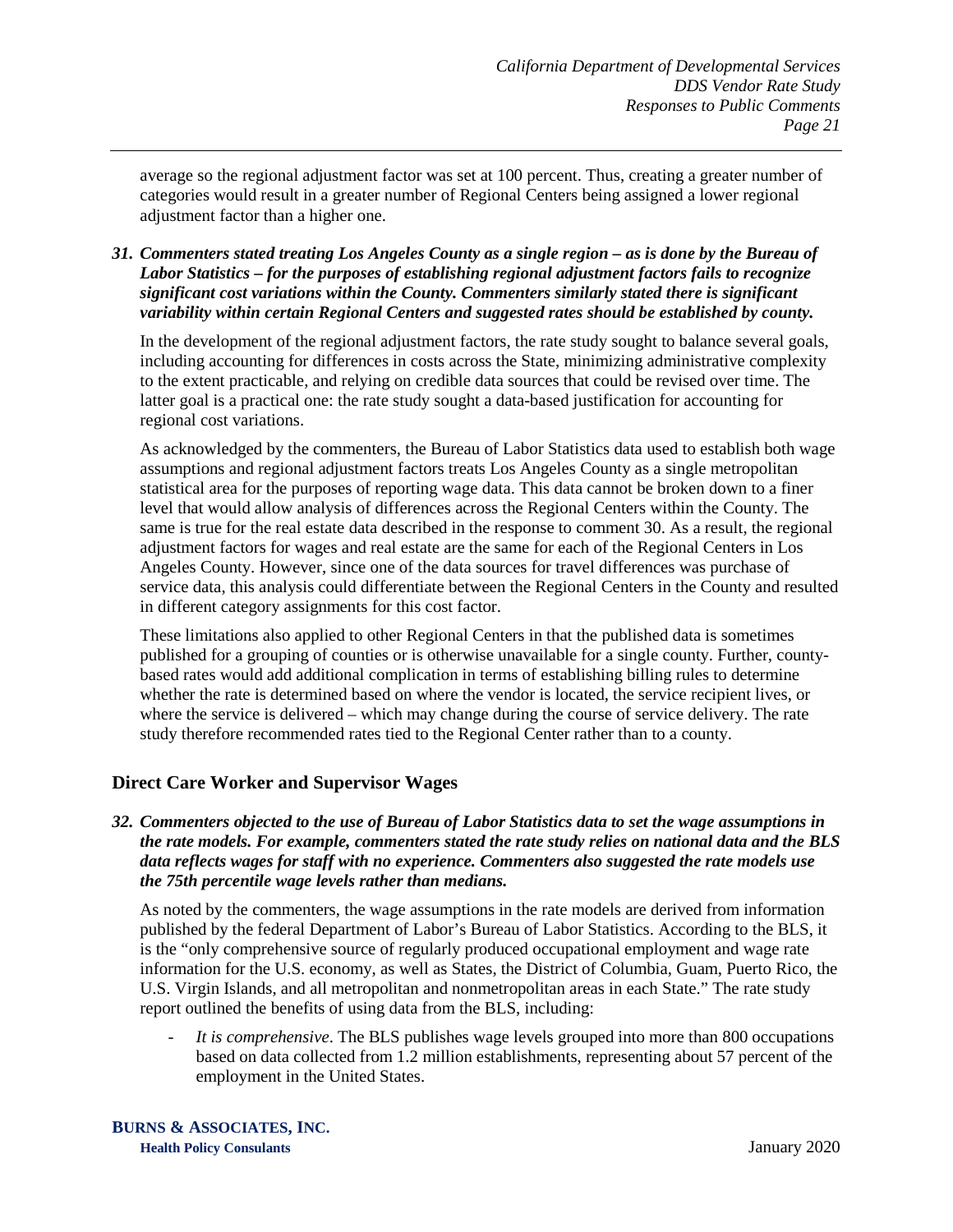average so the regional adjustment factor was set at 100 percent. Thus, creating a greater number of categories would result in a greater number of Regional Centers being assigned a lower regional adjustment factor than a higher one.

***31. Commenters stated treating Los Angeles County as a single region – as is done by the Bureau of Labor Statistics – for the purposes of establishing regional adjustment factors fails to recognize significant cost variations within the County. Commenters similarly stated there is significant variability within certain Regional Centers and suggested rates should be established by county.***

In the development of the regional adjustment factors, the rate study sought to balance several goals, including accounting for differences in costs across the State, minimizing administrative complexity to the extent practicable, and relying on credible data sources that could be revised over time. The latter goal is a practical one: the rate study sought a data-based justification for accounting for regional cost variations.

As acknowledged by the commenters, the Bureau of Labor Statistics data used to establish both wage assumptions and regional adjustment factors treats Los Angeles County as a single metropolitan statistical area for the purposes of reporting wage data. This data cannot be broken down to a finer level that would allow analysis of differences across the Regional Centers within the County. The same is true for the real estate data described in the response to comment 30. As a result, the regional adjustment factors for wages and real estate are the same for each of the Regional Centers in Los Angeles County. However, since one of the data sources for travel differences was purchase of service data, this analysis could differentiate between the Regional Centers in the County and resulted in different category assignments for this cost factor.

These limitations also applied to other Regional Centers in that the published data is sometimes published for a grouping of counties or is otherwise unavailable for a single county. Further, county-based rates would add additional complication in terms of establishing billing rules to determine whether the rate is determined based on where the vendor is located, the service recipient lives, or where the service is delivered – which may change during the course of service delivery. The rate study therefore recommended rates tied to the Regional Center rather than to a county.

## Direct Care Worker and Supervisor Wages

***32. Commenters objected to the use of Bureau of Labor Statistics data to set the wage assumptions in the rate models. For example, commenters stated the rate study relies on national data and the BLS data reflects wages for staff with no experience. Commenters also suggested the rate models use the 75th percentile wage levels rather than medians.***

As noted by the commenters, the wage assumptions in the rate models are derived from information published by the federal Department of Labor's Bureau of Labor Statistics. According to the BLS, it is the "only comprehensive source of regularly produced occupational employment and wage rate information for the U.S. economy, as well as States, the District of Columbia, Guam, Puerto Rico, the U.S. Virgin Islands, and all metropolitan and nonmetropolitan areas in each State." The rate study report outlined the benefits of using data from the BLS, including:

- *It is comprehensive*. The BLS publishes wage levels grouped into more than 800 occupations based on data collected from 1.2 million establishments, representing about 57 percent of the employment in the United States.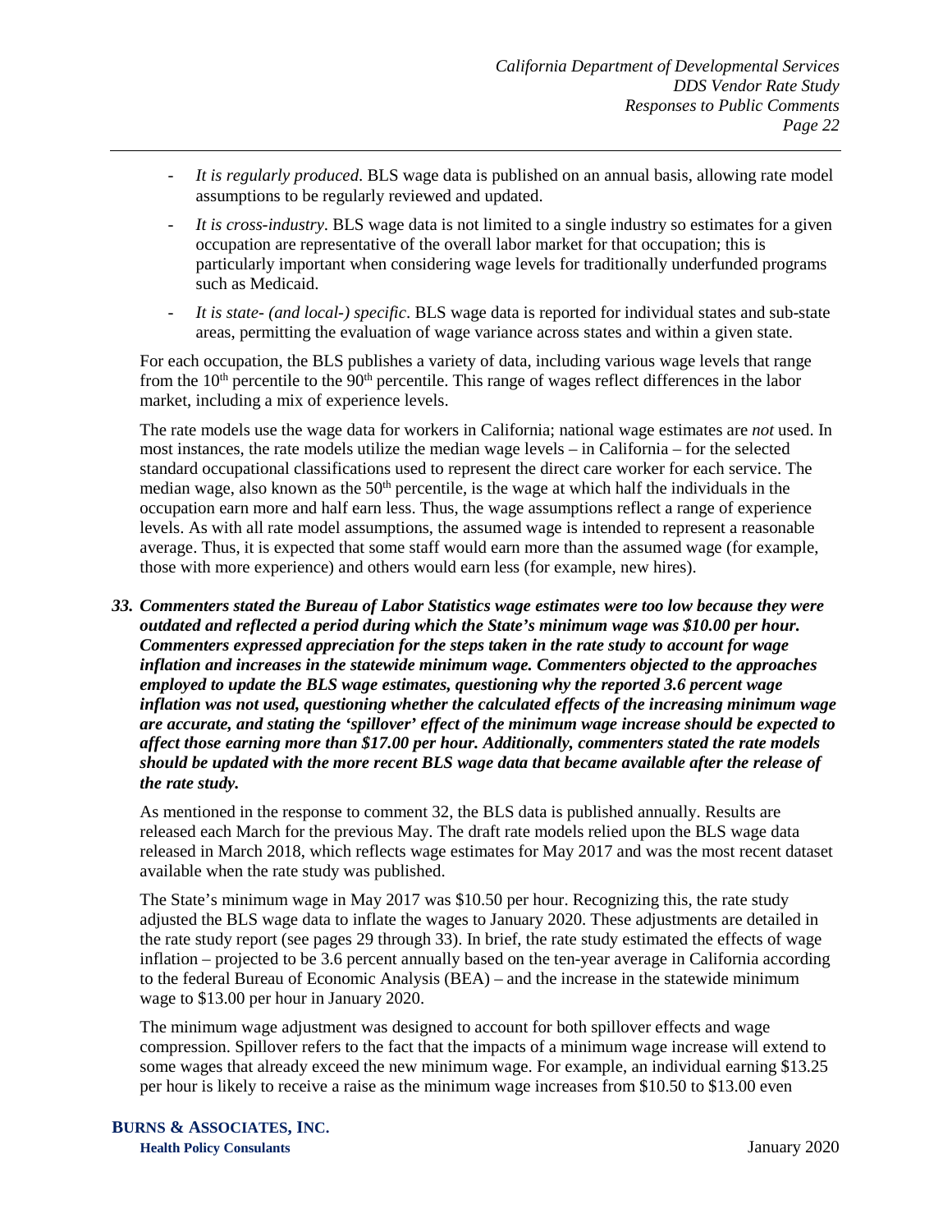- *It is regularly produced*. BLS wage data is published on an annual basis, allowing rate model assumptions to be regularly reviewed and updated.
- *It is cross-industry.* BLS wage data is not limited to a single industry so estimates for a given occupation are representative of the overall labor market for that occupation; this is particularly important when considering wage levels for traditionally underfunded programs such as Medicaid.
- *It is state- (and local-) specific*. BLS wage data is reported for individual states and sub-state areas, permitting the evaluation of wage variance across states and within a given state.

For each occupation, the BLS publishes a variety of data, including various wage levels that range from the 10th percentile to the 90th percentile. This range of wages reflect differences in the labor market, including a mix of experience levels.

The rate models use the wage data for workers in California; national wage estimates are *not* used. In most instances, the rate models utilize the median wage levels – in California – for the selected standard occupational classifications used to represent the direct care worker for each service. The median wage, also known as the 50th percentile, is the wage at which half the individuals in the occupation earn more and half earn less. Thus, the wage assumptions reflect a range of experience levels. As with all rate model assumptions, the assumed wage is intended to represent a reasonable average. Thus, it is expected that some staff would earn more than the assumed wage (for example, those with more experience) and others would earn less (for example, new hires).

***33. Commenters stated the Bureau of Labor Statistics wage estimates were too low because they were outdated and reflected a period during which the State's minimum wage was $10.00 per hour. Commenters expressed appreciation for the steps taken in the rate study to account for wage inflation and increases in the statewide minimum wage. Commenters objected to the approaches employed to update the BLS wage estimates, questioning why the reported 3.6 percent wage inflation was not used, questioning whether the calculated effects of the increasing minimum wage are accurate, and stating the 'spillover' effect of the minimum wage increase should be expected to affect those earning more than $17.00 per hour. Additionally, commenters stated the rate models should be updated with the more recent BLS wage data that became available after the release of the rate study.***

As mentioned in the response to comment 32, the BLS data is published annually. Results are released each March for the previous May. The draft rate models relied upon the BLS wage data released in March 2018, which reflects wage estimates for May 2017 and was the most recent dataset available when the rate study was published.

The State's minimum wage in May 2017 was $10.50 per hour. Recognizing this, the rate study adjusted the BLS wage data to inflate the wages to January 2020. These adjustments are detailed in the rate study report (see pages 29 through 33). In brief, the rate study estimated the effects of wage inflation – projected to be 3.6 percent annually based on the ten-year average in California according to the federal Bureau of Economic Analysis (BEA) – and the increase in the statewide minimum wage to $13.00 per hour in January 2020.

The minimum wage adjustment was designed to account for both spillover effects and wage compression. Spillover refers to the fact that the impacts of a minimum wage increase will extend to some wages that already exceed the new minimum wage. For example, an individual earning $13.25 per hour is likely to receive a raise as the minimum wage increases from $10.50 to $13.00 even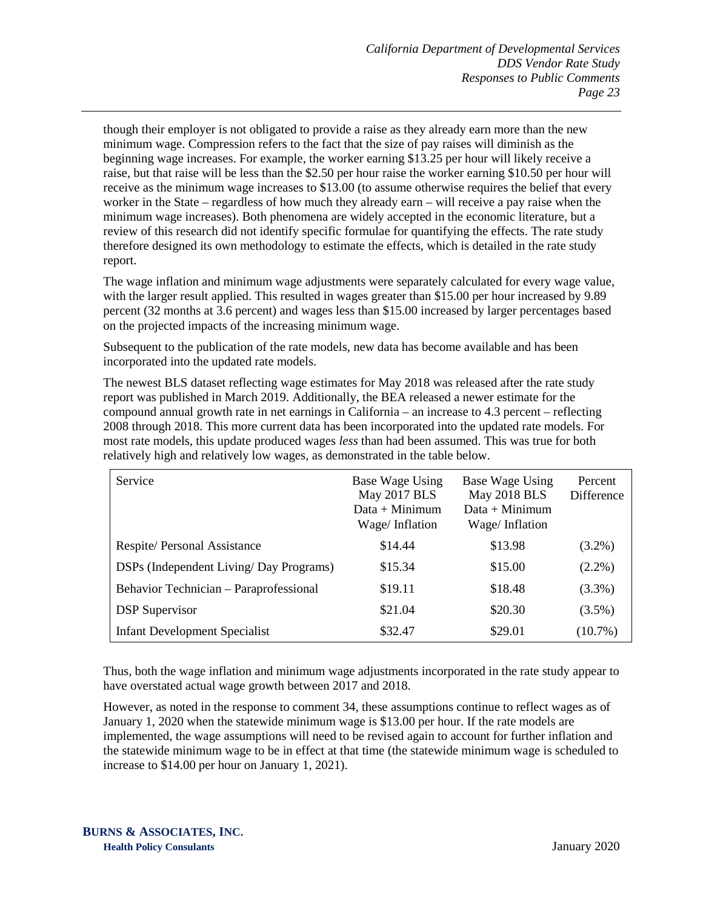though their employer is not obligated to provide a raise as they already earn more than the new minimum wage. Compression refers to the fact that the size of pay raises will diminish as the beginning wage increases. For example, the worker earning $13.25 per hour will likely receive a raise, but that raise will be less than the $2.50 per hour raise the worker earning $10.50 per hour will receive as the minimum wage increases to $13.00 (to assume otherwise requires the belief that every worker in the State – regardless of how much they already earn – will receive a pay raise when the minimum wage increases). Both phenomena are widely accepted in the economic literature, but a review of this research did not identify specific formulae for quantifying the effects. The rate study therefore designed its own methodology to estimate the effects, which is detailed in the rate study report.

The wage inflation and minimum wage adjustments were separately calculated for every wage value, with the larger result applied. This resulted in wages greater than $15.00 per hour increased by 9.89 percent (32 months at 3.6 percent) and wages less than $15.00 increased by larger percentages based on the projected impacts of the increasing minimum wage.

Subsequent to the publication of the rate models, new data has become available and has been incorporated into the updated rate models.

The newest BLS dataset reflecting wage estimates for May 2018 was released after the rate study report was published in March 2019. Additionally, the BEA released a newer estimate for the compound annual growth rate in net earnings in California – an increase to 4.3 percent – reflecting 2008 through 2018. This more current data has been incorporated into the updated rate models. For most rate models, this update produced wages *less* than had been assumed. This was true for both relatively high and relatively low wages, as demonstrated in the table below.

| Service | Base Wage Using May 2017 BLS Data + Minimum Wage/ Inflation | Base Wage Using May 2018 BLS Data + Minimum Wage/ Inflation | Percent Difference |
|---|---|---|---|
| Respite/ Personal Assistance | $14.44 | $13.98 | (3.2%) |
| DSPs (Independent Living/ Day Programs) | $15.34 | $15.00 | (2.2%) |
| Behavior Technician – Paraprofessional | $19.11 | $18.48 | (3.3%) |
| DSP Supervisor | $21.04 | $20.30 | (3.5%) |
| Infant Development Specialist | $32.47 | $29.01 | (10.7%) |

Thus, both the wage inflation and minimum wage adjustments incorporated in the rate study appear to have overstated actual wage growth between 2017 and 2018.

However, as noted in the response to comment 34, these assumptions continue to reflect wages as of January 1, 2020 when the statewide minimum wage is $13.00 per hour. If the rate models are implemented, the wage assumptions will need to be revised again to account for further inflation and the statewide minimum wage to be in effect at that time (the statewide minimum wage is scheduled to increase to $14.00 per hour on January 1, 2021).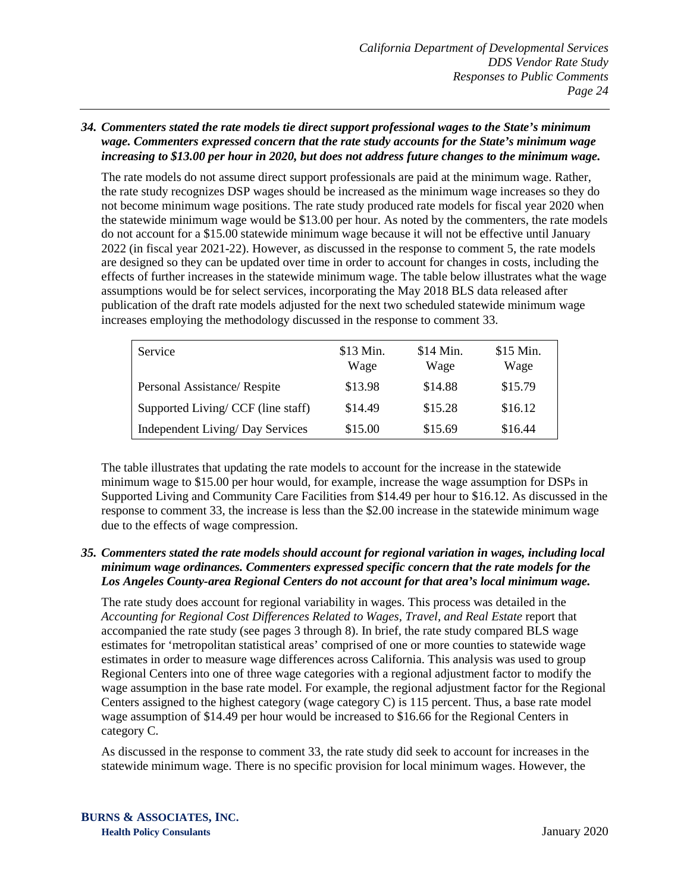***34. Commenters stated the rate models tie direct support professional wages to the State's minimum wage. Commenters expressed concern that the rate study accounts for the State's minimum wage increasing to $13.00 per hour in 2020, but does not address future changes to the minimum wage.***

The rate models do not assume direct support professionals are paid at the minimum wage. Rather, the rate study recognizes DSP wages should be increased as the minimum wage increases so they do not become minimum wage positions. The rate study produced rate models for fiscal year 2020 when the statewide minimum wage would be $13.00 per hour. As noted by the commenters, the rate models do not account for a $15.00 statewide minimum wage because it will not be effective until January 2022 (in fiscal year 2021-22). However, as discussed in the response to comment 5, the rate models are designed so they can be updated over time in order to account for changes in costs, including the effects of further increases in the statewide minimum wage. The table below illustrates what the wage assumptions would be for select services, incorporating the May 2018 BLS data released after publication of the draft rate models adjusted for the next two scheduled statewide minimum wage increases employing the methodology discussed in the response to comment 33.

| Service | $13 Min. Wage | $14 Min. Wage | $15 Min. Wage |
|---|---|---|---|
| Personal Assistance/ Respite | $13.98 | $14.88 | $15.79 |
| Supported Living/ CCF (line staff) | $14.49 | $15.28 | $16.12 |
| Independent Living/ Day Services | $15.00 | $15.69 | $16.44 |

The table illustrates that updating the rate models to account for the increase in the statewide minimum wage to $15.00 per hour would, for example, increase the wage assumption for DSPs in Supported Living and Community Care Facilities from $14.49 per hour to $16.12. As discussed in the response to comment 33, the increase is less than the $2.00 increase in the statewide minimum wage due to the effects of wage compression.

***35. Commenters stated the rate models should account for regional variation in wages, including local minimum wage ordinances. Commenters expressed specific concern that the rate models for the Los Angeles County-area Regional Centers do not account for that area's local minimum wage.***

The rate study does account for regional variability in wages. This process was detailed in the *Accounting for Regional Cost Differences Related to Wages, Travel, and Real Estate* report that accompanied the rate study (see pages 3 through 8). In brief, the rate study compared BLS wage estimates for 'metropolitan statistical areas' comprised of one or more counties to statewide wage estimates in order to measure wage differences across California. This analysis was used to group Regional Centers into one of three wage categories with a regional adjustment factor to modify the wage assumption in the base rate model. For example, the regional adjustment factor for the Regional Centers assigned to the highest category (wage category C) is 115 percent. Thus, a base rate model wage assumption of $14.49 per hour would be increased to $16.66 for the Regional Centers in category C.

As discussed in the response to comment 33, the rate study did seek to account for increases in the statewide minimum wage. There is no specific provision for local minimum wages. However, the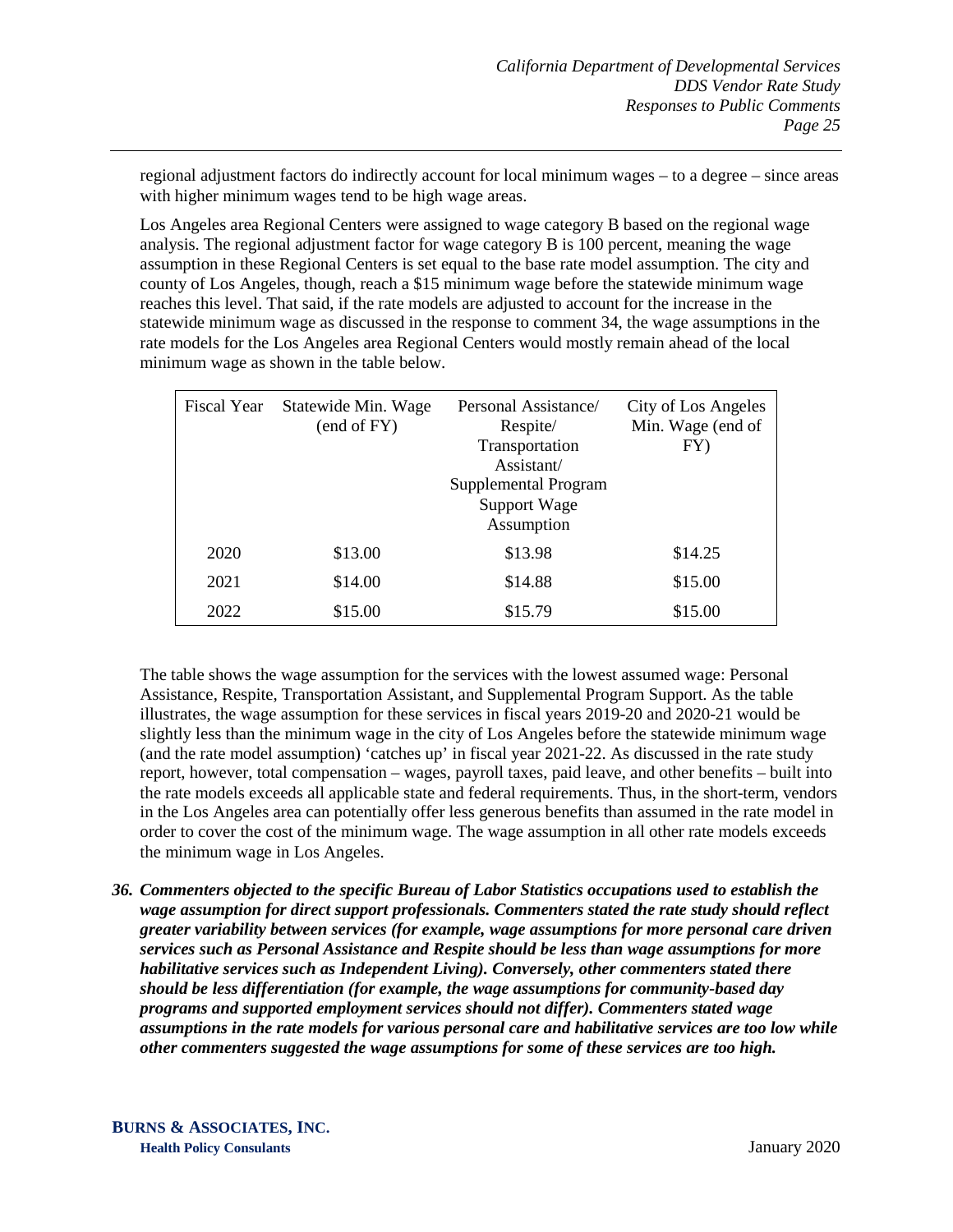regional adjustment factors do indirectly account for local minimum wages – to a degree – since areas with higher minimum wages tend to be high wage areas.

Los Angeles area Regional Centers were assigned to wage category B based on the regional wage analysis. The regional adjustment factor for wage category B is 100 percent, meaning the wage assumption in these Regional Centers is set equal to the base rate model assumption. The city and county of Los Angeles, though, reach a $15 minimum wage before the statewide minimum wage reaches this level. That said, if the rate models are adjusted to account for the increase in the statewide minimum wage as discussed in the response to comment 34, the wage assumptions in the rate models for the Los Angeles area Regional Centers would mostly remain ahead of the local minimum wage as shown in the table below.

| Fiscal Year | Statewide Min. Wage (end of FY) | Personal Assistance/ Respite/ Transportation Assistant/ Supplemental Program Support Wage Assumption | City of Los Angeles Min. Wage (end of FY) |
|---|---|---|---|
| 2020 | $13.00 | $13.98 | $14.25 |
| 2021 | $14.00 | $14.88 | $15.00 |
| 2022 | $15.00 | $15.79 | $15.00 |

The table shows the wage assumption for the services with the lowest assumed wage: Personal Assistance, Respite, Transportation Assistant, and Supplemental Program Support. As the table illustrates, the wage assumption for these services in fiscal years 2019-20 and 2020-21 would be slightly less than the minimum wage in the city of Los Angeles before the statewide minimum wage (and the rate model assumption) 'catches up' in fiscal year 2021-22. As discussed in the rate study report, however, total compensation – wages, payroll taxes, paid leave, and other benefits – built into the rate models exceeds all applicable state and federal requirements. Thus, in the short-term, vendors in the Los Angeles area can potentially offer less generous benefits than assumed in the rate model in order to cover the cost of the minimum wage. The wage assumption in all other rate models exceeds the minimum wage in Los Angeles.

36. ***Commenters objected to the specific Bureau of Labor Statistics occupations used to establish the wage assumption for direct support professionals. Commenters stated the rate study should reflect greater variability between services (for example, wage assumptions for more personal care driven services such as Personal Assistance and Respite should be less than wage assumptions for more habilitative services such as Independent Living). Conversely, other commenters stated there should be less differentiation (for example, the wage assumptions for community-based day programs and supported employment services should not differ). Commenters stated wage assumptions in the rate models for various personal care and habilitative services are too low while other commenters suggested the wage assumptions for some of these services are too high.***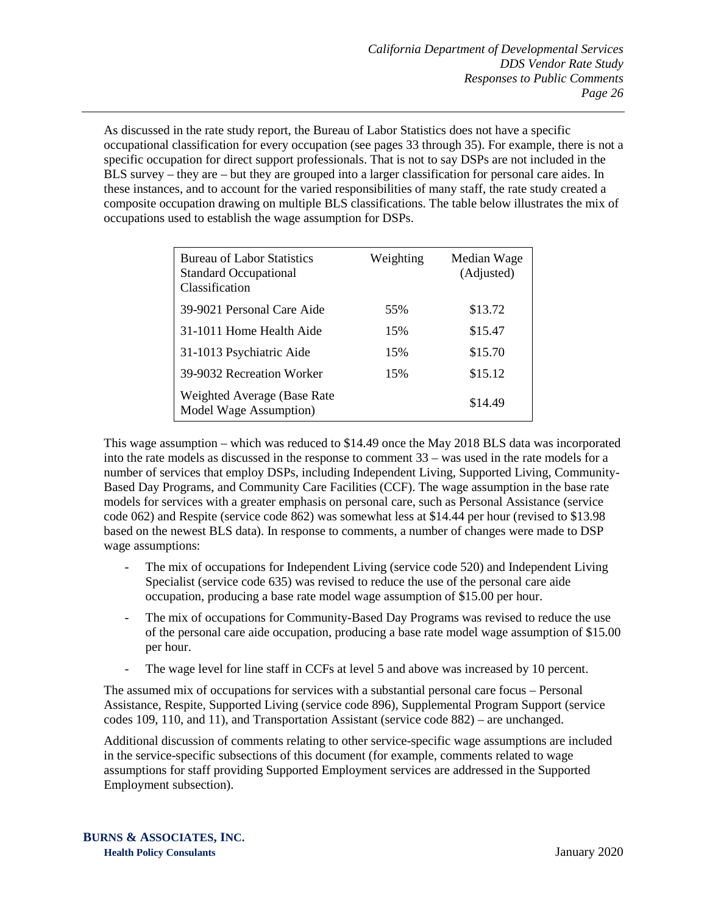As discussed in the rate study report, the Bureau of Labor Statistics does not have a specific occupational classification for every occupation (see pages 33 through 35). For example, there is not a specific occupation for direct support professionals. That is not to say DSPs are not included in the BLS survey – they are – but they are grouped into a larger classification for personal care aides. In these instances, and to account for the varied responsibilities of many staff, the rate study created a composite occupation drawing on multiple BLS classifications. The table below illustrates the mix of occupations used to establish the wage assumption for DSPs.

| Bureau of Labor Statistics Standard Occupational Classification | Weighting | Median Wage (Adjusted) |
|---|---|---|
| 39-9021 Personal Care Aide | 55% | $13.72 |
| 31-1011 Home Health Aide | 15% | $15.47 |
| 31-1013 Psychiatric Aide | 15% | $15.70 |
| 39-9032 Recreation Worker | 15% | $15.12 |
| Weighted Average (Base Rate Model Wage Assumption) | | $14.49 |

This wage assumption – which was reduced to $14.49 once the May 2018 BLS data was incorporated into the rate models as discussed in the response to comment 33 – was used in the rate models for a number of services that employ DSPs, including Independent Living, Supported Living, Community-Based Day Programs, and Community Care Facilities (CCF). The wage assumption in the base rate models for services with a greater emphasis on personal care, such as Personal Assistance (service code 062) and Respite (service code 862) was somewhat less at $14.44 per hour (revised to $13.98 based on the newest BLS data). In response to comments, a number of changes were made to DSP wage assumptions:

- The mix of occupations for Independent Living (service code 520) and Independent Living Specialist (service code 635) was revised to reduce the use of the personal care aide occupation, producing a base rate model wage assumption of $15.00 per hour.
- The mix of occupations for Community-Based Day Programs was revised to reduce the use of the personal care aide occupation, producing a base rate model wage assumption of $15.00 per hour.
- The wage level for line staff in CCFs at level 5 and above was increased by 10 percent.

The assumed mix of occupations for services with a substantial personal care focus – Personal Assistance, Respite, Supported Living (service code 896), Supplemental Program Support (service codes 109, 110, and 11), and Transportation Assistant (service code 882) – are unchanged.

Additional discussion of comments relating to other service-specific wage assumptions are included in the service-specific subsections of this document (for example, comments related to wage assumptions for staff providing Supported Employment services are addressed in the Supported Employment subsection).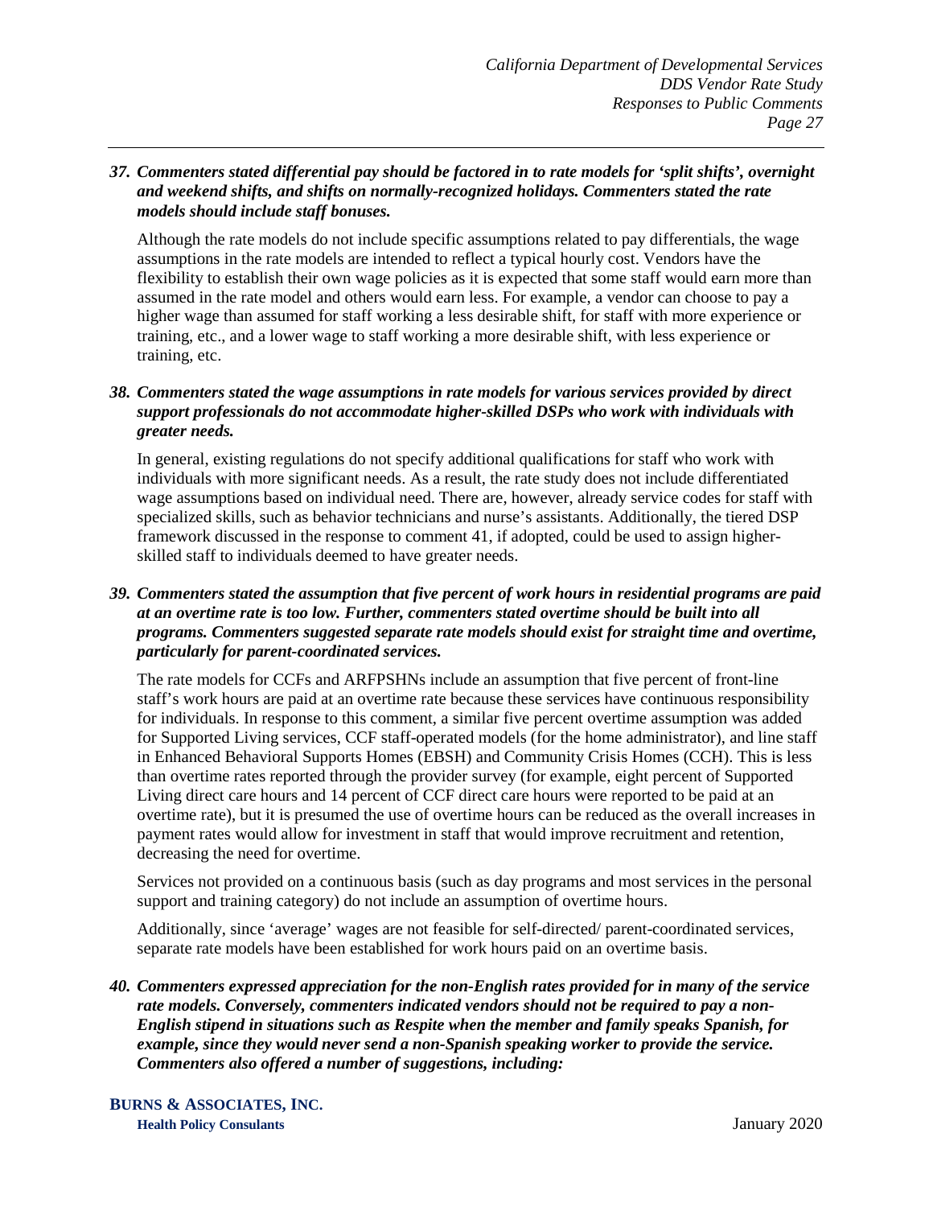***37. Commenters stated differential pay should be factored in to rate models for 'split shifts', overnight and weekend shifts, and shifts on normally-recognized holidays. Commenters stated the rate models should include staff bonuses.***

Although the rate models do not include specific assumptions related to pay differentials, the wage assumptions in the rate models are intended to reflect a typical hourly cost. Vendors have the flexibility to establish their own wage policies as it is expected that some staff would earn more than assumed in the rate model and others would earn less. For example, a vendor can choose to pay a higher wage than assumed for staff working a less desirable shift, for staff with more experience or training, etc., and a lower wage to staff working a more desirable shift, with less experience or training, etc.

***38. Commenters stated the wage assumptions in rate models for various services provided by direct support professionals do not accommodate higher-skilled DSPs who work with individuals with greater needs.***

In general, existing regulations do not specify additional qualifications for staff who work with individuals with more significant needs. As a result, the rate study does not include differentiated wage assumptions based on individual need. There are, however, already service codes for staff with specialized skills, such as behavior technicians and nurse's assistants. Additionally, the tiered DSP framework discussed in the response to comment 41, if adopted, could be used to assign higher-skilled staff to individuals deemed to have greater needs.

***39. Commenters stated the assumption that five percent of work hours in residential programs are paid at an overtime rate is too low. Further, commenters stated overtime should be built into all programs. Commenters suggested separate rate models should exist for straight time and overtime, particularly for parent-coordinated services.***

The rate models for CCFs and ARFPSHNs include an assumption that five percent of front-line staff's work hours are paid at an overtime rate because these services have continuous responsibility for individuals. In response to this comment, a similar five percent overtime assumption was added for Supported Living services, CCF staff-operated models (for the home administrator), and line staff in Enhanced Behavioral Supports Homes (EBSH) and Community Crisis Homes (CCH). This is less than overtime rates reported through the provider survey (for example, eight percent of Supported Living direct care hours and 14 percent of CCF direct care hours were reported to be paid at an overtime rate), but it is presumed the use of overtime hours can be reduced as the overall increases in payment rates would allow for investment in staff that would improve recruitment and retention, decreasing the need for overtime.

Services not provided on a continuous basis (such as day programs and most services in the personal support and training category) do not include an assumption of overtime hours.

Additionally, since 'average' wages are not feasible for self-directed/ parent-coordinated services, separate rate models have been established for work hours paid on an overtime basis.

***40. Commenters expressed appreciation for the non-English rates provided for in many of the service rate models. Conversely, commenters indicated vendors should not be required to pay a non-English stipend in situations such as Respite when the member and family speaks Spanish, for example, since they would never send a non-Spanish speaking worker to provide the service. Commenters also offered a number of suggestions, including:***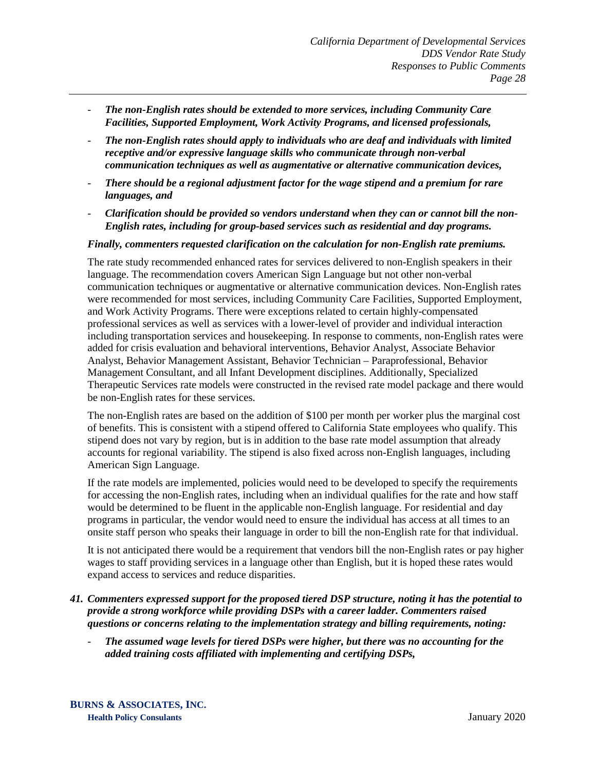- ***The non-English rates should be extended to more services, including Community Care Facilities, Supported Employment, Work Activity Programs, and licensed professionals,***
- ***The non-English rates should apply to individuals who are deaf and individuals with limited receptive and/or expressive language skills who communicate through non-verbal communication techniques as well as augmentative or alternative communication devices,***
- ***There should be a regional adjustment factor for the wage stipend and a premium for rare languages, and***
- ***Clarification should be provided so vendors understand when they can or cannot bill the non-English rates, including for group-based services such as residential and day programs.***

***Finally, commenters requested clarification on the calculation for non-English rate premiums.***

The rate study recommended enhanced rates for services delivered to non-English speakers in their language. The recommendation covers American Sign Language but not other non-verbal communication techniques or augmentative or alternative communication devices. Non-English rates were recommended for most services, including Community Care Facilities, Supported Employment, and Work Activity Programs. There were exceptions related to certain highly-compensated professional services as well as services with a lower-level of provider and individual interaction including transportation services and housekeeping. In response to comments, non-English rates were added for crisis evaluation and behavioral interventions, Behavior Analyst, Associate Behavior Analyst, Behavior Management Assistant, Behavior Technician – Paraprofessional, Behavior Management Consultant, and all Infant Development disciplines. Additionally, Specialized Therapeutic Services rate models were constructed in the revised rate model package and there would be non-English rates for these services.

The non-English rates are based on the addition of $100 per month per worker plus the marginal cost of benefits. This is consistent with a stipend offered to California State employees who qualify. This stipend does not vary by region, but is in addition to the base rate model assumption that already accounts for regional variability. The stipend is also fixed across non-English languages, including American Sign Language.

If the rate models are implemented, policies would need to be developed to specify the requirements for accessing the non-English rates, including when an individual qualifies for the rate and how staff would be determined to be fluent in the applicable non-English language. For residential and day programs in particular, the vendor would need to ensure the individual has access at all times to an onsite staff person who speaks their language in order to bill the non-English rate for that individual.

It is not anticipated there would be a requirement that vendors bill the non-English rates or pay higher wages to staff providing services in a language other than English, but it is hoped these rates would expand access to services and reduce disparities.

41. ***Commenters expressed support for the proposed tiered DSP structure, noting it has the potential to provide a strong workforce while providing DSPs with a career ladder. Commenters raised questions or concerns relating to the implementation strategy and billing requirements, noting:***
    - ***The assumed wage levels for tiered DSPs were higher, but there was no accounting for the added training costs affiliated with implementing and certifying DSPs,***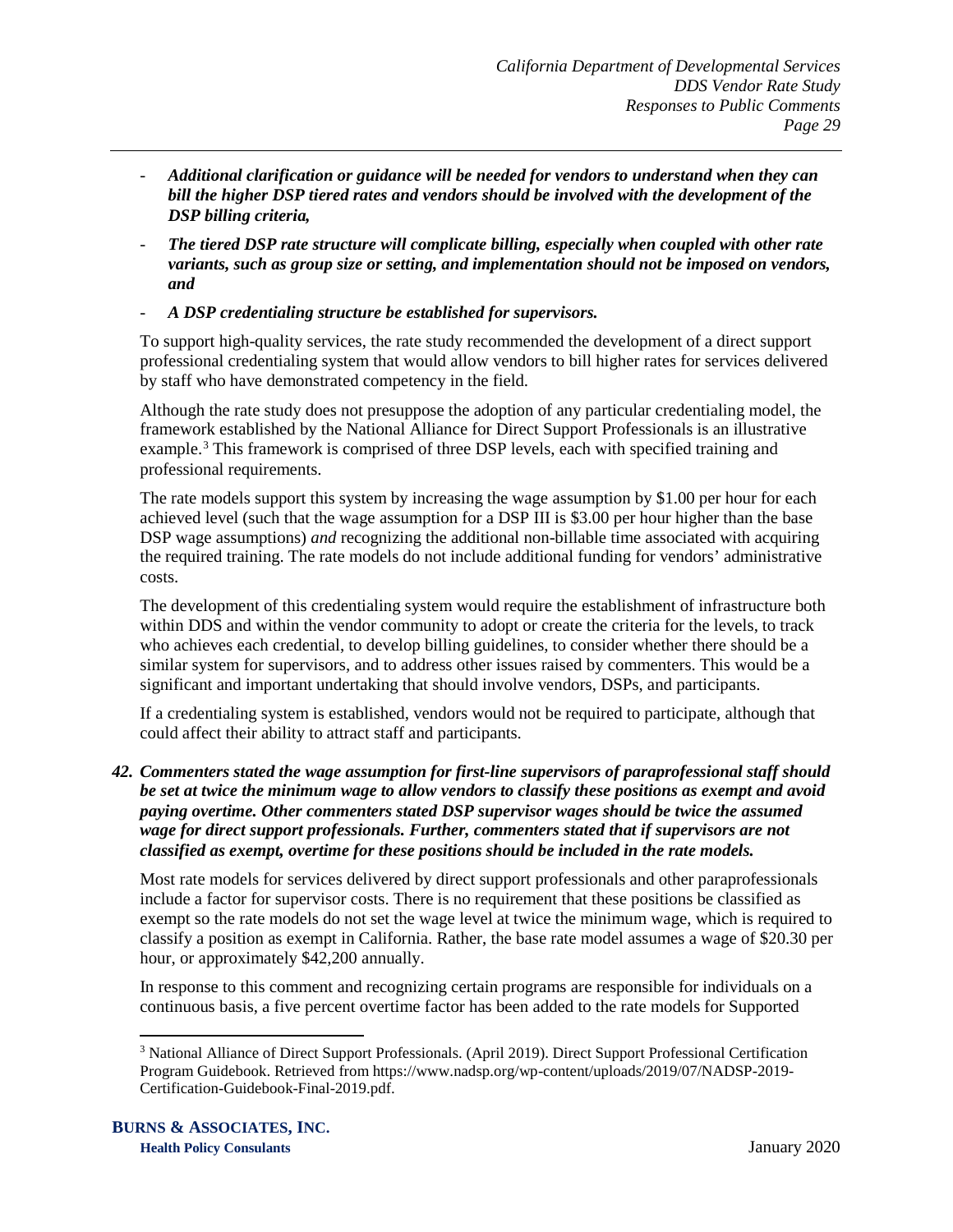- ***Additional clarification or guidance will be needed for vendors to understand when they can bill the higher DSP tiered rates and vendors should be involved with the development of the DSP billing criteria,***
- ***The tiered DSP rate structure will complicate billing, especially when coupled with other rate variants, such as group size or setting, and implementation should not be imposed on vendors, and***
- ***A DSP credentialing structure be established for supervisors.***

To support high-quality services, the rate study recommended the development of a direct support professional credentialing system that would allow vendors to bill higher rates for services delivered by staff who have demonstrated competency in the field.

Although the rate study does not presuppose the adoption of any particular credentialing model, the framework established by the National Alliance for Direct Support Professionals is an illustrative example.[3] This framework is comprised of three DSP levels, each with specified training and professional requirements.

The rate models support this system by increasing the wage assumption by $1.00 per hour for each achieved level (such that the wage assumption for a DSP III is $3.00 per hour higher than the base DSP wage assumptions) *and* recognizing the additional non-billable time associated with acquiring the required training. The rate models do not include additional funding for vendors' administrative costs.

The development of this credentialing system would require the establishment of infrastructure both within DDS and within the vendor community to adopt or create the criteria for the levels, to track who achieves each credential, to develop billing guidelines, to consider whether there should be a similar system for supervisors, and to address other issues raised by commenters. This would be a significant and important undertaking that should involve vendors, DSPs, and participants.

If a credentialing system is established, vendors would not be required to participate, although that could affect their ability to attract staff and participants.

***42. Commenters stated the wage assumption for first-line supervisors of paraprofessional staff should be set at twice the minimum wage to allow vendors to classify these positions as exempt and avoid paying overtime. Other commenters stated DSP supervisor wages should be twice the assumed wage for direct support professionals. Further, commenters stated that if supervisors are not classified as exempt, overtime for these positions should be included in the rate models.***

Most rate models for services delivered by direct support professionals and other paraprofessionals include a factor for supervisor costs. There is no requirement that these positions be classified as exempt so the rate models do not set the wage level at twice the minimum wage, which is required to classify a position as exempt in California. Rather, the base rate model assumes a wage of $20.30 per hour, or approximately $42,200 annually.

In response to this comment and recognizing certain programs are responsible for individuals on a continuous basis, a five percent overtime factor has been added to the rate models for Supported

[3] National Alliance of Direct Support Professionals. (April 2019). Direct Support Professional Certification Program Guidebook. Retrieved from https://www.nadsp.org/wp-content/uploads/2019/07/NADSP-2019-Certification-Guidebook-Final-2019.pdf.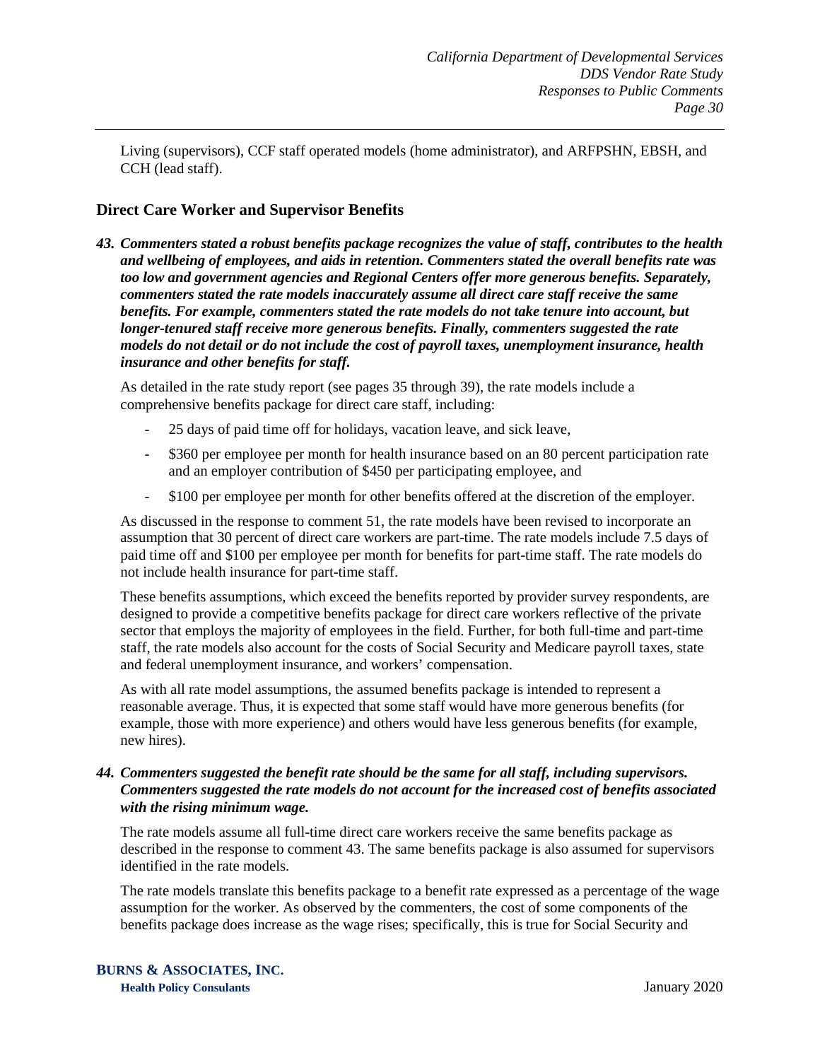Living (supervisors), CCF staff operated models (home administrator), and ARFPSHN, EBSH, and CCH (lead staff).

## Direct Care Worker and Supervisor Benefits

***43. Commenters stated a robust benefits package recognizes the value of staff, contributes to the health and wellbeing of employees, and aids in retention. Commenters stated the overall benefits rate was too low and government agencies and Regional Centers offer more generous benefits. Separately, commenters stated the rate models inaccurately assume all direct care staff receive the same benefits. For example, commenters stated the rate models do not take tenure into account, but longer-tenured staff receive more generous benefits. Finally, commenters suggested the rate models do not detail or do not include the cost of payroll taxes, unemployment insurance, health insurance and other benefits for staff.***

As detailed in the rate study report (see pages 35 through 39), the rate models include a comprehensive benefits package for direct care staff, including:

- 25 days of paid time off for holidays, vacation leave, and sick leave,
- \$360 per employee per month for health insurance based on an 80 percent participation rate and an employer contribution of \$450 per participating employee, and
- \$100 per employee per month for other benefits offered at the discretion of the employer.

As discussed in the response to comment 51, the rate models have been revised to incorporate an assumption that 30 percent of direct care workers are part-time. The rate models include 7.5 days of paid time off and \$100 per employee per month for benefits for part-time staff. The rate models do not include health insurance for part-time staff.

These benefits assumptions, which exceed the benefits reported by provider survey respondents, are designed to provide a competitive benefits package for direct care workers reflective of the private sector that employs the majority of employees in the field. Further, for both full-time and part-time staff, the rate models also account for the costs of Social Security and Medicare payroll taxes, state and federal unemployment insurance, and workers' compensation.

As with all rate model assumptions, the assumed benefits package is intended to represent a reasonable average. Thus, it is expected that some staff would have more generous benefits (for example, those with more experience) and others would have less generous benefits (for example, new hires).

***44. Commenters suggested the benefit rate should be the same for all staff, including supervisors. Commenters suggested the rate models do not account for the increased cost of benefits associated with the rising minimum wage.***

The rate models assume all full-time direct care workers receive the same benefits package as described in the response to comment 43. The same benefits package is also assumed for supervisors identified in the rate models.

The rate models translate this benefits package to a benefit rate expressed as a percentage of the wage assumption for the worker. As observed by the commenters, the cost of some components of the benefits package does increase as the wage rises; specifically, this is true for Social Security and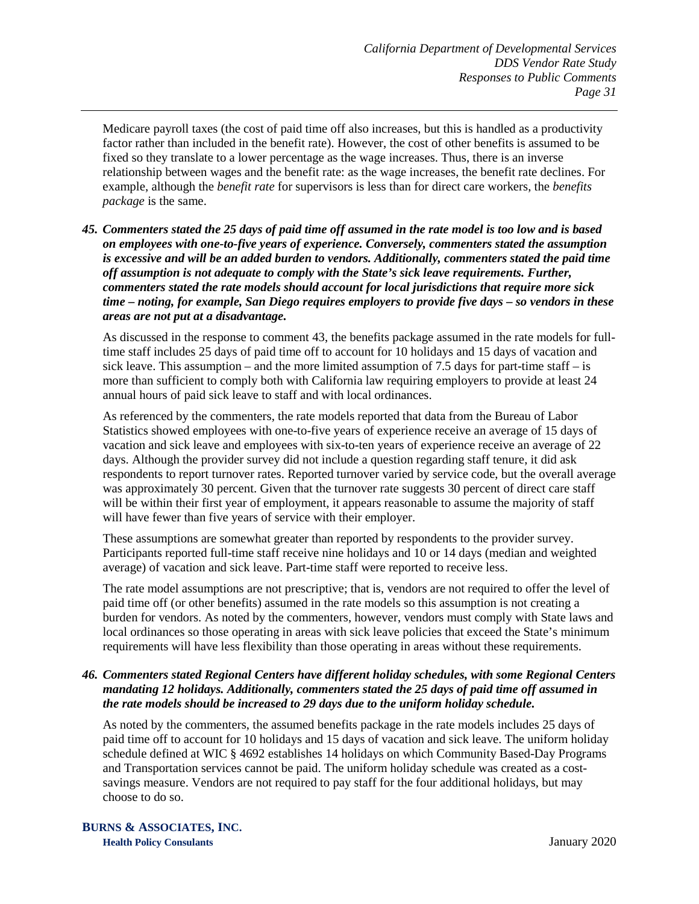Medicare payroll taxes (the cost of paid time off also increases, but this is handled as a productivity factor rather than included in the benefit rate). However, the cost of other benefits is assumed to be fixed so they translate to a lower percentage as the wage increases. Thus, there is an inverse relationship between wages and the benefit rate: as the wage increases, the benefit rate declines. For example, although the *benefit rate* for supervisors is less than for direct care workers, the *benefits package* is the same.

***45. Commenters stated the 25 days of paid time off assumed in the rate model is too low and is based on employees with one-to-five years of experience. Conversely, commenters stated the assumption is excessive and will be an added burden to vendors. Additionally, commenters stated the paid time off assumption is not adequate to comply with the State's sick leave requirements. Further, commenters stated the rate models should account for local jurisdictions that require more sick time – noting, for example, San Diego requires employers to provide five days – so vendors in these areas are not put at a disadvantage.***

As discussed in the response to comment 43, the benefits package assumed in the rate models for full-time staff includes 25 days of paid time off to account for 10 holidays and 15 days of vacation and sick leave. This assumption – and the more limited assumption of 7.5 days for part-time staff – is more than sufficient to comply both with California law requiring employers to provide at least 24 annual hours of paid sick leave to staff and with local ordinances.

As referenced by the commenters, the rate models reported that data from the Bureau of Labor Statistics showed employees with one-to-five years of experience receive an average of 15 days of vacation and sick leave and employees with six-to-ten years of experience receive an average of 22 days. Although the provider survey did not include a question regarding staff tenure, it did ask respondents to report turnover rates. Reported turnover varied by service code, but the overall average was approximately 30 percent. Given that the turnover rate suggests 30 percent of direct care staff will be within their first year of employment, it appears reasonable to assume the majority of staff will have fewer than five years of service with their employer.

These assumptions are somewhat greater than reported by respondents to the provider survey. Participants reported full-time staff receive nine holidays and 10 or 14 days (median and weighted average) of vacation and sick leave. Part-time staff were reported to receive less.

The rate model assumptions are not prescriptive; that is, vendors are not required to offer the level of paid time off (or other benefits) assumed in the rate models so this assumption is not creating a burden for vendors. As noted by the commenters, however, vendors must comply with State laws and local ordinances so those operating in areas with sick leave policies that exceed the State's minimum requirements will have less flexibility than those operating in areas without these requirements.

***46. Commenters stated Regional Centers have different holiday schedules, with some Regional Centers mandating 12 holidays. Additionally, commenters stated the 25 days of paid time off assumed in the rate models should be increased to 29 days due to the uniform holiday schedule.***

As noted by the commenters, the assumed benefits package in the rate models includes 25 days of paid time off to account for 10 holidays and 15 days of vacation and sick leave. The uniform holiday schedule defined at WIC § 4692 establishes 14 holidays on which Community Based-Day Programs and Transportation services cannot be paid. The uniform holiday schedule was created as a cost-savings measure. Vendors are not required to pay staff for the four additional holidays, but may choose to do so.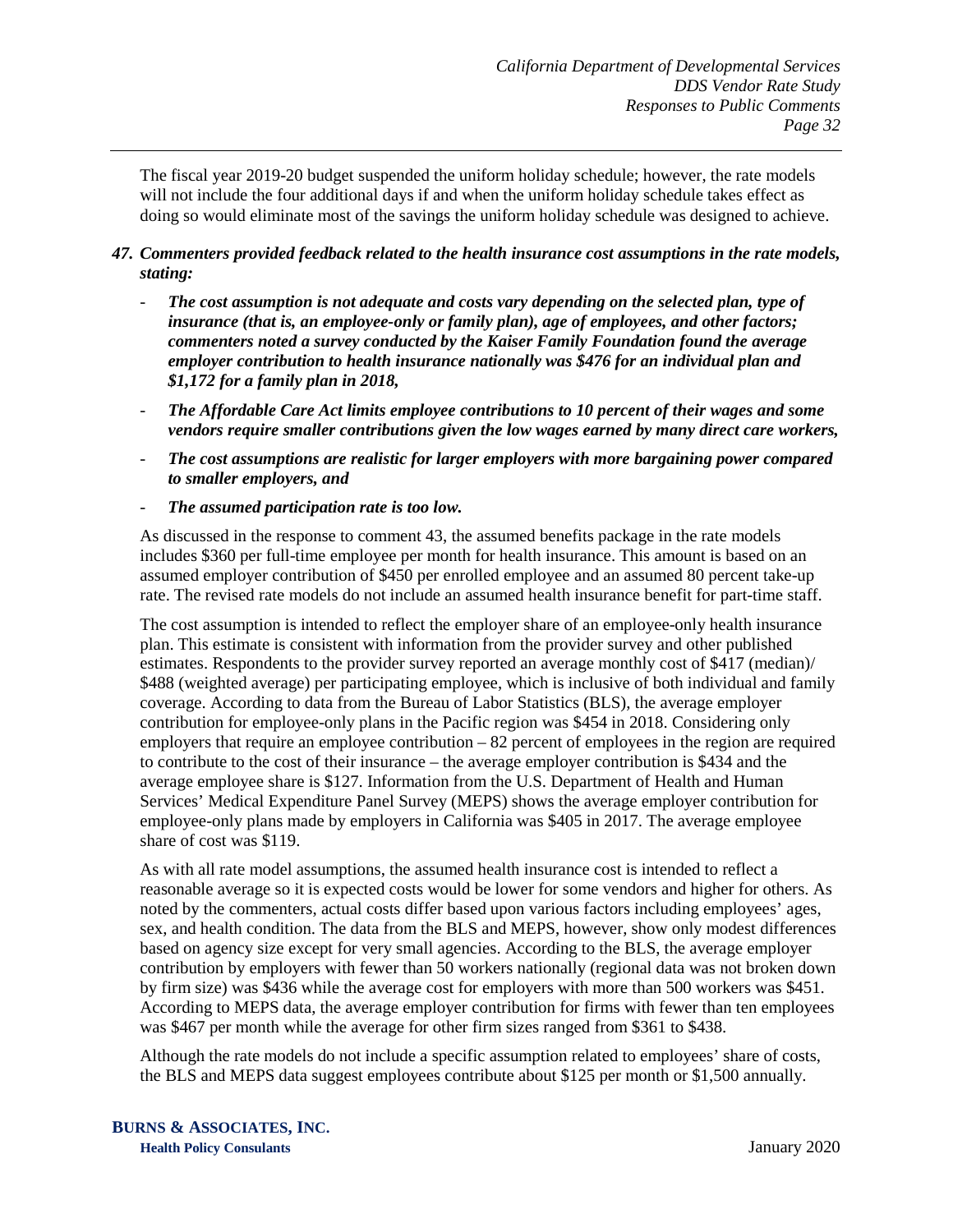The fiscal year 2019-20 budget suspended the uniform holiday schedule; however, the rate models will not include the four additional days if and when the uniform holiday schedule takes effect as doing so would eliminate most of the savings the uniform holiday schedule was designed to achieve.

47. ***Commenters provided feedback related to the health insurance cost assumptions in the rate models, stating:***

    - ***The cost assumption is not adequate and costs vary depending on the selected plan, type of insurance (that is, an employee-only or family plan), age of employees, and other factors; commenters noted a survey conducted by the Kaiser Family Foundation found the average employer contribution to health insurance nationally was $476 for an individual plan and $1,172 for a family plan in 2018,***
    - ***The Affordable Care Act limits employee contributions to 10 percent of their wages and some vendors require smaller contributions given the low wages earned by many direct care workers,***
    - ***The cost assumptions are realistic for larger employers with more bargaining power compared to smaller employers, and***
    - ***The assumed participation rate is too low.***

    As discussed in the response to comment 43, the assumed benefits package in the rate models includes $360 per full-time employee per month for health insurance. This amount is based on an assumed employer contribution of $450 per enrolled employee and an assumed 80 percent take-up rate. The revised rate models do not include an assumed health insurance benefit for part-time staff.

    The cost assumption is intended to reflect the employer share of an employee-only health insurance plan. This estimate is consistent with information from the provider survey and other published estimates. Respondents to the provider survey reported an average monthly cost of $417 (median)/ $488 (weighted average) per participating employee, which is inclusive of both individual and family coverage. According to data from the Bureau of Labor Statistics (BLS), the average employer contribution for employee-only plans in the Pacific region was $454 in 2018. Considering only employers that require an employee contribution – 82 percent of employees in the region are required to contribute to the cost of their insurance – the average employer contribution is $434 and the average employee share is $127. Information from the U.S. Department of Health and Human Services' Medical Expenditure Panel Survey (MEPS) shows the average employer contribution for employee-only plans made by employers in California was $405 in 2017. The average employee share of cost was $119.

    As with all rate model assumptions, the assumed health insurance cost is intended to reflect a reasonable average so it is expected costs would be lower for some vendors and higher for others. As noted by the commenters, actual costs differ based upon various factors including employees' ages, sex, and health condition. The data from the BLS and MEPS, however, show only modest differences based on agency size except for very small agencies. According to the BLS, the average employer contribution by employers with fewer than 50 workers nationally (regional data was not broken down by firm size) was $436 while the average cost for employers with more than 500 workers was $451. According to MEPS data, the average employer contribution for firms with fewer than ten employees was $467 per month while the average for other firm sizes ranged from $361 to $438.

    Although the rate models do not include a specific assumption related to employees' share of costs, the BLS and MEPS data suggest employees contribute about $125 per month or $1,500 annually.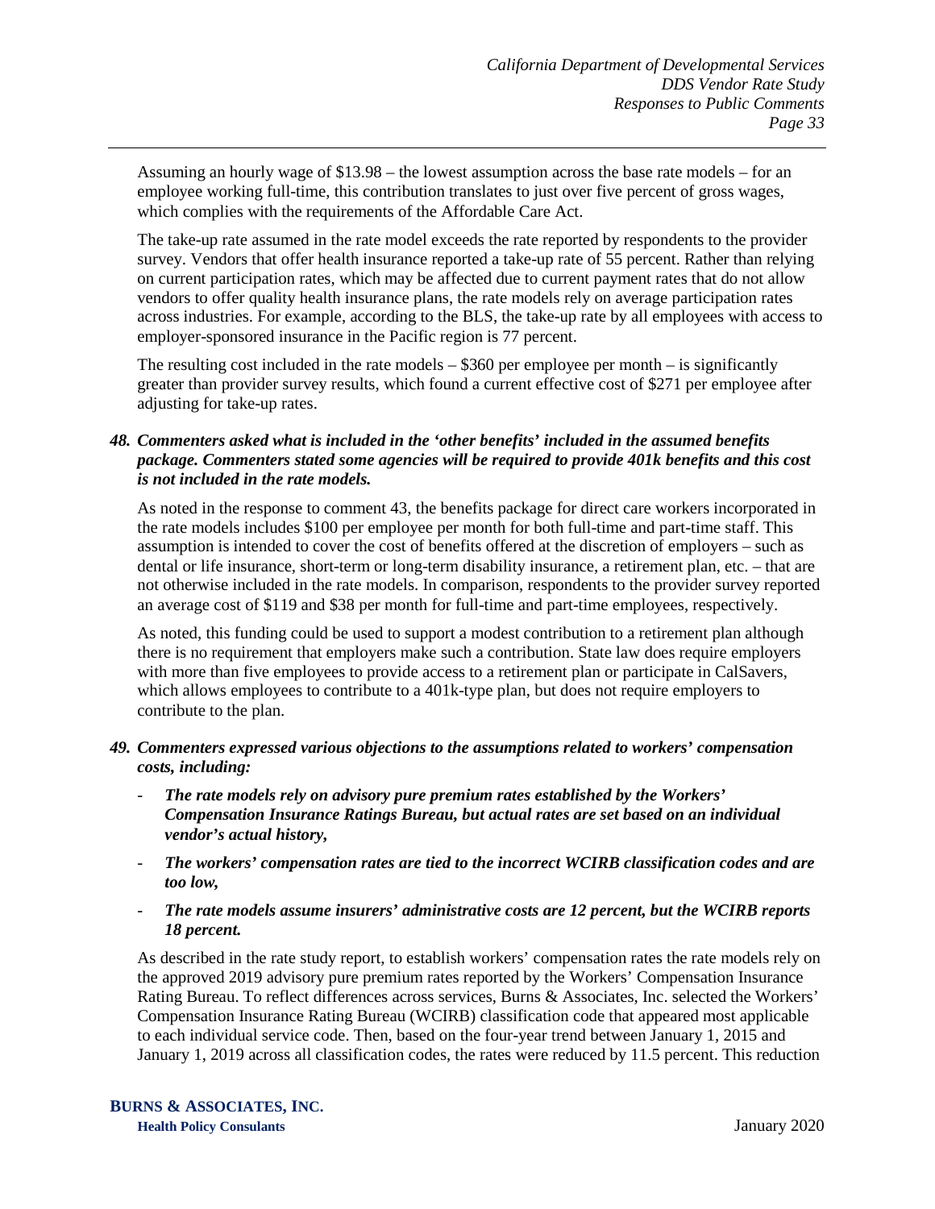Assuming an hourly wage of $13.98 – the lowest assumption across the base rate models – for an employee working full-time, this contribution translates to just over five percent of gross wages, which complies with the requirements of the Affordable Care Act.

The take-up rate assumed in the rate model exceeds the rate reported by respondents to the provider survey. Vendors that offer health insurance reported a take-up rate of 55 percent. Rather than relying on current participation rates, which may be affected due to current payment rates that do not allow vendors to offer quality health insurance plans, the rate models rely on average participation rates across industries. For example, according to the BLS, the take-up rate by all employees with access to employer-sponsored insurance in the Pacific region is 77 percent.

The resulting cost included in the rate models – $360 per employee per month – is significantly greater than provider survey results, which found a current effective cost of $271 per employee after adjusting for take-up rates.

***48. Commenters asked what is included in the 'other benefits' included in the assumed benefits package. Commenters stated some agencies will be required to provide 401k benefits and this cost is not included in the rate models.***

As noted in the response to comment 43, the benefits package for direct care workers incorporated in the rate models includes $100 per employee per month for both full-time and part-time staff. This assumption is intended to cover the cost of benefits offered at the discretion of employers – such as dental or life insurance, short-term or long-term disability insurance, a retirement plan, etc. – that are not otherwise included in the rate models. In comparison, respondents to the provider survey reported an average cost of $119 and $38 per month for full-time and part-time employees, respectively.

As noted, this funding could be used to support a modest contribution to a retirement plan although there is no requirement that employers make such a contribution. State law does require employers with more than five employees to provide access to a retirement plan or participate in CalSavers, which allows employees to contribute to a 401k-type plan, but does not require employers to contribute to the plan.

***49. Commenters expressed various objections to the assumptions related to workers' compensation costs, including:***

- ***The rate models rely on advisory pure premium rates established by the Workers' Compensation Insurance Ratings Bureau, but actual rates are set based on an individual vendor's actual history,***
- ***The workers' compensation rates are tied to the incorrect WCIRB classification codes and are too low,***
- ***The rate models assume insurers' administrative costs are 12 percent, but the WCIRB reports 18 percent.***

As described in the rate study report, to establish workers' compensation rates the rate models rely on the approved 2019 advisory pure premium rates reported by the Workers' Compensation Insurance Rating Bureau. To reflect differences across services, Burns & Associates, Inc. selected the Workers' Compensation Insurance Rating Bureau (WCIRB) classification code that appeared most applicable to each individual service code. Then, based on the four-year trend between January 1, 2015 and January 1, 2019 across all classification codes, the rates were reduced by 11.5 percent. This reduction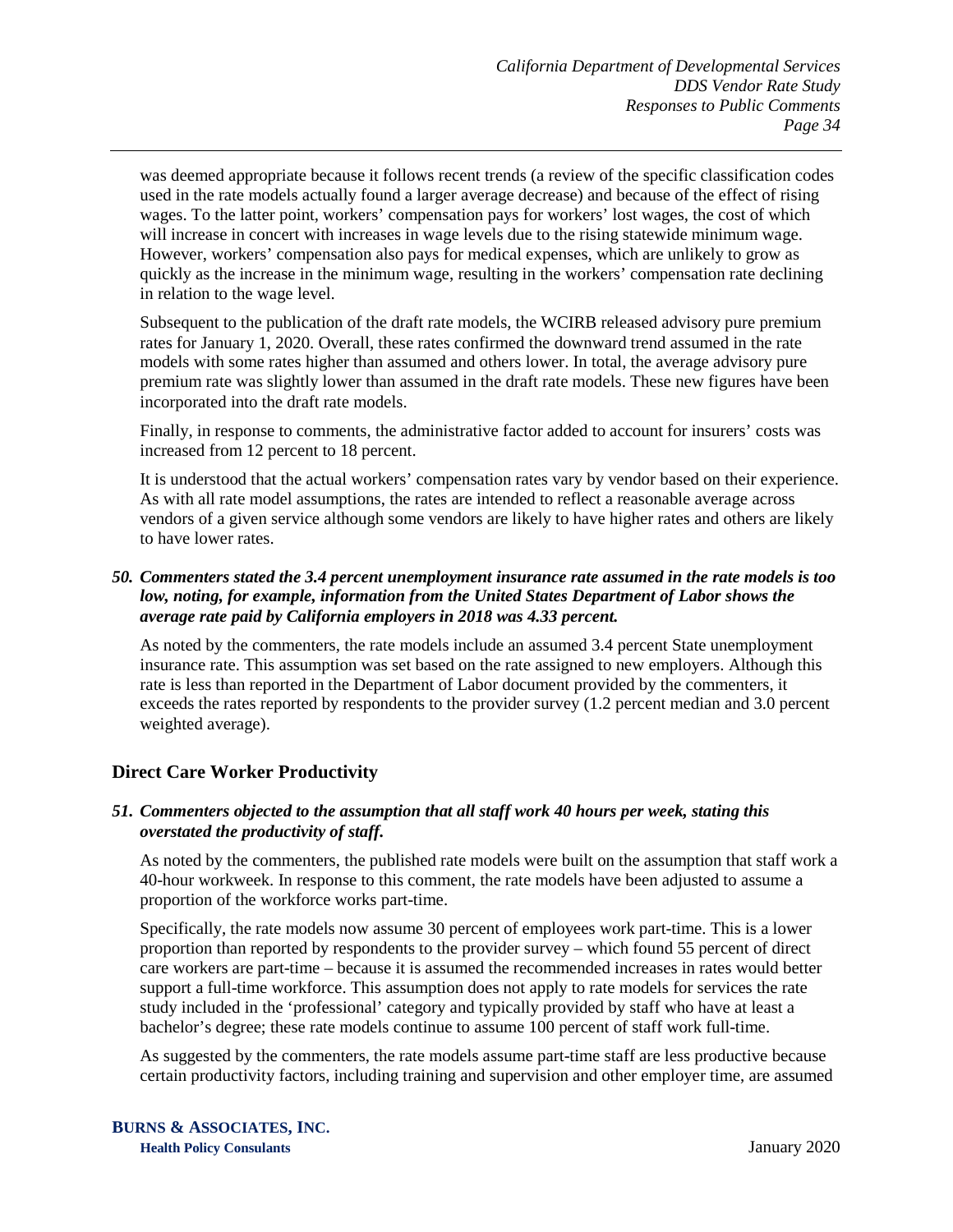was deemed appropriate because it follows recent trends (a review of the specific classification codes used in the rate models actually found a larger average decrease) and because of the effect of rising wages. To the latter point, workers' compensation pays for workers' lost wages, the cost of which will increase in concert with increases in wage levels due to the rising statewide minimum wage. However, workers' compensation also pays for medical expenses, which are unlikely to grow as quickly as the increase in the minimum wage, resulting in the workers' compensation rate declining in relation to the wage level.

Subsequent to the publication of the draft rate models, the WCIRB released advisory pure premium rates for January 1, 2020. Overall, these rates confirmed the downward trend assumed in the rate models with some rates higher than assumed and others lower. In total, the average advisory pure premium rate was slightly lower than assumed in the draft rate models. These new figures have been incorporated into the draft rate models.

Finally, in response to comments, the administrative factor added to account for insurers' costs was increased from 12 percent to 18 percent.

It is understood that the actual workers' compensation rates vary by vendor based on their experience. As with all rate model assumptions, the rates are intended to reflect a reasonable average across vendors of a given service although some vendors are likely to have higher rates and others are likely to have lower rates.

***50. Commenters stated the 3.4 percent unemployment insurance rate assumed in the rate models is too low, noting, for example, information from the United States Department of Labor shows the average rate paid by California employers in 2018 was 4.33 percent.***

As noted by the commenters, the rate models include an assumed 3.4 percent State unemployment insurance rate. This assumption was set based on the rate assigned to new employers. Although this rate is less than reported in the Department of Labor document provided by the commenters, it exceeds the rates reported by respondents to the provider survey (1.2 percent median and 3.0 percent weighted average).

## Direct Care Worker Productivity

***51. Commenters objected to the assumption that all staff work 40 hours per week, stating this overstated the productivity of staff.***

As noted by the commenters, the published rate models were built on the assumption that staff work a 40-hour workweek. In response to this comment, the rate models have been adjusted to assume a proportion of the workforce works part-time.

Specifically, the rate models now assume 30 percent of employees work part-time. This is a lower proportion than reported by respondents to the provider survey – which found 55 percent of direct care workers are part-time – because it is assumed the recommended increases in rates would better support a full-time workforce. This assumption does not apply to rate models for services the rate study included in the 'professional' category and typically provided by staff who have at least a bachelor's degree; these rate models continue to assume 100 percent of staff work full-time.

As suggested by the commenters, the rate models assume part-time staff are less productive because certain productivity factors, including training and supervision and other employer time, are assumed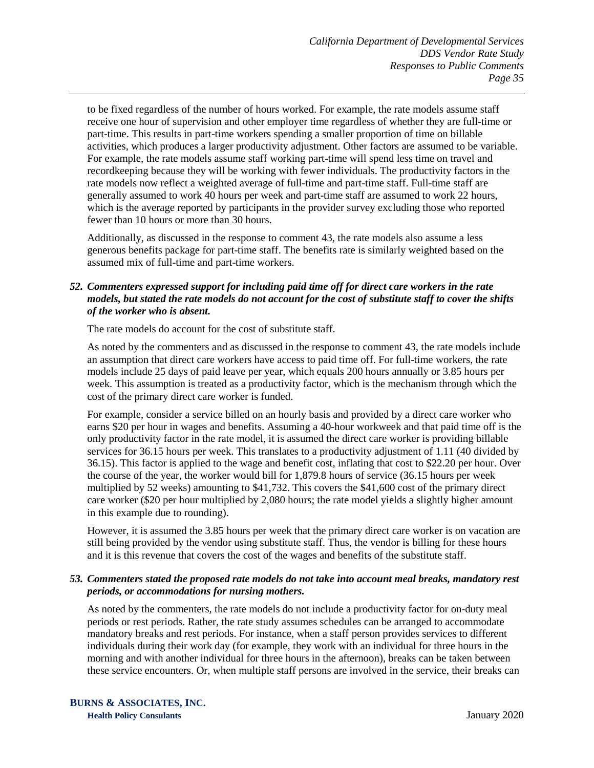to be fixed regardless of the number of hours worked. For example, the rate models assume staff receive one hour of supervision and other employer time regardless of whether they are full-time or part-time. This results in part-time workers spending a smaller proportion of time on billable activities, which produces a larger productivity adjustment. Other factors are assumed to be variable. For example, the rate models assume staff working part-time will spend less time on travel and recordkeeping because they will be working with fewer individuals. The productivity factors in the rate models now reflect a weighted average of full-time and part-time staff. Full-time staff are generally assumed to work 40 hours per week and part-time staff are assumed to work 22 hours, which is the average reported by participants in the provider survey excluding those who reported fewer than 10 hours or more than 30 hours.

Additionally, as discussed in the response to comment 43, the rate models also assume a less generous benefits package for part-time staff. The benefits rate is similarly weighted based on the assumed mix of full-time and part-time workers.

***52. Commenters expressed support for including paid time off for direct care workers in the rate models, but stated the rate models do not account for the cost of substitute staff to cover the shifts of the worker who is absent.***

The rate models do account for the cost of substitute staff.

As noted by the commenters and as discussed in the response to comment 43, the rate models include an assumption that direct care workers have access to paid time off. For full-time workers, the rate models include 25 days of paid leave per year, which equals 200 hours annually or 3.85 hours per week. This assumption is treated as a productivity factor, which is the mechanism through which the cost of the primary direct care worker is funded.

For example, consider a service billed on an hourly basis and provided by a direct care worker who earns $20 per hour in wages and benefits. Assuming a 40-hour workweek and that paid time off is the only productivity factor in the rate model, it is assumed the direct care worker is providing billable services for 36.15 hours per week. This translates to a productivity adjustment of 1.11 (40 divided by 36.15). This factor is applied to the wage and benefit cost, inflating that cost to $22.20 per hour. Over the course of the year, the worker would bill for 1,879.8 hours of service (36.15 hours per week multiplied by 52 weeks) amounting to $41,732. This covers the $41,600 cost of the primary direct care worker ($20 per hour multiplied by 2,080 hours; the rate model yields a slightly higher amount in this example due to rounding).

However, it is assumed the 3.85 hours per week that the primary direct care worker is on vacation are still being provided by the vendor using substitute staff. Thus, the vendor is billing for these hours and it is this revenue that covers the cost of the wages and benefits of the substitute staff.

***53. Commenters stated the proposed rate models do not take into account meal breaks, mandatory rest periods, or accommodations for nursing mothers.***

As noted by the commenters, the rate models do not include a productivity factor for on-duty meal periods or rest periods. Rather, the rate study assumes schedules can be arranged to accommodate mandatory breaks and rest periods. For instance, when a staff person provides services to different individuals during their work day (for example, they work with an individual for three hours in the morning and with another individual for three hours in the afternoon), breaks can be taken between these service encounters. Or, when multiple staff persons are involved in the service, their breaks can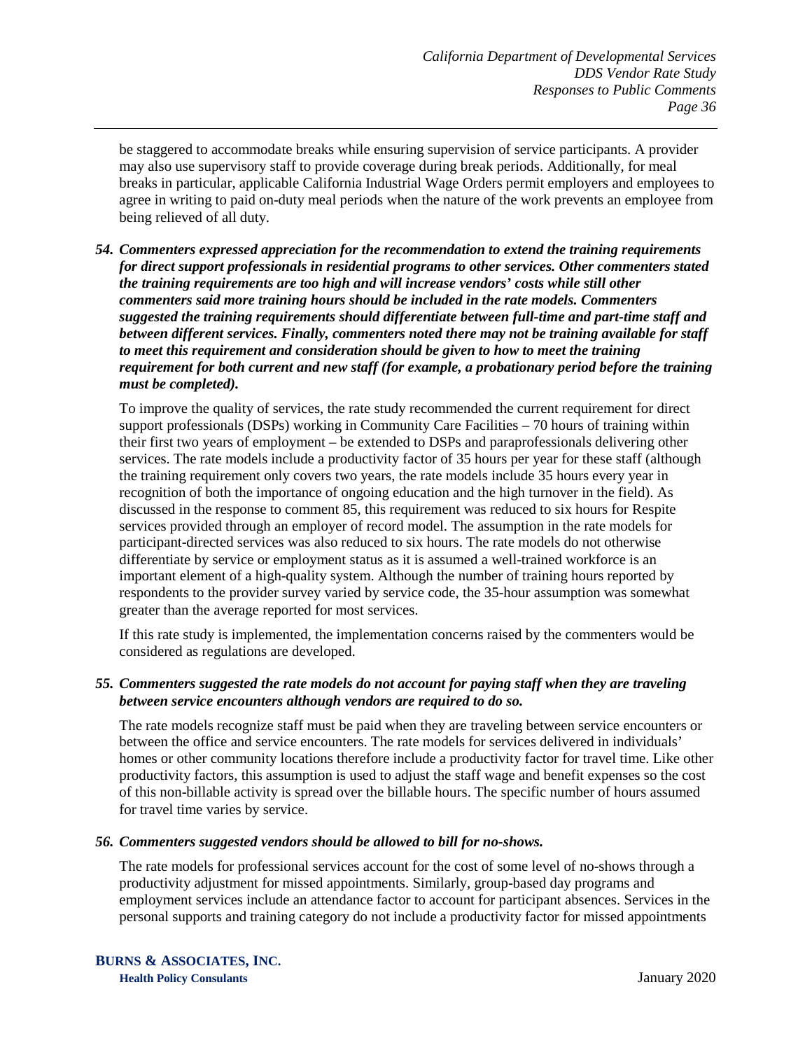be staggered to accommodate breaks while ensuring supervision of service participants. A provider may also use supervisory staff to provide coverage during break periods. Additionally, for meal breaks in particular, applicable California Industrial Wage Orders permit employers and employees to agree in writing to paid on-duty meal periods when the nature of the work prevents an employee from being relieved of all duty.

***54. Commenters expressed appreciation for the recommendation to extend the training requirements for direct support professionals in residential programs to other services. Other commenters stated the training requirements are too high and will increase vendors' costs while still other commenters said more training hours should be included in the rate models. Commenters suggested the training requirements should differentiate between full-time and part-time staff and between different services. Finally, commenters noted there may not be training available for staff to meet this requirement and consideration should be given to how to meet the training requirement for both current and new staff (for example, a probationary period before the training must be completed).***

To improve the quality of services, the rate study recommended the current requirement for direct support professionals (DSPs) working in Community Care Facilities – 70 hours of training within their first two years of employment – be extended to DSPs and paraprofessionals delivering other services. The rate models include a productivity factor of 35 hours per year for these staff (although the training requirement only covers two years, the rate models include 35 hours every year in recognition of both the importance of ongoing education and the high turnover in the field). As discussed in the response to comment 85, this requirement was reduced to six hours for Respite services provided through an employer of record model. The assumption in the rate models for participant-directed services was also reduced to six hours. The rate models do not otherwise differentiate by service or employment status as it is assumed a well-trained workforce is an important element of a high-quality system. Although the number of training hours reported by respondents to the provider survey varied by service code, the 35-hour assumption was somewhat greater than the average reported for most services.

If this rate study is implemented, the implementation concerns raised by the commenters would be considered as regulations are developed.

***55. Commenters suggested the rate models do not account for paying staff when they are traveling between service encounters although vendors are required to do so.***

The rate models recognize staff must be paid when they are traveling between service encounters or between the office and service encounters. The rate models for services delivered in individuals' homes or other community locations therefore include a productivity factor for travel time. Like other productivity factors, this assumption is used to adjust the staff wage and benefit expenses so the cost of this non-billable activity is spread over the billable hours. The specific number of hours assumed for travel time varies by service.

***56. Commenters suggested vendors should be allowed to bill for no-shows.***

The rate models for professional services account for the cost of some level of no-shows through a productivity adjustment for missed appointments. Similarly, group-based day programs and employment services include an attendance factor to account for participant absences. Services in the personal supports and training category do not include a productivity factor for missed appointments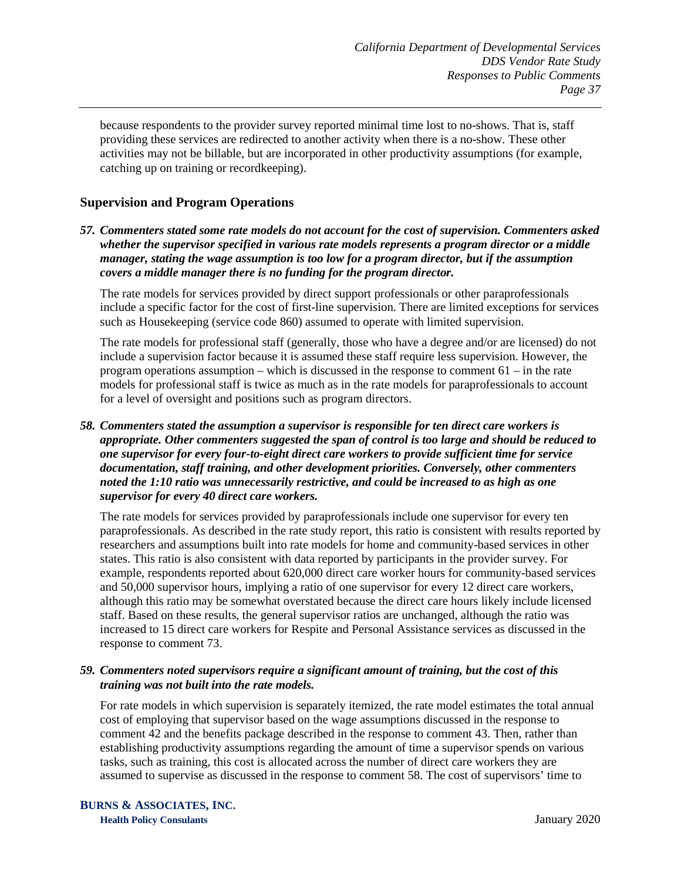because respondents to the provider survey reported minimal time lost to no-shows. That is, staff providing these services are redirected to another activity when there is a no-show. These other activities may not be billable, but are incorporated in other productivity assumptions (for example, catching up on training or recordkeeping).

## Supervision and Program Operations

***57. Commenters stated some rate models do not account for the cost of supervision. Commenters asked whether the supervisor specified in various rate models represents a program director or a middle manager, stating the wage assumption is too low for a program director, but if the assumption covers a middle manager there is no funding for the program director.***

The rate models for services provided by direct support professionals or other paraprofessionals include a specific factor for the cost of first-line supervision. There are limited exceptions for services such as Housekeeping (service code 860) assumed to operate with limited supervision.

The rate models for professional staff (generally, those who have a degree and/or are licensed) do not include a supervision factor because it is assumed these staff require less supervision. However, the program operations assumption – which is discussed in the response to comment 61 – in the rate models for professional staff is twice as much as in the rate models for paraprofessionals to account for a level of oversight and positions such as program directors.

***58. Commenters stated the assumption a supervisor is responsible for ten direct care workers is appropriate. Other commenters suggested the span of control is too large and should be reduced to one supervisor for every four-to-eight direct care workers to provide sufficient time for service documentation, staff training, and other development priorities. Conversely, other commenters noted the 1:10 ratio was unnecessarily restrictive, and could be increased to as high as one supervisor for every 40 direct care workers.***

The rate models for services provided by paraprofessionals include one supervisor for every ten paraprofessionals. As described in the rate study report, this ratio is consistent with results reported by researchers and assumptions built into rate models for home and community-based services in other states. This ratio is also consistent with data reported by participants in the provider survey. For example, respondents reported about 620,000 direct care worker hours for community-based services and 50,000 supervisor hours, implying a ratio of one supervisor for every 12 direct care workers, although this ratio may be somewhat overstated because the direct care hours likely include licensed staff. Based on these results, the general supervisor ratios are unchanged, although the ratio was increased to 15 direct care workers for Respite and Personal Assistance services as discussed in the response to comment 73.

***59. Commenters noted supervisors require a significant amount of training, but the cost of this training was not built into the rate models.***

For rate models in which supervision is separately itemized, the rate model estimates the total annual cost of employing that supervisor based on the wage assumptions discussed in the response to comment 42 and the benefits package described in the response to comment 43. Then, rather than establishing productivity assumptions regarding the amount of time a supervisor spends on various tasks, such as training, this cost is allocated across the number of direct care workers they are assumed to supervise as discussed in the response to comment 58. The cost of supervisors' time to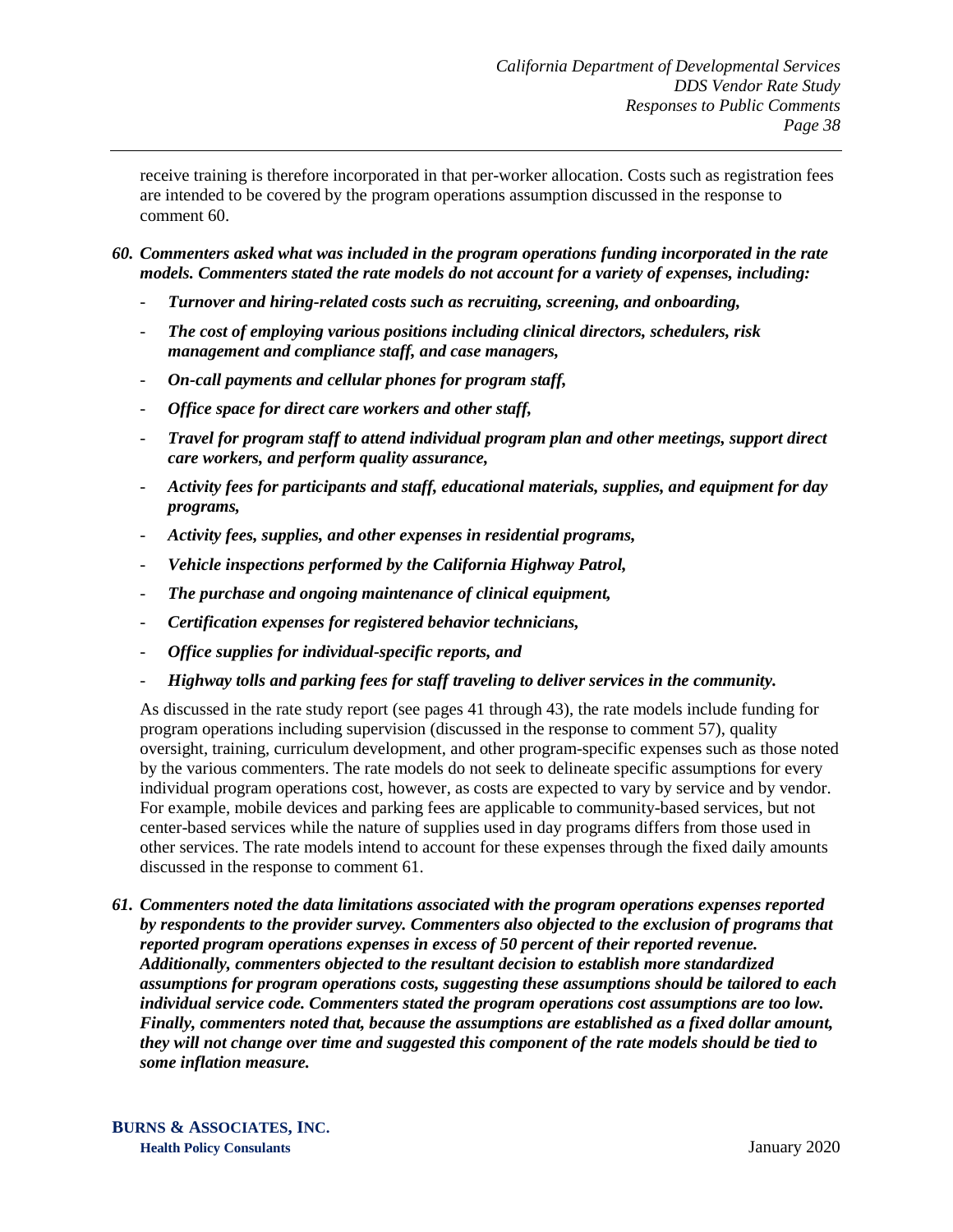receive training is therefore incorporated in that per-worker allocation. Costs such as registration fees are intended to be covered by the program operations assumption discussed in the response to comment 60.

60. ***Commenters asked what was included in the program operations funding incorporated in the rate models. Commenters stated the rate models do not account for a variety of expenses, including:***

    - ***Turnover and hiring-related costs such as recruiting, screening, and onboarding,***
    - ***The cost of employing various positions including clinical directors, schedulers, risk management and compliance staff, and case managers,***
    - ***On-call payments and cellular phones for program staff,***
    - ***Office space for direct care workers and other staff,***
    - ***Travel for program staff to attend individual program plan and other meetings, support direct care workers, and perform quality assurance,***
    - ***Activity fees for participants and staff, educational materials, supplies, and equipment for day programs,***
    - ***Activity fees, supplies, and other expenses in residential programs,***
    - ***Vehicle inspections performed by the California Highway Patrol,***
    - ***The purchase and ongoing maintenance of clinical equipment,***
    - ***Certification expenses for registered behavior technicians,***
    - ***Office supplies for individual-specific reports, and***
    - ***Highway tolls and parking fees for staff traveling to deliver services in the community.***

    As discussed in the rate study report (see pages 41 through 43), the rate models include funding for program operations including supervision (discussed in the response to comment 57), quality oversight, training, curriculum development, and other program-specific expenses such as those noted by the various commenters. The rate models do not seek to delineate specific assumptions for every individual program operations cost, however, as costs are expected to vary by service and by vendor. For example, mobile devices and parking fees are applicable to community-based services, but not center-based services while the nature of supplies used in day programs differs from those used in other services. The rate models intend to account for these expenses through the fixed daily amounts discussed in the response to comment 61.

61. ***Commenters noted the data limitations associated with the program operations expenses reported by respondents to the provider survey. Commenters also objected to the exclusion of programs that reported program operations expenses in excess of 50 percent of their reported revenue. Additionally, commenters objected to the resultant decision to establish more standardized assumptions for program operations costs, suggesting these assumptions should be tailored to each individual service code. Commenters stated the program operations cost assumptions are too low. Finally, commenters noted that, because the assumptions are established as a fixed dollar amount, they will not change over time and suggested this component of the rate models should be tied to some inflation measure.***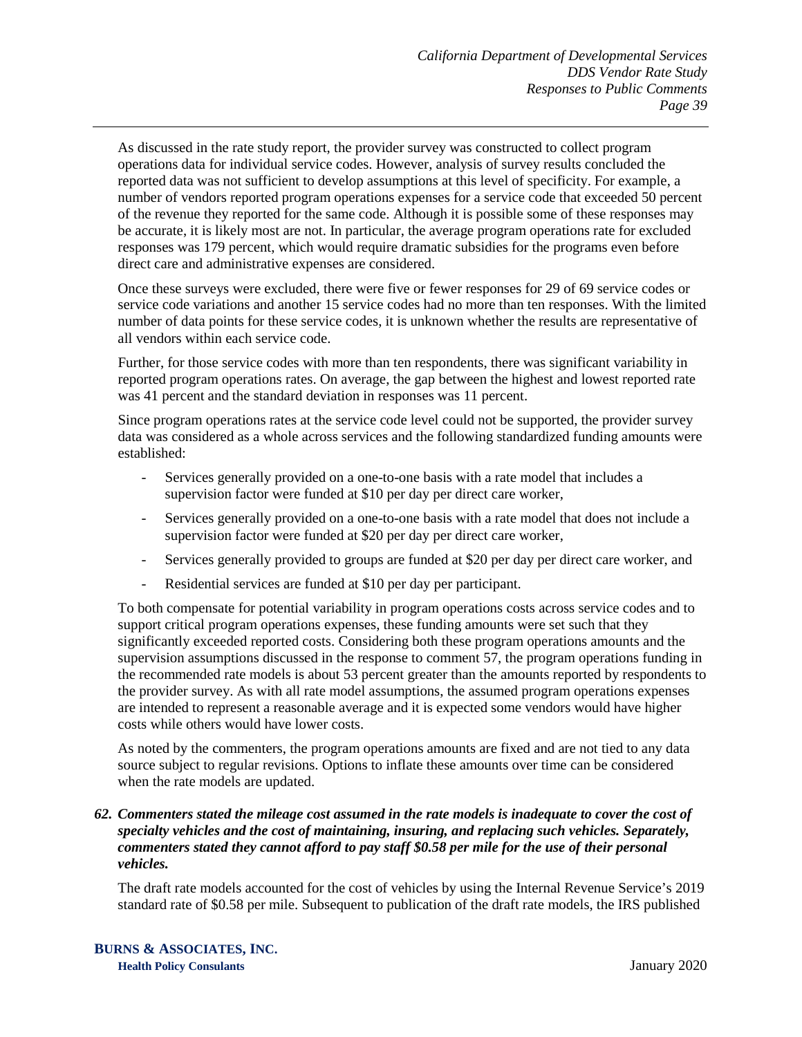As discussed in the rate study report, the provider survey was constructed to collect program operations data for individual service codes. However, analysis of survey results concluded the reported data was not sufficient to develop assumptions at this level of specificity. For example, a number of vendors reported program operations expenses for a service code that exceeded 50 percent of the revenue they reported for the same code. Although it is possible some of these responses may be accurate, it is likely most are not. In particular, the average program operations rate for excluded responses was 179 percent, which would require dramatic subsidies for the programs even before direct care and administrative expenses are considered.

Once these surveys were excluded, there were five or fewer responses for 29 of 69 service codes or service code variations and another 15 service codes had no more than ten responses. With the limited number of data points for these service codes, it is unknown whether the results are representative of all vendors within each service code.

Further, for those service codes with more than ten respondents, there was significant variability in reported program operations rates. On average, the gap between the highest and lowest reported rate was 41 percent and the standard deviation in responses was 11 percent.

Since program operations rates at the service code level could not be supported, the provider survey data was considered as a whole across services and the following standardized funding amounts were established:

- Services generally provided on a one-to-one basis with a rate model that includes a supervision factor were funded at $10 per day per direct care worker,
- Services generally provided on a one-to-one basis with a rate model that does not include a supervision factor were funded at $20 per day per direct care worker,
- Services generally provided to groups are funded at $20 per day per direct care worker, and
- Residential services are funded at $10 per day per participant.

To both compensate for potential variability in program operations costs across service codes and to support critical program operations expenses, these funding amounts were set such that they significantly exceeded reported costs. Considering both these program operations amounts and the supervision assumptions discussed in the response to comment 57, the program operations funding in the recommended rate models is about 53 percent greater than the amounts reported by respondents to the provider survey. As with all rate model assumptions, the assumed program operations expenses are intended to represent a reasonable average and it is expected some vendors would have higher costs while others would have lower costs.

As noted by the commenters, the program operations amounts are fixed and are not tied to any data source subject to regular revisions. Options to inflate these amounts over time can be considered when the rate models are updated.

***62. Commenters stated the mileage cost assumed in the rate models is inadequate to cover the cost of specialty vehicles and the cost of maintaining, insuring, and replacing such vehicles. Separately, commenters stated they cannot afford to pay staff $0.58 per mile for the use of their personal vehicles.***

The draft rate models accounted for the cost of vehicles by using the Internal Revenue Service's 2019 standard rate of $0.58 per mile. Subsequent to publication of the draft rate models, the IRS published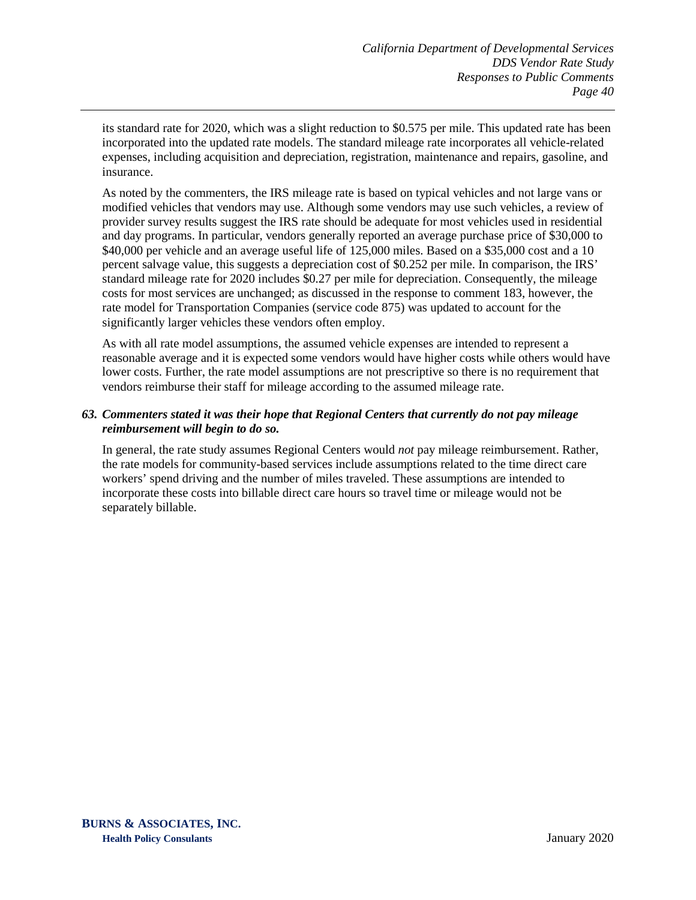its standard rate for 2020, which was a slight reduction to $0.575 per mile. This updated rate has been incorporated into the updated rate models. The standard mileage rate incorporates all vehicle-related expenses, including acquisition and depreciation, registration, maintenance and repairs, gasoline, and insurance.

As noted by the commenters, the IRS mileage rate is based on typical vehicles and not large vans or modified vehicles that vendors may use. Although some vendors may use such vehicles, a review of provider survey results suggest the IRS rate should be adequate for most vehicles used in residential and day programs. In particular, vendors generally reported an average purchase price of $30,000 to $40,000 per vehicle and an average useful life of 125,000 miles. Based on a $35,000 cost and a 10 percent salvage value, this suggests a depreciation cost of $0.252 per mile. In comparison, the IRS' standard mileage rate for 2020 includes $0.27 per mile for depreciation. Consequently, the mileage costs for most services are unchanged; as discussed in the response to comment 183, however, the rate model for Transportation Companies (service code 875) was updated to account for the significantly larger vehicles these vendors often employ.

As with all rate model assumptions, the assumed vehicle expenses are intended to represent a reasonable average and it is expected some vendors would have higher costs while others would have lower costs. Further, the rate model assumptions are not prescriptive so there is no requirement that vendors reimburse their staff for mileage according to the assumed mileage rate.

***63. Commenters stated it was their hope that Regional Centers that currently do not pay mileage reimbursement will begin to do so.***

In general, the rate study assumes Regional Centers would *not* pay mileage reimbursement. Rather, the rate models for community-based services include assumptions related to the time direct care workers' spend driving and the number of miles traveled. These assumptions are intended to incorporate these costs into billable direct care hours so travel time or mileage would not be separately billable.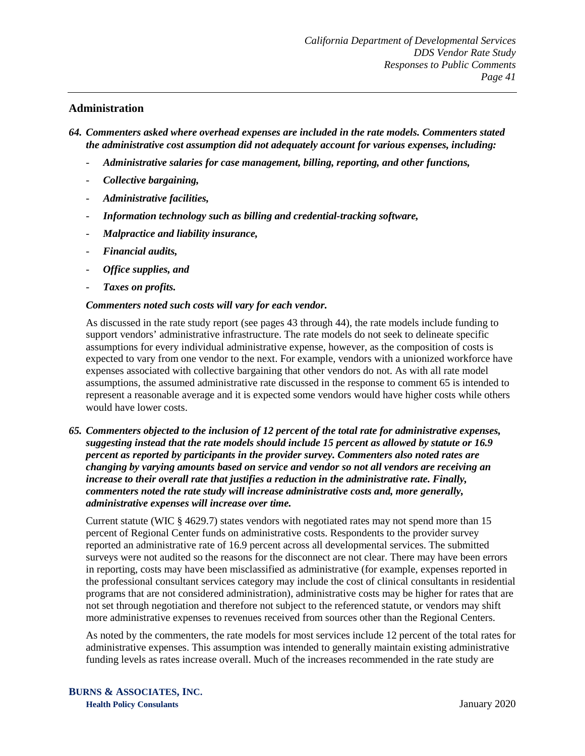## Administration

***64. Commenters asked where overhead expenses are included in the rate models. Commenters stated the administrative cost assumption did not adequately account for various expenses, including:***

- ***Administrative salaries for case management, billing, reporting, and other functions,***
- ***Collective bargaining,***
- ***Administrative facilities,***
- ***Information technology such as billing and credential-tracking software,***
- ***Malpractice and liability insurance,***
- ***Financial audits,***
- ***Office supplies, and***
- ***Taxes on profits.***

***Commenters noted such costs will vary for each vendor.***

As discussed in the rate study report (see pages 43 through 44), the rate models include funding to support vendors' administrative infrastructure. The rate models do not seek to delineate specific assumptions for every individual administrative expense, however, as the composition of costs is expected to vary from one vendor to the next. For example, vendors with a unionized workforce have expenses associated with collective bargaining that other vendors do not. As with all rate model assumptions, the assumed administrative rate discussed in the response to comment 65 is intended to represent a reasonable average and it is expected some vendors would have higher costs while others would have lower costs.

***65. Commenters objected to the inclusion of 12 percent of the total rate for administrative expenses, suggesting instead that the rate models should include 15 percent as allowed by statute or 16.9 percent as reported by participants in the provider survey. Commenters also noted rates are changing by varying amounts based on service and vendor so not all vendors are receiving an increase to their overall rate that justifies a reduction in the administrative rate. Finally, commenters noted the rate study will increase administrative costs and, more generally, administrative expenses will increase over time.***

Current statute (WIC § 4629.7) states vendors with negotiated rates may not spend more than 15 percent of Regional Center funds on administrative costs. Respondents to the provider survey reported an administrative rate of 16.9 percent across all developmental services. The submitted surveys were not audited so the reasons for the disconnect are not clear. There may have been errors in reporting, costs may have been misclassified as administrative (for example, expenses reported in the professional consultant services category may include the cost of clinical consultants in residential programs that are not considered administration), administrative costs may be higher for rates that are not set through negotiation and therefore not subject to the referenced statute, or vendors may shift more administrative expenses to revenues received from sources other than the Regional Centers.

As noted by the commenters, the rate models for most services include 12 percent of the total rates for administrative expenses. This assumption was intended to generally maintain existing administrative funding levels as rates increase overall. Much of the increases recommended in the rate study are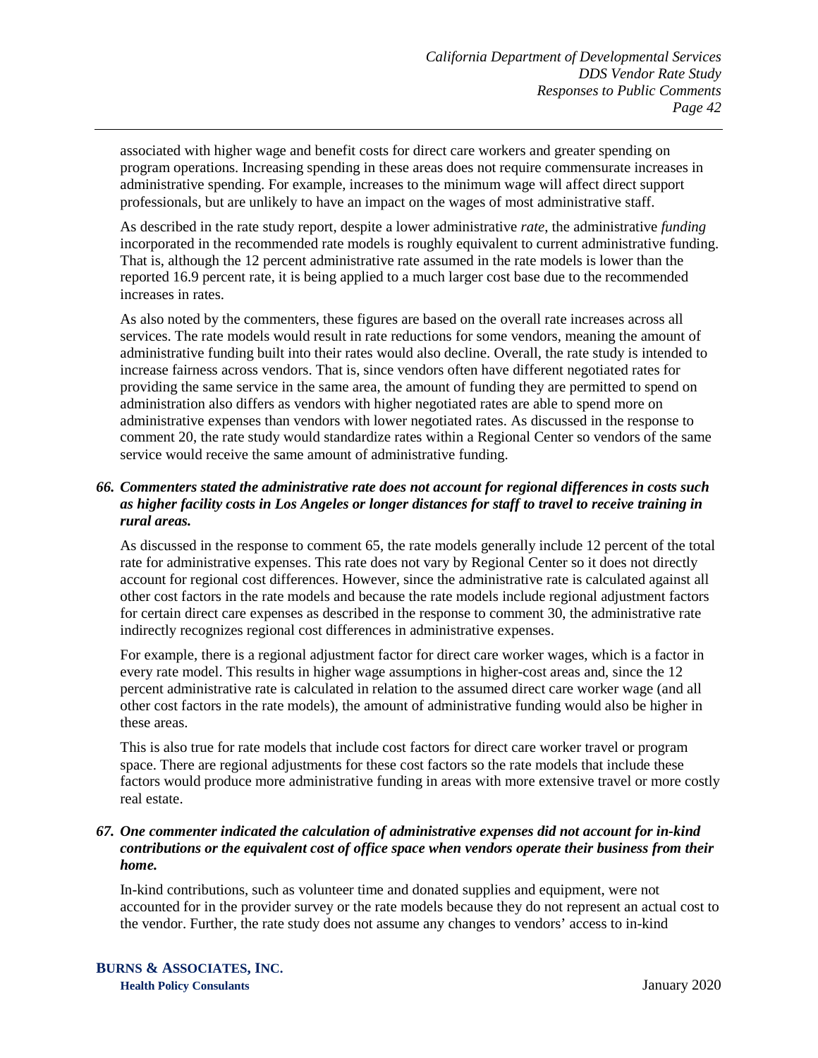associated with higher wage and benefit costs for direct care workers and greater spending on program operations. Increasing spending in these areas does not require commensurate increases in administrative spending. For example, increases to the minimum wage will affect direct support professionals, but are unlikely to have an impact on the wages of most administrative staff.

As described in the rate study report, despite a lower administrative *rate*, the administrative *funding* incorporated in the recommended rate models is roughly equivalent to current administrative funding. That is, although the 12 percent administrative rate assumed in the rate models is lower than the reported 16.9 percent rate, it is being applied to a much larger cost base due to the recommended increases in rates.

As also noted by the commenters, these figures are based on the overall rate increases across all services. The rate models would result in rate reductions for some vendors, meaning the amount of administrative funding built into their rates would also decline. Overall, the rate study is intended to increase fairness across vendors. That is, since vendors often have different negotiated rates for providing the same service in the same area, the amount of funding they are permitted to spend on administration also differs as vendors with higher negotiated rates are able to spend more on administrative expenses than vendors with lower negotiated rates. As discussed in the response to comment 20, the rate study would standardize rates within a Regional Center so vendors of the same service would receive the same amount of administrative funding.

***66. Commenters stated the administrative rate does not account for regional differences in costs such as higher facility costs in Los Angeles or longer distances for staff to travel to receive training in rural areas.***

As discussed in the response to comment 65, the rate models generally include 12 percent of the total rate for administrative expenses. This rate does not vary by Regional Center so it does not directly account for regional cost differences. However, since the administrative rate is calculated against all other cost factors in the rate models and because the rate models include regional adjustment factors for certain direct care expenses as described in the response to comment 30, the administrative rate indirectly recognizes regional cost differences in administrative expenses.

For example, there is a regional adjustment factor for direct care worker wages, which is a factor in every rate model. This results in higher wage assumptions in higher-cost areas and, since the 12 percent administrative rate is calculated in relation to the assumed direct care worker wage (and all other cost factors in the rate models), the amount of administrative funding would also be higher in these areas.

This is also true for rate models that include cost factors for direct care worker travel or program space. There are regional adjustments for these cost factors so the rate models that include these factors would produce more administrative funding in areas with more extensive travel or more costly real estate.

***67. One commenter indicated the calculation of administrative expenses did not account for in-kind contributions or the equivalent cost of office space when vendors operate their business from their home.***

In-kind contributions, such as volunteer time and donated supplies and equipment, were not accounted for in the provider survey or the rate models because they do not represent an actual cost to the vendor. Further, the rate study does not assume any changes to vendors' access to in-kind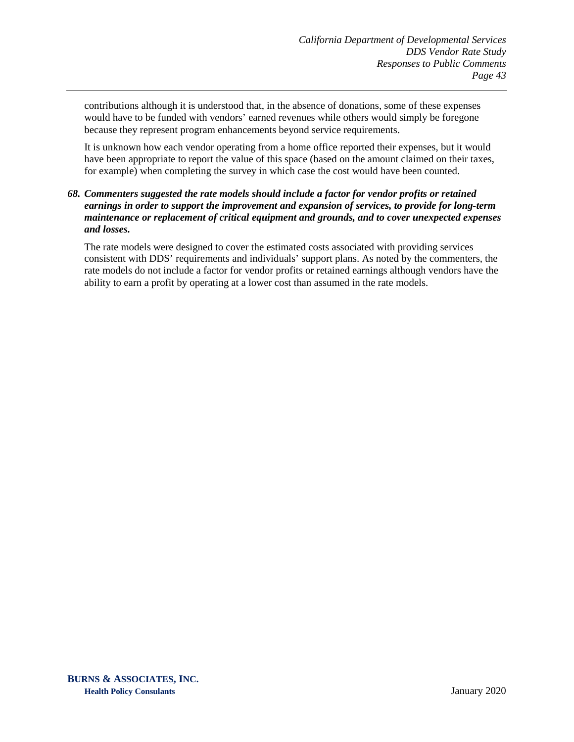contributions although it is understood that, in the absence of donations, some of these expenses would have to be funded with vendors' earned revenues while others would simply be foregone because they represent program enhancements beyond service requirements.

It is unknown how each vendor operating from a home office reported their expenses, but it would have been appropriate to report the value of this space (based on the amount claimed on their taxes, for example) when completing the survey in which case the cost would have been counted.

***68. Commenters suggested the rate models should include a factor for vendor profits or retained earnings in order to support the improvement and expansion of services, to provide for long-term maintenance or replacement of critical equipment and grounds, and to cover unexpected expenses and losses.***

The rate models were designed to cover the estimated costs associated with providing services consistent with DDS' requirements and individuals' support plans. As noted by the commenters, the rate models do not include a factor for vendor profits or retained earnings although vendors have the ability to earn a profit by operating at a lower cost than assumed in the rate models.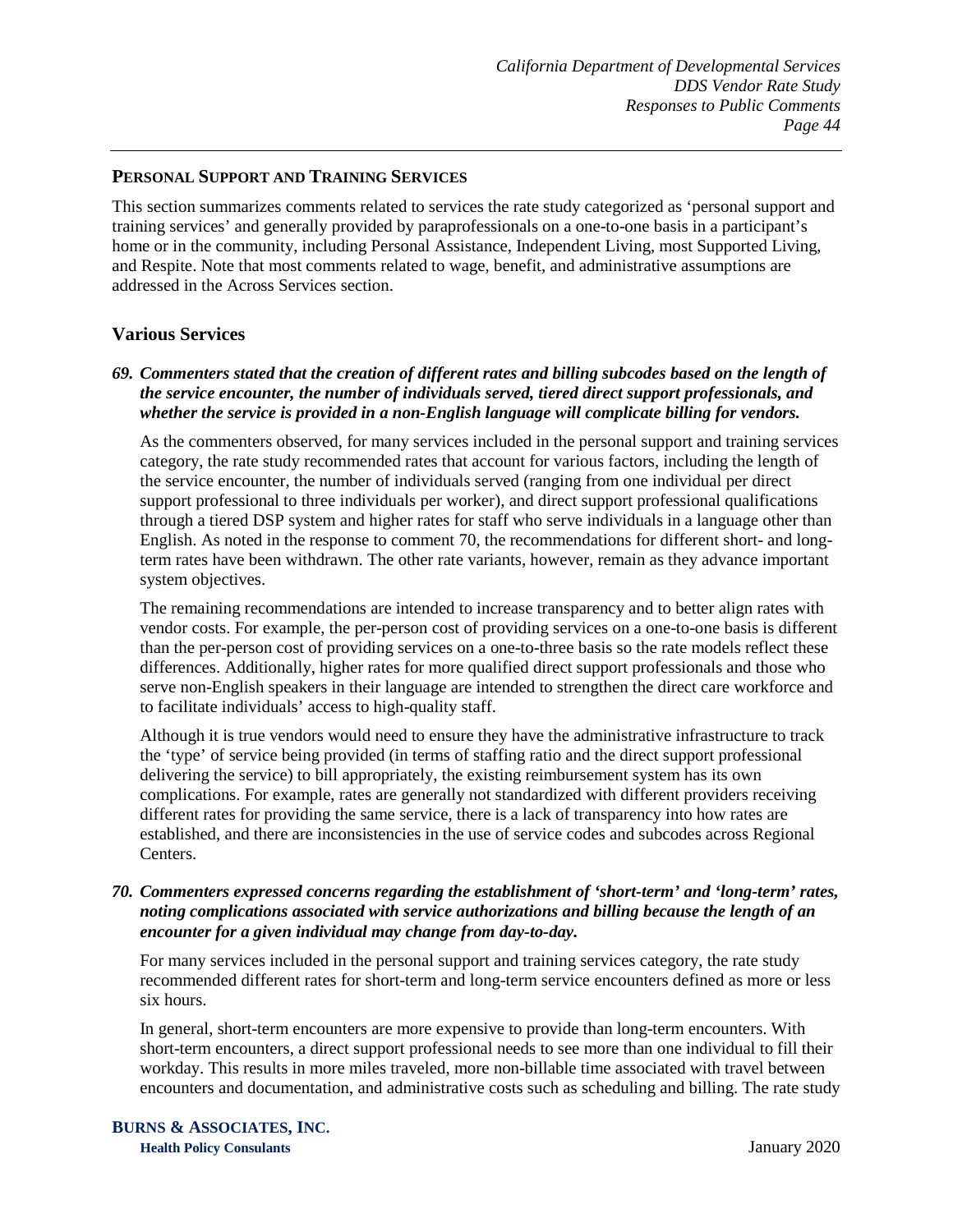## Personal Support and Training Services

This section summarizes comments related to services the rate study categorized as 'personal support and training services' and generally provided by paraprofessionals on a one-to-one basis in a participant's home or in the community, including Personal Assistance, Independent Living, most Supported Living, and Respite. Note that most comments related to wage, benefit, and administrative assumptions are addressed in the Across Services section.

### Various Services

***69. Commenters stated that the creation of different rates and billing subcodes based on the length of the service encounter, the number of individuals served, tiered direct support professionals, and whether the service is provided in a non-English language will complicate billing for vendors.***

As the commenters observed, for many services included in the personal support and training services category, the rate study recommended rates that account for various factors, including the length of the service encounter, the number of individuals served (ranging from one individual per direct support professional to three individuals per worker), and direct support professional qualifications through a tiered DSP system and higher rates for staff who serve individuals in a language other than English. As noted in the response to comment 70, the recommendations for different short- and long-term rates have been withdrawn. The other rate variants, however, remain as they advance important system objectives.

The remaining recommendations are intended to increase transparency and to better align rates with vendor costs. For example, the per-person cost of providing services on a one-to-one basis is different than the per-person cost of providing services on a one-to-three basis so the rate models reflect these differences. Additionally, higher rates for more qualified direct support professionals and those who serve non-English speakers in their language are intended to strengthen the direct care workforce and to facilitate individuals' access to high-quality staff.

Although it is true vendors would need to ensure they have the administrative infrastructure to track the 'type' of service being provided (in terms of staffing ratio and the direct support professional delivering the service) to bill appropriately, the existing reimbursement system has its own complications. For example, rates are generally not standardized with different providers receiving different rates for providing the same service, there is a lack of transparency into how rates are established, and there are inconsistencies in the use of service codes and subcodes across Regional Centers.

***70. Commenters expressed concerns regarding the establishment of 'short-term' and 'long-term' rates, noting complications associated with service authorizations and billing because the length of an encounter for a given individual may change from day-to-day.***

For many services included in the personal support and training services category, the rate study recommended different rates for short-term and long-term service encounters defined as more or less six hours.

In general, short-term encounters are more expensive to provide than long-term encounters. With short-term encounters, a direct support professional needs to see more than one individual to fill their workday. This results in more miles traveled, more non-billable time associated with travel between encounters and documentation, and administrative costs such as scheduling and billing. The rate study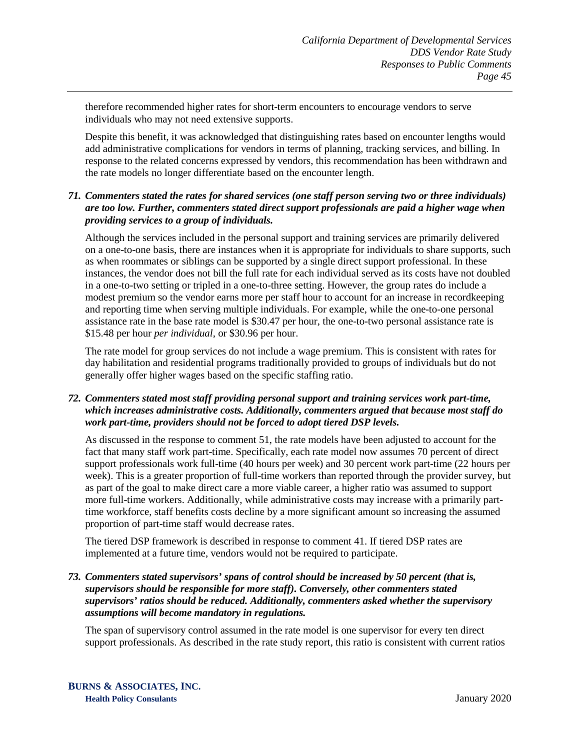therefore recommended higher rates for short-term encounters to encourage vendors to serve individuals who may not need extensive supports.

Despite this benefit, it was acknowledged that distinguishing rates based on encounter lengths would add administrative complications for vendors in terms of planning, tracking services, and billing. In response to the related concerns expressed by vendors, this recommendation has been withdrawn and the rate models no longer differentiate based on the encounter length.

***71. Commenters stated the rates for shared services (one staff person serving two or three individuals) are too low. Further, commenters stated direct support professionals are paid a higher wage when providing services to a group of individuals.***

Although the services included in the personal support and training services are primarily delivered on a one-to-one basis, there are instances when it is appropriate for individuals to share supports, such as when roommates or siblings can be supported by a single direct support professional. In these instances, the vendor does not bill the full rate for each individual served as its costs have not doubled in a one-to-two setting or tripled in a one-to-three setting. However, the group rates do include a modest premium so the vendor earns more per staff hour to account for an increase in recordkeeping and reporting time when serving multiple individuals. For example, while the one-to-one personal assistance rate in the base rate model is $30.47 per hour, the one-to-two personal assistance rate is $15.48 per hour *per individual*, or $30.96 per hour.

The rate model for group services do not include a wage premium. This is consistent with rates for day habilitation and residential programs traditionally provided to groups of individuals but do not generally offer higher wages based on the specific staffing ratio.

***72. Commenters stated most staff providing personal support and training services work part-time, which increases administrative costs. Additionally, commenters argued that because most staff do work part-time, providers should not be forced to adopt tiered DSP levels.***

As discussed in the response to comment 51, the rate models have been adjusted to account for the fact that many staff work part-time. Specifically, each rate model now assumes 70 percent of direct support professionals work full-time (40 hours per week) and 30 percent work part-time (22 hours per week). This is a greater proportion of full-time workers than reported through the provider survey, but as part of the goal to make direct care a more viable career, a higher ratio was assumed to support more full-time workers. Additionally, while administrative costs may increase with a primarily part-time workforce, staff benefits costs decline by a more significant amount so increasing the assumed proportion of part-time staff would decrease rates.

The tiered DSP framework is described in response to comment 41. If tiered DSP rates are implemented at a future time, vendors would not be required to participate.

***73. Commenters stated supervisors' spans of control should be increased by 50 percent (that is, supervisors should be responsible for more staff). Conversely, other commenters stated supervisors' ratios should be reduced. Additionally, commenters asked whether the supervisory assumptions will become mandatory in regulations.***

The span of supervisory control assumed in the rate model is one supervisor for every ten direct support professionals. As described in the rate study report, this ratio is consistent with current ratios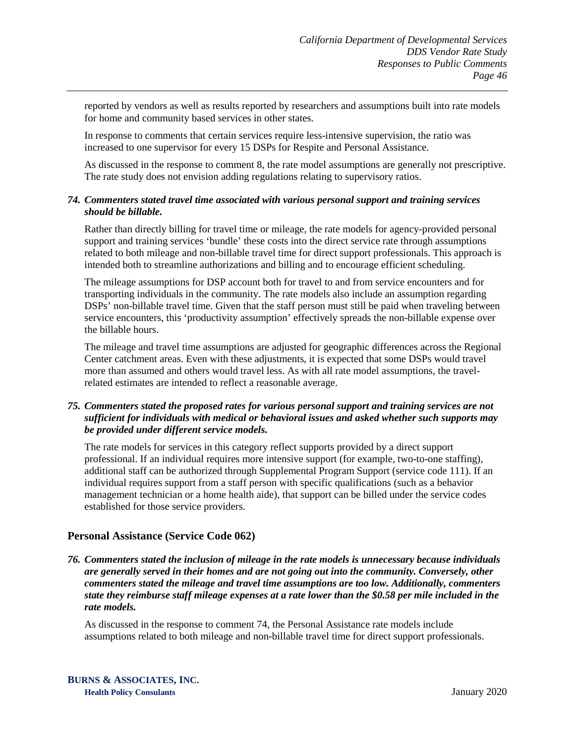reported by vendors as well as results reported by researchers and assumptions built into rate models for home and community based services in other states.

In response to comments that certain services require less-intensive supervision, the ratio was increased to one supervisor for every 15 DSPs for Respite and Personal Assistance.

As discussed in the response to comment 8, the rate model assumptions are generally not prescriptive. The rate study does not envision adding regulations relating to supervisory ratios.

***74. Commenters stated travel time associated with various personal support and training services should be billable.***

Rather than directly billing for travel time or mileage, the rate models for agency-provided personal support and training services 'bundle' these costs into the direct service rate through assumptions related to both mileage and non-billable travel time for direct support professionals. This approach is intended both to streamline authorizations and billing and to encourage efficient scheduling.

The mileage assumptions for DSP account both for travel to and from service encounters and for transporting individuals in the community. The rate models also include an assumption regarding DSPs' non-billable travel time. Given that the staff person must still be paid when traveling between service encounters, this 'productivity assumption' effectively spreads the non-billable expense over the billable hours.

The mileage and travel time assumptions are adjusted for geographic differences across the Regional Center catchment areas. Even with these adjustments, it is expected that some DSPs would travel more than assumed and others would travel less. As with all rate model assumptions, the travel-related estimates are intended to reflect a reasonable average.

***75. Commenters stated the proposed rates for various personal support and training services are not sufficient for individuals with medical or behavioral issues and asked whether such supports may be provided under different service models.***

The rate models for services in this category reflect supports provided by a direct support professional. If an individual requires more intensive support (for example, two-to-one staffing), additional staff can be authorized through Supplemental Program Support (service code 111). If an individual requires support from a staff person with specific qualifications (such as a behavior management technician or a home health aide), that support can be billed under the service codes established for those service providers.

## Personal Assistance (Service Code 062)

***76. Commenters stated the inclusion of mileage in the rate models is unnecessary because individuals are generally served in their homes and are not going out into the community. Conversely, other commenters stated the mileage and travel time assumptions are too low. Additionally, commenters state they reimburse staff mileage expenses at a rate lower than the $0.58 per mile included in the rate models.***

As discussed in the response to comment 74, the Personal Assistance rate models include assumptions related to both mileage and non-billable travel time for direct support professionals.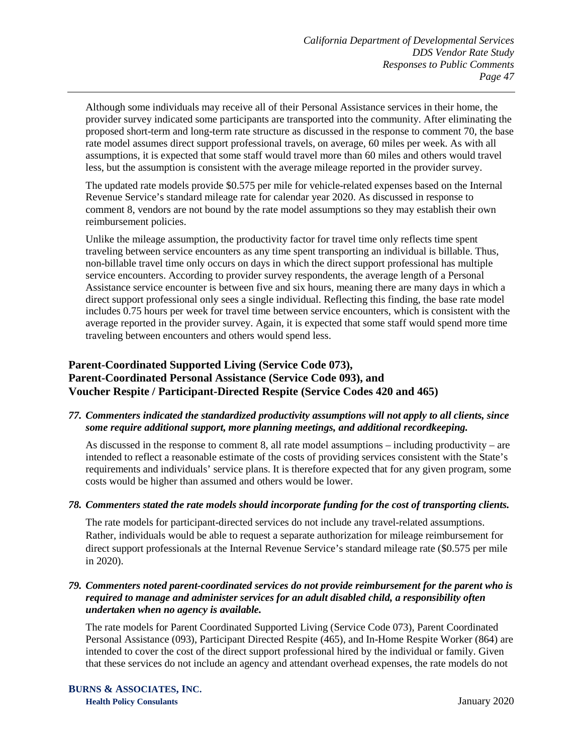Although some individuals may receive all of their Personal Assistance services in their home, the provider survey indicated some participants are transported into the community. After eliminating the proposed short-term and long-term rate structure as discussed in the response to comment 70, the base rate model assumes direct support professional travels, on average, 60 miles per week. As with all assumptions, it is expected that some staff would travel more than 60 miles and others would travel less, but the assumption is consistent with the average mileage reported in the provider survey.

The updated rate models provide $0.575 per mile for vehicle-related expenses based on the Internal Revenue Service's standard mileage rate for calendar year 2020. As discussed in response to comment 8, vendors are not bound by the rate model assumptions so they may establish their own reimbursement policies.

Unlike the mileage assumption, the productivity factor for travel time only reflects time spent traveling between service encounters as any time spent transporting an individual is billable. Thus, non-billable travel time only occurs on days in which the direct support professional has multiple service encounters. According to provider survey respondents, the average length of a Personal Assistance service encounter is between five and six hours, meaning there are many days in which a direct support professional only sees a single individual. Reflecting this finding, the base rate model includes 0.75 hours per week for travel time between service encounters, which is consistent with the average reported in the provider survey. Again, it is expected that some staff would spend more time traveling between encounters and others would spend less.

### Parent-Coordinated Supported Living (Service Code 073), Parent-Coordinated Personal Assistance (Service Code 093), and Voucher Respite / Participant-Directed Respite (Service Codes 420 and 465)

***77. Commenters indicated the standardized productivity assumptions will not apply to all clients, since some require additional support, more planning meetings, and additional recordkeeping.***

As discussed in the response to comment 8, all rate model assumptions – including productivity – are intended to reflect a reasonable estimate of the costs of providing services consistent with the State's requirements and individuals' service plans. It is therefore expected that for any given program, some costs would be higher than assumed and others would be lower.

***78. Commenters stated the rate models should incorporate funding for the cost of transporting clients.***

The rate models for participant-directed services do not include any travel-related assumptions. Rather, individuals would be able to request a separate authorization for mileage reimbursement for direct support professionals at the Internal Revenue Service's standard mileage rate ($0.575 per mile in 2020).

***79. Commenters noted parent-coordinated services do not provide reimbursement for the parent who is required to manage and administer services for an adult disabled child, a responsibility often undertaken when no agency is available.***

The rate models for Parent Coordinated Supported Living (Service Code 073), Parent Coordinated Personal Assistance (093), Participant Directed Respite (465), and In-Home Respite Worker (864) are intended to cover the cost of the direct support professional hired by the individual or family. Given that these services do not include an agency and attendant overhead expenses, the rate models do not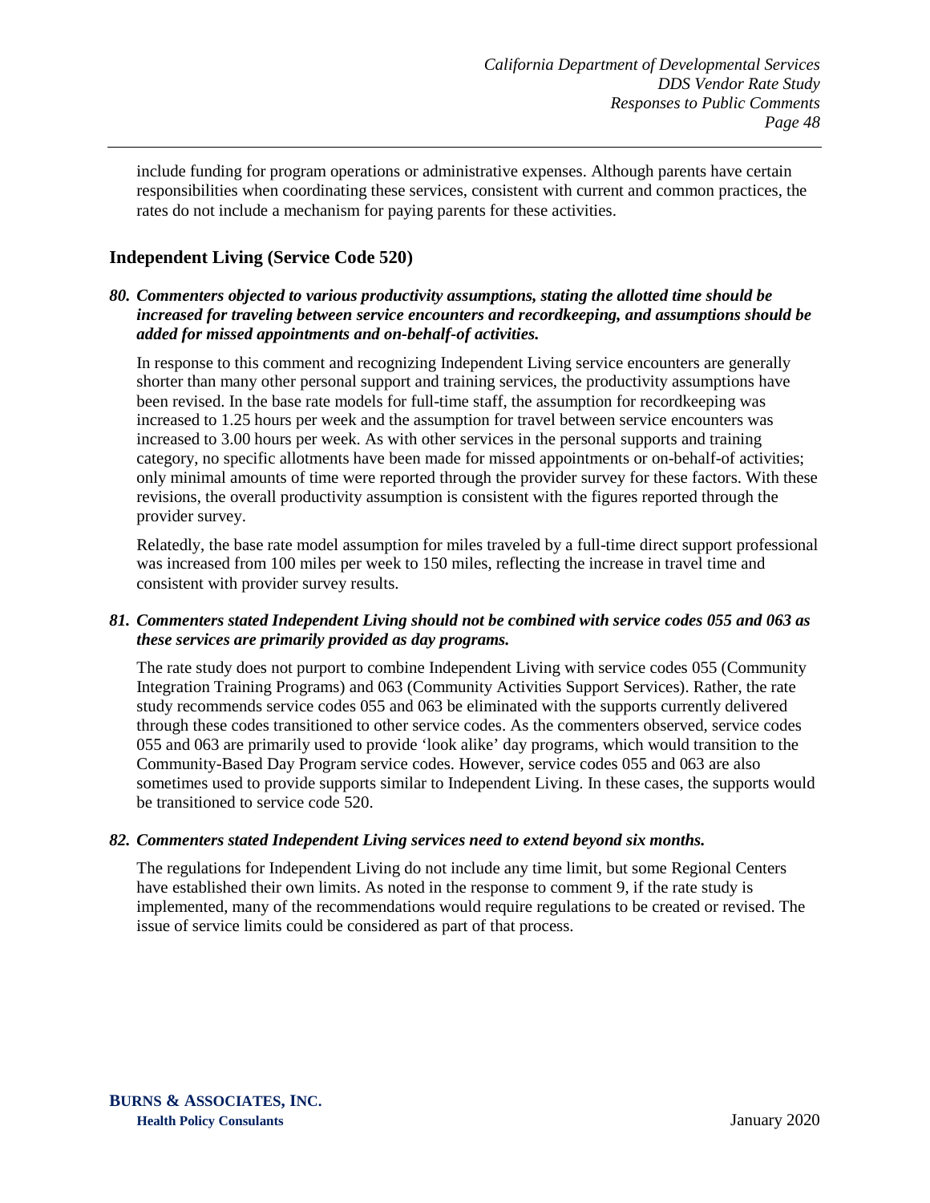include funding for program operations or administrative expenses. Although parents have certain responsibilities when coordinating these services, consistent with current and common practices, the rates do not include a mechanism for paying parents for these activities.

## Independent Living (Service Code 520)

***80. Commenters objected to various productivity assumptions, stating the allotted time should be increased for traveling between service encounters and recordkeeping, and assumptions should be added for missed appointments and on-behalf-of activities.***

In response to this comment and recognizing Independent Living service encounters are generally shorter than many other personal support and training services, the productivity assumptions have been revised. In the base rate models for full-time staff, the assumption for recordkeeping was increased to 1.25 hours per week and the assumption for travel between service encounters was increased to 3.00 hours per week. As with other services in the personal supports and training category, no specific allotments have been made for missed appointments or on-behalf-of activities; only minimal amounts of time were reported through the provider survey for these factors. With these revisions, the overall productivity assumption is consistent with the figures reported through the provider survey.

Relatedly, the base rate model assumption for miles traveled by a full-time direct support professional was increased from 100 miles per week to 150 miles, reflecting the increase in travel time and consistent with provider survey results.

***81. Commenters stated Independent Living should not be combined with service codes 055 and 063 as these services are primarily provided as day programs.***

The rate study does not purport to combine Independent Living with service codes 055 (Community Integration Training Programs) and 063 (Community Activities Support Services). Rather, the rate study recommends service codes 055 and 063 be eliminated with the supports currently delivered through these codes transitioned to other service codes. As the commenters observed, service codes 055 and 063 are primarily used to provide 'look alike' day programs, which would transition to the Community-Based Day Program service codes. However, service codes 055 and 063 are also sometimes used to provide supports similar to Independent Living. In these cases, the supports would be transitioned to service code 520.

***82. Commenters stated Independent Living services need to extend beyond six months.***

The regulations for Independent Living do not include any time limit, but some Regional Centers have established their own limits. As noted in the response to comment 9, if the rate study is implemented, many of the recommendations would require regulations to be created or revised. The issue of service limits could be considered as part of that process.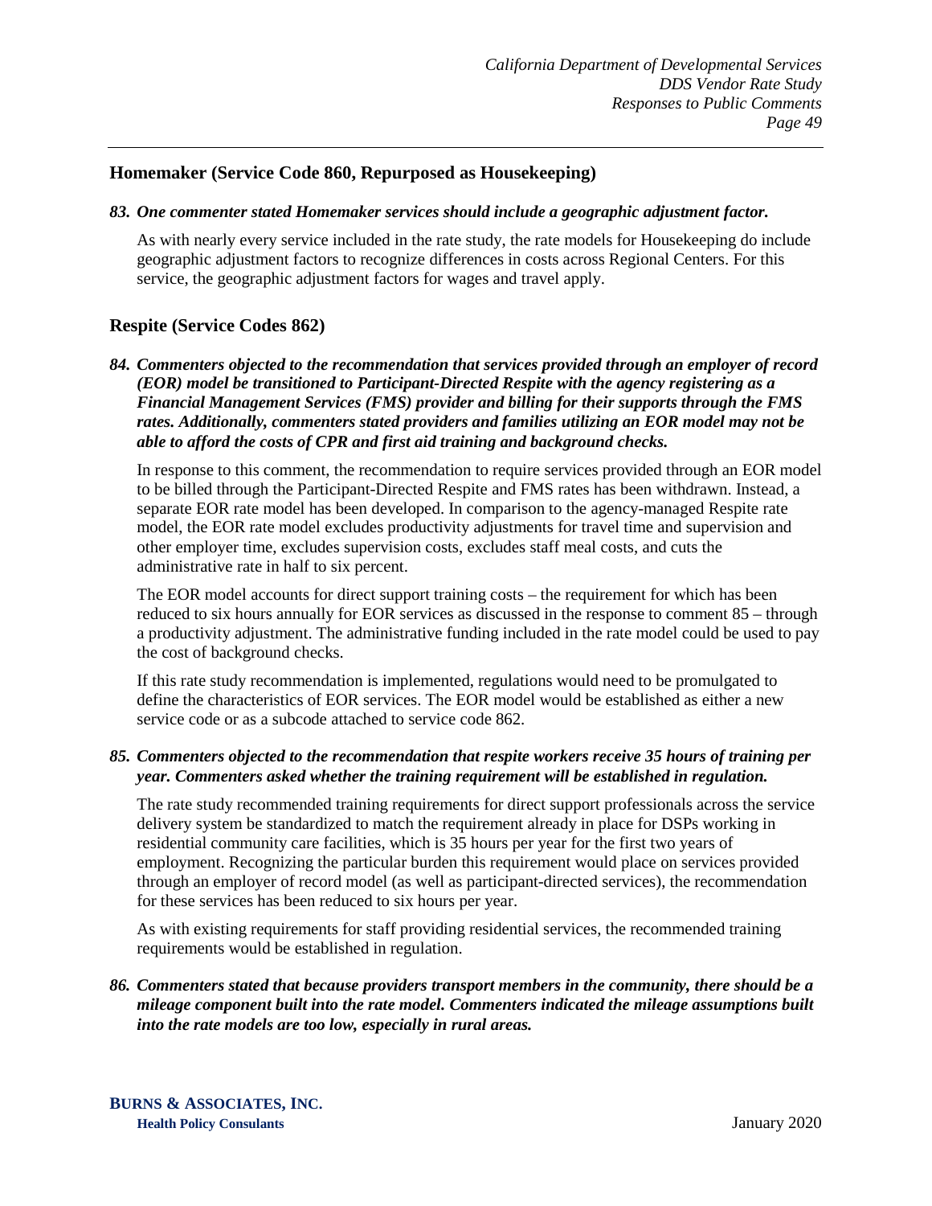## Homemaker (Service Code 860, Repurposed as Housekeeping)

***83. One commenter stated Homemaker services should include a geographic adjustment factor.***

As with nearly every service included in the rate study, the rate models for Housekeeping do include geographic adjustment factors to recognize differences in costs across Regional Centers. For this service, the geographic adjustment factors for wages and travel apply.

## Respite (Service Codes 862)

***84. Commenters objected to the recommendation that services provided through an employer of record (EOR) model be transitioned to Participant-Directed Respite with the agency registering as a Financial Management Services (FMS) provider and billing for their supports through the FMS rates. Additionally, commenters stated providers and families utilizing an EOR model may not be able to afford the costs of CPR and first aid training and background checks.***

In response to this comment, the recommendation to require services provided through an EOR model to be billed through the Participant-Directed Respite and FMS rates has been withdrawn. Instead, a separate EOR rate model has been developed. In comparison to the agency-managed Respite rate model, the EOR rate model excludes productivity adjustments for travel time and supervision and other employer time, excludes supervision costs, excludes staff meal costs, and cuts the administrative rate in half to six percent.

The EOR model accounts for direct support training costs – the requirement for which has been reduced to six hours annually for EOR services as discussed in the response to comment 85 – through a productivity adjustment. The administrative funding included in the rate model could be used to pay the cost of background checks.

If this rate study recommendation is implemented, regulations would need to be promulgated to define the characteristics of EOR services. The EOR model would be established as either a new service code or as a subcode attached to service code 862.

***85. Commenters objected to the recommendation that respite workers receive 35 hours of training per year. Commenters asked whether the training requirement will be established in regulation.***

The rate study recommended training requirements for direct support professionals across the service delivery system be standardized to match the requirement already in place for DSPs working in residential community care facilities, which is 35 hours per year for the first two years of employment. Recognizing the particular burden this requirement would place on services provided through an employer of record model (as well as participant-directed services), the recommendation for these services has been reduced to six hours per year.

As with existing requirements for staff providing residential services, the recommended training requirements would be established in regulation.

***86. Commenters stated that because providers transport members in the community, there should be a mileage component built into the rate model. Commenters indicated the mileage assumptions built into the rate models are too low, especially in rural areas.***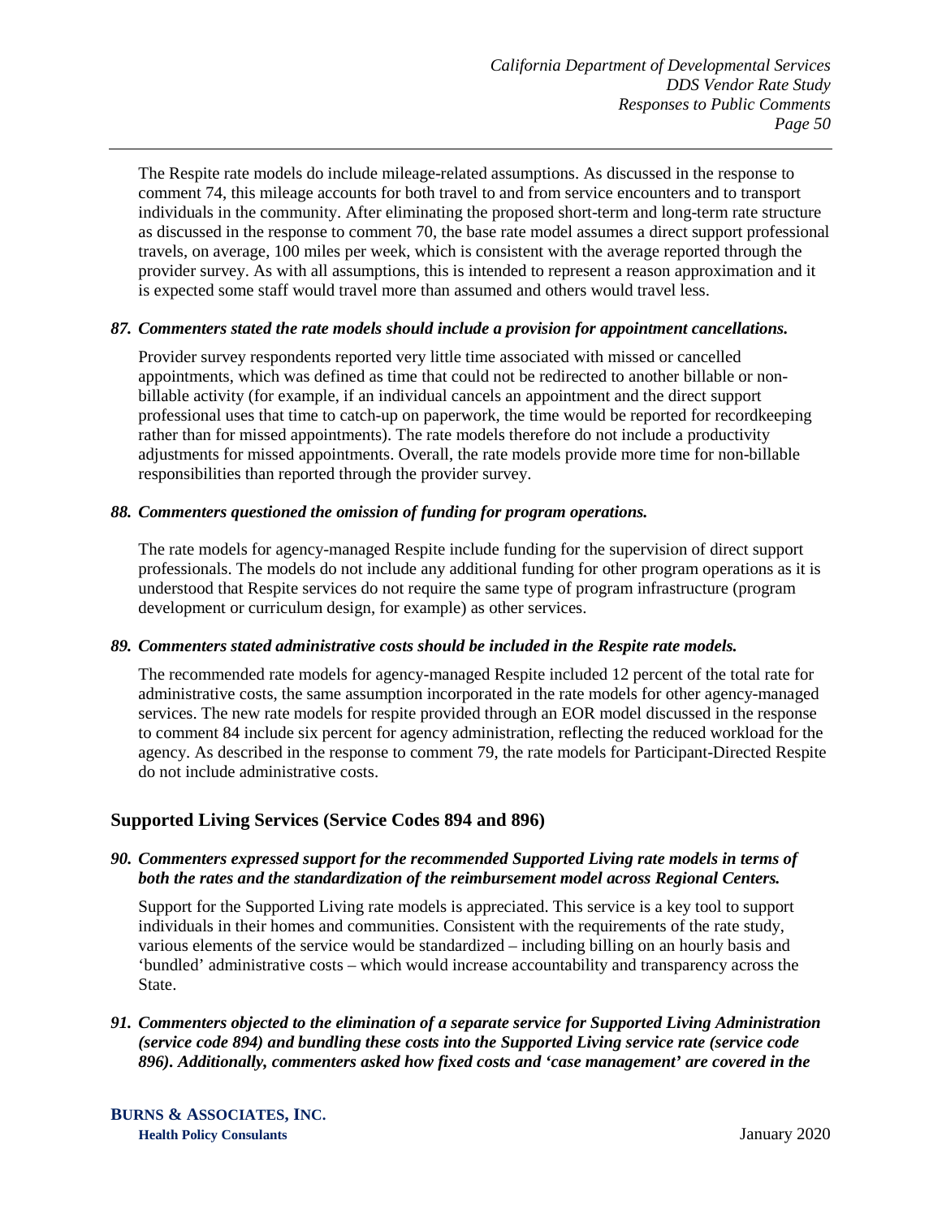The Respite rate models do include mileage-related assumptions. As discussed in the response to comment 74, this mileage accounts for both travel to and from service encounters and to transport individuals in the community. After eliminating the proposed short-term and long-term rate structure as discussed in the response to comment 70, the base rate model assumes a direct support professional travels, on average, 100 miles per week, which is consistent with the average reported through the provider survey. As with all assumptions, this is intended to represent a reason approximation and it is expected some staff would travel more than assumed and others would travel less.

***87. Commenters stated the rate models should include a provision for appointment cancellations.***

Provider survey respondents reported very little time associated with missed or cancelled appointments, which was defined as time that could not be redirected to another billable or non-billable activity (for example, if an individual cancels an appointment and the direct support professional uses that time to catch-up on paperwork, the time would be reported for recordkeeping rather than for missed appointments). The rate models therefore do not include a productivity adjustments for missed appointments. Overall, the rate models provide more time for non-billable responsibilities than reported through the provider survey.

***88. Commenters questioned the omission of funding for program operations.***

The rate models for agency-managed Respite include funding for the supervision of direct support professionals. The models do not include any additional funding for other program operations as it is understood that Respite services do not require the same type of program infrastructure (program development or curriculum design, for example) as other services.

***89. Commenters stated administrative costs should be included in the Respite rate models.***

The recommended rate models for agency-managed Respite included 12 percent of the total rate for administrative costs, the same assumption incorporated in the rate models for other agency-managed services. The new rate models for respite provided through an EOR model discussed in the response to comment 84 include six percent for agency administration, reflecting the reduced workload for the agency. As described in the response to comment 79, the rate models for Participant-Directed Respite do not include administrative costs.

## Supported Living Services (Service Codes 894 and 896)

***90. Commenters expressed support for the recommended Supported Living rate models in terms of both the rates and the standardization of the reimbursement model across Regional Centers.***

Support for the Supported Living rate models is appreciated. This service is a key tool to support individuals in their homes and communities. Consistent with the requirements of the rate study, various elements of the service would be standardized – including billing on an hourly basis and 'bundled' administrative costs – which would increase accountability and transparency across the State.

***91. Commenters objected to the elimination of a separate service for Supported Living Administration (service code 894) and bundling these costs into the Supported Living service rate (service code 896). Additionally, commenters asked how fixed costs and 'case management' are covered in the***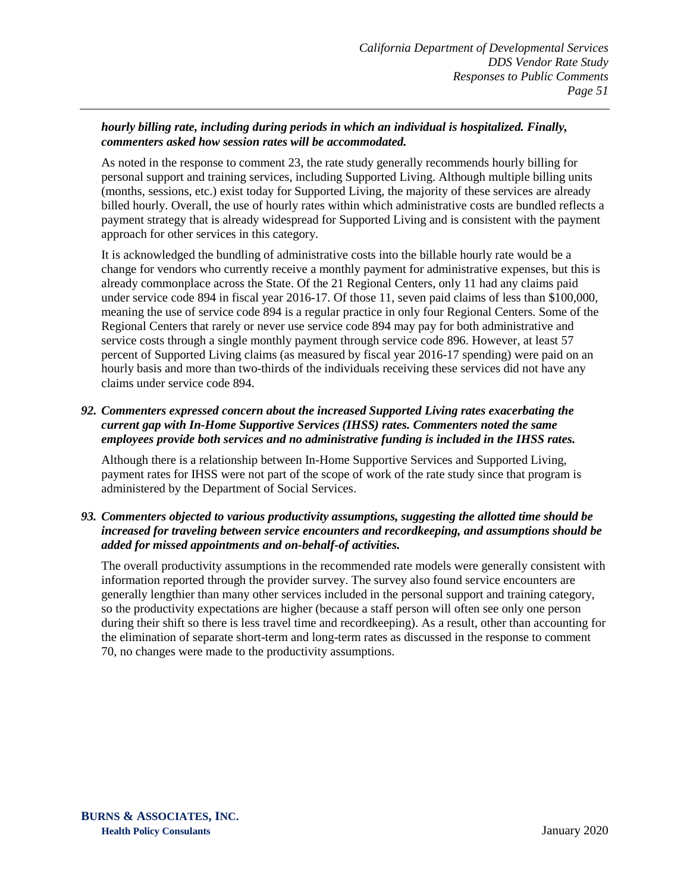***hourly billing rate, including during periods in which an individual is hospitalized. Finally, commenters asked how session rates will be accommodated.***

As noted in the response to comment 23, the rate study generally recommends hourly billing for personal support and training services, including Supported Living. Although multiple billing units (months, sessions, etc.) exist today for Supported Living, the majority of these services are already billed hourly. Overall, the use of hourly rates within which administrative costs are bundled reflects a payment strategy that is already widespread for Supported Living and is consistent with the payment approach for other services in this category.

It is acknowledged the bundling of administrative costs into the billable hourly rate would be a change for vendors who currently receive a monthly payment for administrative expenses, but this is already commonplace across the State. Of the 21 Regional Centers, only 11 had any claims paid under service code 894 in fiscal year 2016-17. Of those 11, seven paid claims of less than $100,000, meaning the use of service code 894 is a regular practice in only four Regional Centers. Some of the Regional Centers that rarely or never use service code 894 may pay for both administrative and service costs through a single monthly payment through service code 896. However, at least 57 percent of Supported Living claims (as measured by fiscal year 2016-17 spending) were paid on an hourly basis and more than two-thirds of the individuals receiving these services did not have any claims under service code 894.

***92. Commenters expressed concern about the increased Supported Living rates exacerbating the current gap with In-Home Supportive Services (IHSS) rates. Commenters noted the same employees provide both services and no administrative funding is included in the IHSS rates.***

Although there is a relationship between In-Home Supportive Services and Supported Living, payment rates for IHSS were not part of the scope of work of the rate study since that program is administered by the Department of Social Services.

***93. Commenters objected to various productivity assumptions, suggesting the allotted time should be increased for traveling between service encounters and recordkeeping, and assumptions should be added for missed appointments and on-behalf-of activities.***

The overall productivity assumptions in the recommended rate models were generally consistent with information reported through the provider survey. The survey also found service encounters are generally lengthier than many other services included in the personal support and training category, so the productivity expectations are higher (because a staff person will often see only one person during their shift so there is less travel time and recordkeeping). As a result, other than accounting for the elimination of separate short-term and long-term rates as discussed in the response to comment 70, no changes were made to the productivity assumptions.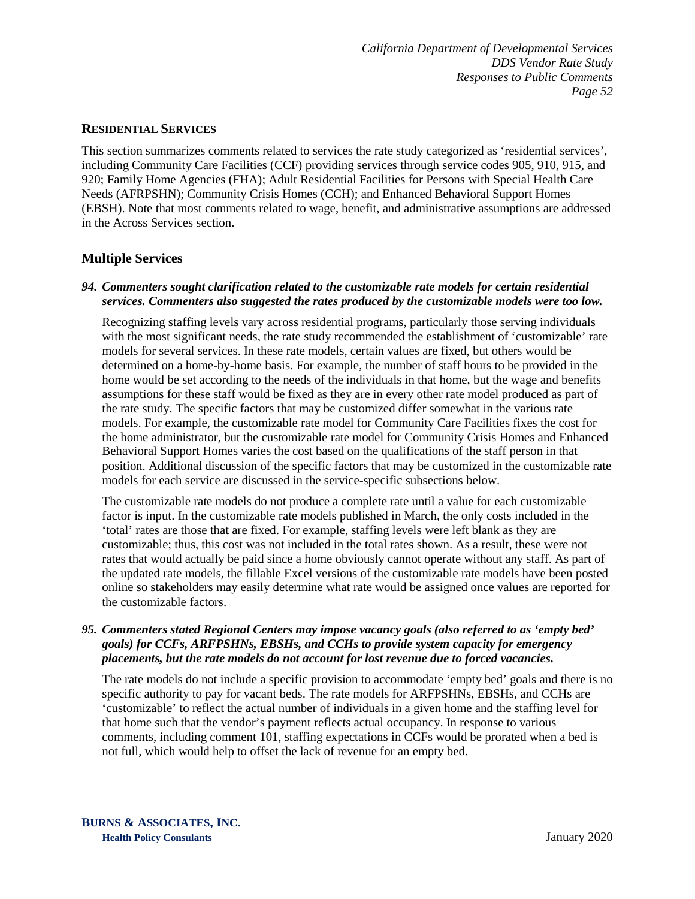## Residential Services

This section summarizes comments related to services the rate study categorized as 'residential services', including Community Care Facilities (CCF) providing services through service codes 905, 910, 915, and 920; Family Home Agencies (FHA); Adult Residential Facilities for Persons with Special Health Care Needs (AFRPSHN); Community Crisis Homes (CCH); and Enhanced Behavioral Support Homes (EBSH). Note that most comments related to wage, benefit, and administrative assumptions are addressed in the Across Services section.

### Multiple Services

***94. Commenters sought clarification related to the customizable rate models for certain residential services. Commenters also suggested the rates produced by the customizable models were too low.***

Recognizing staffing levels vary across residential programs, particularly those serving individuals with the most significant needs, the rate study recommended the establishment of 'customizable' rate models for several services. In these rate models, certain values are fixed, but others would be determined on a home-by-home basis. For example, the number of staff hours to be provided in the home would be set according to the needs of the individuals in that home, but the wage and benefits assumptions for these staff would be fixed as they are in every other rate model produced as part of the rate study. The specific factors that may be customized differ somewhat in the various rate models. For example, the customizable rate model for Community Care Facilities fixes the cost for the home administrator, but the customizable rate model for Community Crisis Homes and Enhanced Behavioral Support Homes varies the cost based on the qualifications of the staff person in that position. Additional discussion of the specific factors that may be customized in the customizable rate models for each service are discussed in the service-specific subsections below.

The customizable rate models do not produce a complete rate until a value for each customizable factor is input. In the customizable rate models published in March, the only costs included in the 'total' rates are those that are fixed. For example, staffing levels were left blank as they are customizable; thus, this cost was not included in the total rates shown. As a result, these were not rates that would actually be paid since a home obviously cannot operate without any staff. As part of the updated rate models, the fillable Excel versions of the customizable rate models have been posted online so stakeholders may easily determine what rate would be assigned once values are reported for the customizable factors.

***95. Commenters stated Regional Centers may impose vacancy goals (also referred to as 'empty bed' goals) for CCFs, ARFPSHNs, EBSHs, and CCHs to provide system capacity for emergency placements, but the rate models do not account for lost revenue due to forced vacancies.***

The rate models do not include a specific provision to accommodate 'empty bed' goals and there is no specific authority to pay for vacant beds. The rate models for ARFPSHNs, EBSHs, and CCHs are 'customizable' to reflect the actual number of individuals in a given home and the staffing level for that home such that the vendor's payment reflects actual occupancy. In response to various comments, including comment 101, staffing expectations in CCFs would be prorated when a bed is not full, which would help to offset the lack of revenue for an empty bed.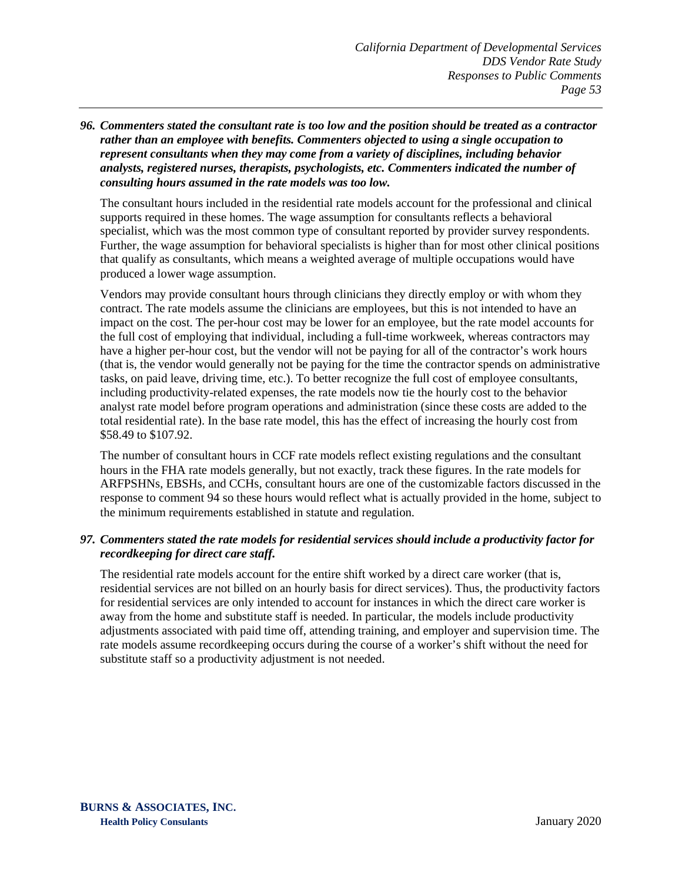***96. Commenters stated the consultant rate is too low and the position should be treated as a contractor rather than an employee with benefits. Commenters objected to using a single occupation to represent consultants when they may come from a variety of disciplines, including behavior analysts, registered nurses, therapists, psychologists, etc. Commenters indicated the number of consulting hours assumed in the rate models was too low.***

The consultant hours included in the residential rate models account for the professional and clinical supports required in these homes. The wage assumption for consultants reflects a behavioral specialist, which was the most common type of consultant reported by provider survey respondents. Further, the wage assumption for behavioral specialists is higher than for most other clinical positions that qualify as consultants, which means a weighted average of multiple occupations would have produced a lower wage assumption.

Vendors may provide consultant hours through clinicians they directly employ or with whom they contract. The rate models assume the clinicians are employees, but this is not intended to have an impact on the cost. The per-hour cost may be lower for an employee, but the rate model accounts for the full cost of employing that individual, including a full-time workweek, whereas contractors may have a higher per-hour cost, but the vendor will not be paying for all of the contractor's work hours (that is, the vendor would generally not be paying for the time the contractor spends on administrative tasks, on paid leave, driving time, etc.). To better recognize the full cost of employee consultants, including productivity-related expenses, the rate models now tie the hourly cost to the behavior analyst rate model before program operations and administration (since these costs are added to the total residential rate). In the base rate model, this has the effect of increasing the hourly cost from $58.49 to $107.92.

The number of consultant hours in CCF rate models reflect existing regulations and the consultant hours in the FHA rate models generally, but not exactly, track these figures. In the rate models for ARFPSHNs, EBSHs, and CCHs, consultant hours are one of the customizable factors discussed in the response to comment 94 so these hours would reflect what is actually provided in the home, subject to the minimum requirements established in statute and regulation.

***97. Commenters stated the rate models for residential services should include a productivity factor for recordkeeping for direct care staff.***

The residential rate models account for the entire shift worked by a direct care worker (that is, residential services are not billed on an hourly basis for direct services). Thus, the productivity factors for residential services are only intended to account for instances in which the direct care worker is away from the home and substitute staff is needed. In particular, the models include productivity adjustments associated with paid time off, attending training, and employer and supervision time. The rate models assume recordkeeping occurs during the course of a worker's shift without the need for substitute staff so a productivity adjustment is not needed.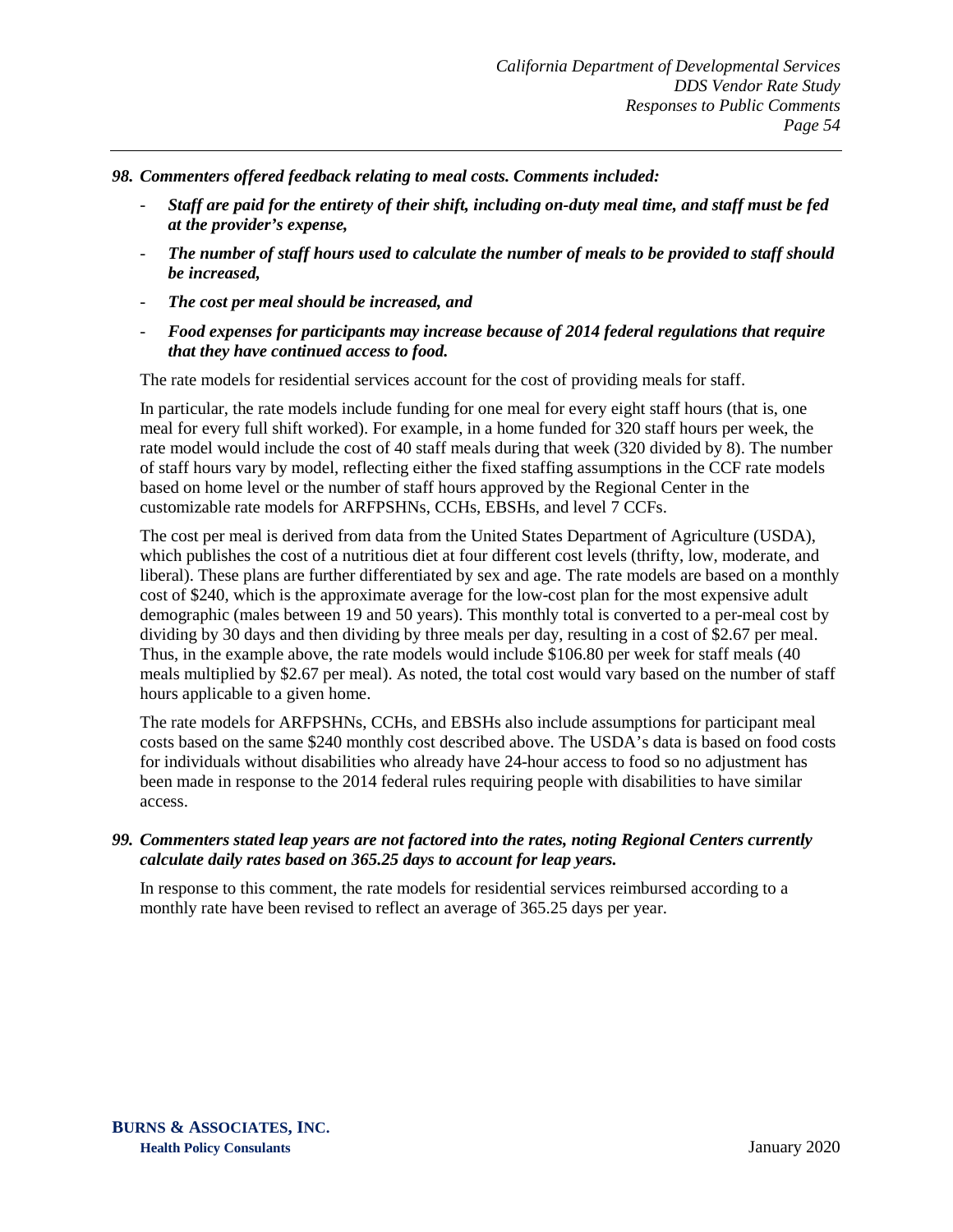***98. Commenters offered feedback relating to meal costs. Comments included:***

- ***Staff are paid for the entirety of their shift, including on-duty meal time, and staff must be fed at the provider's expense,***
- ***The number of staff hours used to calculate the number of meals to be provided to staff should be increased,***
- ***The cost per meal should be increased, and***
- ***Food expenses for participants may increase because of 2014 federal regulations that require that they have continued access to food.***

The rate models for residential services account for the cost of providing meals for staff.

In particular, the rate models include funding for one meal for every eight staff hours (that is, one meal for every full shift worked). For example, in a home funded for 320 staff hours per week, the rate model would include the cost of 40 staff meals during that week (320 divided by 8). The number of staff hours vary by model, reflecting either the fixed staffing assumptions in the CCF rate models based on home level or the number of staff hours approved by the Regional Center in the customizable rate models for ARFPSHNs, CCHs, EBSHs, and level 7 CCFs.

The cost per meal is derived from data from the United States Department of Agriculture (USDA), which publishes the cost of a nutritious diet at four different cost levels (thrifty, low, moderate, and liberal). These plans are further differentiated by sex and age. The rate models are based on a monthly cost of $240, which is the approximate average for the low-cost plan for the most expensive adult demographic (males between 19 and 50 years). This monthly total is converted to a per-meal cost by dividing by 30 days and then dividing by three meals per day, resulting in a cost of $2.67 per meal. Thus, in the example above, the rate models would include $106.80 per week for staff meals (40 meals multiplied by $2.67 per meal). As noted, the total cost would vary based on the number of staff hours applicable to a given home.

The rate models for ARFPSHNs, CCHs, and EBSHs also include assumptions for participant meal costs based on the same $240 monthly cost described above. The USDA's data is based on food costs for individuals without disabilities who already have 24-hour access to food so no adjustment has been made in response to the 2014 federal rules requiring people with disabilities to have similar access.

***99. Commenters stated leap years are not factored into the rates, noting Regional Centers currently calculate daily rates based on 365.25 days to account for leap years.***

In response to this comment, the rate models for residential services reimbursed according to a monthly rate have been revised to reflect an average of 365.25 days per year.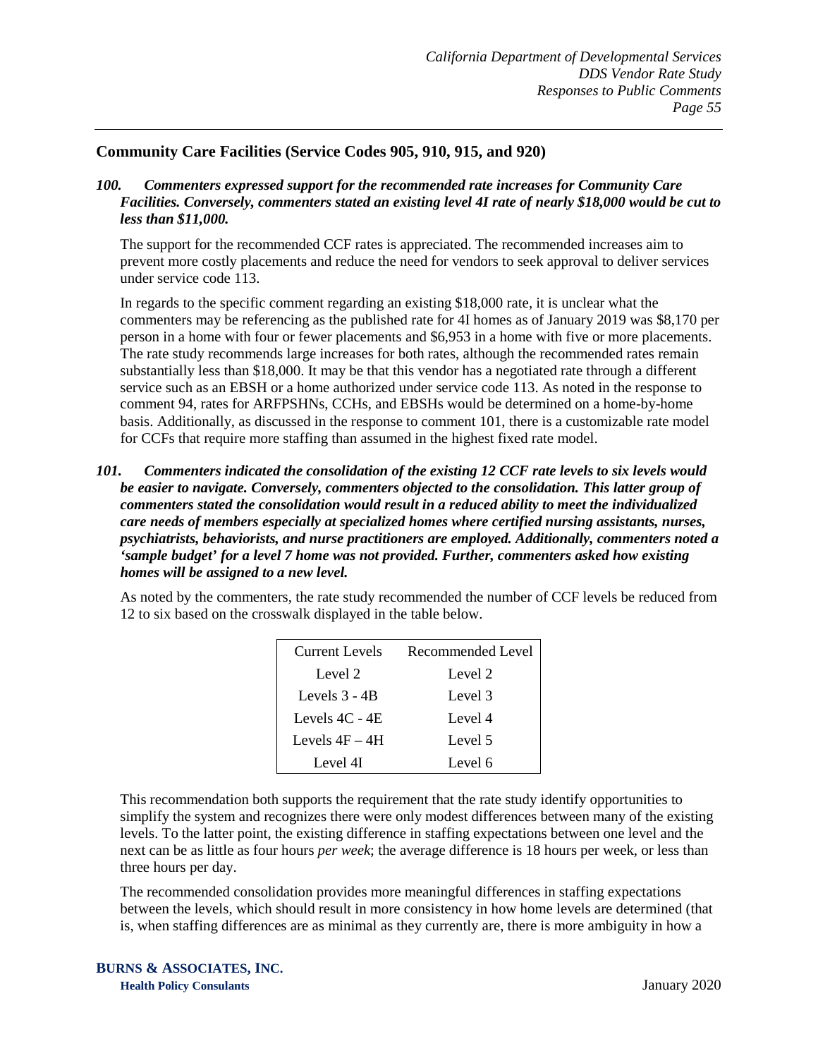## Community Care Facilities (Service Codes 905, 910, 915, and 920)

***100. Commenters expressed support for the recommended rate increases for Community Care Facilities. Conversely, commenters stated an existing level 4I rate of nearly $18,000 would be cut to less than $11,000.***

The support for the recommended CCF rates is appreciated. The recommended increases aim to prevent more costly placements and reduce the need for vendors to seek approval to deliver services under service code 113.

In regards to the specific comment regarding an existing $18,000 rate, it is unclear what the commenters may be referencing as the published rate for 4I homes as of January 2019 was $8,170 per person in a home with four or fewer placements and $6,953 in a home with five or more placements. The rate study recommends large increases for both rates, although the recommended rates remain substantially less than $18,000. It may be that this vendor has a negotiated rate through a different service such as an EBSH or a home authorized under service code 113. As noted in the response to comment 94, rates for ARFPSHNs, CCHs, and EBSHs would be determined on a home-by-home basis. Additionally, as discussed in the response to comment 101, there is a customizable rate model for CCFs that require more staffing than assumed in the highest fixed rate model.

***101. Commenters indicated the consolidation of the existing 12 CCF rate levels to six levels would be easier to navigate. Conversely, commenters objected to the consolidation. This latter group of commenters stated the consolidation would result in a reduced ability to meet the individualized care needs of members especially at specialized homes where certified nursing assistants, nurses, psychiatrists, behaviorists, and nurse practitioners are employed. Additionally, commenters noted a 'sample budget' for a level 7 home was not provided. Further, commenters asked how existing homes will be assigned to a new level.***

As noted by the commenters, the rate study recommended the number of CCF levels be reduced from 12 to six based on the crosswalk displayed in the table below.

| Current Levels | Recommended Level |
|---|---|
| Level 2 | Level 2 |
| Levels 3 - 4B | Level 3 |
| Levels 4C - 4E | Level 4 |
| Levels 4F – 4H | Level 5 |
| Level 4I | Level 6 |

This recommendation both supports the requirement that the rate study identify opportunities to simplify the system and recognizes there were only modest differences between many of the existing levels. To the latter point, the existing difference in staffing expectations between one level and the next can be as little as four hours *per week*; the average difference is 18 hours per week, or less than three hours per day.

The recommended consolidation provides more meaningful differences in staffing expectations between the levels, which should result in more consistency in how home levels are determined (that is, when staffing differences are as minimal as they currently are, there is more ambiguity in how a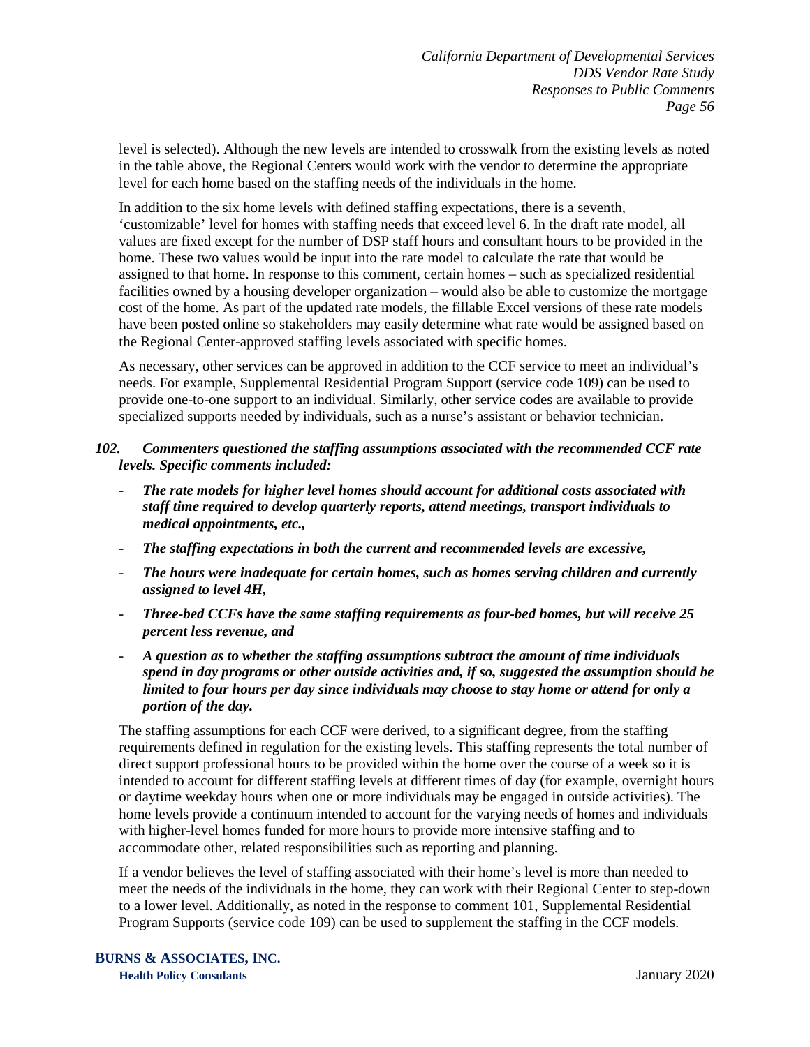level is selected). Although the new levels are intended to crosswalk from the existing levels as noted in the table above, the Regional Centers would work with the vendor to determine the appropriate level for each home based on the staffing needs of the individuals in the home.

In addition to the six home levels with defined staffing expectations, there is a seventh, 'customizable' level for homes with staffing needs that exceed level 6. In the draft rate model, all values are fixed except for the number of DSP staff hours and consultant hours to be provided in the home. These two values would be input into the rate model to calculate the rate that would be assigned to that home. In response to this comment, certain homes – such as specialized residential facilities owned by a housing developer organization – would also be able to customize the mortgage cost of the home. As part of the updated rate models, the fillable Excel versions of these rate models have been posted online so stakeholders may easily determine what rate would be assigned based on the Regional Center-approved staffing levels associated with specific homes.

As necessary, other services can be approved in addition to the CCF service to meet an individual's needs. For example, Supplemental Residential Program Support (service code 109) can be used to provide one-to-one support to an individual. Similarly, other service codes are available to provide specialized supports needed by individuals, such as a nurse's assistant or behavior technician.

***102. Commenters questioned the staffing assumptions associated with the recommended CCF rate levels. Specific comments included:***

- ***The rate models for higher level homes should account for additional costs associated with staff time required to develop quarterly reports, attend meetings, transport individuals to medical appointments, etc.,***
- ***The staffing expectations in both the current and recommended levels are excessive,***
- ***The hours were inadequate for certain homes, such as homes serving children and currently assigned to level 4H,***
- ***Three-bed CCFs have the same staffing requirements as four-bed homes, but will receive 25 percent less revenue, and***
- ***A question as to whether the staffing assumptions subtract the amount of time individuals spend in day programs or other outside activities and, if so, suggested the assumption should be limited to four hours per day since individuals may choose to stay home or attend for only a portion of the day.***

The staffing assumptions for each CCF were derived, to a significant degree, from the staffing requirements defined in regulation for the existing levels. This staffing represents the total number of direct support professional hours to be provided within the home over the course of a week so it is intended to account for different staffing levels at different times of day (for example, overnight hours or daytime weekday hours when one or more individuals may be engaged in outside activities). The home levels provide a continuum intended to account for the varying needs of homes and individuals with higher-level homes funded for more hours to provide more intensive staffing and to accommodate other, related responsibilities such as reporting and planning.

If a vendor believes the level of staffing associated with their home's level is more than needed to meet the needs of the individuals in the home, they can work with their Regional Center to step-down to a lower level. Additionally, as noted in the response to comment 101, Supplemental Residential Program Supports (service code 109) can be used to supplement the staffing in the CCF models.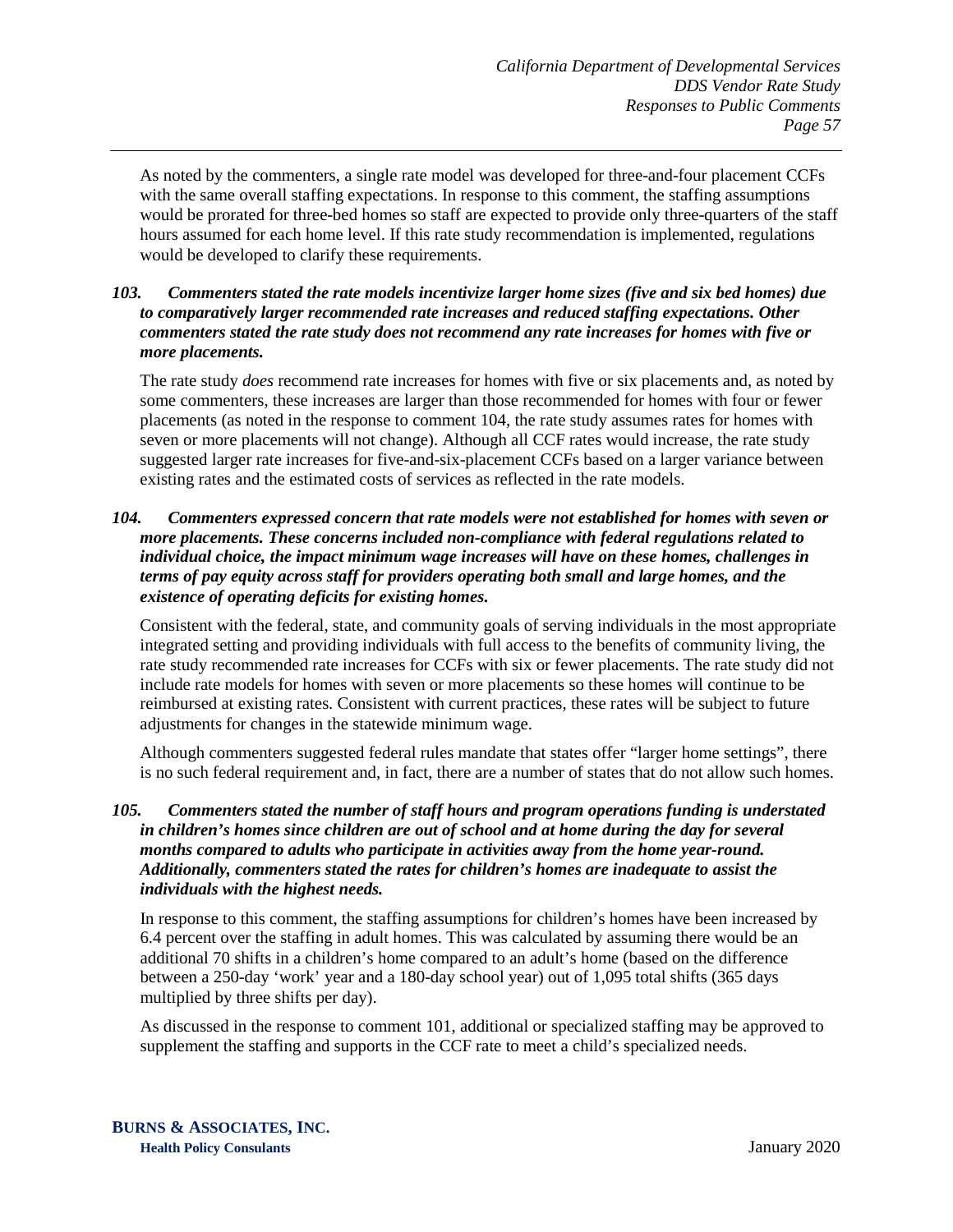As noted by the commenters, a single rate model was developed for three-and-four placement CCFs with the same overall staffing expectations. In response to this comment, the staffing assumptions would be prorated for three-bed homes so staff are expected to provide only three-quarters of the staff hours assumed for each home level. If this rate study recommendation is implemented, regulations would be developed to clarify these requirements.

***103. Commenters stated the rate models incentivize larger home sizes (five and six bed homes) due to comparatively larger recommended rate increases and reduced staffing expectations. Other commenters stated the rate study does not recommend any rate increases for homes with five or more placements.***

The rate study *does* recommend rate increases for homes with five or six placements and, as noted by some commenters, these increases are larger than those recommended for homes with four or fewer placements (as noted in the response to comment 104, the rate study assumes rates for homes with seven or more placements will not change). Although all CCF rates would increase, the rate study suggested larger rate increases for five-and-six-placement CCFs based on a larger variance between existing rates and the estimated costs of services as reflected in the rate models.

***104. Commenters expressed concern that rate models were not established for homes with seven or more placements. These concerns included non-compliance with federal regulations related to individual choice, the impact minimum wage increases will have on these homes, challenges in terms of pay equity across staff for providers operating both small and large homes, and the existence of operating deficits for existing homes.***

Consistent with the federal, state, and community goals of serving individuals in the most appropriate integrated setting and providing individuals with full access to the benefits of community living, the rate study recommended rate increases for CCFs with six or fewer placements. The rate study did not include rate models for homes with seven or more placements so these homes will continue to be reimbursed at existing rates. Consistent with current practices, these rates will be subject to future adjustments for changes in the statewide minimum wage.

Although commenters suggested federal rules mandate that states offer "larger home settings", there is no such federal requirement and, in fact, there are a number of states that do not allow such homes.

***105. Commenters stated the number of staff hours and program operations funding is understated in children's homes since children are out of school and at home during the day for several months compared to adults who participate in activities away from the home year-round. Additionally, commenters stated the rates for children's homes are inadequate to assist the individuals with the highest needs.***

In response to this comment, the staffing assumptions for children's homes have been increased by 6.4 percent over the staffing in adult homes. This was calculated by assuming there would be an additional 70 shifts in a children's home compared to an adult's home (based on the difference between a 250-day 'work' year and a 180-day school year) out of 1,095 total shifts (365 days multiplied by three shifts per day).

As discussed in the response to comment 101, additional or specialized staffing may be approved to supplement the staffing and supports in the CCF rate to meet a child's specialized needs.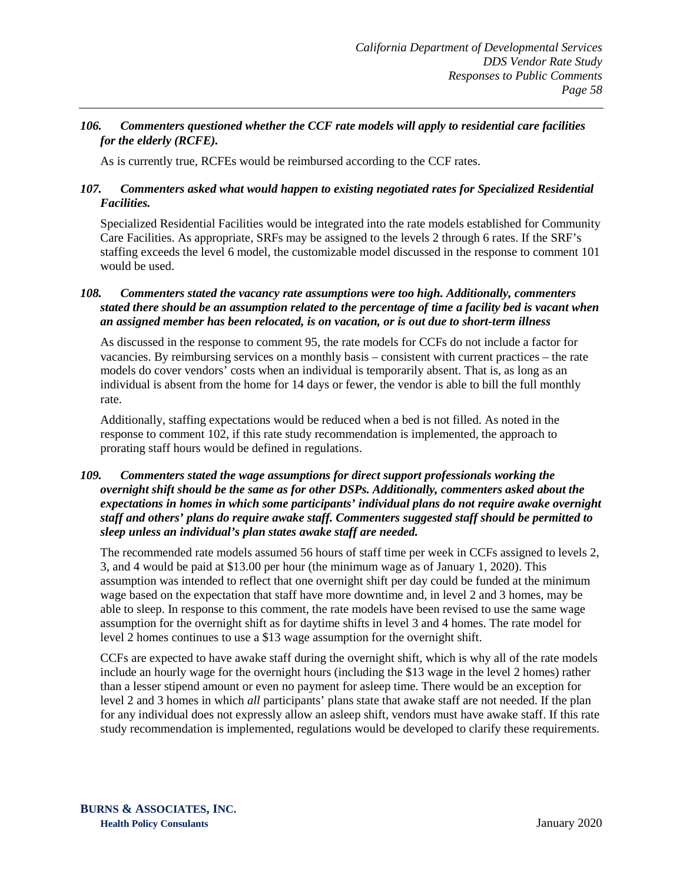*106. Commenters questioned whether the CCF rate models will apply to residential care facilities for the elderly (RCFE).*

As is currently true, RCFEs would be reimbursed according to the CCF rates.

*107. Commenters asked what would happen to existing negotiated rates for Specialized Residential Facilities.*

Specialized Residential Facilities would be integrated into the rate models established for Community Care Facilities. As appropriate, SRFs may be assigned to the levels 2 through 6 rates. If the SRF's staffing exceeds the level 6 model, the customizable model discussed in the response to comment 101 would be used.

*108. Commenters stated the vacancy rate assumptions were too high. Additionally, commenters stated there should be an assumption related to the percentage of time a facility bed is vacant when an assigned member has been relocated, is on vacation, or is out due to short-term illness*

As discussed in the response to comment 95, the rate models for CCFs do not include a factor for vacancies. By reimbursing services on a monthly basis – consistent with current practices – the rate models do cover vendors' costs when an individual is temporarily absent. That is, as long as an individual is absent from the home for 14 days or fewer, the vendor is able to bill the full monthly rate.

Additionally, staffing expectations would be reduced when a bed is not filled. As noted in the response to comment 102, if this rate study recommendation is implemented, the approach to prorating staff hours would be defined in regulations.

*109. Commenters stated the wage assumptions for direct support professionals working the overnight shift should be the same as for other DSPs. Additionally, commenters asked about the expectations in homes in which some participants' individual plans do not require awake overnight staff and others' plans do require awake staff. Commenters suggested staff should be permitted to sleep unless an individual's plan states awake staff are needed.*

The recommended rate models assumed 56 hours of staff time per week in CCFs assigned to levels 2, 3, and 4 would be paid at $13.00 per hour (the minimum wage as of January 1, 2020). This assumption was intended to reflect that one overnight shift per day could be funded at the minimum wage based on the expectation that staff have more downtime and, in level 2 and 3 homes, may be able to sleep. In response to this comment, the rate models have been revised to use the same wage assumption for the overnight shift as for daytime shifts in level 3 and 4 homes. The rate model for level 2 homes continues to use a $13 wage assumption for the overnight shift.

CCFs are expected to have awake staff during the overnight shift, which is why all of the rate models include an hourly wage for the overnight hours (including the $13 wage in the level 2 homes) rather than a lesser stipend amount or even no payment for asleep time. There would be an exception for level 2 and 3 homes in which *all* participants' plans state that awake staff are not needed. If the plan for any individual does not expressly allow an asleep shift, vendors must have awake staff. If this rate study recommendation is implemented, regulations would be developed to clarify these requirements.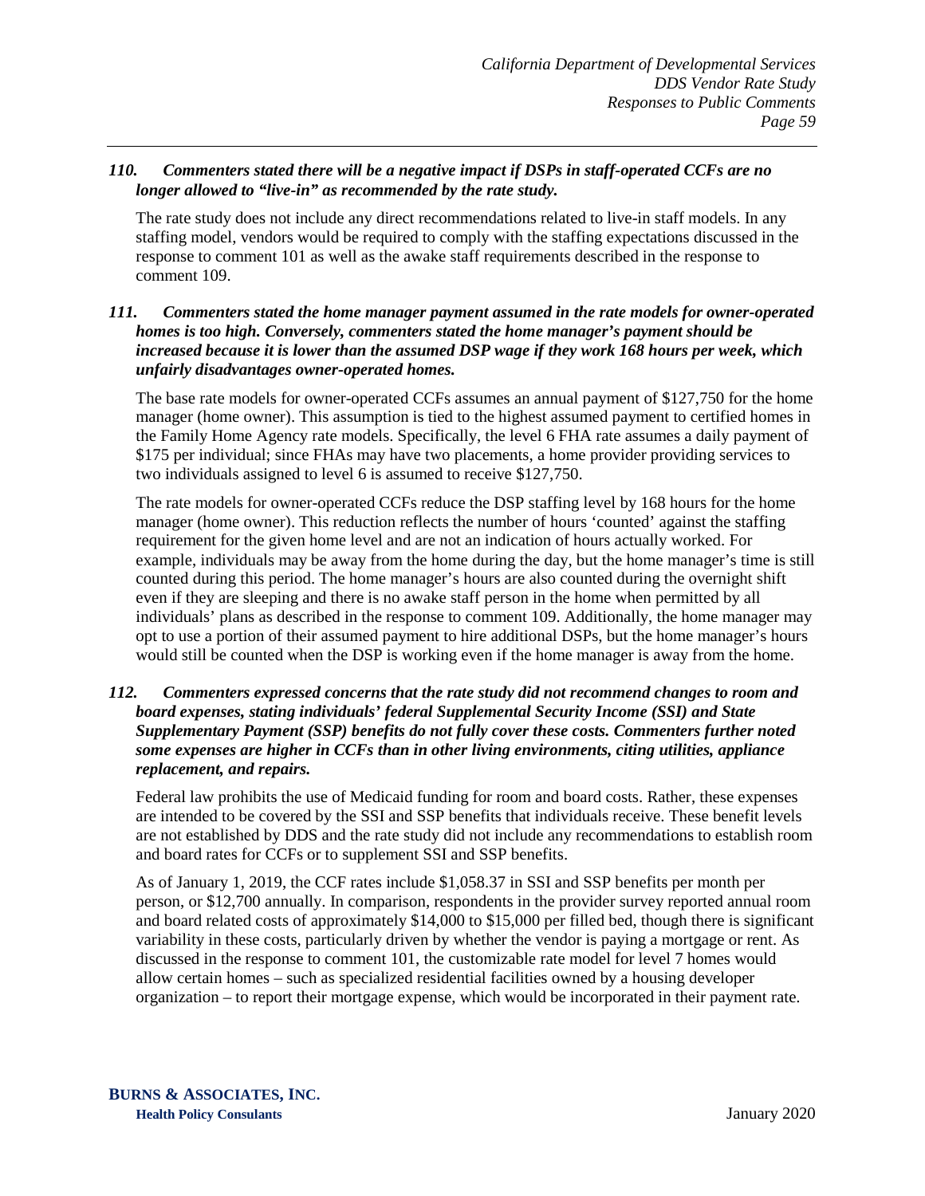***110. Commenters stated there will be a negative impact if DSPs in staff-operated CCFs are no longer allowed to "live-in" as recommended by the rate study.***

The rate study does not include any direct recommendations related to live-in staff models. In any staffing model, vendors would be required to comply with the staffing expectations discussed in the response to comment 101 as well as the awake staff requirements described in the response to comment 109.

***111. Commenters stated the home manager payment assumed in the rate models for owner-operated homes is too high. Conversely, commenters stated the home manager's payment should be increased because it is lower than the assumed DSP wage if they work 168 hours per week, which unfairly disadvantages owner-operated homes.***

The base rate models for owner-operated CCFs assumes an annual payment of $127,750 for the home manager (home owner). This assumption is tied to the highest assumed payment to certified homes in the Family Home Agency rate models. Specifically, the level 6 FHA rate assumes a daily payment of $175 per individual; since FHAs may have two placements, a home provider providing services to two individuals assigned to level 6 is assumed to receive $127,750.

The rate models for owner-operated CCFs reduce the DSP staffing level by 168 hours for the home manager (home owner). This reduction reflects the number of hours 'counted' against the staffing requirement for the given home level and are not an indication of hours actually worked. For example, individuals may be away from the home during the day, but the home manager's time is still counted during this period. The home manager's hours are also counted during the overnight shift even if they are sleeping and there is no awake staff person in the home when permitted by all individuals' plans as described in the response to comment 109. Additionally, the home manager may opt to use a portion of their assumed payment to hire additional DSPs, but the home manager's hours would still be counted when the DSP is working even if the home manager is away from the home.

***112. Commenters expressed concerns that the rate study did not recommend changes to room and board expenses, stating individuals' federal Supplemental Security Income (SSI) and State Supplementary Payment (SSP) benefits do not fully cover these costs. Commenters further noted some expenses are higher in CCFs than in other living environments, citing utilities, appliance replacement, and repairs.***

Federal law prohibits the use of Medicaid funding for room and board costs. Rather, these expenses are intended to be covered by the SSI and SSP benefits that individuals receive. These benefit levels are not established by DDS and the rate study did not include any recommendations to establish room and board rates for CCFs or to supplement SSI and SSP benefits.

As of January 1, 2019, the CCF rates include $1,058.37 in SSI and SSP benefits per month per person, or $12,700 annually. In comparison, respondents in the provider survey reported annual room and board related costs of approximately $14,000 to $15,000 per filled bed, though there is significant variability in these costs, particularly driven by whether the vendor is paying a mortgage or rent. As discussed in the response to comment 101, the customizable rate model for level 7 homes would allow certain homes – such as specialized residential facilities owned by a housing developer organization – to report their mortgage expense, which would be incorporated in their payment rate.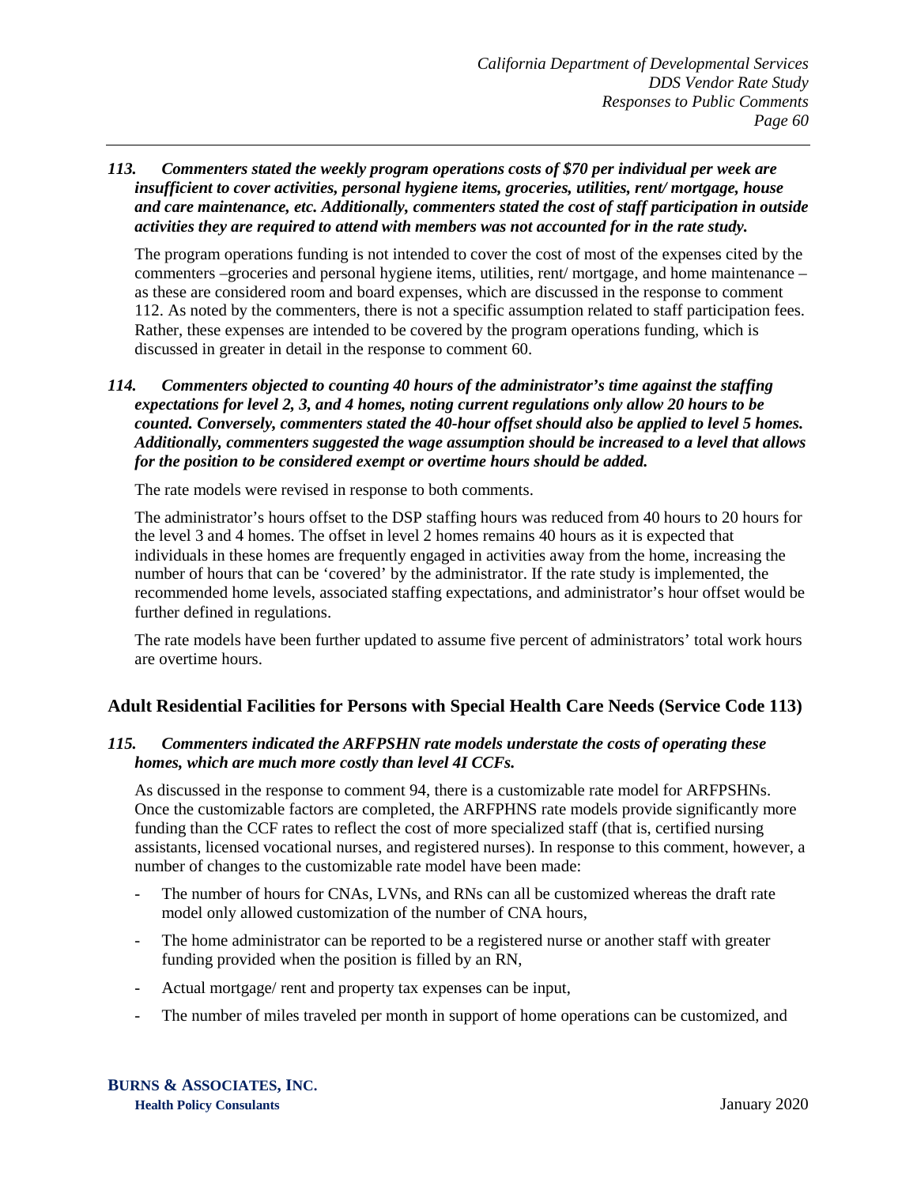***113. Commenters stated the weekly program operations costs of $70 per individual per week are insufficient to cover activities, personal hygiene items, groceries, utilities, rent/ mortgage, house and care maintenance, etc. Additionally, commenters stated the cost of staff participation in outside activities they are required to attend with members was not accounted for in the rate study.***

The program operations funding is not intended to cover the cost of most of the expenses cited by the commenters –groceries and personal hygiene items, utilities, rent/ mortgage, and home maintenance – as these are considered room and board expenses, which are discussed in the response to comment 112. As noted by the commenters, there is not a specific assumption related to staff participation fees. Rather, these expenses are intended to be covered by the program operations funding, which is discussed in greater in detail in the response to comment 60.

***114. Commenters objected to counting 40 hours of the administrator's time against the staffing expectations for level 2, 3, and 4 homes, noting current regulations only allow 20 hours to be counted. Conversely, commenters stated the 40-hour offset should also be applied to level 5 homes. Additionally, commenters suggested the wage assumption should be increased to a level that allows for the position to be considered exempt or overtime hours should be added.***

The rate models were revised in response to both comments.

The administrator's hours offset to the DSP staffing hours was reduced from 40 hours to 20 hours for the level 3 and 4 homes. The offset in level 2 homes remains 40 hours as it is expected that individuals in these homes are frequently engaged in activities away from the home, increasing the number of hours that can be 'covered' by the administrator. If the rate study is implemented, the recommended home levels, associated staffing expectations, and administrator's hour offset would be further defined in regulations.

The rate models have been further updated to assume five percent of administrators' total work hours are overtime hours.

## Adult Residential Facilities for Persons with Special Health Care Needs (Service Code 113)

***115. Commenters indicated the ARFPSHN rate models understate the costs of operating these homes, which are much more costly than level 4I CCFs.***

As discussed in the response to comment 94, there is a customizable rate model for ARFPSHNs. Once the customizable factors are completed, the ARFPHNS rate models provide significantly more funding than the CCF rates to reflect the cost of more specialized staff (that is, certified nursing assistants, licensed vocational nurses, and registered nurses). In response to this comment, however, a number of changes to the customizable rate model have been made:

- The number of hours for CNAs, LVNs, and RNs can all be customized whereas the draft rate model only allowed customization of the number of CNA hours,
- The home administrator can be reported to be a registered nurse or another staff with greater funding provided when the position is filled by an RN,
- Actual mortgage/ rent and property tax expenses can be input,
- The number of miles traveled per month in support of home operations can be customized, and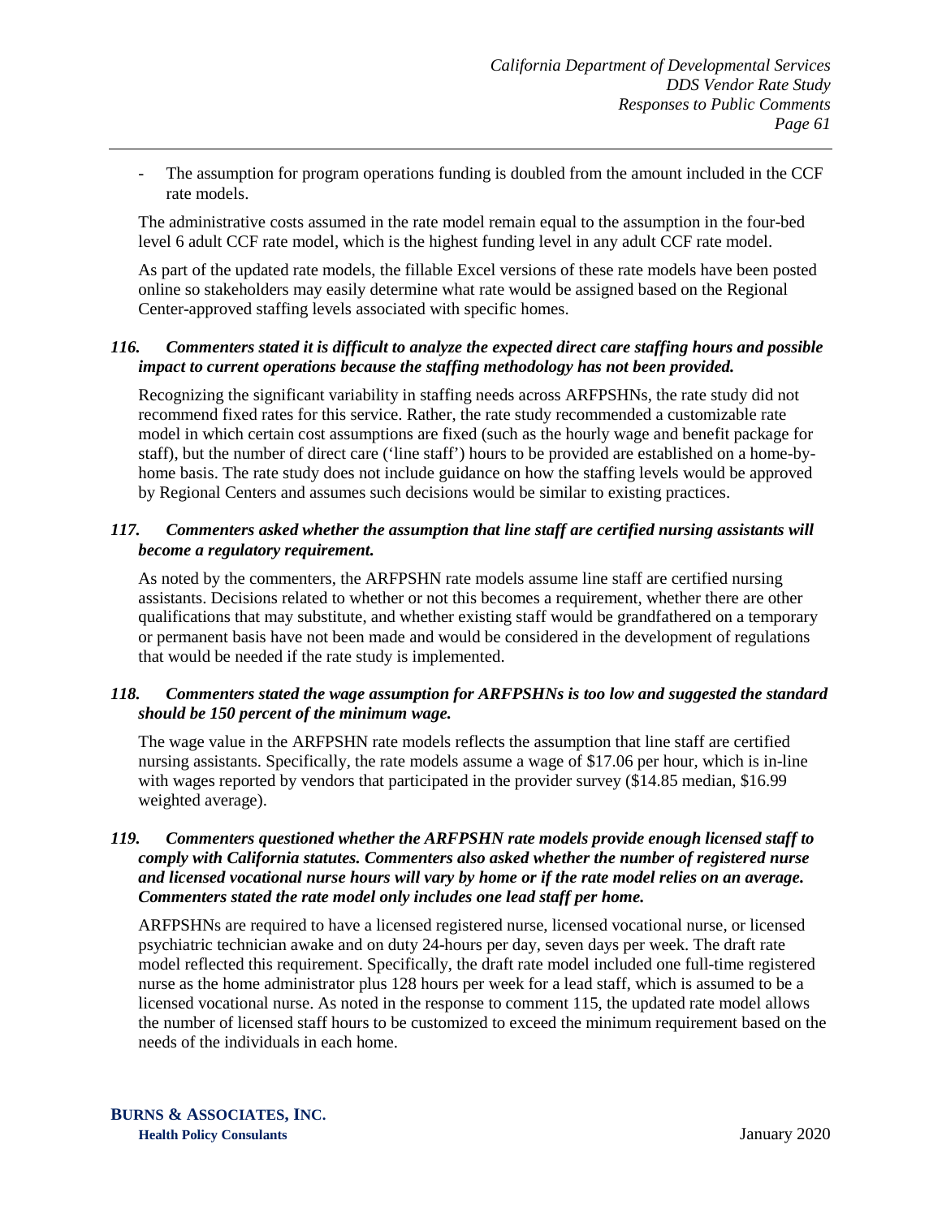- The assumption for program operations funding is doubled from the amount included in the CCF rate models.

The administrative costs assumed in the rate model remain equal to the assumption in the four-bed level 6 adult CCF rate model, which is the highest funding level in any adult CCF rate model.

As part of the updated rate models, the fillable Excel versions of these rate models have been posted online so stakeholders may easily determine what rate would be assigned based on the Regional Center-approved staffing levels associated with specific homes.

### *116. Commenters stated it is difficult to analyze the expected direct care staffing hours and possible impact to current operations because the staffing methodology has not been provided.*

Recognizing the significant variability in staffing needs across ARFPSHNs, the rate study did not recommend fixed rates for this service. Rather, the rate study recommended a customizable rate model in which certain cost assumptions are fixed (such as the hourly wage and benefit package for staff), but the number of direct care ('line staff') hours to be provided are established on a home-by-home basis. The rate study does not include guidance on how the staffing levels would be approved by Regional Centers and assumes such decisions would be similar to existing practices.

### *117. Commenters asked whether the assumption that line staff are certified nursing assistants will become a regulatory requirement.*

As noted by the commenters, the ARFPSHN rate models assume line staff are certified nursing assistants. Decisions related to whether or not this becomes a requirement, whether there are other qualifications that may substitute, and whether existing staff would be grandfathered on a temporary or permanent basis have not been made and would be considered in the development of regulations that would be needed if the rate study is implemented.

### *118. Commenters stated the wage assumption for ARFPSHNs is too low and suggested the standard should be 150 percent of the minimum wage.*

The wage value in the ARFPSHN rate models reflects the assumption that line staff are certified nursing assistants. Specifically, the rate models assume a wage of $17.06 per hour, which is in-line with wages reported by vendors that participated in the provider survey ($14.85 median, $16.99 weighted average).

### *119. Commenters questioned whether the ARFPSHN rate models provide enough licensed staff to comply with California statutes. Commenters also asked whether the number of registered nurse and licensed vocational nurse hours will vary by home or if the rate model relies on an average. Commenters stated the rate model only includes one lead staff per home.*

ARFPSHNs are required to have a licensed registered nurse, licensed vocational nurse, or licensed psychiatric technician awake and on duty 24-hours per day, seven days per week. The draft rate model reflected this requirement. Specifically, the draft rate model included one full-time registered nurse as the home administrator plus 128 hours per week for a lead staff, which is assumed to be a licensed vocational nurse. As noted in the response to comment 115, the updated rate model allows the number of licensed staff hours to be customized to exceed the minimum requirement based on the needs of the individuals in each home.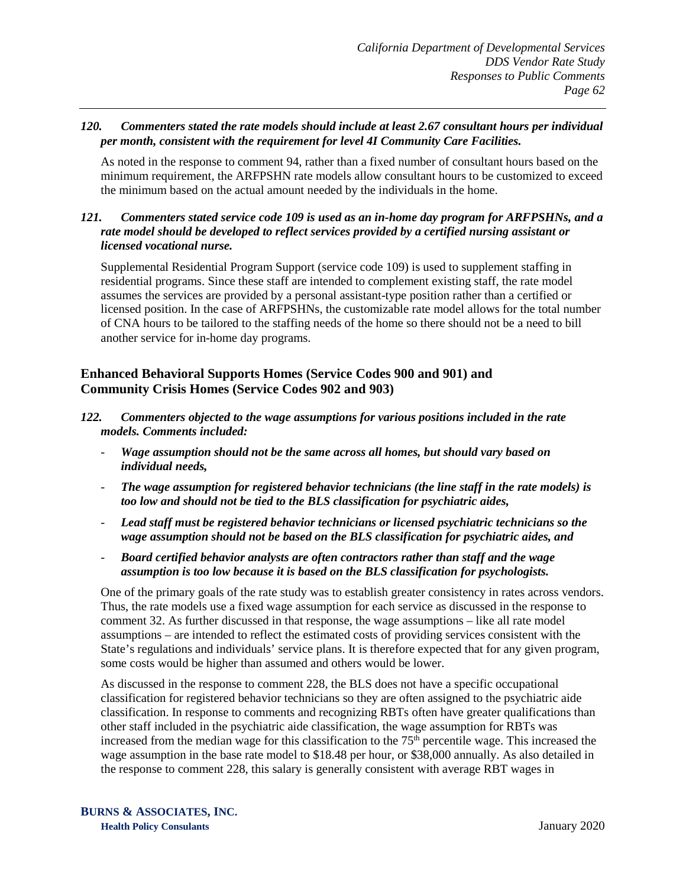*120. Commenters stated the rate models should include at least 2.67 consultant hours per individual per month, consistent with the requirement for level 4I Community Care Facilities.*

As noted in the response to comment 94, rather than a fixed number of consultant hours based on the minimum requirement, the ARFPSHN rate models allow consultant hours to be customized to exceed the minimum based on the actual amount needed by the individuals in the home.

*121. Commenters stated service code 109 is used as an in-home day program for ARFPSHNs, and a rate model should be developed to reflect services provided by a certified nursing assistant or licensed vocational nurse.*

Supplemental Residential Program Support (service code 109) is used to supplement staffing in residential programs. Since these staff are intended to complement existing staff, the rate model assumes the services are provided by a personal assistant-type position rather than a certified or licensed position. In the case of ARFPSHNs, the customizable rate model allows for the total number of CNA hours to be tailored to the staffing needs of the home so there should not be a need to bill another service for in-home day programs.

## Enhanced Behavioral Supports Homes (Service Codes 900 and 901) and Community Crisis Homes (Service Codes 902 and 903)

*122. Commenters objected to the wage assumptions for various positions included in the rate models. Comments included:*

- *Wage assumption should not be the same across all homes, but should vary based on individual needs,*
- *The wage assumption for registered behavior technicians (the line staff in the rate models) is too low and should not be tied to the BLS classification for psychiatric aides,*
- *Lead staff must be registered behavior technicians or licensed psychiatric technicians so the wage assumption should not be based on the BLS classification for psychiatric aides, and*
- *Board certified behavior analysts are often contractors rather than staff and the wage assumption is too low because it is based on the BLS classification for psychologists.*

One of the primary goals of the rate study was to establish greater consistency in rates across vendors. Thus, the rate models use a fixed wage assumption for each service as discussed in the response to comment 32. As further discussed in that response, the wage assumptions – like all rate model assumptions – are intended to reflect the estimated costs of providing services consistent with the State's regulations and individuals' service plans. It is therefore expected that for any given program, some costs would be higher than assumed and others would be lower.

As discussed in the response to comment 228, the BLS does not have a specific occupational classification for registered behavior technicians so they are often assigned to the psychiatric aide classification. In response to comments and recognizing RBTs often have greater qualifications than other staff included in the psychiatric aide classification, the wage assumption for RBTs was increased from the median wage for this classification to the 75th percentile wage. This increased the wage assumption in the base rate model to $18.48 per hour, or $38,000 annually. As also detailed in the response to comment 228, this salary is generally consistent with average RBT wages in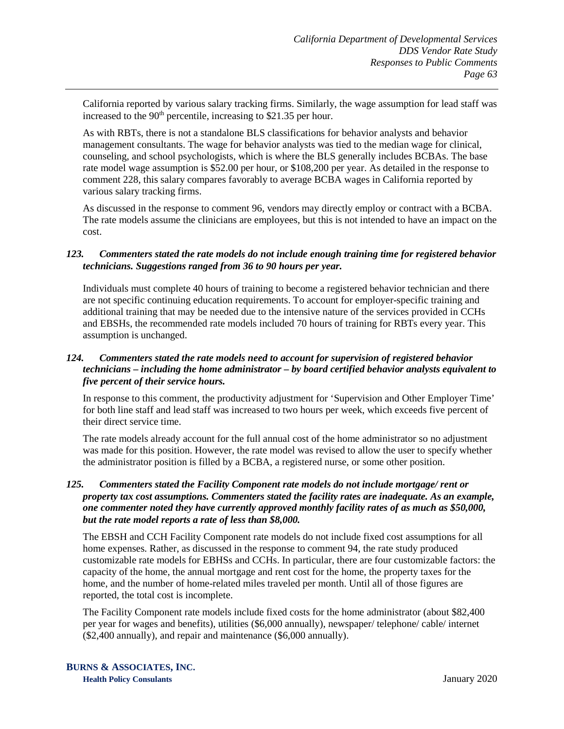California reported by various salary tracking firms. Similarly, the wage assumption for lead staff was increased to the 90th percentile, increasing to $21.35 per hour.

As with RBTs, there is not a standalone BLS classifications for behavior analysts and behavior management consultants. The wage for behavior analysts was tied to the median wage for clinical, counseling, and school psychologists, which is where the BLS generally includes BCBAs. The base rate model wage assumption is $52.00 per hour, or $108,200 per year. As detailed in the response to comment 228, this salary compares favorably to average BCBA wages in California reported by various salary tracking firms.

As discussed in the response to comment 96, vendors may directly employ or contract with a BCBA. The rate models assume the clinicians are employees, but this is not intended to have an impact on the cost.

***123. Commenters stated the rate models do not include enough training time for registered behavior technicians. Suggestions ranged from 36 to 90 hours per year.***

Individuals must complete 40 hours of training to become a registered behavior technician and there are not specific continuing education requirements. To account for employer-specific training and additional training that may be needed due to the intensive nature of the services provided in CCHs and EBSHs, the recommended rate models included 70 hours of training for RBTs every year. This assumption is unchanged.

***124. Commenters stated the rate models need to account for supervision of registered behavior technicians – including the home administrator – by board certified behavior analysts equivalent to five percent of their service hours.***

In response to this comment, the productivity adjustment for 'Supervision and Other Employer Time' for both line staff and lead staff was increased to two hours per week, which exceeds five percent of their direct service time.

The rate models already account for the full annual cost of the home administrator so no adjustment was made for this position. However, the rate model was revised to allow the user to specify whether the administrator position is filled by a BCBA, a registered nurse, or some other position.

***125. Commenters stated the Facility Component rate models do not include mortgage/ rent or property tax cost assumptions. Commenters stated the facility rates are inadequate. As an example, one commenter noted they have currently approved monthly facility rates of as much as $50,000, but the rate model reports a rate of less than $8,000.***

The EBSH and CCH Facility Component rate models do not include fixed cost assumptions for all home expenses. Rather, as discussed in the response to comment 94, the rate study produced customizable rate models for EBHSs and CCHs. In particular, there are four customizable factors: the capacity of the home, the annual mortgage and rent cost for the home, the property taxes for the home, and the number of home-related miles traveled per month. Until all of those figures are reported, the total cost is incomplete.

The Facility Component rate models include fixed costs for the home administrator (about $82,400 per year for wages and benefits), utilities ($6,000 annually), newspaper/ telephone/ cable/ internet ($2,400 annually), and repair and maintenance ($6,000 annually).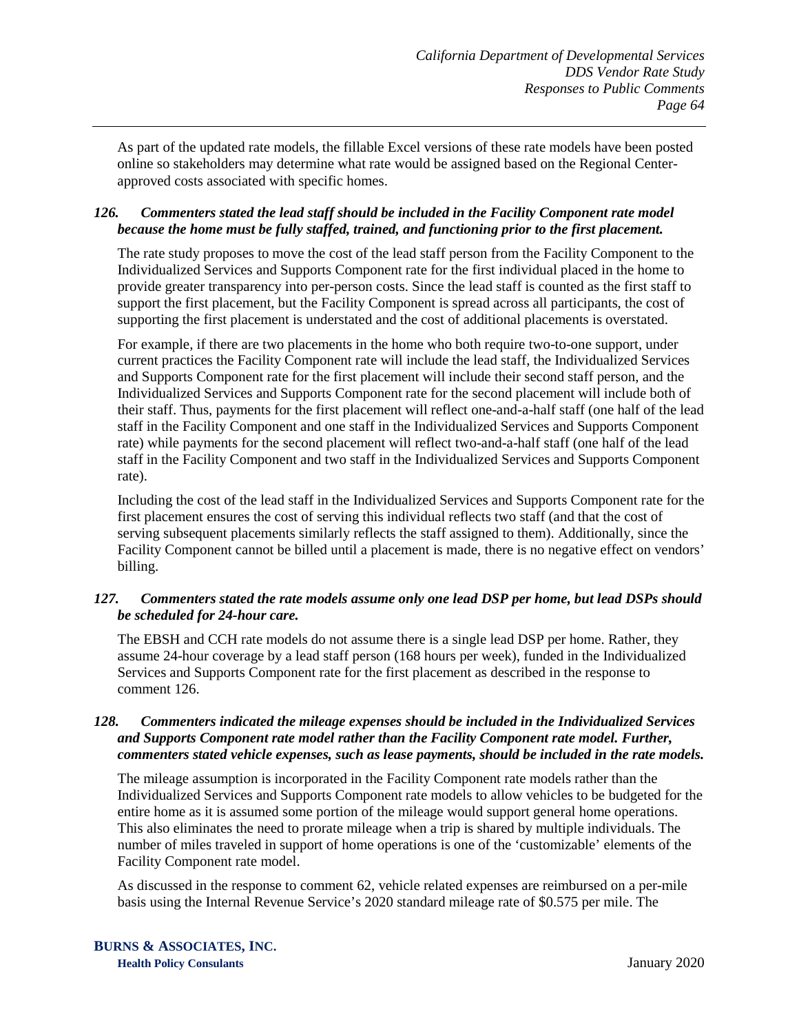As part of the updated rate models, the fillable Excel versions of these rate models have been posted online so stakeholders may determine what rate would be assigned based on the Regional Center-approved costs associated with specific homes.

***126. Commenters stated the lead staff should be included in the Facility Component rate model because the home must be fully staffed, trained, and functioning prior to the first placement.***

The rate study proposes to move the cost of the lead staff person from the Facility Component to the Individualized Services and Supports Component rate for the first individual placed in the home to provide greater transparency into per-person costs. Since the lead staff is counted as the first staff to support the first placement, but the Facility Component is spread across all participants, the cost of supporting the first placement is understated and the cost of additional placements is overstated.

For example, if there are two placements in the home who both require two-to-one support, under current practices the Facility Component rate will include the lead staff, the Individualized Services and Supports Component rate for the first placement will include their second staff person, and the Individualized Services and Supports Component rate for the second placement will include both of their staff. Thus, payments for the first placement will reflect one-and-a-half staff (one half of the lead staff in the Facility Component and one staff in the Individualized Services and Supports Component rate) while payments for the second placement will reflect two-and-a-half staff (one half of the lead staff in the Facility Component and two staff in the Individualized Services and Supports Component rate).

Including the cost of the lead staff in the Individualized Services and Supports Component rate for the first placement ensures the cost of serving this individual reflects two staff (and that the cost of serving subsequent placements similarly reflects the staff assigned to them). Additionally, since the Facility Component cannot be billed until a placement is made, there is no negative effect on vendors' billing.

***127. Commenters stated the rate models assume only one lead DSP per home, but lead DSPs should be scheduled for 24-hour care.***

The EBSH and CCH rate models do not assume there is a single lead DSP per home. Rather, they assume 24-hour coverage by a lead staff person (168 hours per week), funded in the Individualized Services and Supports Component rate for the first placement as described in the response to comment 126.

***128. Commenters indicated the mileage expenses should be included in the Individualized Services and Supports Component rate model rather than the Facility Component rate model. Further, commenters stated vehicle expenses, such as lease payments, should be included in the rate models.***

The mileage assumption is incorporated in the Facility Component rate models rather than the Individualized Services and Supports Component rate models to allow vehicles to be budgeted for the entire home as it is assumed some portion of the mileage would support general home operations. This also eliminates the need to prorate mileage when a trip is shared by multiple individuals. The number of miles traveled in support of home operations is one of the 'customizable' elements of the Facility Component rate model.

As discussed in the response to comment 62, vehicle related expenses are reimbursed on a per-mile basis using the Internal Revenue Service's 2020 standard mileage rate of $0.575 per mile. The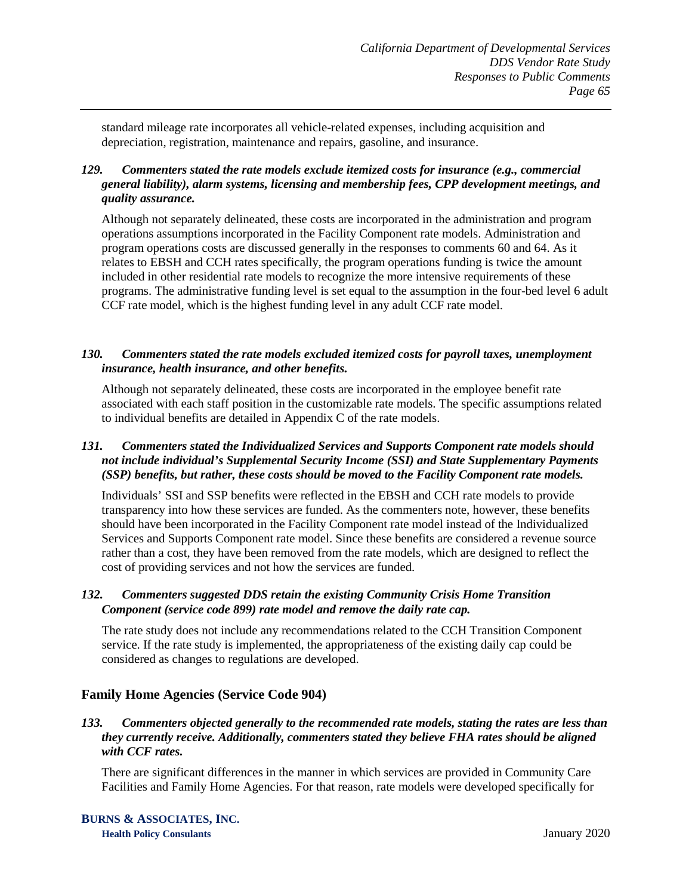standard mileage rate incorporates all vehicle-related expenses, including acquisition and depreciation, registration, maintenance and repairs, gasoline, and insurance.

***129. Commenters stated the rate models exclude itemized costs for insurance (e.g., commercial general liability), alarm systems, licensing and membership fees, CPP development meetings, and quality assurance.***

Although not separately delineated, these costs are incorporated in the administration and program operations assumptions incorporated in the Facility Component rate models. Administration and program operations costs are discussed generally in the responses to comments 60 and 64. As it relates to EBSH and CCH rates specifically, the program operations funding is twice the amount included in other residential rate models to recognize the more intensive requirements of these programs. The administrative funding level is set equal to the assumption in the four-bed level 6 adult CCF rate model, which is the highest funding level in any adult CCF rate model.

***130. Commenters stated the rate models excluded itemized costs for payroll taxes, unemployment insurance, health insurance, and other benefits.***

Although not separately delineated, these costs are incorporated in the employee benefit rate associated with each staff position in the customizable rate models. The specific assumptions related to individual benefits are detailed in Appendix C of the rate models.

***131. Commenters stated the Individualized Services and Supports Component rate models should not include individual's Supplemental Security Income (SSI) and State Supplementary Payments (SSP) benefits, but rather, these costs should be moved to the Facility Component rate models.***

Individuals' SSI and SSP benefits were reflected in the EBSH and CCH rate models to provide transparency into how these services are funded. As the commenters note, however, these benefits should have been incorporated in the Facility Component rate model instead of the Individualized Services and Supports Component rate model. Since these benefits are considered a revenue source rather than a cost, they have been removed from the rate models, which are designed to reflect the cost of providing services and not how the services are funded.

***132. Commenters suggested DDS retain the existing Community Crisis Home Transition Component (service code 899) rate model and remove the daily rate cap.***

The rate study does not include any recommendations related to the CCH Transition Component service. If the rate study is implemented, the appropriateness of the existing daily cap could be considered as changes to regulations are developed.

## Family Home Agencies (Service Code 904)

***133. Commenters objected generally to the recommended rate models, stating the rates are less than they currently receive. Additionally, commenters stated they believe FHA rates should be aligned with CCF rates.***

There are significant differences in the manner in which services are provided in Community Care Facilities and Family Home Agencies. For that reason, rate models were developed specifically for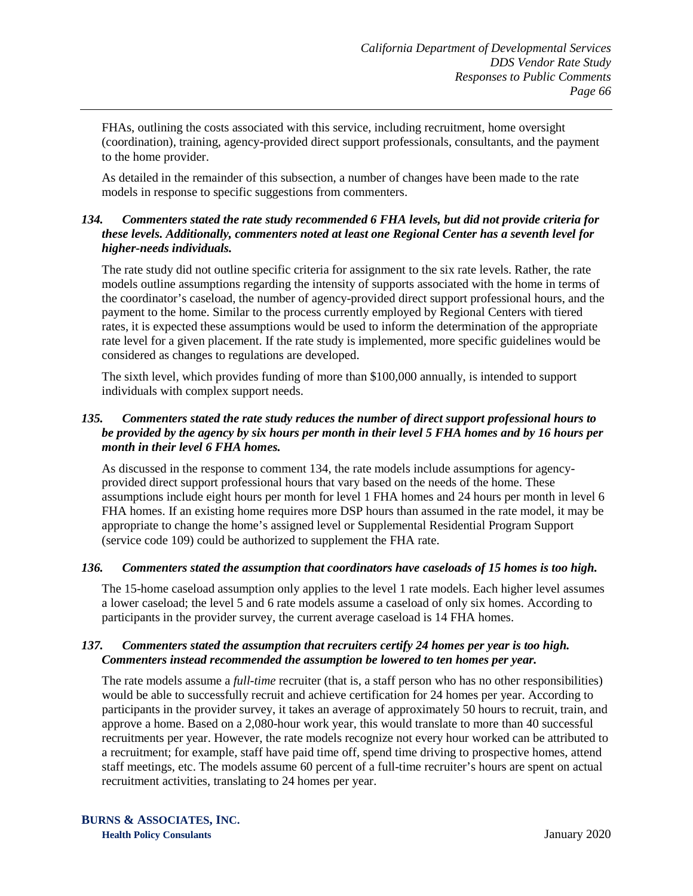FHAs, outlining the costs associated with this service, including recruitment, home oversight (coordination), training, agency-provided direct support professionals, consultants, and the payment to the home provider.

As detailed in the remainder of this subsection, a number of changes have been made to the rate models in response to specific suggestions from commenters.

***134. Commenters stated the rate study recommended 6 FHA levels, but did not provide criteria for these levels. Additionally, commenters noted at least one Regional Center has a seventh level for higher-needs individuals.***

The rate study did not outline specific criteria for assignment to the six rate levels. Rather, the rate models outline assumptions regarding the intensity of supports associated with the home in terms of the coordinator's caseload, the number of agency-provided direct support professional hours, and the payment to the home. Similar to the process currently employed by Regional Centers with tiered rates, it is expected these assumptions would be used to inform the determination of the appropriate rate level for a given placement. If the rate study is implemented, more specific guidelines would be considered as changes to regulations are developed.

The sixth level, which provides funding of more than $100,000 annually, is intended to support individuals with complex support needs.

***135. Commenters stated the rate study reduces the number of direct support professional hours to be provided by the agency by six hours per month in their level 5 FHA homes and by 16 hours per month in their level 6 FHA homes.***

As discussed in the response to comment 134, the rate models include assumptions for agency-provided direct support professional hours that vary based on the needs of the home. These assumptions include eight hours per month for level 1 FHA homes and 24 hours per month in level 6 FHA homes. If an existing home requires more DSP hours than assumed in the rate model, it may be appropriate to change the home's assigned level or Supplemental Residential Program Support (service code 109) could be authorized to supplement the FHA rate.

***136. Commenters stated the assumption that coordinators have caseloads of 15 homes is too high.***

The 15-home caseload assumption only applies to the level 1 rate models. Each higher level assumes a lower caseload; the level 5 and 6 rate models assume a caseload of only six homes. According to participants in the provider survey, the current average caseload is 14 FHA homes.

***137. Commenters stated the assumption that recruiters certify 24 homes per year is too high. Commenters instead recommended the assumption be lowered to ten homes per year.***

The rate models assume a *full-time* recruiter (that is, a staff person who has no other responsibilities) would be able to successfully recruit and achieve certification for 24 homes per year. According to participants in the provider survey, it takes an average of approximately 50 hours to recruit, train, and approve a home. Based on a 2,080-hour work year, this would translate to more than 40 successful recruitments per year. However, the rate models recognize not every hour worked can be attributed to a recruitment; for example, staff have paid time off, spend time driving to prospective homes, attend staff meetings, etc. The models assume 60 percent of a full-time recruiter's hours are spent on actual recruitment activities, translating to 24 homes per year.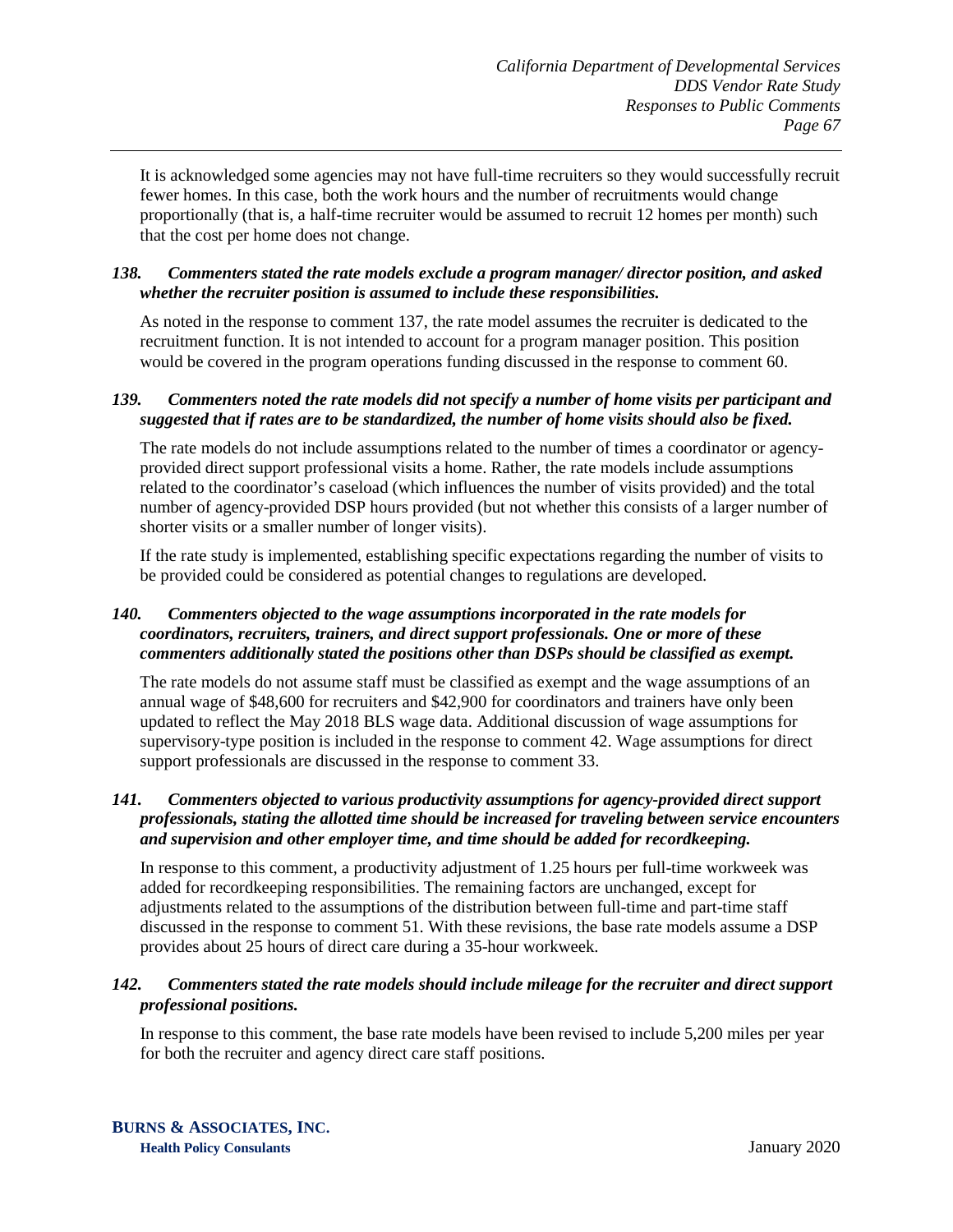It is acknowledged some agencies may not have full-time recruiters so they would successfully recruit fewer homes. In this case, both the work hours and the number of recruitments would change proportionally (that is, a half-time recruiter would be assumed to recruit 12 homes per month) such that the cost per home does not change.

### *138. Commenters stated the rate models exclude a program manager/ director position, and asked whether the recruiter position is assumed to include these responsibilities.*

As noted in the response to comment 137, the rate model assumes the recruiter is dedicated to the recruitment function. It is not intended to account for a program manager position. This position would be covered in the program operations funding discussed in the response to comment 60.

### *139. Commenters noted the rate models did not specify a number of home visits per participant and suggested that if rates are to be standardized, the number of home visits should also be fixed.*

The rate models do not include assumptions related to the number of times a coordinator or agency-provided direct support professional visits a home. Rather, the rate models include assumptions related to the coordinator's caseload (which influences the number of visits provided) and the total number of agency-provided DSP hours provided (but not whether this consists of a larger number of shorter visits or a smaller number of longer visits).

If the rate study is implemented, establishing specific expectations regarding the number of visits to be provided could be considered as potential changes to regulations are developed.

### *140. Commenters objected to the wage assumptions incorporated in the rate models for coordinators, recruiters, trainers, and direct support professionals. One or more of these commenters additionally stated the positions other than DSPs should be classified as exempt.*

The rate models do not assume staff must be classified as exempt and the wage assumptions of an annual wage of $48,600 for recruiters and $42,900 for coordinators and trainers have only been updated to reflect the May 2018 BLS wage data. Additional discussion of wage assumptions for supervisory-type position is included in the response to comment 42. Wage assumptions for direct support professionals are discussed in the response to comment 33.

### *141. Commenters objected to various productivity assumptions for agency-provided direct support professionals, stating the allotted time should be increased for traveling between service encounters and supervision and other employer time, and time should be added for recordkeeping.*

In response to this comment, a productivity adjustment of 1.25 hours per full-time workweek was added for recordkeeping responsibilities. The remaining factors are unchanged, except for adjustments related to the assumptions of the distribution between full-time and part-time staff discussed in the response to comment 51. With these revisions, the base rate models assume a DSP provides about 25 hours of direct care during a 35-hour workweek.

### *142. Commenters stated the rate models should include mileage for the recruiter and direct support professional positions.*

In response to this comment, the base rate models have been revised to include 5,200 miles per year for both the recruiter and agency direct care staff positions.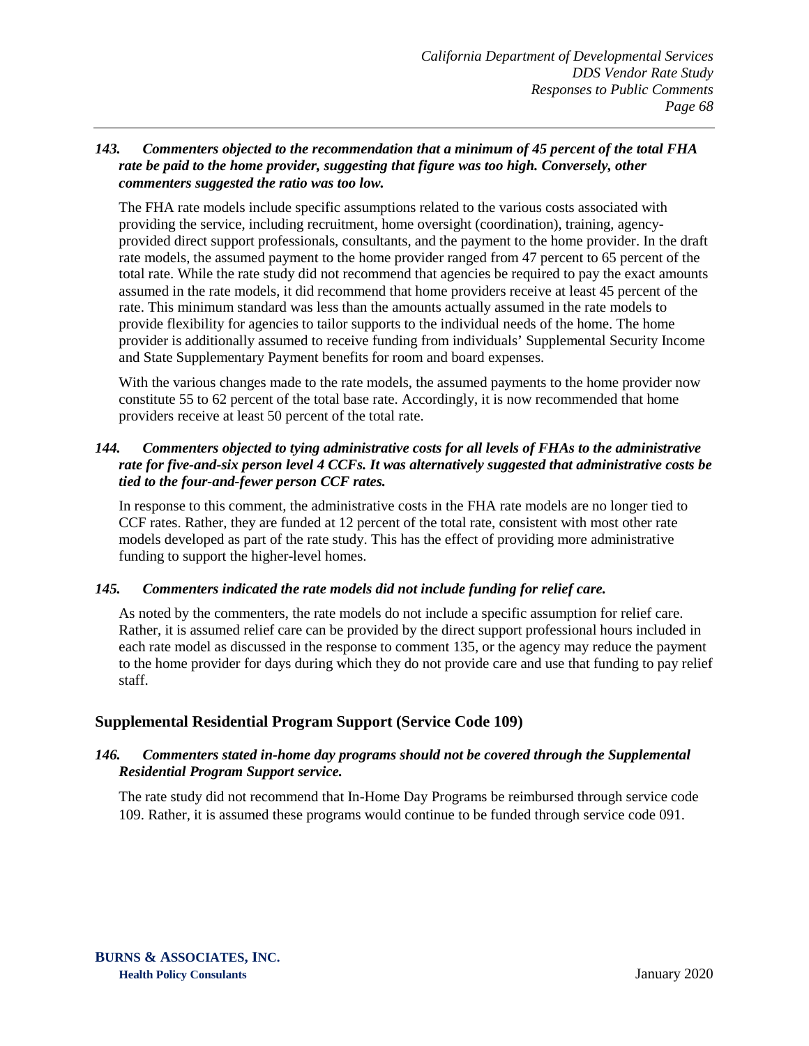*143. Commenters objected to the recommendation that a minimum of 45 percent of the total FHA rate be paid to the home provider, suggesting that figure was too high. Conversely, other commenters suggested the ratio was too low.*

The FHA rate models include specific assumptions related to the various costs associated with providing the service, including recruitment, home oversight (coordination), training, agency-provided direct support professionals, consultants, and the payment to the home provider. In the draft rate models, the assumed payment to the home provider ranged from 47 percent to 65 percent of the total rate. While the rate study did not recommend that agencies be required to pay the exact amounts assumed in the rate models, it did recommend that home providers receive at least 45 percent of the rate. This minimum standard was less than the amounts actually assumed in the rate models to provide flexibility for agencies to tailor supports to the individual needs of the home. The home provider is additionally assumed to receive funding from individuals' Supplemental Security Income and State Supplementary Payment benefits for room and board expenses.

With the various changes made to the rate models, the assumed payments to the home provider now constitute 55 to 62 percent of the total base rate. Accordingly, it is now recommended that home providers receive at least 50 percent of the total rate.

*144. Commenters objected to tying administrative costs for all levels of FHAs to the administrative rate for five-and-six person level 4 CCFs. It was alternatively suggested that administrative costs be tied to the four-and-fewer person CCF rates.*

In response to this comment, the administrative costs in the FHA rate models are no longer tied to CCF rates. Rather, they are funded at 12 percent of the total rate, consistent with most other rate models developed as part of the rate study. This has the effect of providing more administrative funding to support the higher-level homes.

*145. Commenters indicated the rate models did not include funding for relief care.*

As noted by the commenters, the rate models do not include a specific assumption for relief care. Rather, it is assumed relief care can be provided by the direct support professional hours included in each rate model as discussed in the response to comment 135, or the agency may reduce the payment to the home provider for days during which they do not provide care and use that funding to pay relief staff.

## Supplemental Residential Program Support (Service Code 109)

*146. Commenters stated in-home day programs should not be covered through the Supplemental Residential Program Support service.*

The rate study did not recommend that In-Home Day Programs be reimbursed through service code 109. Rather, it is assumed these programs would continue to be funded through service code 091.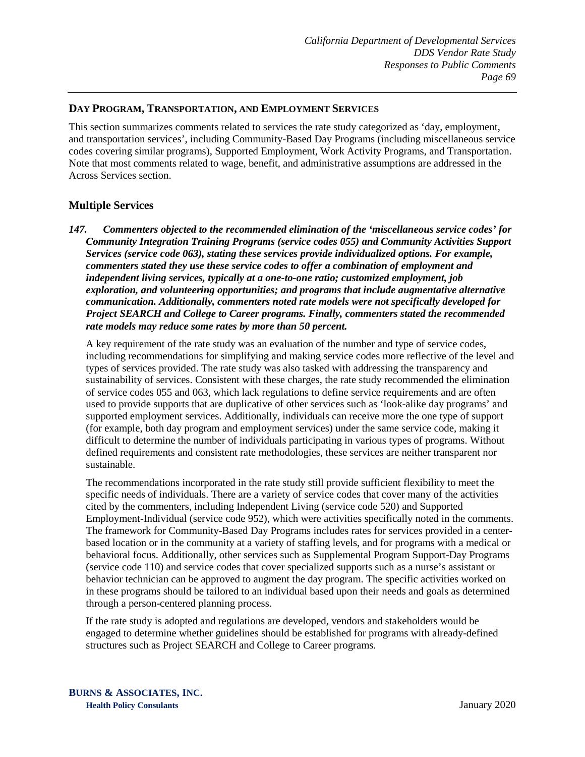## Day Program, Transportation, and Employment Services

This section summarizes comments related to services the rate study categorized as 'day, employment, and transportation services', including Community-Based Day Programs (including miscellaneous service codes covering similar programs), Supported Employment, Work Activity Programs, and Transportation. Note that most comments related to wage, benefit, and administrative assumptions are addressed in the Across Services section.

### Multiple Services

***147. Commenters objected to the recommended elimination of the 'miscellaneous service codes' for Community Integration Training Programs (service codes 055) and Community Activities Support Services (service code 063), stating these services provide individualized options. For example, commenters stated they use these service codes to offer a combination of employment and independent living services, typically at a one-to-one ratio; customized employment, job exploration, and volunteering opportunities; and programs that include augmentative alternative communication. Additionally, commenters noted rate models were not specifically developed for Project SEARCH and College to Career programs. Finally, commenters stated the recommended rate models may reduce some rates by more than 50 percent.***

A key requirement of the rate study was an evaluation of the number and type of service codes, including recommendations for simplifying and making service codes more reflective of the level and types of services provided. The rate study was also tasked with addressing the transparency and sustainability of services. Consistent with these charges, the rate study recommended the elimination of service codes 055 and 063, which lack regulations to define service requirements and are often used to provide supports that are duplicative of other services such as 'look-alike day programs' and supported employment services. Additionally, individuals can receive more the one type of support (for example, both day program and employment services) under the same service code, making it difficult to determine the number of individuals participating in various types of programs. Without defined requirements and consistent rate methodologies, these services are neither transparent nor sustainable.

The recommendations incorporated in the rate study still provide sufficient flexibility to meet the specific needs of individuals. There are a variety of service codes that cover many of the activities cited by the commenters, including Independent Living (service code 520) and Supported Employment-Individual (service code 952), which were activities specifically noted in the comments. The framework for Community-Based Day Programs includes rates for services provided in a center-based location or in the community at a variety of staffing levels, and for programs with a medical or behavioral focus. Additionally, other services such as Supplemental Program Support-Day Programs (service code 110) and service codes that cover specialized supports such as a nurse's assistant or behavior technician can be approved to augment the day program. The specific activities worked on in these programs should be tailored to an individual based upon their needs and goals as determined through a person-centered planning process.

If the rate study is adopted and regulations are developed, vendors and stakeholders would be engaged to determine whether guidelines should be established for programs with already-defined structures such as Project SEARCH and College to Career programs.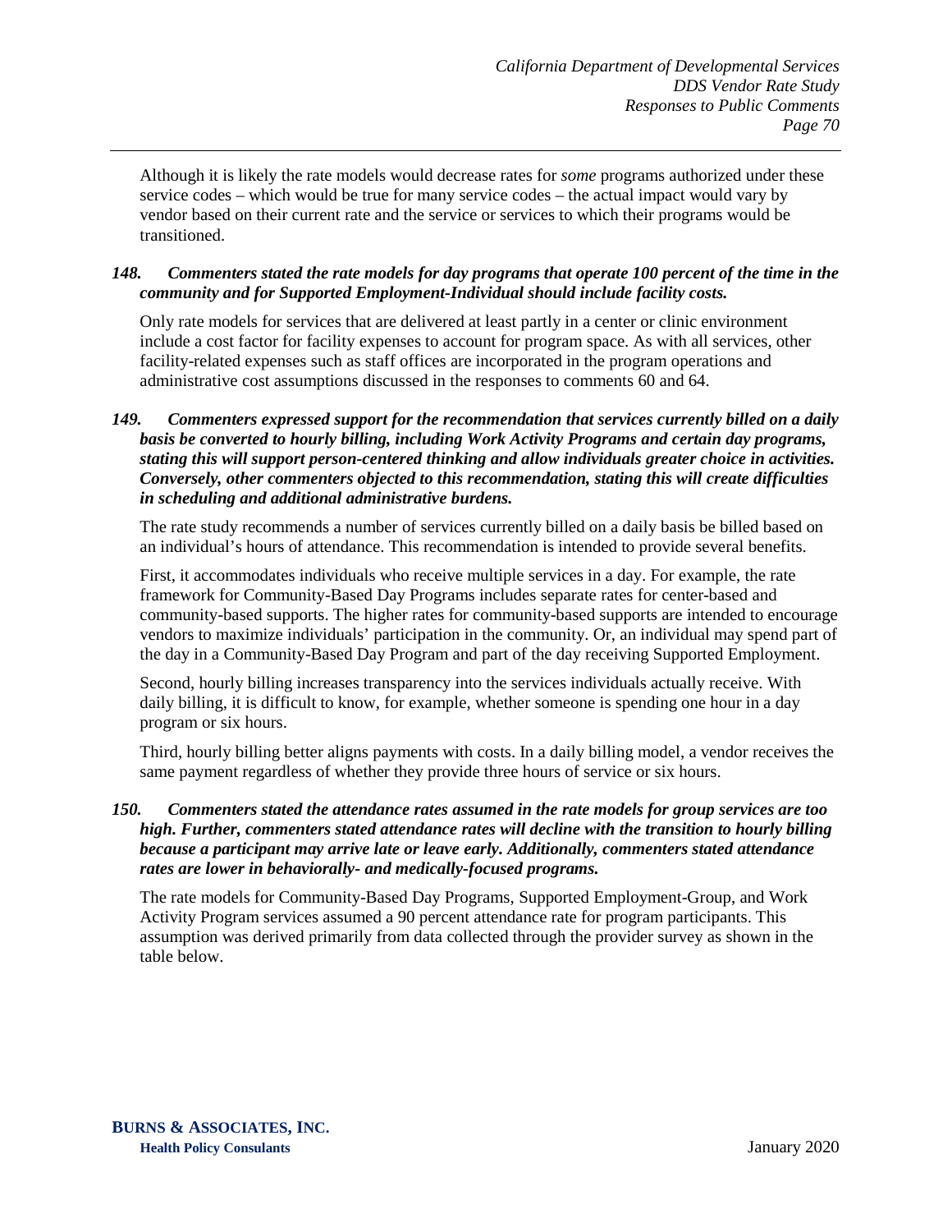Although it is likely the rate models would decrease rates for *some* programs authorized under these service codes – which would be true for many service codes – the actual impact would vary by vendor based on their current rate and the service or services to which their programs would be transitioned.

***148. Commenters stated the rate models for day programs that operate 100 percent of the time in the community and for Supported Employment-Individual should include facility costs.***

Only rate models for services that are delivered at least partly in a center or clinic environment include a cost factor for facility expenses to account for program space. As with all services, other facility-related expenses such as staff offices are incorporated in the program operations and administrative cost assumptions discussed in the responses to comments 60 and 64.

***149. Commenters expressed support for the recommendation that services currently billed on a daily basis be converted to hourly billing, including Work Activity Programs and certain day programs, stating this will support person-centered thinking and allow individuals greater choice in activities. Conversely, other commenters objected to this recommendation, stating this will create difficulties in scheduling and additional administrative burdens.***

The rate study recommends a number of services currently billed on a daily basis be billed based on an individual's hours of attendance. This recommendation is intended to provide several benefits.

First, it accommodates individuals who receive multiple services in a day. For example, the rate framework for Community-Based Day Programs includes separate rates for center-based and community-based supports. The higher rates for community-based supports are intended to encourage vendors to maximize individuals' participation in the community. Or, an individual may spend part of the day in a Community-Based Day Program and part of the day receiving Supported Employment.

Second, hourly billing increases transparency into the services individuals actually receive. With daily billing, it is difficult to know, for example, whether someone is spending one hour in a day program or six hours.

Third, hourly billing better aligns payments with costs. In a daily billing model, a vendor receives the same payment regardless of whether they provide three hours of service or six hours.

***150. Commenters stated the attendance rates assumed in the rate models for group services are too high. Further, commenters stated attendance rates will decline with the transition to hourly billing because a participant may arrive late or leave early. Additionally, commenters stated attendance rates are lower in behaviorally- and medically-focused programs.***

The rate models for Community-Based Day Programs, Supported Employment-Group, and Work Activity Program services assumed a 90 percent attendance rate for program participants. This assumption was derived primarily from data collected through the provider survey as shown in the table below.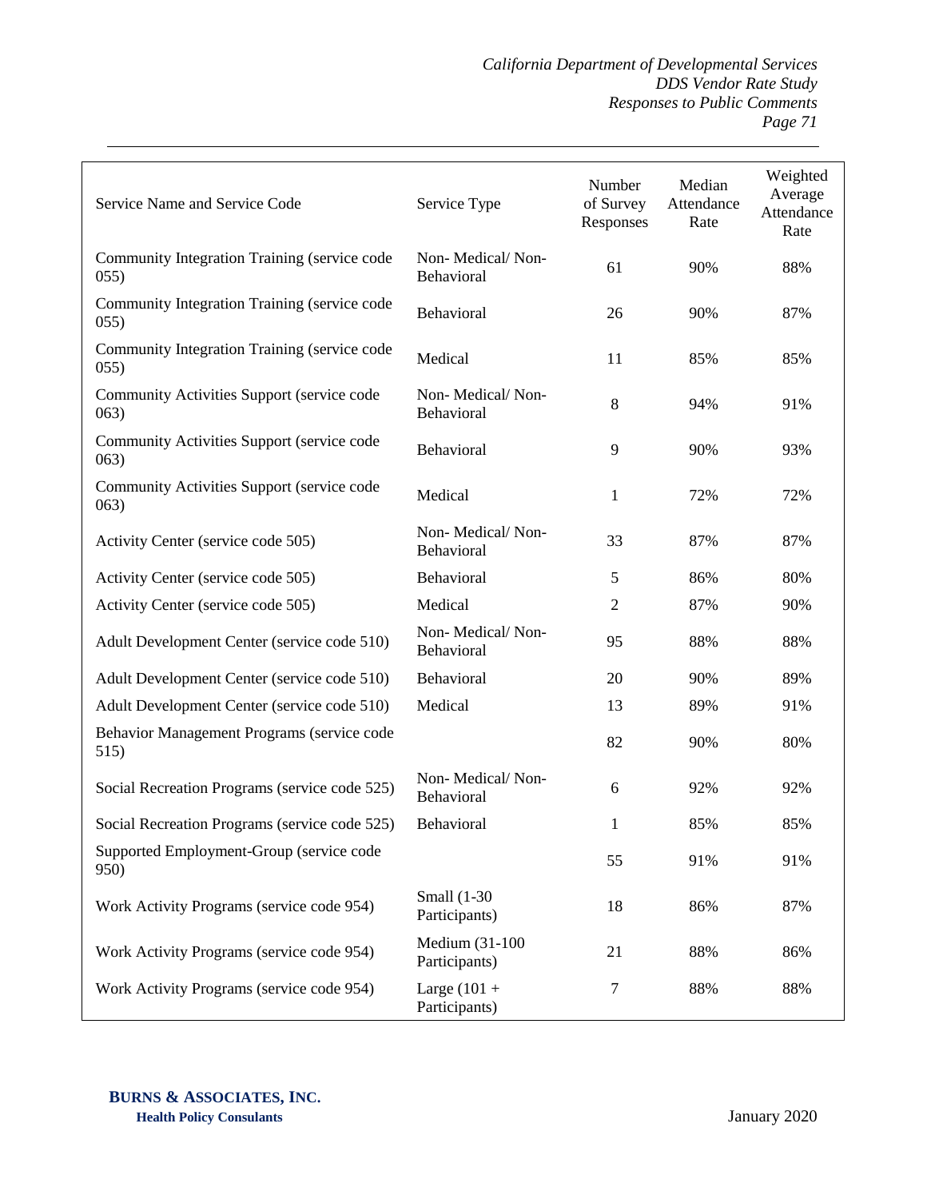| Service Name and Service Code | Service Type | Number of Survey Responses | Median Attendance Rate | Weighted Average Attendance Rate |
|---|---|---|---|---|
| Community Integration Training (service code 055) | Non- Medical/ Non-Behavioral | 61 | 90% | 88% |
| Community Integration Training (service code 055) | Behavioral | 26 | 90% | 87% |
| Community Integration Training (service code 055) | Medical | 11 | 85% | 85% |
| Community Activities Support (service code 063) | Non- Medical/ Non-Behavioral | 8 | 94% | 91% |
| Community Activities Support (service code 063) | Behavioral | 9 | 90% | 93% |
| Community Activities Support (service code 063) | Medical | 1 | 72% | 72% |
| Activity Center (service code 505) | Non- Medical/ Non-Behavioral | 33 | 87% | 87% |
| Activity Center (service code 505) | Behavioral | 5 | 86% | 80% |
| Activity Center (service code 505) | Medical | 2 | 87% | 90% |
| Adult Development Center (service code 510) | Non- Medical/ Non-Behavioral | 95 | 88% | 88% |
| Adult Development Center (service code 510) | Behavioral | 20 | 90% | 89% |
| Adult Development Center (service code 510) | Medical | 13 | 89% | 91% |
| Behavior Management Programs (service code 515) | | 82 | 90% | 80% |
| Social Recreation Programs (service code 525) | Non- Medical/ Non-Behavioral | 6 | 92% | 92% |
| Social Recreation Programs (service code 525) | Behavioral | 1 | 85% | 85% |
| Supported Employment-Group (service code 950) | | 55 | 91% | 91% |
| Work Activity Programs (service code 954) | Small (1-30 Participants) | 18 | 86% | 87% |
| Work Activity Programs (service code 954) | Medium (31-100 Participants) | 21 | 88% | 86% |
| Work Activity Programs (service code 954) | Large (101 + Participants) | 7 | 88% | 88% |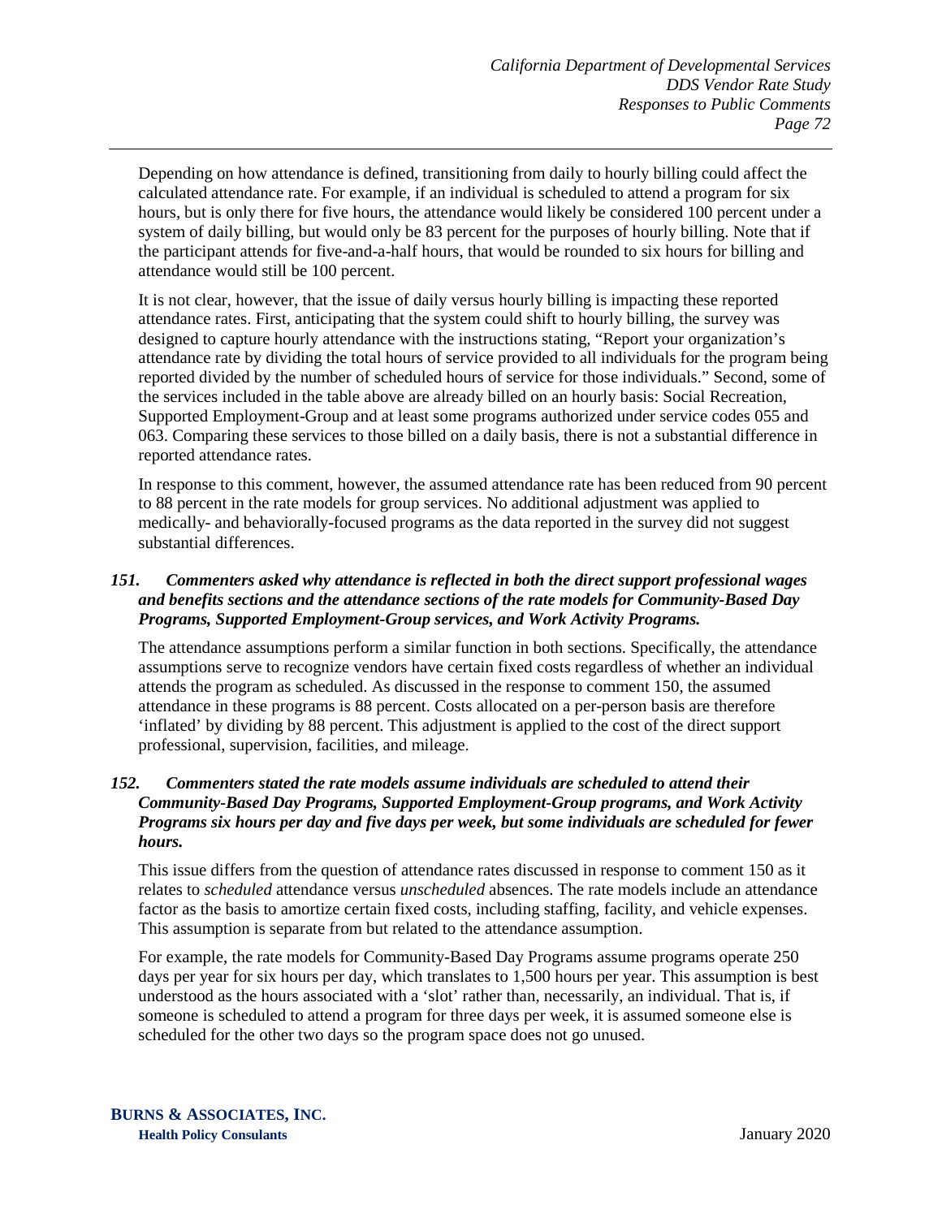Depending on how attendance is defined, transitioning from daily to hourly billing could affect the calculated attendance rate. For example, if an individual is scheduled to attend a program for six hours, but is only there for five hours, the attendance would likely be considered 100 percent under a system of daily billing, but would only be 83 percent for the purposes of hourly billing. Note that if the participant attends for five-and-a-half hours, that would be rounded to six hours for billing and attendance would still be 100 percent.

It is not clear, however, that the issue of daily versus hourly billing is impacting these reported attendance rates. First, anticipating that the system could shift to hourly billing, the survey was designed to capture hourly attendance with the instructions stating, "Report your organization's attendance rate by dividing the total hours of service provided to all individuals for the program being reported divided by the number of scheduled hours of service for those individuals." Second, some of the services included in the table above are already billed on an hourly basis: Social Recreation, Supported Employment-Group and at least some programs authorized under service codes 055 and 063. Comparing these services to those billed on a daily basis, there is not a substantial difference in reported attendance rates.

In response to this comment, however, the assumed attendance rate has been reduced from 90 percent to 88 percent in the rate models for group services. No additional adjustment was applied to medically- and behaviorally-focused programs as the data reported in the survey did not suggest substantial differences.

***151. Commenters asked why attendance is reflected in both the direct support professional wages and benefits sections and the attendance sections of the rate models for Community-Based Day Programs, Supported Employment-Group services, and Work Activity Programs.***

The attendance assumptions perform a similar function in both sections. Specifically, the attendance assumptions serve to recognize vendors have certain fixed costs regardless of whether an individual attends the program as scheduled. As discussed in the response to comment 150, the assumed attendance in these programs is 88 percent. Costs allocated on a per-person basis are therefore 'inflated' by dividing by 88 percent. This adjustment is applied to the cost of the direct support professional, supervision, facilities, and mileage.

***152. Commenters stated the rate models assume individuals are scheduled to attend their Community-Based Day Programs, Supported Employment-Group programs, and Work Activity Programs six hours per day and five days per week, but some individuals are scheduled for fewer hours.***

This issue differs from the question of attendance rates discussed in response to comment 150 as it relates to *scheduled* attendance versus *unscheduled* absences. The rate models include an attendance factor as the basis to amortize certain fixed costs, including staffing, facility, and vehicle expenses. This assumption is separate from but related to the attendance assumption.

For example, the rate models for Community-Based Day Programs assume programs operate 250 days per year for six hours per day, which translates to 1,500 hours per year. This assumption is best understood as the hours associated with a 'slot' rather than, necessarily, an individual. That is, if someone is scheduled to attend a program for three days per week, it is assumed someone else is scheduled for the other two days so the program space does not go unused.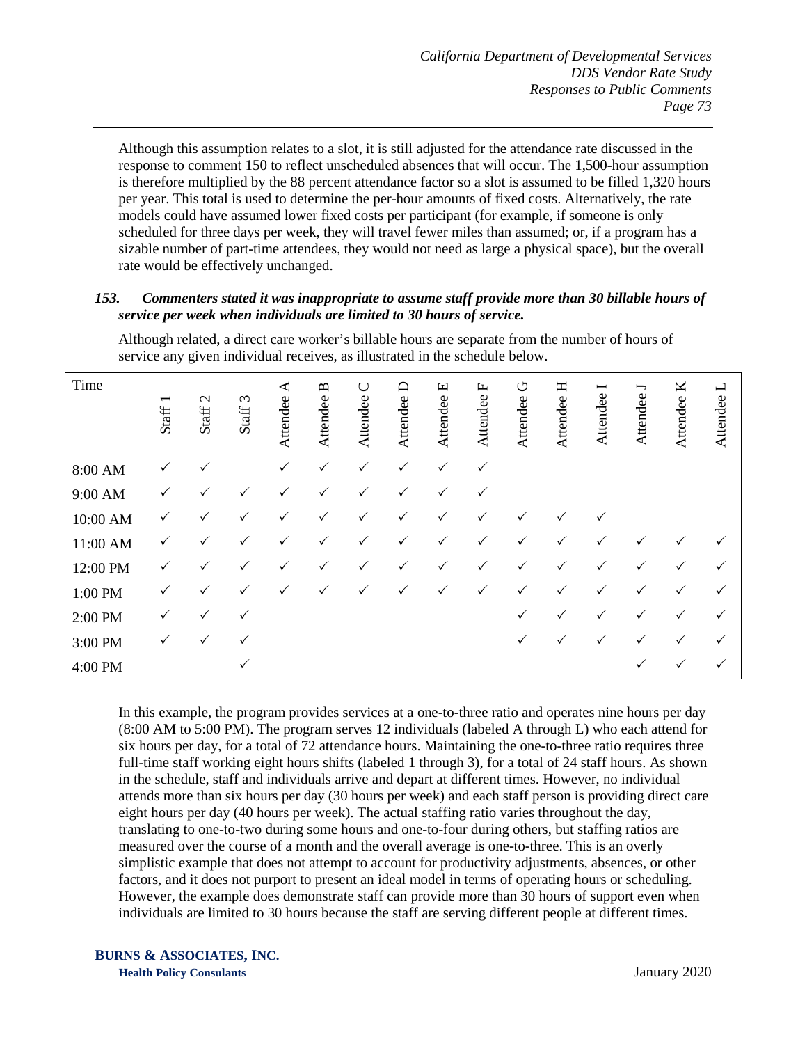Although this assumption relates to a slot, it is still adjusted for the attendance rate discussed in the response to comment 150 to reflect unscheduled absences that will occur. The 1,500-hour assumption is therefore multiplied by the 88 percent attendance factor so a slot is assumed to be filled 1,320 hours per year. This total is used to determine the per-hour amounts of fixed costs. Alternatively, the rate models could have assumed lower fixed costs per participant (for example, if someone is only scheduled for three days per week, they will travel fewer miles than assumed; or, if a program has a sizable number of part-time attendees, they would not need as large a physical space), but the overall rate would be effectively unchanged.

***153. Commenters stated it was inappropriate to assume staff provide more than 30 billable hours of service per week when individuals are limited to 30 hours of service.***

Although related, a direct care worker's billable hours are separate from the number of hours of service any given individual receives, as illustrated in the schedule below.

| Time | Staff 1 | Staff 2 | Staff 3 | Attendee A | Attendee B | Attendee C | Attendee D | Attendee E | Attendee F | Attendee G | Attendee H | Attendee I | Attendee J | Attendee K | Attendee L |
|---|---|---|---|---|---|---|---|---|---|---|---|---|---|---|---|
| 8:00 AM | ✓ | ✓ | | ✓ | ✓ | ✓ | ✓ | ✓ | ✓ | | | | | | |
| 9:00 AM | ✓ | ✓ | ✓ | ✓ | ✓ | ✓ | ✓ | ✓ | ✓ | | | | | | |
| 10:00 AM | ✓ | ✓ | ✓ | ✓ | ✓ | ✓ | ✓ | ✓ | ✓ | ✓ | ✓ | ✓ | | | |
| 11:00 AM | ✓ | ✓ | ✓ | ✓ | ✓ | ✓ | ✓ | ✓ | ✓ | ✓ | ✓ | ✓ | ✓ | ✓ | ✓ |
| 12:00 PM | ✓ | ✓ | ✓ | ✓ | ✓ | ✓ | ✓ | ✓ | ✓ | ✓ | ✓ | ✓ | ✓ | ✓ | ✓ |
| 1:00 PM | ✓ | ✓ | ✓ | ✓ | ✓ | ✓ | ✓ | ✓ | ✓ | ✓ | ✓ | ✓ | ✓ | ✓ | ✓ |
| 2:00 PM | ✓ | ✓ | ✓ | | | | | | | ✓ | ✓ | ✓ | ✓ | ✓ | ✓ |
| 3:00 PM | ✓ | ✓ | ✓ | | | | | | | ✓ | ✓ | ✓ | ✓ | ✓ | ✓ |
| 4:00 PM | | | ✓ | | | | | | | | | | ✓ | ✓ | ✓ |

In this example, the program provides services at a one-to-three ratio and operates nine hours per day (8:00 AM to 5:00 PM). The program serves 12 individuals (labeled A through L) who each attend for six hours per day, for a total of 72 attendance hours. Maintaining the one-to-three ratio requires three full-time staff working eight hours shifts (labeled 1 through 3), for a total of 24 staff hours. As shown in the schedule, staff and individuals arrive and depart at different times. However, no individual attends more than six hours per day (30 hours per week) and each staff person is providing direct care eight hours per day (40 hours per week). The actual staffing ratio varies throughout the day, translating to one-to-two during some hours and one-to-four during others, but staffing ratios are measured over the course of a month and the overall average is one-to-three. This is an overly simplistic example that does not attempt to account for productivity adjustments, absences, or other factors, and it does not purport to present an ideal model in terms of operating hours or scheduling. However, the example does demonstrate staff can provide more than 30 hours of support even when individuals are limited to 30 hours because the staff are serving different people at different times.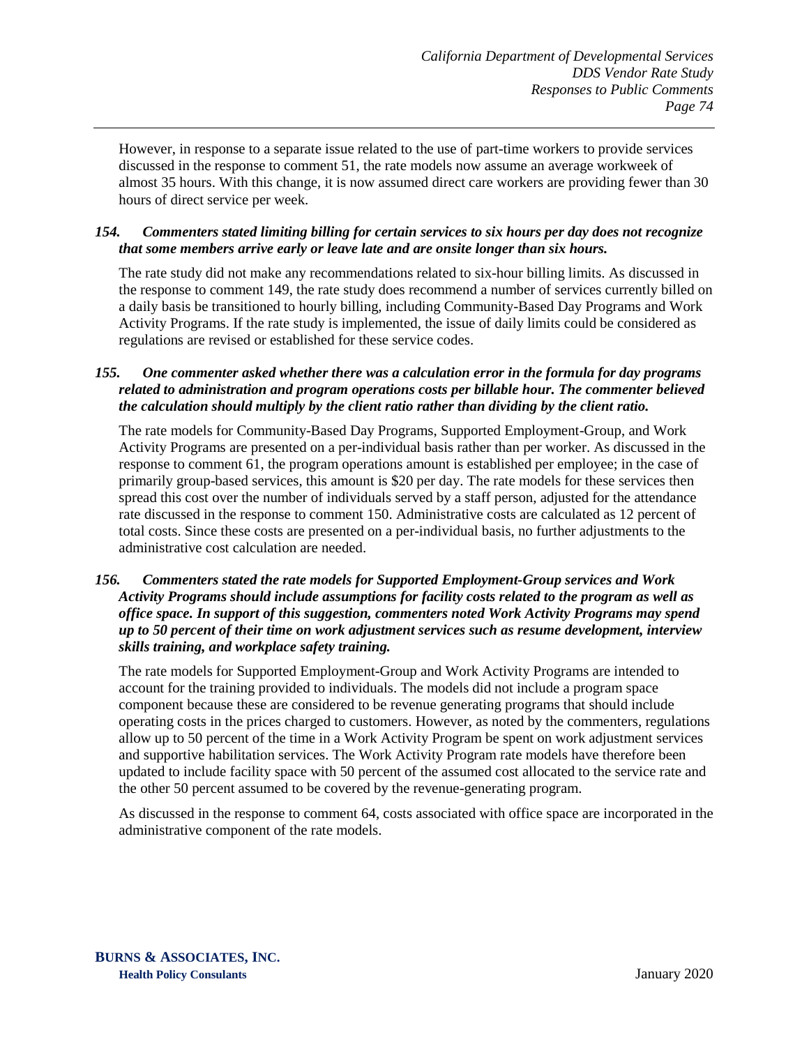However, in response to a separate issue related to the use of part-time workers to provide services discussed in the response to comment 51, the rate models now assume an average workweek of almost 35 hours. With this change, it is now assumed direct care workers are providing fewer than 30 hours of direct service per week.

***154. Commenters stated limiting billing for certain services to six hours per day does not recognize that some members arrive early or leave late and are onsite longer than six hours.***

The rate study did not make any recommendations related to six-hour billing limits. As discussed in the response to comment 149, the rate study does recommend a number of services currently billed on a daily basis be transitioned to hourly billing, including Community-Based Day Programs and Work Activity Programs. If the rate study is implemented, the issue of daily limits could be considered as regulations are revised or established for these service codes.

***155. One commenter asked whether there was a calculation error in the formula for day programs related to administration and program operations costs per billable hour. The commenter believed the calculation should multiply by the client ratio rather than dividing by the client ratio.***

The rate models for Community-Based Day Programs, Supported Employment-Group, and Work Activity Programs are presented on a per-individual basis rather than per worker. As discussed in the response to comment 61, the program operations amount is established per employee; in the case of primarily group-based services, this amount is $20 per day. The rate models for these services then spread this cost over the number of individuals served by a staff person, adjusted for the attendance rate discussed in the response to comment 150. Administrative costs are calculated as 12 percent of total costs. Since these costs are presented on a per-individual basis, no further adjustments to the administrative cost calculation are needed.

***156. Commenters stated the rate models for Supported Employment-Group services and Work Activity Programs should include assumptions for facility costs related to the program as well as office space. In support of this suggestion, commenters noted Work Activity Programs may spend up to 50 percent of their time on work adjustment services such as resume development, interview skills training, and workplace safety training.***

The rate models for Supported Employment-Group and Work Activity Programs are intended to account for the training provided to individuals. The models did not include a program space component because these are considered to be revenue generating programs that should include operating costs in the prices charged to customers. However, as noted by the commenters, regulations allow up to 50 percent of the time in a Work Activity Program be spent on work adjustment services and supportive habilitation services. The Work Activity Program rate models have therefore been updated to include facility space with 50 percent of the assumed cost allocated to the service rate and the other 50 percent assumed to be covered by the revenue-generating program.

As discussed in the response to comment 64, costs associated with office space are incorporated in the administrative component of the rate models.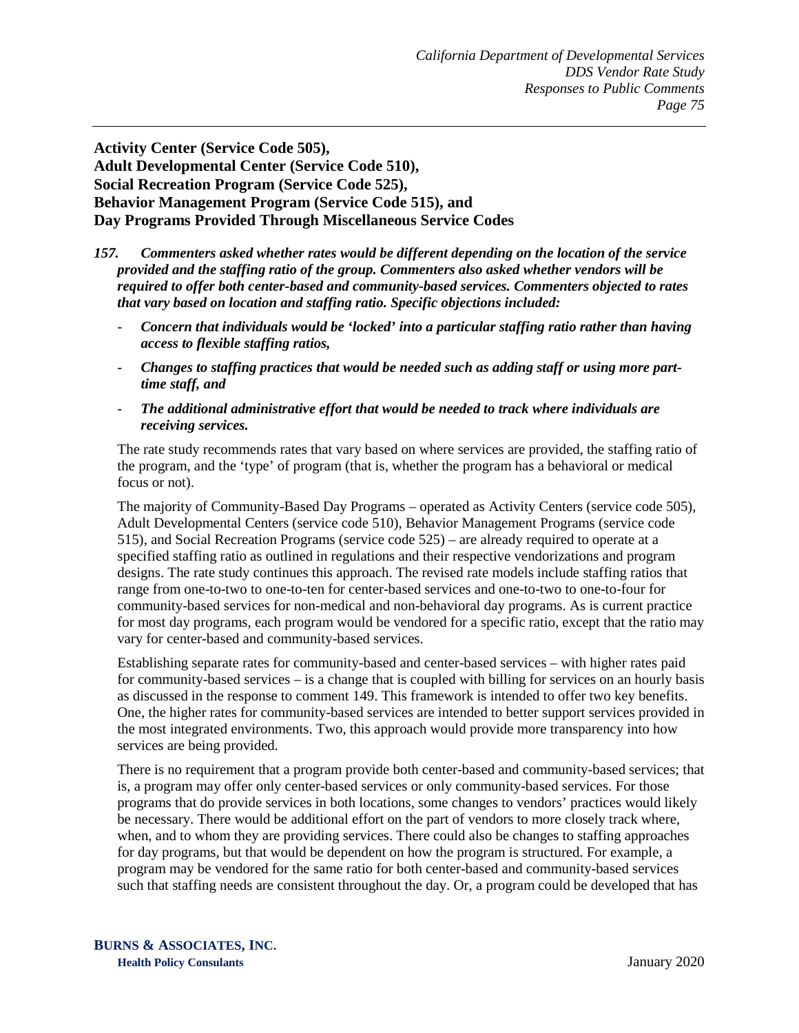**Activity Center (Service Code 505),**
**Adult Developmental Center (Service Code 510),**
**Social Recreation Program (Service Code 525),**
**Behavior Management Program (Service Code 515), and**
**Day Programs Provided Through Miscellaneous Service Codes**

***157. Commenters asked whether rates would be different depending on the location of the service provided and the staffing ratio of the group. Commenters also asked whether vendors will be required to offer both center-based and community-based services. Commenters objected to rates that vary based on location and staffing ratio. Specific objections included:***

- ***Concern that individuals would be 'locked' into a particular staffing ratio rather than having access to flexible staffing ratios,***
- ***Changes to staffing practices that would be needed such as adding staff or using more part-time staff, and***
- ***The additional administrative effort that would be needed to track where individuals are receiving services.***

The rate study recommends rates that vary based on where services are provided, the staffing ratio of the program, and the 'type' of program (that is, whether the program has a behavioral or medical focus or not).

The majority of Community-Based Day Programs – operated as Activity Centers (service code 505), Adult Developmental Centers (service code 510), Behavior Management Programs (service code 515), and Social Recreation Programs (service code 525) – are already required to operate at a specified staffing ratio as outlined in regulations and their respective vendorizations and program designs. The rate study continues this approach. The revised rate models include staffing ratios that range from one-to-two to one-to-ten for center-based services and one-to-two to one-to-four for community-based services for non-medical and non-behavioral day programs. As is current practice for most day programs, each program would be vendored for a specific ratio, except that the ratio may vary for center-based and community-based services.

Establishing separate rates for community-based and center-based services – with higher rates paid for community-based services – is a change that is coupled with billing for services on an hourly basis as discussed in the response to comment 149. This framework is intended to offer two key benefits. One, the higher rates for community-based services are intended to better support services provided in the most integrated environments. Two, this approach would provide more transparency into how services are being provided.

There is no requirement that a program provide both center-based and community-based services; that is, a program may offer only center-based services or only community-based services. For those programs that do provide services in both locations, some changes to vendors' practices would likely be necessary. There would be additional effort on the part of vendors to more closely track where, when, and to whom they are providing services. There could also be changes to staffing approaches for day programs, but that would be dependent on how the program is structured. For example, a program may be vendored for the same ratio for both center-based and community-based services such that staffing needs are consistent throughout the day. Or, a program could be developed that has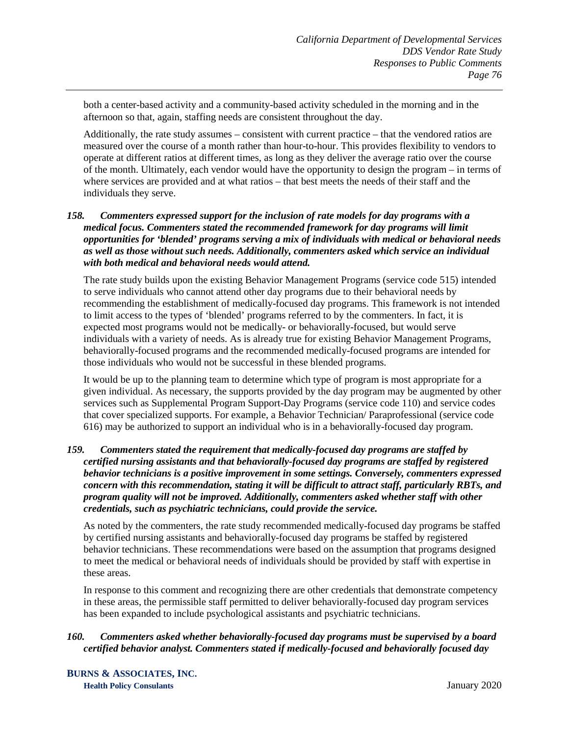both a center-based activity and a community-based activity scheduled in the morning and in the afternoon so that, again, staffing needs are consistent throughout the day.

Additionally, the rate study assumes – consistent with current practice – that the vendored ratios are measured over the course of a month rather than hour-to-hour. This provides flexibility to vendors to operate at different ratios at different times, as long as they deliver the average ratio over the course of the month. Ultimately, each vendor would have the opportunity to design the program – in terms of where services are provided and at what ratios – that best meets the needs of their staff and the individuals they serve.

***158. Commenters expressed support for the inclusion of rate models for day programs with a medical focus. Commenters stated the recommended framework for day programs will limit opportunities for 'blended' programs serving a mix of individuals with medical or behavioral needs as well as those without such needs. Additionally, commenters asked which service an individual with both medical and behavioral needs would attend.***

The rate study builds upon the existing Behavior Management Programs (service code 515) intended to serve individuals who cannot attend other day programs due to their behavioral needs by recommending the establishment of medically-focused day programs. This framework is not intended to limit access to the types of 'blended' programs referred to by the commenters. In fact, it is expected most programs would not be medically- or behaviorally-focused, but would serve individuals with a variety of needs. As is already true for existing Behavior Management Programs, behaviorally-focused programs and the recommended medically-focused programs are intended for those individuals who would not be successful in these blended programs.

It would be up to the planning team to determine which type of program is most appropriate for a given individual. As necessary, the supports provided by the day program may be augmented by other services such as Supplemental Program Support-Day Programs (service code 110) and service codes that cover specialized supports. For example, a Behavior Technician/ Paraprofessional (service code 616) may be authorized to support an individual who is in a behaviorally-focused day program.

***159. Commenters stated the requirement that medically-focused day programs are staffed by certified nursing assistants and that behaviorally-focused day programs are staffed by registered behavior technicians is a positive improvement in some settings. Conversely, commenters expressed concern with this recommendation, stating it will be difficult to attract staff, particularly RBTs, and program quality will not be improved. Additionally, commenters asked whether staff with other credentials, such as psychiatric technicians, could provide the service.***

As noted by the commenters, the rate study recommended medically-focused day programs be staffed by certified nursing assistants and behaviorally-focused day programs be staffed by registered behavior technicians. These recommendations were based on the assumption that programs designed to meet the medical or behavioral needs of individuals should be provided by staff with expertise in these areas.

In response to this comment and recognizing there are other credentials that demonstrate competency in these areas, the permissible staff permitted to deliver behaviorally-focused day program services has been expanded to include psychological assistants and psychiatric technicians.

***160. Commenters asked whether behaviorally-focused day programs must be supervised by a board certified behavior analyst. Commenters stated if medically-focused and behaviorally focused day***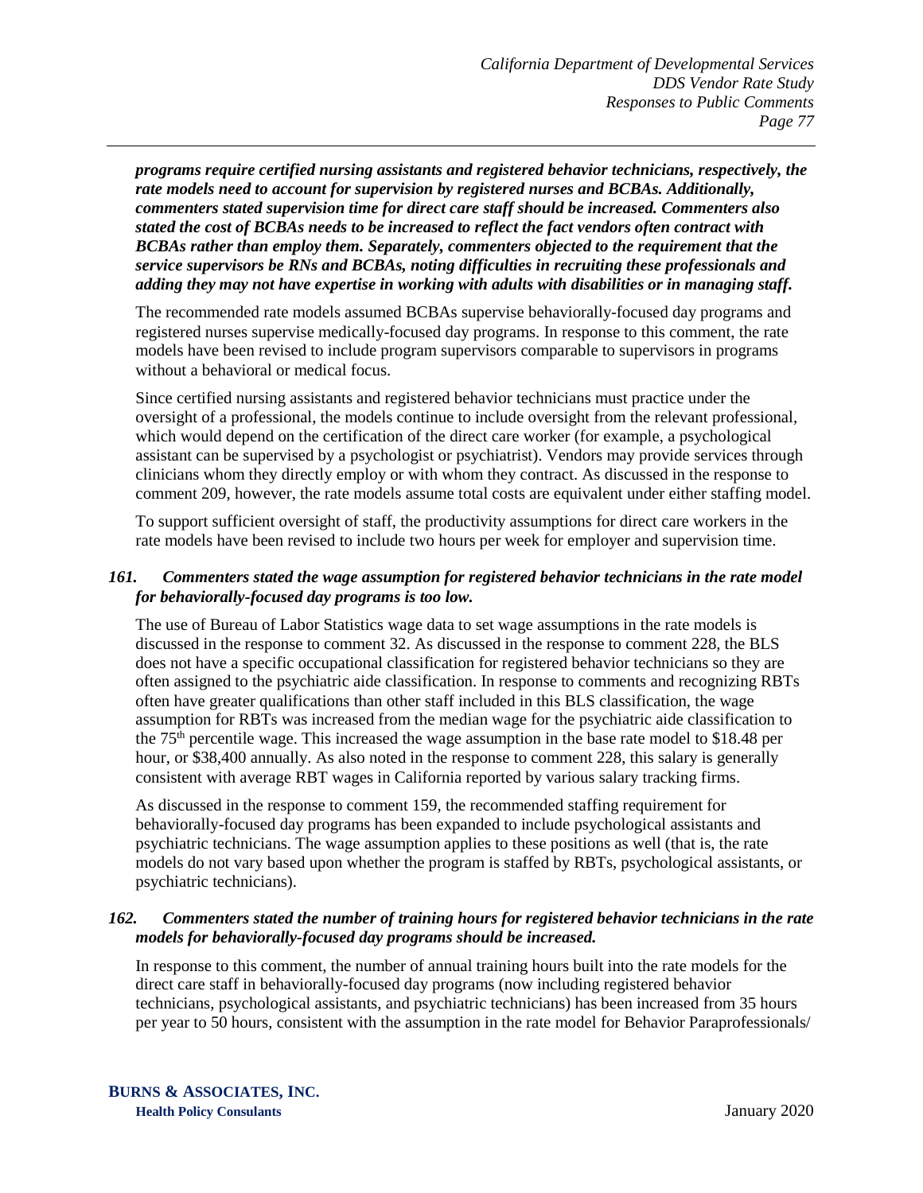***programs require certified nursing assistants and registered behavior technicians, respectively, the rate models need to account for supervision by registered nurses and BCBAs. Additionally, commenters stated supervision time for direct care staff should be increased. Commenters also stated the cost of BCBAs needs to be increased to reflect the fact vendors often contract with BCBAs rather than employ them. Separately, commenters objected to the requirement that the service supervisors be RNs and BCBAs, noting difficulties in recruiting these professionals and adding they may not have expertise in working with adults with disabilities or in managing staff.***

The recommended rate models assumed BCBAs supervise behaviorally-focused day programs and registered nurses supervise medically-focused day programs. In response to this comment, the rate models have been revised to include program supervisors comparable to supervisors in programs without a behavioral or medical focus.

Since certified nursing assistants and registered behavior technicians must practice under the oversight of a professional, the models continue to include oversight from the relevant professional, which would depend on the certification of the direct care worker (for example, a psychological assistant can be supervised by a psychologist or psychiatrist). Vendors may provide services through clinicians whom they directly employ or with whom they contract. As discussed in the response to comment 209, however, the rate models assume total costs are equivalent under either staffing model.

To support sufficient oversight of staff, the productivity assumptions for direct care workers in the rate models have been revised to include two hours per week for employer and supervision time.

***161. Commenters stated the wage assumption for registered behavior technicians in the rate model for behaviorally-focused day programs is too low.***

The use of Bureau of Labor Statistics wage data to set wage assumptions in the rate models is discussed in the response to comment 32. As discussed in the response to comment 228, the BLS does not have a specific occupational classification for registered behavior technicians so they are often assigned to the psychiatric aide classification. In response to comments and recognizing RBTs often have greater qualifications than other staff included in this BLS classification, the wage assumption for RBTs was increased from the median wage for the psychiatric aide classification to the 75th percentile wage. This increased the wage assumption in the base rate model to $18.48 per hour, or $38,400 annually. As also noted in the response to comment 228, this salary is generally consistent with average RBT wages in California reported by various salary tracking firms.

As discussed in the response to comment 159, the recommended staffing requirement for behaviorally-focused day programs has been expanded to include psychological assistants and psychiatric technicians. The wage assumption applies to these positions as well (that is, the rate models do not vary based upon whether the program is staffed by RBTs, psychological assistants, or psychiatric technicians).

***162. Commenters stated the number of training hours for registered behavior technicians in the rate models for behaviorally-focused day programs should be increased.***

In response to this comment, the number of annual training hours built into the rate models for the direct care staff in behaviorally-focused day programs (now including registered behavior technicians, psychological assistants, and psychiatric technicians) has been increased from 35 hours per year to 50 hours, consistent with the assumption in the rate model for Behavior Paraprofessionals/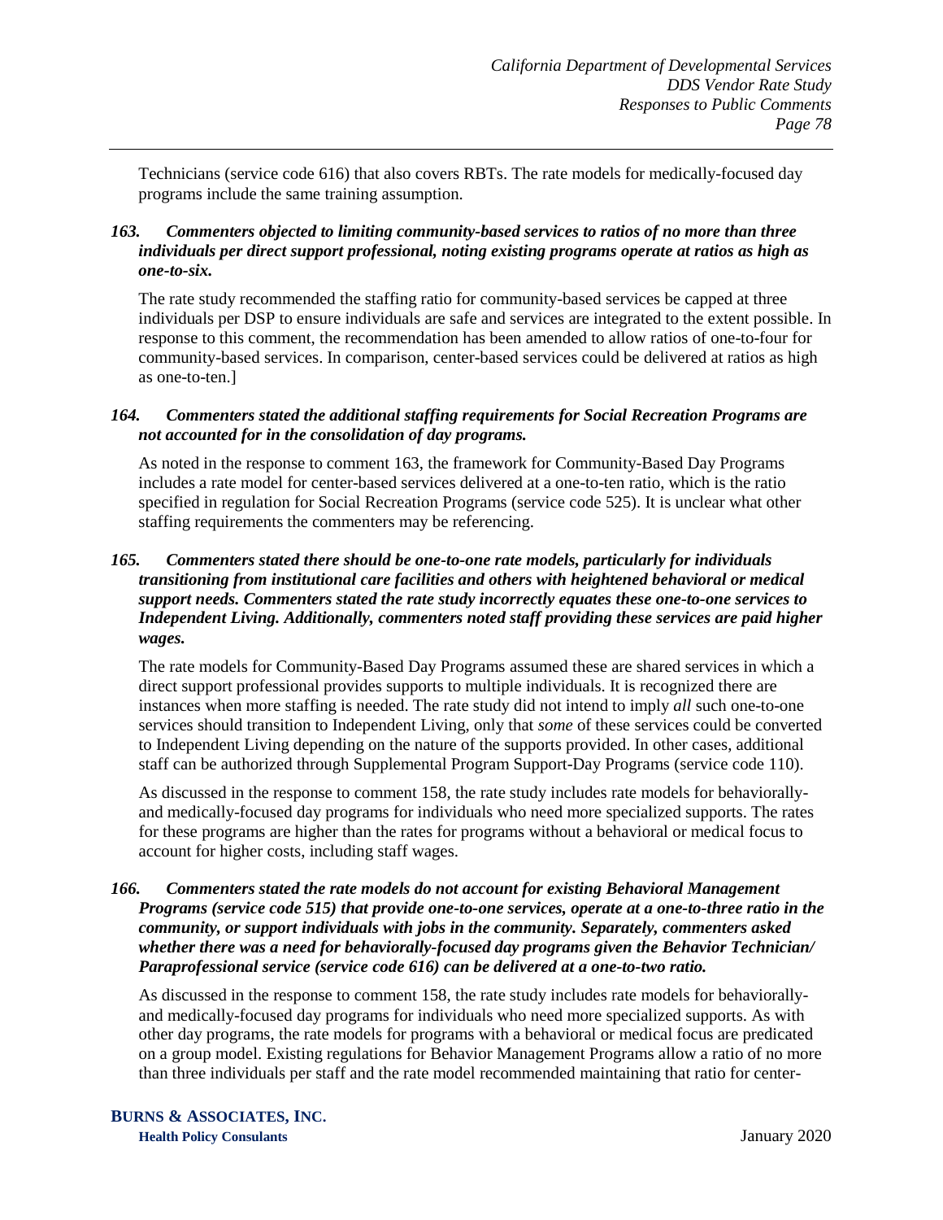Technicians (service code 616) that also covers RBTs. The rate models for medically-focused day programs include the same training assumption.

### *163. Commenters objected to limiting community-based services to ratios of no more than three individuals per direct support professional, noting existing programs operate at ratios as high as one-to-six.*

The rate study recommended the staffing ratio for community-based services be capped at three individuals per DSP to ensure individuals are safe and services are integrated to the extent possible. In response to this comment, the recommendation has been amended to allow ratios of one-to-four for community-based services. In comparison, center-based services could be delivered at ratios as high as one-to-ten.]

### *164. Commenters stated the additional staffing requirements for Social Recreation Programs are not accounted for in the consolidation of day programs.*

As noted in the response to comment 163, the framework for Community-Based Day Programs includes a rate model for center-based services delivered at a one-to-ten ratio, which is the ratio specified in regulation for Social Recreation Programs (service code 525). It is unclear what other staffing requirements the commenters may be referencing.

### *165. Commenters stated there should be one-to-one rate models, particularly for individuals transitioning from institutional care facilities and others with heightened behavioral or medical support needs. Commenters stated the rate study incorrectly equates these one-to-one services to Independent Living. Additionally, commenters noted staff providing these services are paid higher wages.*

The rate models for Community-Based Day Programs assumed these are shared services in which a direct support professional provides supports to multiple individuals. It is recognized there are instances when more staffing is needed. The rate study did not intend to imply *all* such one-to-one services should transition to Independent Living, only that *some* of these services could be converted to Independent Living depending on the nature of the supports provided. In other cases, additional staff can be authorized through Supplemental Program Support-Day Programs (service code 110).

As discussed in the response to comment 158, the rate study includes rate models for behaviorally- and medically-focused day programs for individuals who need more specialized supports. The rates for these programs are higher than the rates for programs without a behavioral or medical focus to account for higher costs, including staff wages.

### *166. Commenters stated the rate models do not account for existing Behavioral Management Programs (service code 515) that provide one-to-one services, operate at a one-to-three ratio in the community, or support individuals with jobs in the community. Separately, commenters asked whether there was a need for behaviorally-focused day programs given the Behavior Technician/ Paraprofessional service (service code 616) can be delivered at a one-to-two ratio.*

As discussed in the response to comment 158, the rate study includes rate models for behaviorally- and medically-focused day programs for individuals who need more specialized supports. As with other day programs, the rate models for programs with a behavioral or medical focus are predicated on a group model. Existing regulations for Behavior Management Programs allow a ratio of no more than three individuals per staff and the rate model recommended maintaining that ratio for center-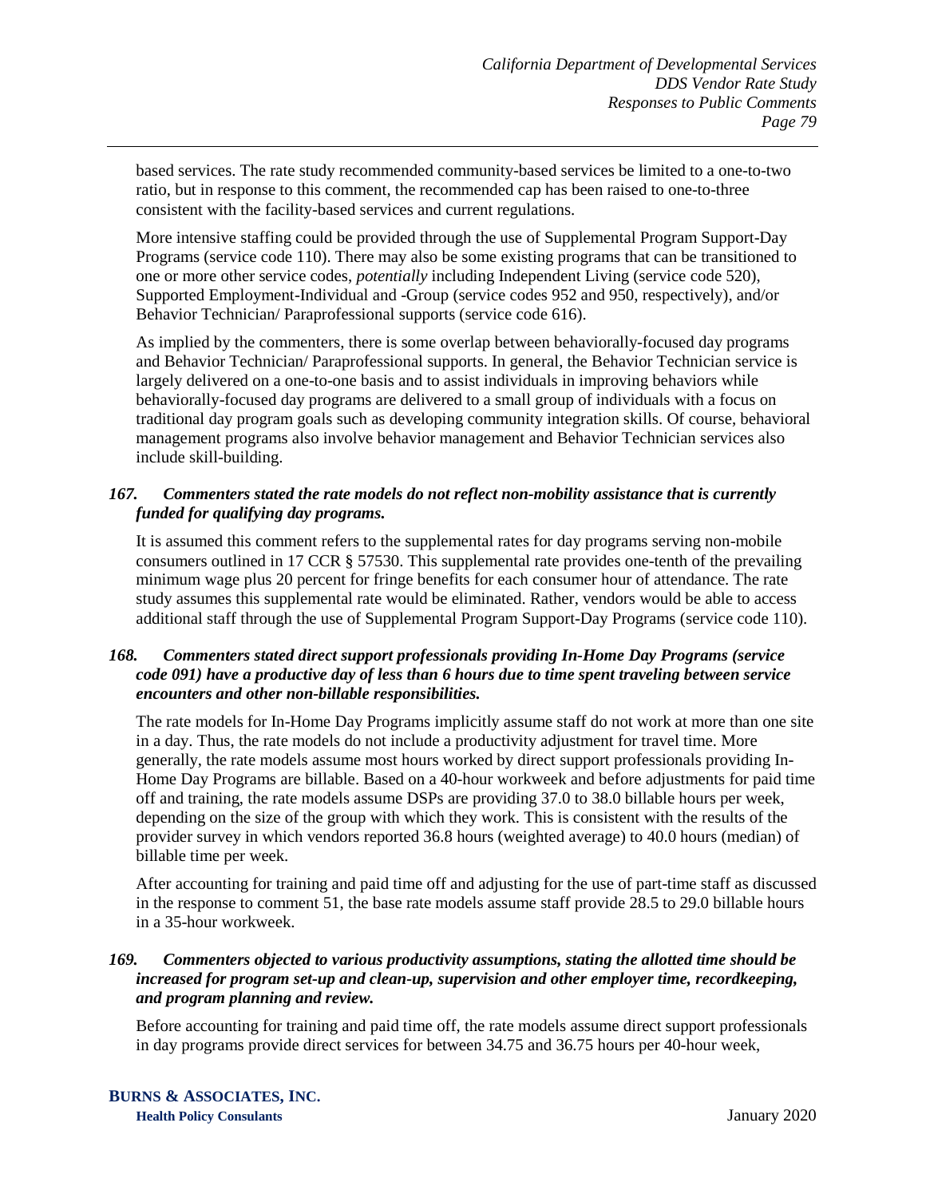based services. The rate study recommended community-based services be limited to a one-to-two ratio, but in response to this comment, the recommended cap has been raised to one-to-three consistent with the facility-based services and current regulations.

More intensive staffing could be provided through the use of Supplemental Program Support-Day Programs (service code 110). There may also be some existing programs that can be transitioned to one or more other service codes, *potentially* including Independent Living (service code 520), Supported Employment-Individual and -Group (service codes 952 and 950, respectively), and/or Behavior Technician/ Paraprofessional supports (service code 616).

As implied by the commenters, there is some overlap between behaviorally-focused day programs and Behavior Technician/ Paraprofessional supports. In general, the Behavior Technician service is largely delivered on a one-to-one basis and to assist individuals in improving behaviors while behaviorally-focused day programs are delivered to a small group of individuals with a focus on traditional day program goals such as developing community integration skills. Of course, behavioral management programs also involve behavior management and Behavior Technician services also include skill-building.

***167. Commenters stated the rate models do not reflect non-mobility assistance that is currently funded for qualifying day programs.***

It is assumed this comment refers to the supplemental rates for day programs serving non-mobile consumers outlined in 17 CCR § 57530. This supplemental rate provides one-tenth of the prevailing minimum wage plus 20 percent for fringe benefits for each consumer hour of attendance. The rate study assumes this supplemental rate would be eliminated. Rather, vendors would be able to access additional staff through the use of Supplemental Program Support-Day Programs (service code 110).

***168. Commenters stated direct support professionals providing In-Home Day Programs (service code 091) have a productive day of less than 6 hours due to time spent traveling between service encounters and other non-billable responsibilities.***

The rate models for In-Home Day Programs implicitly assume staff do not work at more than one site in a day. Thus, the rate models do not include a productivity adjustment for travel time. More generally, the rate models assume most hours worked by direct support professionals providing In-Home Day Programs are billable. Based on a 40-hour workweek and before adjustments for paid time off and training, the rate models assume DSPs are providing 37.0 to 38.0 billable hours per week, depending on the size of the group with which they work. This is consistent with the results of the provider survey in which vendors reported 36.8 hours (weighted average) to 40.0 hours (median) of billable time per week.

After accounting for training and paid time off and adjusting for the use of part-time staff as discussed in the response to comment 51, the base rate models assume staff provide 28.5 to 29.0 billable hours in a 35-hour workweek.

***169. Commenters objected to various productivity assumptions, stating the allotted time should be increased for program set-up and clean-up, supervision and other employer time, recordkeeping, and program planning and review.***

Before accounting for training and paid time off, the rate models assume direct support professionals in day programs provide direct services for between 34.75 and 36.75 hours per 40-hour week,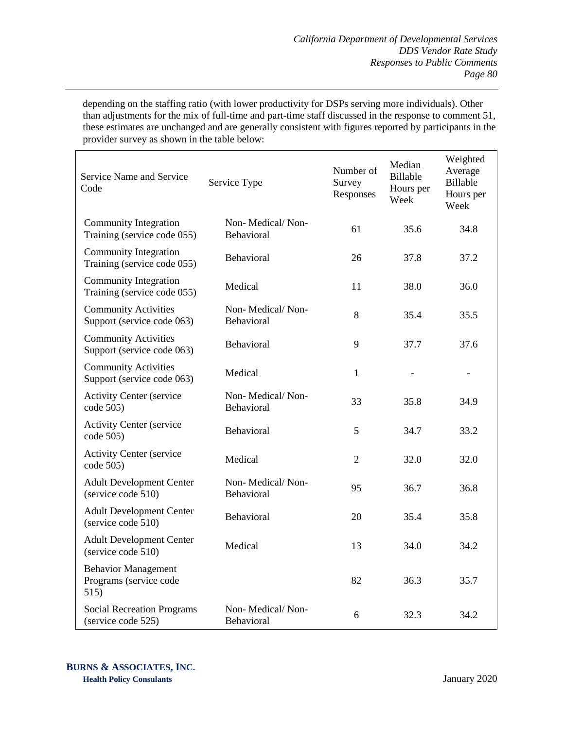depending on the staffing ratio (with lower productivity for DSPs serving more individuals). Other than adjustments for the mix of full-time and part-time staff discussed in the response to comment 51, these estimates are unchanged and are generally consistent with figures reported by participants in the provider survey as shown in the table below:

| Service Name and Service Code | Service Type | Number of Survey Responses | Median Billable Hours per Week | Weighted Average Billable Hours per Week |
|---|---|---|---|---|
| Community Integration Training (service code 055) | Non- Medical/ Non-Behavioral | 61 | 35.6 | 34.8 |
| Community Integration Training (service code 055) | Behavioral | 26 | 37.8 | 37.2 |
| Community Integration Training (service code 055) | Medical | 11 | 38.0 | 36.0 |
| Community Activities Support (service code 063) | Non- Medical/ Non-Behavioral | 8 | 35.4 | 35.5 |
| Community Activities Support (service code 063) | Behavioral | 9 | 37.7 | 37.6 |
| Community Activities Support (service code 063) | Medical | 1 | - | - |
| Activity Center (service code 505) | Non- Medical/ Non-Behavioral | 33 | 35.8 | 34.9 |
| Activity Center (service code 505) | Behavioral | 5 | 34.7 | 33.2 |
| Activity Center (service code 505) | Medical | 2 | 32.0 | 32.0 |
| Adult Development Center (service code 510) | Non- Medical/ Non-Behavioral | 95 | 36.7 | 36.8 |
| Adult Development Center (service code 510) | Behavioral | 20 | 35.4 | 35.8 |
| Adult Development Center (service code 510) | Medical | 13 | 34.0 | 34.2 |
| Behavior Management Programs (service code 515) | | 82 | 36.3 | 35.7 |
| Social Recreation Programs (service code 525) | Non- Medical/ Non-Behavioral | 6 | 32.3 | 34.2 |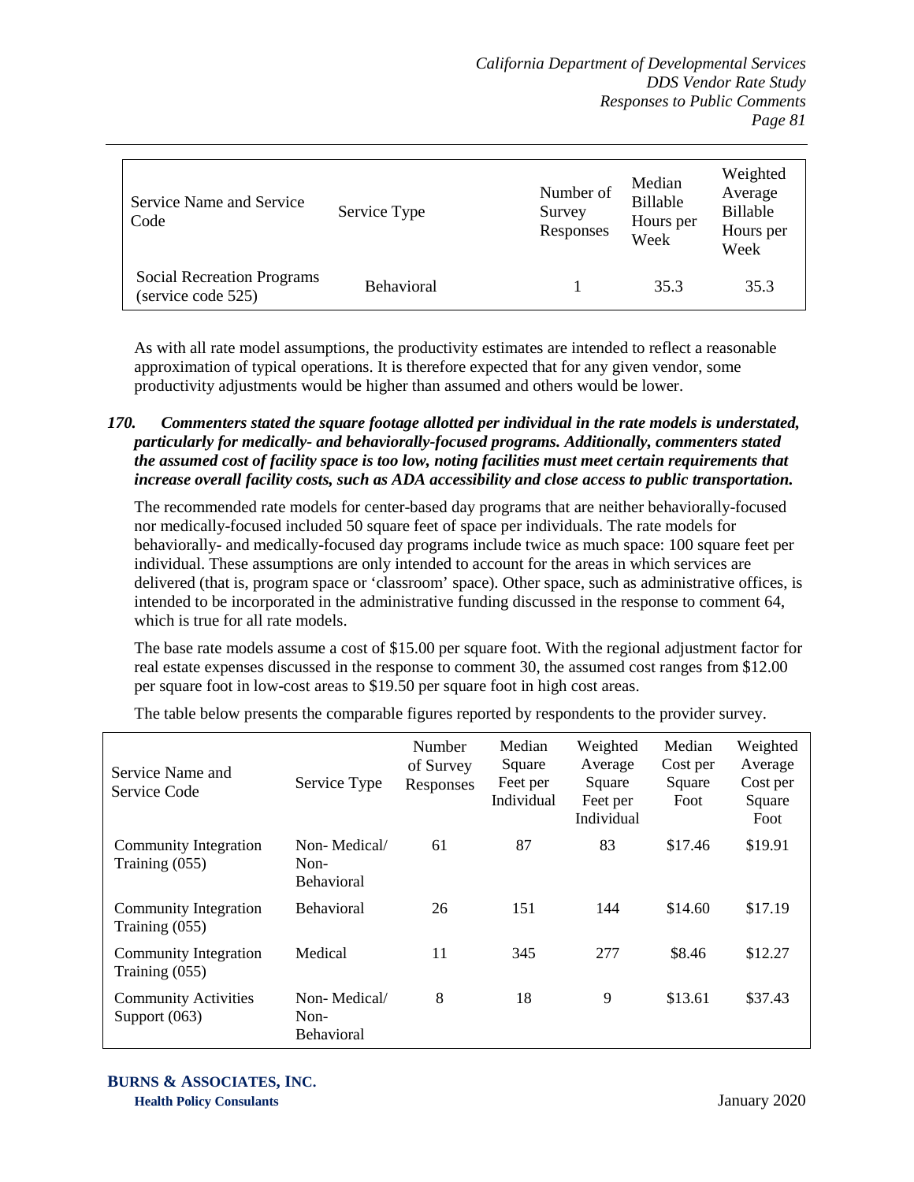| Service Name and Service Code | Service Type | Number of Survey Responses | Median Billable Hours per Week | Weighted Average Billable Hours per Week |
|---|---|---|---|---|
| Social Recreation Programs (service code 525) | Behavioral | 1 | 35.3 | 35.3 |

As with all rate model assumptions, the productivity estimates are intended to reflect a reasonable approximation of typical operations. It is therefore expected that for any given vendor, some productivity adjustments would be higher than assumed and others would be lower.

***170. Commenters stated the square footage allotted per individual in the rate models is understated, particularly for medically- and behaviorally-focused programs. Additionally, commenters stated the assumed cost of facility space is too low, noting facilities must meet certain requirements that increase overall facility costs, such as ADA accessibility and close access to public transportation.***

The recommended rate models for center-based day programs that are neither behaviorally-focused nor medically-focused included 50 square feet of space per individuals. The rate models for behaviorally- and medically-focused day programs include twice as much space: 100 square feet per individual. These assumptions are only intended to account for the areas in which services are delivered (that is, program space or 'classroom' space). Other space, such as administrative offices, is intended to be incorporated in the administrative funding discussed in the response to comment 64, which is true for all rate models.

The base rate models assume a cost of $15.00 per square foot. With the regional adjustment factor for real estate expenses discussed in the response to comment 30, the assumed cost ranges from $12.00 per square foot in low-cost areas to $19.50 per square foot in high cost areas.

The table below presents the comparable figures reported by respondents to the provider survey.

| Service Name and Service Code | Service Type | Number of Survey Responses | Median Square Feet per Individual | Weighted Average Square Feet per Individual | Median Cost per Square Foot | Weighted Average Cost per Square Foot |
|---|---|---|---|---|---|---|
| Community Integration Training (055) | Non- Medical/ Non-Behavioral | 61 | 87 | 83 | $17.46 | $19.91 |
| Community Integration Training (055) | Behavioral | 26 | 151 | 144 | $14.60 | $17.19 |
| Community Integration Training (055) | Medical | 11 | 345 | 277 | $8.46 | $12.27 |
| Community Activities Support (063) | Non- Medical/ Non-Behavioral | 8 | 18 | 9 | $13.61 | $37.43 |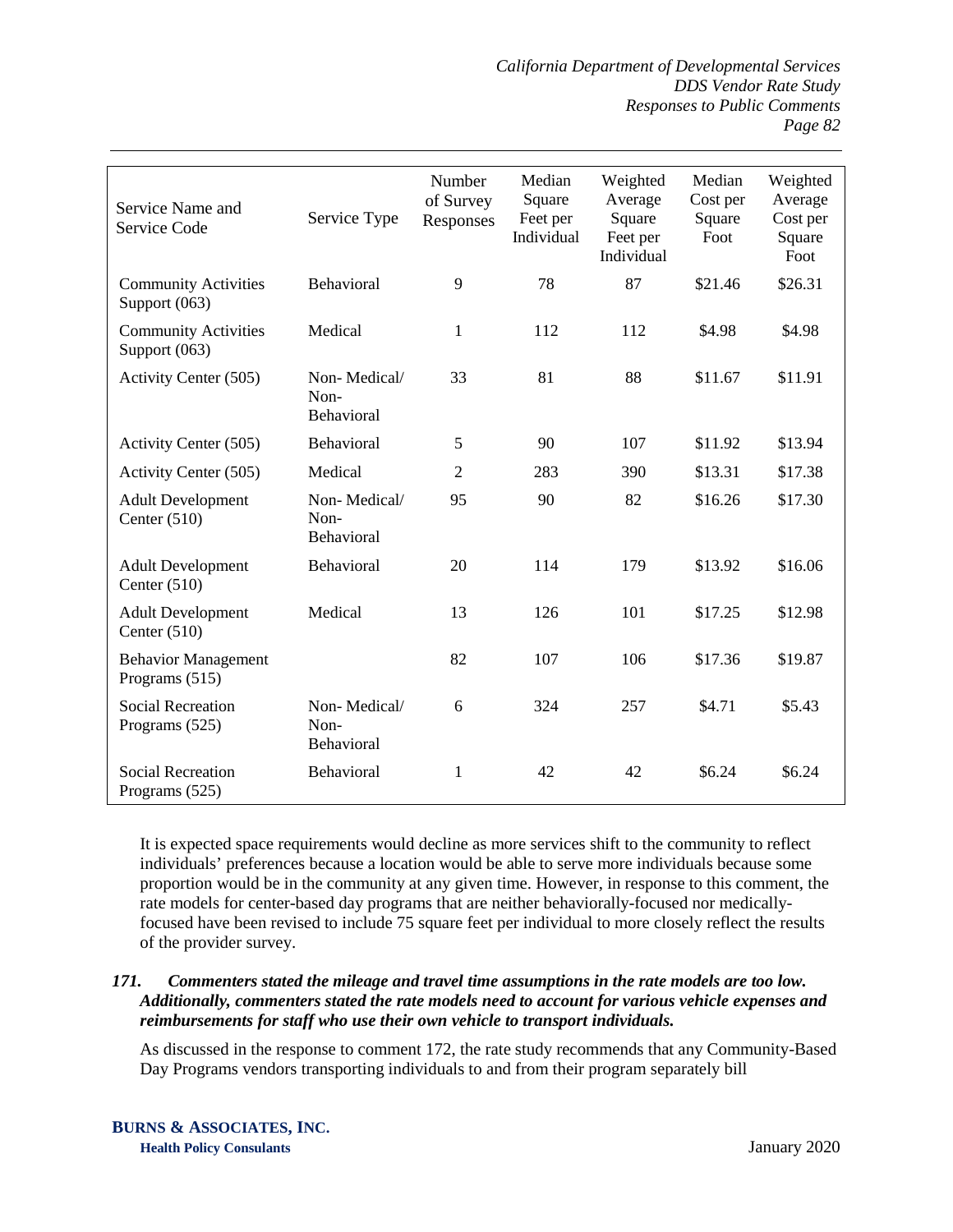| Service Name and Service Code | Service Type | Number of Survey Responses | Median Square Feet per Individual | Weighted Average Square Feet per Individual | Median Cost per Square Foot | Weighted Average Cost per Square Foot |
|---|---|---|---|---|---|---|
| Community Activities Support (063) | Behavioral | 9 | 78 | 87 | $21.46 | $26.31 |
| Community Activities Support (063) | Medical | 1 | 112 | 112 | $4.98 | $4.98 |
| Activity Center (505) | Non- Medical/ Non- Behavioral | 33 | 81 | 88 | $11.67 | $11.91 |
| Activity Center (505) | Behavioral | 5 | 90 | 107 | $11.92 | $13.94 |
| Activity Center (505) | Medical | 2 | 283 | 390 | $13.31 | $17.38 |
| Adult Development Center (510) | Non- Medical/ Non- Behavioral | 95 | 90 | 82 | $16.26 | $17.30 |
| Adult Development Center (510) | Behavioral | 20 | 114 | 179 | $13.92 | $16.06 |
| Adult Development Center (510) | Medical | 13 | 126 | 101 | $17.25 | $12.98 |
| Behavior Management Programs (515) | | 82 | 107 | 106 | $17.36 | $19.87 |
| Social Recreation Programs (525) | Non- Medical/ Non- Behavioral | 6 | 324 | 257 | $4.71 | $5.43 |
| Social Recreation Programs (525) | Behavioral | 1 | 42 | 42 | $6.24 | $6.24 |

It is expected space requirements would decline as more services shift to the community to reflect individuals' preferences because a location would be able to serve more individuals because some proportion would be in the community at any given time. However, in response to this comment, the rate models for center-based day programs that are neither behaviorally-focused nor medically-focused have been revised to include 75 square feet per individual to more closely reflect the results of the provider survey.

***171. Commenters stated the mileage and travel time assumptions in the rate models are too low. Additionally, commenters stated the rate models need to account for various vehicle expenses and reimbursements for staff who use their own vehicle to transport individuals.***

As discussed in the response to comment 172, the rate study recommends that any Community-Based Day Programs vendors transporting individuals to and from their program separately bill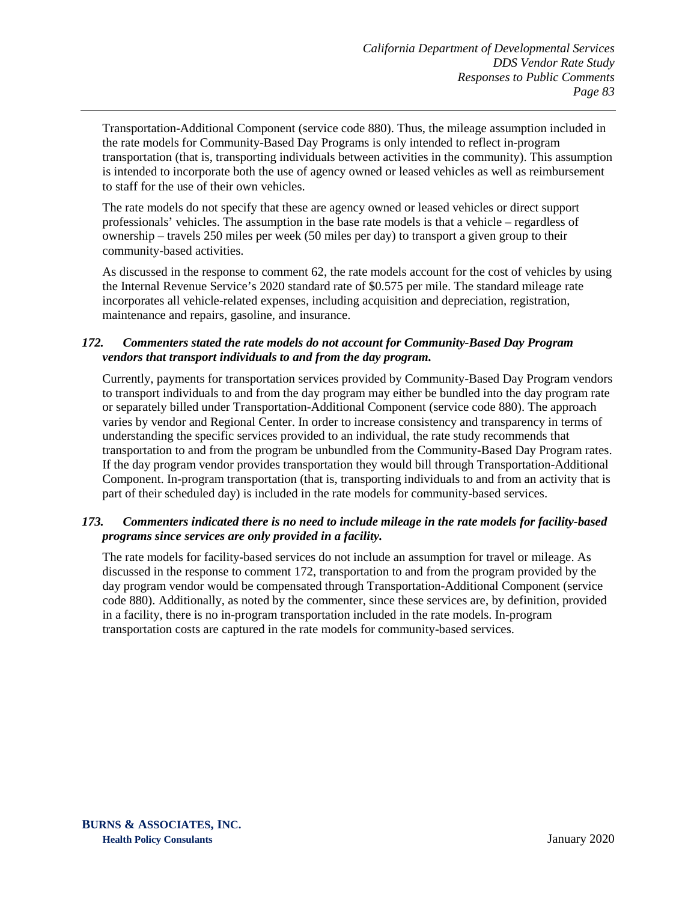Transportation-Additional Component (service code 880). Thus, the mileage assumption included in the rate models for Community-Based Day Programs is only intended to reflect in-program transportation (that is, transporting individuals between activities in the community). This assumption is intended to incorporate both the use of agency owned or leased vehicles as well as reimbursement to staff for the use of their own vehicles.

The rate models do not specify that these are agency owned or leased vehicles or direct support professionals' vehicles. The assumption in the base rate models is that a vehicle – regardless of ownership – travels 250 miles per week (50 miles per day) to transport a given group to their community-based activities.

As discussed in the response to comment 62, the rate models account for the cost of vehicles by using the Internal Revenue Service's 2020 standard rate of $0.575 per mile. The standard mileage rate incorporates all vehicle-related expenses, including acquisition and depreciation, registration, maintenance and repairs, gasoline, and insurance.

***172. Commenters stated the rate models do not account for Community-Based Day Program vendors that transport individuals to and from the day program.***

Currently, payments for transportation services provided by Community-Based Day Program vendors to transport individuals to and from the day program may either be bundled into the day program rate or separately billed under Transportation-Additional Component (service code 880). The approach varies by vendor and Regional Center. In order to increase consistency and transparency in terms of understanding the specific services provided to an individual, the rate study recommends that transportation to and from the program be unbundled from the Community-Based Day Program rates. If the day program vendor provides transportation they would bill through Transportation-Additional Component. In-program transportation (that is, transporting individuals to and from an activity that is part of their scheduled day) is included in the rate models for community-based services.

***173. Commenters indicated there is no need to include mileage in the rate models for facility-based programs since services are only provided in a facility.***

The rate models for facility-based services do not include an assumption for travel or mileage. As discussed in the response to comment 172, transportation to and from the program provided by the day program vendor would be compensated through Transportation-Additional Component (service code 880). Additionally, as noted by the commenter, since these services are, by definition, provided in a facility, there is no in-program transportation included in the rate models. In-program transportation costs are captured in the rate models for community-based services.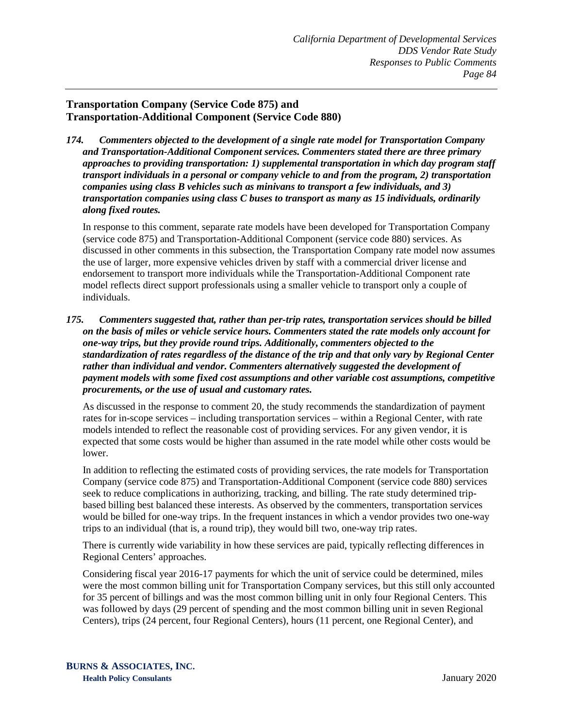## Transportation Company (Service Code 875) and Transportation-Additional Component (Service Code 880)

***174. Commenters objected to the development of a single rate model for Transportation Company and Transportation-Additional Component services. Commenters stated there are three primary approaches to providing transportation: 1) supplemental transportation in which day program staff transport individuals in a personal or company vehicle to and from the program, 2) transportation companies using class B vehicles such as minivans to transport a few individuals, and 3) transportation companies using class C buses to transport as many as 15 individuals, ordinarily along fixed routes.***

In response to this comment, separate rate models have been developed for Transportation Company (service code 875) and Transportation-Additional Component (service code 880) services. As discussed in other comments in this subsection, the Transportation Company rate model now assumes the use of larger, more expensive vehicles driven by staff with a commercial driver license and endorsement to transport more individuals while the Transportation-Additional Component rate model reflects direct support professionals using a smaller vehicle to transport only a couple of individuals.

***175. Commenters suggested that, rather than per-trip rates, transportation services should be billed on the basis of miles or vehicle service hours. Commenters stated the rate models only account for one-way trips, but they provide round trips. Additionally, commenters objected to the standardization of rates regardless of the distance of the trip and that only vary by Regional Center rather than individual and vendor. Commenters alternatively suggested the development of payment models with some fixed cost assumptions and other variable cost assumptions, competitive procurements, or the use of usual and customary rates.***

As discussed in the response to comment 20, the study recommends the standardization of payment rates for in-scope services – including transportation services – within a Regional Center, with rate models intended to reflect the reasonable cost of providing services. For any given vendor, it is expected that some costs would be higher than assumed in the rate model while other costs would be lower.

In addition to reflecting the estimated costs of providing services, the rate models for Transportation Company (service code 875) and Transportation-Additional Component (service code 880) services seek to reduce complications in authorizing, tracking, and billing. The rate study determined trip-based billing best balanced these interests. As observed by the commenters, transportation services would be billed for one-way trips. In the frequent instances in which a vendor provides two one-way trips to an individual (that is, a round trip), they would bill two, one-way trip rates.

There is currently wide variability in how these services are paid, typically reflecting differences in Regional Centers' approaches.

Considering fiscal year 2016-17 payments for which the unit of service could be determined, miles were the most common billing unit for Transportation Company services, but this still only accounted for 35 percent of billings and was the most common billing unit in only four Regional Centers. This was followed by days (29 percent of spending and the most common billing unit in seven Regional Centers), trips (24 percent, four Regional Centers), hours (11 percent, one Regional Center), and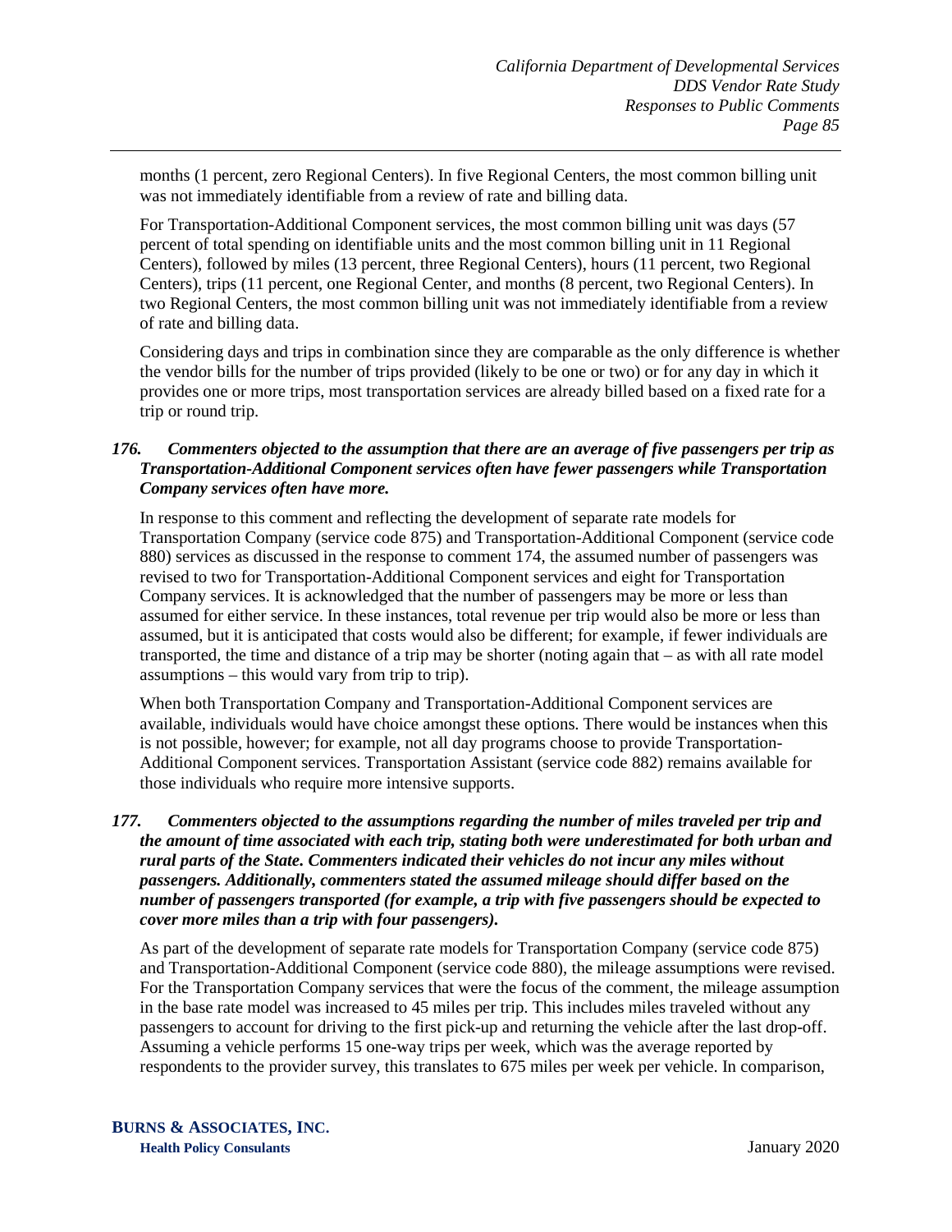months (1 percent, zero Regional Centers). In five Regional Centers, the most common billing unit was not immediately identifiable from a review of rate and billing data.

For Transportation-Additional Component services, the most common billing unit was days (57 percent of total spending on identifiable units and the most common billing unit in 11 Regional Centers), followed by miles (13 percent, three Regional Centers), hours (11 percent, two Regional Centers), trips (11 percent, one Regional Center, and months (8 percent, two Regional Centers). In two Regional Centers, the most common billing unit was not immediately identifiable from a review of rate and billing data.

Considering days and trips in combination since they are comparable as the only difference is whether the vendor bills for the number of trips provided (likely to be one or two) or for any day in which it provides one or more trips, most transportation services are already billed based on a fixed rate for a trip or round trip.

***176. Commenters objected to the assumption that there are an average of five passengers per trip as Transportation-Additional Component services often have fewer passengers while Transportation Company services often have more.***

In response to this comment and reflecting the development of separate rate models for Transportation Company (service code 875) and Transportation-Additional Component (service code 880) services as discussed in the response to comment 174, the assumed number of passengers was revised to two for Transportation-Additional Component services and eight for Transportation Company services. It is acknowledged that the number of passengers may be more or less than assumed for either service. In these instances, total revenue per trip would also be more or less than assumed, but it is anticipated that costs would also be different; for example, if fewer individuals are transported, the time and distance of a trip may be shorter (noting again that – as with all rate model assumptions – this would vary from trip to trip).

When both Transportation Company and Transportation-Additional Component services are available, individuals would have choice amongst these options. There would be instances when this is not possible, however; for example, not all day programs choose to provide Transportation-Additional Component services. Transportation Assistant (service code 882) remains available for those individuals who require more intensive supports.

***177. Commenters objected to the assumptions regarding the number of miles traveled per trip and the amount of time associated with each trip, stating both were underestimated for both urban and rural parts of the State. Commenters indicated their vehicles do not incur any miles without passengers. Additionally, commenters stated the assumed mileage should differ based on the number of passengers transported (for example, a trip with five passengers should be expected to cover more miles than a trip with four passengers).***

As part of the development of separate rate models for Transportation Company (service code 875) and Transportation-Additional Component (service code 880), the mileage assumptions were revised. For the Transportation Company services that were the focus of the comment, the mileage assumption in the base rate model was increased to 45 miles per trip. This includes miles traveled without any passengers to account for driving to the first pick-up and returning the vehicle after the last drop-off. Assuming a vehicle performs 15 one-way trips per week, which was the average reported by respondents to the provider survey, this translates to 675 miles per week per vehicle. In comparison,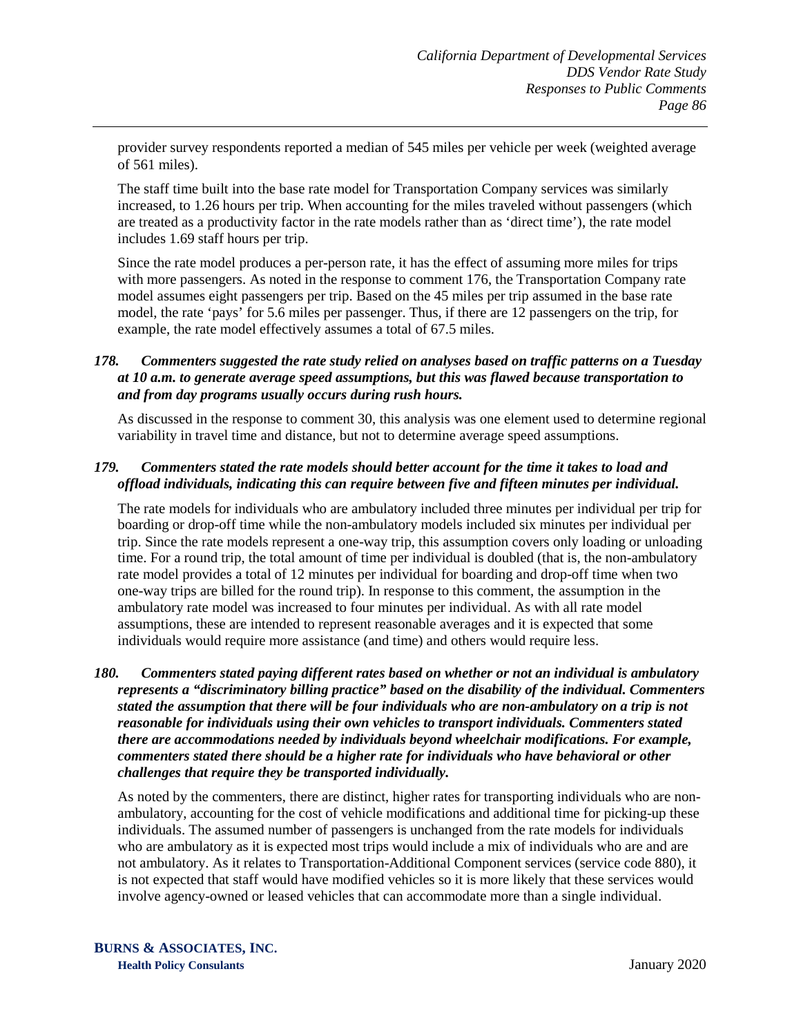provider survey respondents reported a median of 545 miles per vehicle per week (weighted average of 561 miles).

The staff time built into the base rate model for Transportation Company services was similarly increased, to 1.26 hours per trip. When accounting for the miles traveled without passengers (which are treated as a productivity factor in the rate models rather than as 'direct time'), the rate model includes 1.69 staff hours per trip.

Since the rate model produces a per-person rate, it has the effect of assuming more miles for trips with more passengers. As noted in the response to comment 176, the Transportation Company rate model assumes eight passengers per trip. Based on the 45 miles per trip assumed in the base rate model, the rate 'pays' for 5.6 miles per passenger. Thus, if there are 12 passengers on the trip, for example, the rate model effectively assumes a total of 67.5 miles.

***178. Commenters suggested the rate study relied on analyses based on traffic patterns on a Tuesday at 10 a.m. to generate average speed assumptions, but this was flawed because transportation to and from day programs usually occurs during rush hours.***

As discussed in the response to comment 30, this analysis was one element used to determine regional variability in travel time and distance, but not to determine average speed assumptions.

***179. Commenters stated the rate models should better account for the time it takes to load and offload individuals, indicating this can require between five and fifteen minutes per individual.***

The rate models for individuals who are ambulatory included three minutes per individual per trip for boarding or drop-off time while the non-ambulatory models included six minutes per individual per trip. Since the rate models represent a one-way trip, this assumption covers only loading or unloading time. For a round trip, the total amount of time per individual is doubled (that is, the non-ambulatory rate model provides a total of 12 minutes per individual for boarding and drop-off time when two one-way trips are billed for the round trip). In response to this comment, the assumption in the ambulatory rate model was increased to four minutes per individual. As with all rate model assumptions, these are intended to represent reasonable averages and it is expected that some individuals would require more assistance (and time) and others would require less.

***180. Commenters stated paying different rates based on whether or not an individual is ambulatory represents a "discriminatory billing practice" based on the disability of the individual. Commenters stated the assumption that there will be four individuals who are non-ambulatory on a trip is not reasonable for individuals using their own vehicles to transport individuals. Commenters stated there are accommodations needed by individuals beyond wheelchair modifications. For example, commenters stated there should be a higher rate for individuals who have behavioral or other challenges that require they be transported individually.***

As noted by the commenters, there are distinct, higher rates for transporting individuals who are non-ambulatory, accounting for the cost of vehicle modifications and additional time for picking-up these individuals. The assumed number of passengers is unchanged from the rate models for individuals who are ambulatory as it is expected most trips would include a mix of individuals who are and are not ambulatory. As it relates to Transportation-Additional Component services (service code 880), it is not expected that staff would have modified vehicles so it is more likely that these services would involve agency-owned or leased vehicles that can accommodate more than a single individual.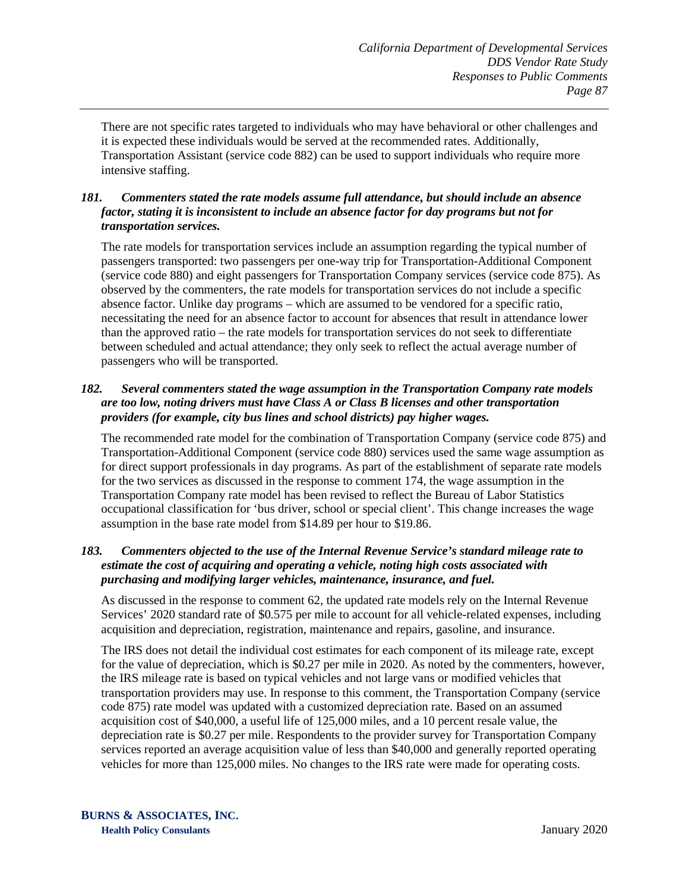There are not specific rates targeted to individuals who may have behavioral or other challenges and it is expected these individuals would be served at the recommended rates. Additionally, Transportation Assistant (service code 882) can be used to support individuals who require more intensive staffing.

***181. Commenters stated the rate models assume full attendance, but should include an absence factor, stating it is inconsistent to include an absence factor for day programs but not for transportation services.***

The rate models for transportation services include an assumption regarding the typical number of passengers transported: two passengers per one-way trip for Transportation-Additional Component (service code 880) and eight passengers for Transportation Company services (service code 875). As observed by the commenters, the rate models for transportation services do not include a specific absence factor. Unlike day programs – which are assumed to be vendored for a specific ratio, necessitating the need for an absence factor to account for absences that result in attendance lower than the approved ratio – the rate models for transportation services do not seek to differentiate between scheduled and actual attendance; they only seek to reflect the actual average number of passengers who will be transported.

***182. Several commenters stated the wage assumption in the Transportation Company rate models are too low, noting drivers must have Class A or Class B licenses and other transportation providers (for example, city bus lines and school districts) pay higher wages.***

The recommended rate model for the combination of Transportation Company (service code 875) and Transportation-Additional Component (service code 880) services used the same wage assumption as for direct support professionals in day programs. As part of the establishment of separate rate models for the two services as discussed in the response to comment 174, the wage assumption in the Transportation Company rate model has been revised to reflect the Bureau of Labor Statistics occupational classification for 'bus driver, school or special client'. This change increases the wage assumption in the base rate model from $14.89 per hour to $19.86.

***183. Commenters objected to the use of the Internal Revenue Service's standard mileage rate to estimate the cost of acquiring and operating a vehicle, noting high costs associated with purchasing and modifying larger vehicles, maintenance, insurance, and fuel.***

As discussed in the response to comment 62, the updated rate models rely on the Internal Revenue Services' 2020 standard rate of $0.575 per mile to account for all vehicle-related expenses, including acquisition and depreciation, registration, maintenance and repairs, gasoline, and insurance.

The IRS does not detail the individual cost estimates for each component of its mileage rate, except for the value of depreciation, which is $0.27 per mile in 2020. As noted by the commenters, however, the IRS mileage rate is based on typical vehicles and not large vans or modified vehicles that transportation providers may use. In response to this comment, the Transportation Company (service code 875) rate model was updated with a customized depreciation rate. Based on an assumed acquisition cost of $40,000, a useful life of 125,000 miles, and a 10 percent resale value, the depreciation rate is $0.27 per mile. Respondents to the provider survey for Transportation Company services reported an average acquisition value of less than $40,000 and generally reported operating vehicles for more than 125,000 miles. No changes to the IRS rate were made for operating costs.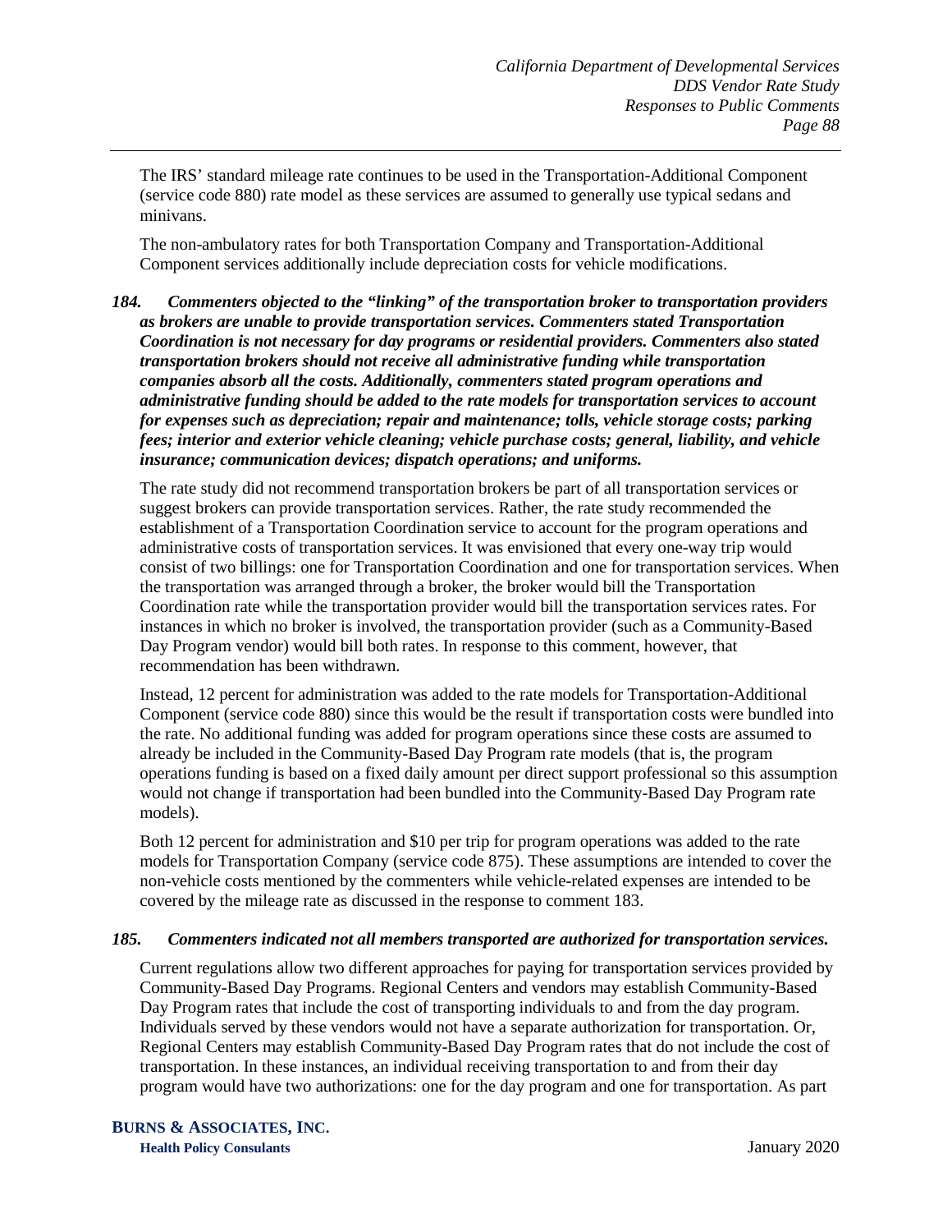The IRS' standard mileage rate continues to be used in the Transportation-Additional Component (service code 880) rate model as these services are assumed to generally use typical sedans and minivans.

The non-ambulatory rates for both Transportation Company and Transportation-Additional Component services additionally include depreciation costs for vehicle modifications.

***184. Commenters objected to the "linking" of the transportation broker to transportation providers as brokers are unable to provide transportation services. Commenters stated Transportation Coordination is not necessary for day programs or residential providers. Commenters also stated transportation brokers should not receive all administrative funding while transportation companies absorb all the costs. Additionally, commenters stated program operations and administrative funding should be added to the rate models for transportation services to account for expenses such as depreciation; repair and maintenance; tolls, vehicle storage costs; parking fees; interior and exterior vehicle cleaning; vehicle purchase costs; general, liability, and vehicle insurance; communication devices; dispatch operations; and uniforms.***

The rate study did not recommend transportation brokers be part of all transportation services or suggest brokers can provide transportation services. Rather, the rate study recommended the establishment of a Transportation Coordination service to account for the program operations and administrative costs of transportation services. It was envisioned that every one-way trip would consist of two billings: one for Transportation Coordination and one for transportation services. When the transportation was arranged through a broker, the broker would bill the Transportation Coordination rate while the transportation provider would bill the transportation services rates. For instances in which no broker is involved, the transportation provider (such as a Community-Based Day Program vendor) would bill both rates. In response to this comment, however, that recommendation has been withdrawn.

Instead, 12 percent for administration was added to the rate models for Transportation-Additional Component (service code 880) since this would be the result if transportation costs were bundled into the rate. No additional funding was added for program operations since these costs are assumed to already be included in the Community-Based Day Program rate models (that is, the program operations funding is based on a fixed daily amount per direct support professional so this assumption would not change if transportation had been bundled into the Community-Based Day Program rate models).

Both 12 percent for administration and $10 per trip for program operations was added to the rate models for Transportation Company (service code 875). These assumptions are intended to cover the non-vehicle costs mentioned by the commenters while vehicle-related expenses are intended to be covered by the mileage rate as discussed in the response to comment 183.

***185. Commenters indicated not all members transported are authorized for transportation services.***

Current regulations allow two different approaches for paying for transportation services provided by Community-Based Day Programs. Regional Centers and vendors may establish Community-Based Day Program rates that include the cost of transporting individuals to and from the day program. Individuals served by these vendors would not have a separate authorization for transportation. Or, Regional Centers may establish Community-Based Day Program rates that do not include the cost of transportation. In these instances, an individual receiving transportation to and from their day program would have two authorizations: one for the day program and one for transportation. As part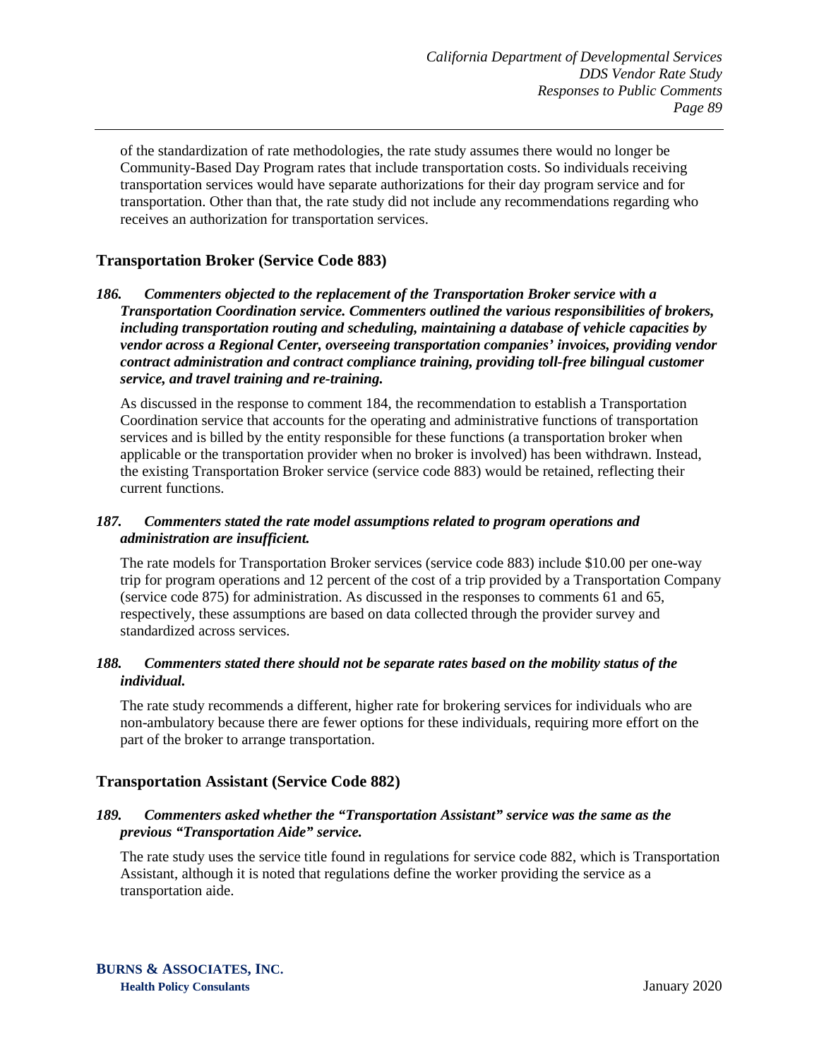of the standardization of rate methodologies, the rate study assumes there would no longer be Community-Based Day Program rates that include transportation costs. So individuals receiving transportation services would have separate authorizations for their day program service and for transportation. Other than that, the rate study did not include any recommendations regarding who receives an authorization for transportation services.

## Transportation Broker (Service Code 883)

***186. Commenters objected to the replacement of the Transportation Broker service with a Transportation Coordination service. Commenters outlined the various responsibilities of brokers, including transportation routing and scheduling, maintaining a database of vehicle capacities by vendor across a Regional Center, overseeing transportation companies' invoices, providing vendor contract administration and contract compliance training, providing toll-free bilingual customer service, and travel training and re-training.***

As discussed in the response to comment 184, the recommendation to establish a Transportation Coordination service that accounts for the operating and administrative functions of transportation services and is billed by the entity responsible for these functions (a transportation broker when applicable or the transportation provider when no broker is involved) has been withdrawn. Instead, the existing Transportation Broker service (service code 883) would be retained, reflecting their current functions.

***187. Commenters stated the rate model assumptions related to program operations and administration are insufficient.***

The rate models for Transportation Broker services (service code 883) include $10.00 per one-way trip for program operations and 12 percent of the cost of a trip provided by a Transportation Company (service code 875) for administration. As discussed in the responses to comments 61 and 65, respectively, these assumptions are based on data collected through the provider survey and standardized across services.

***188. Commenters stated there should not be separate rates based on the mobility status of the individual.***

The rate study recommends a different, higher rate for brokering services for individuals who are non-ambulatory because there are fewer options for these individuals, requiring more effort on the part of the broker to arrange transportation.

## Transportation Assistant (Service Code 882)

***189. Commenters asked whether the "Transportation Assistant" service was the same as the previous "Transportation Aide" service.***

The rate study uses the service title found in regulations for service code 882, which is Transportation Assistant, although it is noted that regulations define the worker providing the service as a transportation aide.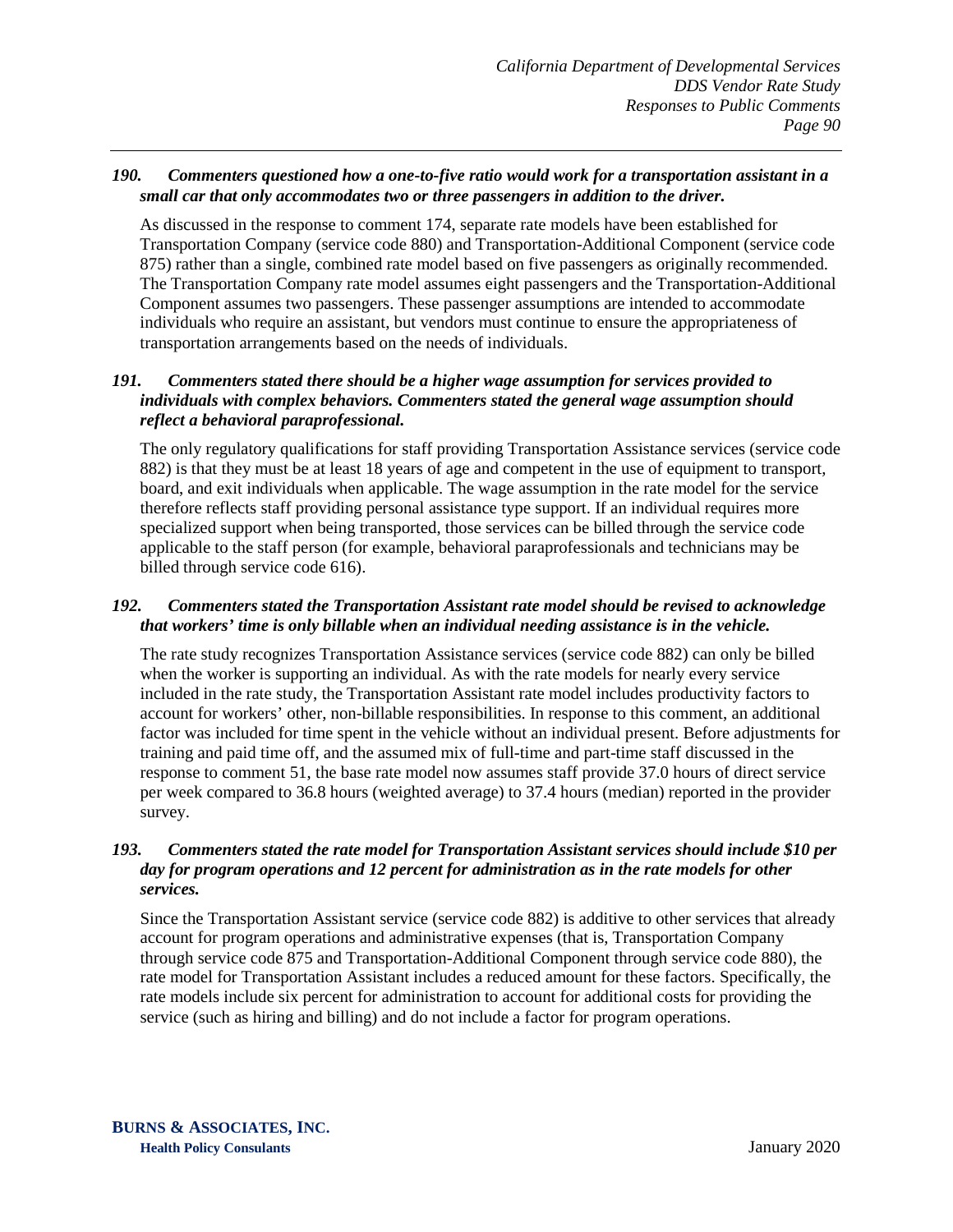*190. Commenters questioned how a one-to-five ratio would work for a transportation assistant in a small car that only accommodates two or three passengers in addition to the driver.*

As discussed in the response to comment 174, separate rate models have been established for Transportation Company (service code 880) and Transportation-Additional Component (service code 875) rather than a single, combined rate model based on five passengers as originally recommended. The Transportation Company rate model assumes eight passengers and the Transportation-Additional Component assumes two passengers. These passenger assumptions are intended to accommodate individuals who require an assistant, but vendors must continue to ensure the appropriateness of transportation arrangements based on the needs of individuals.

*191. Commenters stated there should be a higher wage assumption for services provided to individuals with complex behaviors. Commenters stated the general wage assumption should reflect a behavioral paraprofessional.*

The only regulatory qualifications for staff providing Transportation Assistance services (service code 882) is that they must be at least 18 years of age and competent in the use of equipment to transport, board, and exit individuals when applicable. The wage assumption in the rate model for the service therefore reflects staff providing personal assistance type support. If an individual requires more specialized support when being transported, those services can be billed through the service code applicable to the staff person (for example, behavioral paraprofessionals and technicians may be billed through service code 616).

*192. Commenters stated the Transportation Assistant rate model should be revised to acknowledge that workers' time is only billable when an individual needing assistance is in the vehicle.*

The rate study recognizes Transportation Assistance services (service code 882) can only be billed when the worker is supporting an individual. As with the rate models for nearly every service included in the rate study, the Transportation Assistant rate model includes productivity factors to account for workers' other, non-billable responsibilities. In response to this comment, an additional factor was included for time spent in the vehicle without an individual present. Before adjustments for training and paid time off, and the assumed mix of full-time and part-time staff discussed in the response to comment 51, the base rate model now assumes staff provide 37.0 hours of direct service per week compared to 36.8 hours (weighted average) to 37.4 hours (median) reported in the provider survey.

*193. Commenters stated the rate model for Transportation Assistant services should include $10 per day for program operations and 12 percent for administration as in the rate models for other services.*

Since the Transportation Assistant service (service code 882) is additive to other services that already account for program operations and administrative expenses (that is, Transportation Company through service code 875 and Transportation-Additional Component through service code 880), the rate model for Transportation Assistant includes a reduced amount for these factors. Specifically, the rate models include six percent for administration to account for additional costs for providing the service (such as hiring and billing) and do not include a factor for program operations.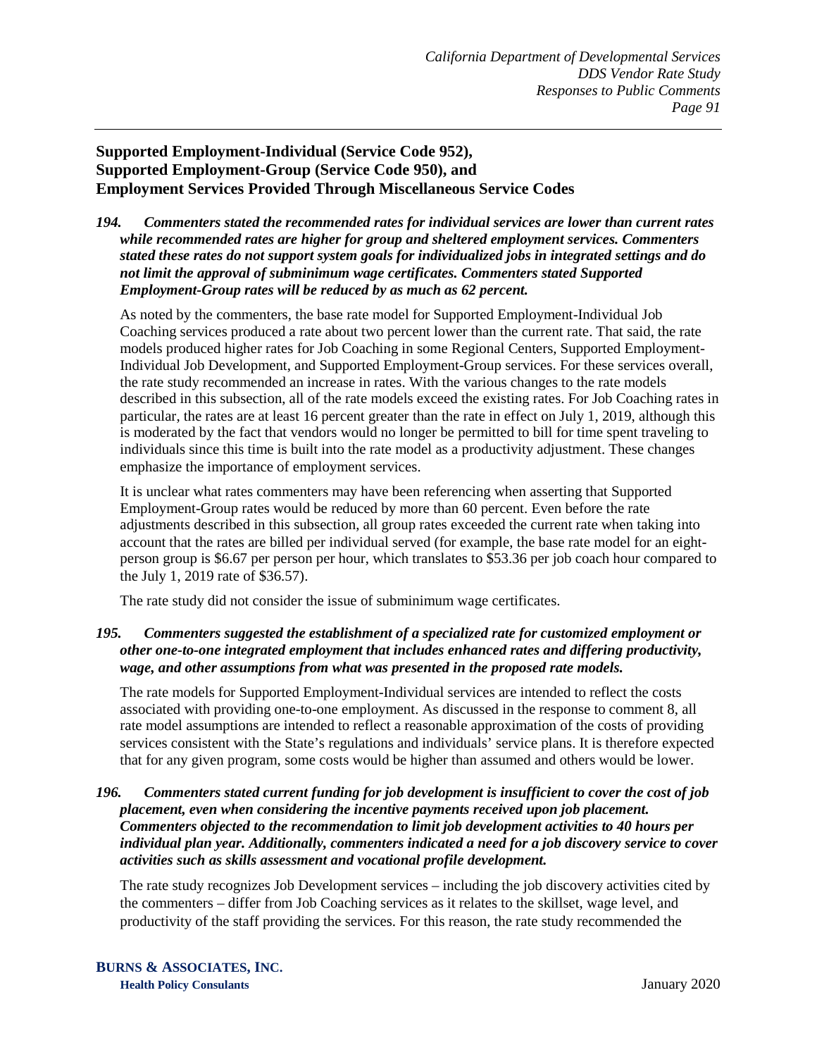## Supported Employment-Individual (Service Code 952), Supported Employment-Group (Service Code 950), and Employment Services Provided Through Miscellaneous Service Codes

***194. Commenters stated the recommended rates for individual services are lower than current rates while recommended rates are higher for group and sheltered employment services. Commenters stated these rates do not support system goals for individualized jobs in integrated settings and do not limit the approval of subminimum wage certificates. Commenters stated Supported Employment-Group rates will be reduced by as much as 62 percent.***

As noted by the commenters, the base rate model for Supported Employment-Individual Job Coaching services produced a rate about two percent lower than the current rate. That said, the rate models produced higher rates for Job Coaching in some Regional Centers, Supported Employment-Individual Job Development, and Supported Employment-Group services. For these services overall, the rate study recommended an increase in rates. With the various changes to the rate models described in this subsection, all of the rate models exceed the existing rates. For Job Coaching rates in particular, the rates are at least 16 percent greater than the rate in effect on July 1, 2019, although this is moderated by the fact that vendors would no longer be permitted to bill for time spent traveling to individuals since this time is built into the rate model as a productivity adjustment. These changes emphasize the importance of employment services.

It is unclear what rates commenters may have been referencing when asserting that Supported Employment-Group rates would be reduced by more than 60 percent. Even before the rate adjustments described in this subsection, all group rates exceeded the current rate when taking into account that the rates are billed per individual served (for example, the base rate model for an eight-person group is $6.67 per person per hour, which translates to $53.36 per job coach hour compared to the July 1, 2019 rate of $36.57).

The rate study did not consider the issue of subminimum wage certificates.

***195. Commenters suggested the establishment of a specialized rate for customized employment or other one-to-one integrated employment that includes enhanced rates and differing productivity, wage, and other assumptions from what was presented in the proposed rate models.***

The rate models for Supported Employment-Individual services are intended to reflect the costs associated with providing one-to-one employment. As discussed in the response to comment 8, all rate model assumptions are intended to reflect a reasonable approximation of the costs of providing services consistent with the State's regulations and individuals' service plans. It is therefore expected that for any given program, some costs would be higher than assumed and others would be lower.

***196. Commenters stated current funding for job development is insufficient to cover the cost of job placement, even when considering the incentive payments received upon job placement. Commenters objected to the recommendation to limit job development activities to 40 hours per individual plan year. Additionally, commenters indicated a need for a job discovery service to cover activities such as skills assessment and vocational profile development.***

The rate study recognizes Job Development services – including the job discovery activities cited by the commenters – differ from Job Coaching services as it relates to the skillset, wage level, and productivity of the staff providing the services. For this reason, the rate study recommended the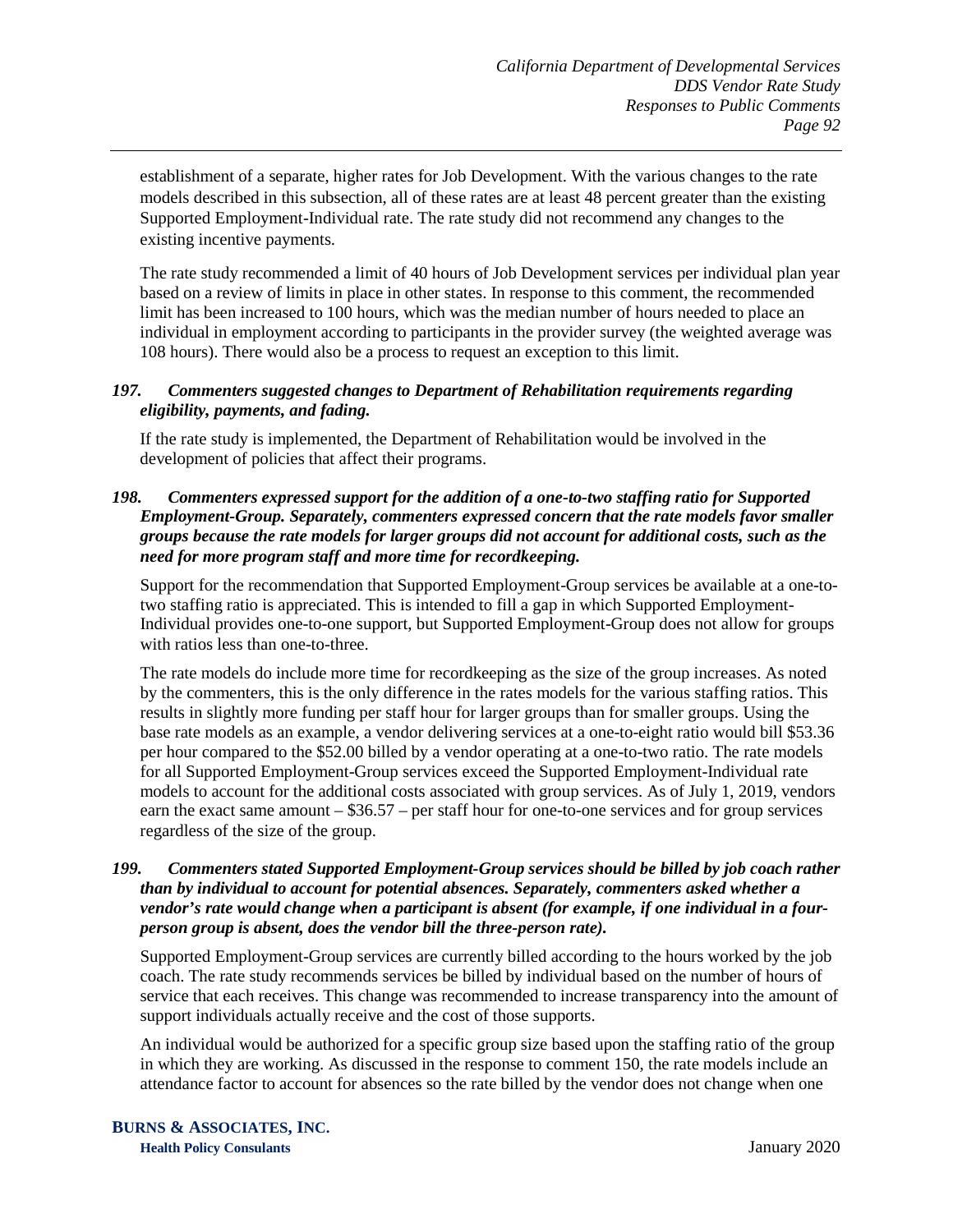establishment of a separate, higher rates for Job Development. With the various changes to the rate models described in this subsection, all of these rates are at least 48 percent greater than the existing Supported Employment-Individual rate. The rate study did not recommend any changes to the existing incentive payments.

The rate study recommended a limit of 40 hours of Job Development services per individual plan year based on a review of limits in place in other states. In response to this comment, the recommended limit has been increased to 100 hours, which was the median number of hours needed to place an individual in employment according to participants in the provider survey (the weighted average was 108 hours). There would also be a process to request an exception to this limit.

***197. Commenters suggested changes to Department of Rehabilitation requirements regarding eligibility, payments, and fading.***

If the rate study is implemented, the Department of Rehabilitation would be involved in the development of policies that affect their programs.

***198. Commenters expressed support for the addition of a one-to-two staffing ratio for Supported Employment-Group. Separately, commenters expressed concern that the rate models favor smaller groups because the rate models for larger groups did not account for additional costs, such as the need for more program staff and more time for recordkeeping.***

Support for the recommendation that Supported Employment-Group services be available at a one-to-two staffing ratio is appreciated. This is intended to fill a gap in which Supported Employment-Individual provides one-to-one support, but Supported Employment-Group does not allow for groups with ratios less than one-to-three.

The rate models do include more time for recordkeeping as the size of the group increases. As noted by the commenters, this is the only difference in the rates models for the various staffing ratios. This results in slightly more funding per staff hour for larger groups than for smaller groups. Using the base rate models as an example, a vendor delivering services at a one-to-eight ratio would bill $53.36 per hour compared to the $52.00 billed by a vendor operating at a one-to-two ratio. The rate models for all Supported Employment-Group services exceed the Supported Employment-Individual rate models to account for the additional costs associated with group services. As of July 1, 2019, vendors earn the exact same amount – $36.57 – per staff hour for one-to-one services and for group services regardless of the size of the group.

***199. Commenters stated Supported Employment-Group services should be billed by job coach rather than by individual to account for potential absences. Separately, commenters asked whether a vendor's rate would change when a participant is absent (for example, if one individual in a four-person group is absent, does the vendor bill the three-person rate).***

Supported Employment-Group services are currently billed according to the hours worked by the job coach. The rate study recommends services be billed by individual based on the number of hours of service that each receives. This change was recommended to increase transparency into the amount of support individuals actually receive and the cost of those supports.

An individual would be authorized for a specific group size based upon the staffing ratio of the group in which they are working. As discussed in the response to comment 150, the rate models include an attendance factor to account for absences so the rate billed by the vendor does not change when one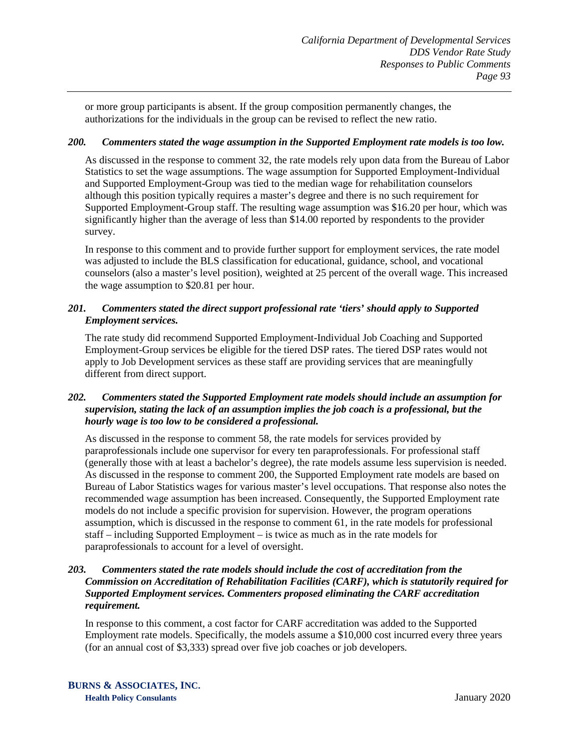or more group participants is absent. If the group composition permanently changes, the authorizations for the individuals in the group can be revised to reflect the new ratio.

***200. Commenters stated the wage assumption in the Supported Employment rate models is too low.***

As discussed in the response to comment 32, the rate models rely upon data from the Bureau of Labor Statistics to set the wage assumptions. The wage assumption for Supported Employment-Individual and Supported Employment-Group was tied to the median wage for rehabilitation counselors although this position typically requires a master's degree and there is no such requirement for Supported Employment-Group staff. The resulting wage assumption was $16.20 per hour, which was significantly higher than the average of less than $14.00 reported by respondents to the provider survey.

In response to this comment and to provide further support for employment services, the rate model was adjusted to include the BLS classification for educational, guidance, school, and vocational counselors (also a master's level position), weighted at 25 percent of the overall wage. This increased the wage assumption to $20.81 per hour.

***201. Commenters stated the direct support professional rate 'tiers' should apply to Supported Employment services.***

The rate study did recommend Supported Employment-Individual Job Coaching and Supported Employment-Group services be eligible for the tiered DSP rates. The tiered DSP rates would not apply to Job Development services as these staff are providing services that are meaningfully different from direct support.

***202. Commenters stated the Supported Employment rate models should include an assumption for supervision, stating the lack of an assumption implies the job coach is a professional, but the hourly wage is too low to be considered a professional.***

As discussed in the response to comment 58, the rate models for services provided by paraprofessionals include one supervisor for every ten paraprofessionals. For professional staff (generally those with at least a bachelor's degree), the rate models assume less supervision is needed. As discussed in the response to comment 200, the Supported Employment rate models are based on Bureau of Labor Statistics wages for various master's level occupations. That response also notes the recommended wage assumption has been increased. Consequently, the Supported Employment rate models do not include a specific provision for supervision. However, the program operations assumption, which is discussed in the response to comment 61, in the rate models for professional staff – including Supported Employment – is twice as much as in the rate models for paraprofessionals to account for a level of oversight.

***203. Commenters stated the rate models should include the cost of accreditation from the Commission on Accreditation of Rehabilitation Facilities (CARF), which is statutorily required for Supported Employment services. Commenters proposed eliminating the CARF accreditation requirement.***

In response to this comment, a cost factor for CARF accreditation was added to the Supported Employment rate models. Specifically, the models assume a $10,000 cost incurred every three years (for an annual cost of $3,333) spread over five job coaches or job developers.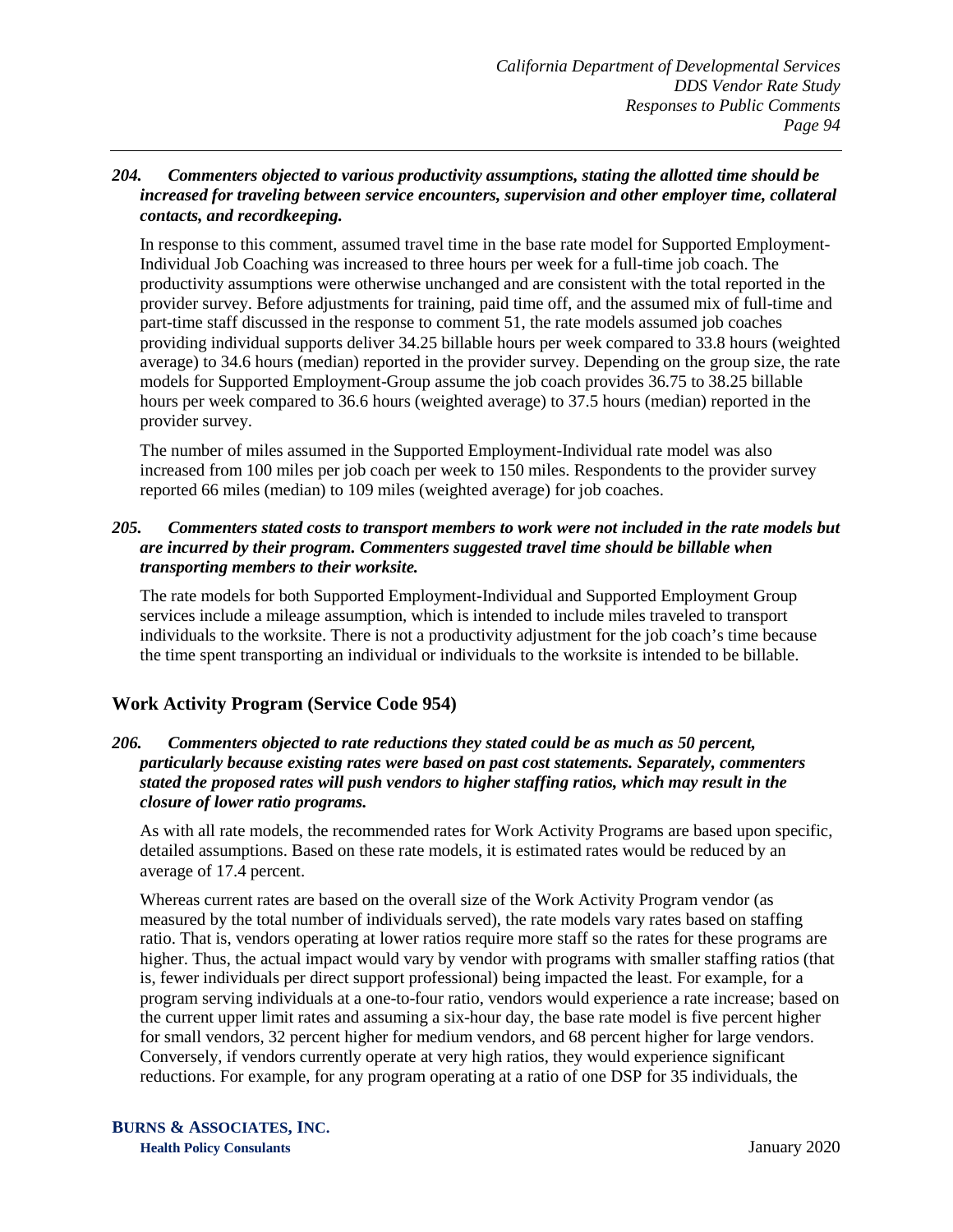***204. Commenters objected to various productivity assumptions, stating the allotted time should be increased for traveling between service encounters, supervision and other employer time, collateral contacts, and recordkeeping.***

In response to this comment, assumed travel time in the base rate model for Supported Employment-Individual Job Coaching was increased to three hours per week for a full-time job coach. The productivity assumptions were otherwise unchanged and are consistent with the total reported in the provider survey. Before adjustments for training, paid time off, and the assumed mix of full-time and part-time staff discussed in the response to comment 51, the rate models assumed job coaches providing individual supports deliver 34.25 billable hours per week compared to 33.8 hours (weighted average) to 34.6 hours (median) reported in the provider survey. Depending on the group size, the rate models for Supported Employment-Group assume the job coach provides 36.75 to 38.25 billable hours per week compared to 36.6 hours (weighted average) to 37.5 hours (median) reported in the provider survey.

The number of miles assumed in the Supported Employment-Individual rate model was also increased from 100 miles per job coach per week to 150 miles. Respondents to the provider survey reported 66 miles (median) to 109 miles (weighted average) for job coaches.

***205. Commenters stated costs to transport members to work were not included in the rate models but are incurred by their program. Commenters suggested travel time should be billable when transporting members to their worksite.***

The rate models for both Supported Employment-Individual and Supported Employment Group services include a mileage assumption, which is intended to include miles traveled to transport individuals to the worksite. There is not a productivity adjustment for the job coach's time because the time spent transporting an individual or individuals to the worksite is intended to be billable.

## Work Activity Program (Service Code 954)

***206. Commenters objected to rate reductions they stated could be as much as 50 percent, particularly because existing rates were based on past cost statements. Separately, commenters stated the proposed rates will push vendors to higher staffing ratios, which may result in the closure of lower ratio programs.***

As with all rate models, the recommended rates for Work Activity Programs are based upon specific, detailed assumptions. Based on these rate models, it is estimated rates would be reduced by an average of 17.4 percent.

Whereas current rates are based on the overall size of the Work Activity Program vendor (as measured by the total number of individuals served), the rate models vary rates based on staffing ratio. That is, vendors operating at lower ratios require more staff so the rates for these programs are higher. Thus, the actual impact would vary by vendor with programs with smaller staffing ratios (that is, fewer individuals per direct support professional) being impacted the least. For example, for a program serving individuals at a one-to-four ratio, vendors would experience a rate increase; based on the current upper limit rates and assuming a six-hour day, the base rate model is five percent higher for small vendors, 32 percent higher for medium vendors, and 68 percent higher for large vendors. Conversely, if vendors currently operate at very high ratios, they would experience significant reductions. For example, for any program operating at a ratio of one DSP for 35 individuals, the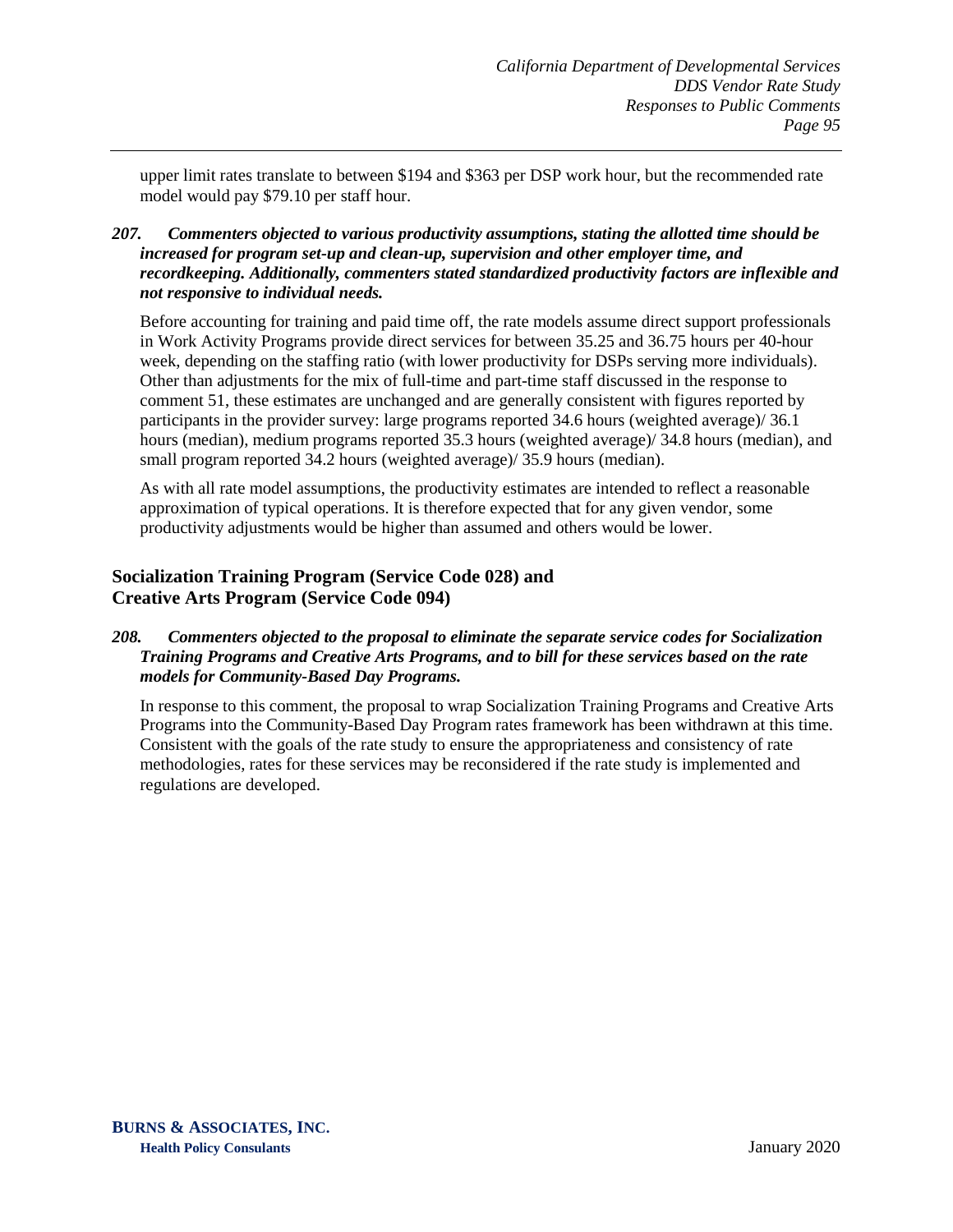upper limit rates translate to between \$194 and \$363 per DSP work hour, but the recommended rate model would pay \$79.10 per staff hour.

***207. Commenters objected to various productivity assumptions, stating the allotted time should be increased for program set-up and clean-up, supervision and other employer time, and recordkeeping. Additionally, commenters stated standardized productivity factors are inflexible and not responsive to individual needs.***

Before accounting for training and paid time off, the rate models assume direct support professionals in Work Activity Programs provide direct services for between 35.25 and 36.75 hours per 40-hour week, depending on the staffing ratio (with lower productivity for DSPs serving more individuals). Other than adjustments for the mix of full-time and part-time staff discussed in the response to comment 51, these estimates are unchanged and are generally consistent with figures reported by participants in the provider survey: large programs reported 34.6 hours (weighted average)/ 36.1 hours (median), medium programs reported 35.3 hours (weighted average)/ 34.8 hours (median), and small program reported 34.2 hours (weighted average)/ 35.9 hours (median).

As with all rate model assumptions, the productivity estimates are intended to reflect a reasonable approximation of typical operations. It is therefore expected that for any given vendor, some productivity adjustments would be higher than assumed and others would be lower.

## Socialization Training Program (Service Code 028) and Creative Arts Program (Service Code 094)

***208. Commenters objected to the proposal to eliminate the separate service codes for Socialization Training Programs and Creative Arts Programs, and to bill for these services based on the rate models for Community-Based Day Programs.***

In response to this comment, the proposal to wrap Socialization Training Programs and Creative Arts Programs into the Community-Based Day Program rates framework has been withdrawn at this time. Consistent with the goals of the rate study to ensure the appropriateness and consistency of rate methodologies, rates for these services may be reconsidered if the rate study is implemented and regulations are developed.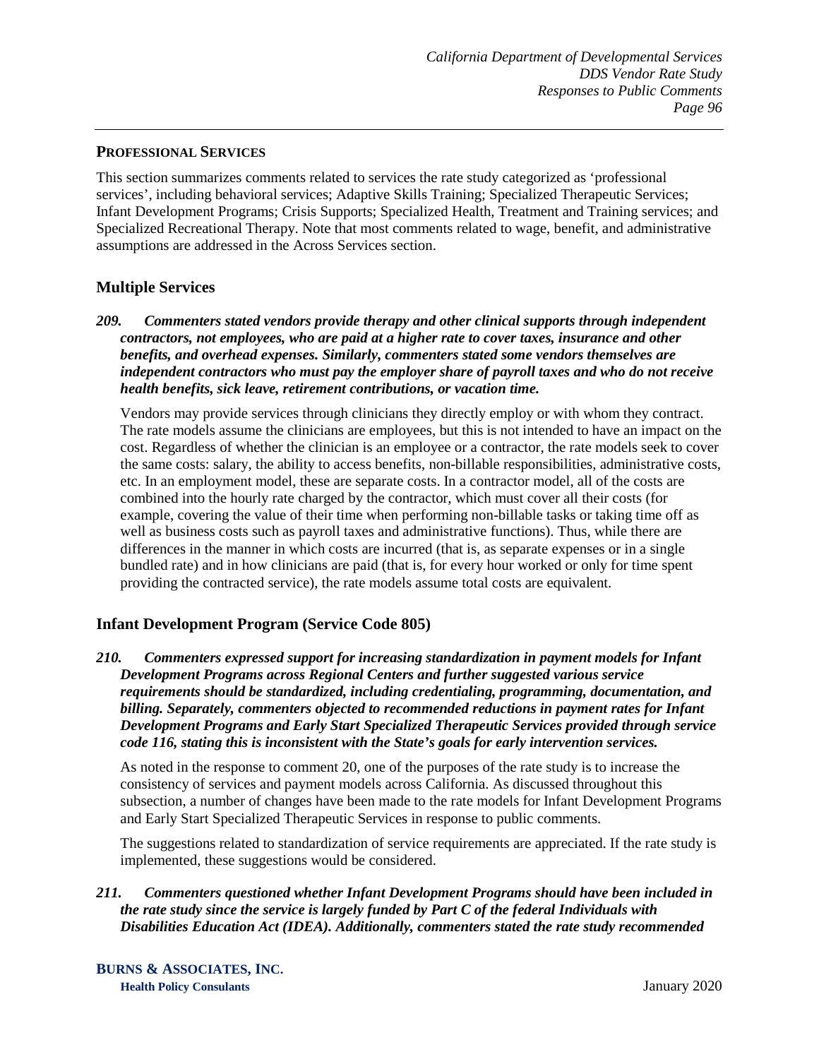## Professional Services

This section summarizes comments related to services the rate study categorized as 'professional services', including behavioral services; Adaptive Skills Training; Specialized Therapeutic Services; Infant Development Programs; Crisis Supports; Specialized Health, Treatment and Training services; and Specialized Recreational Therapy. Note that most comments related to wage, benefit, and administrative assumptions are addressed in the Across Services section.

### Multiple Services

***209. Commenters stated vendors provide therapy and other clinical supports through independent contractors, not employees, who are paid at a higher rate to cover taxes, insurance and other benefits, and overhead expenses. Similarly, commenters stated some vendors themselves are independent contractors who must pay the employer share of payroll taxes and who do not receive health benefits, sick leave, retirement contributions, or vacation time.***

Vendors may provide services through clinicians they directly employ or with whom they contract. The rate models assume the clinicians are employees, but this is not intended to have an impact on the cost. Regardless of whether the clinician is an employee or a contractor, the rate models seek to cover the same costs: salary, the ability to access benefits, non-billable responsibilities, administrative costs, etc. In an employment model, these are separate costs. In a contractor model, all of the costs are combined into the hourly rate charged by the contractor, which must cover all their costs (for example, covering the value of their time when performing non-billable tasks or taking time off as well as business costs such as payroll taxes and administrative functions). Thus, while there are differences in the manner in which costs are incurred (that is, as separate expenses or in a single bundled rate) and in how clinicians are paid (that is, for every hour worked or only for time spent providing the contracted service), the rate models assume total costs are equivalent.

### Infant Development Program (Service Code 805)

***210. Commenters expressed support for increasing standardization in payment models for Infant Development Programs across Regional Centers and further suggested various service requirements should be standardized, including credentialing, programming, documentation, and billing. Separately, commenters objected to recommended reductions in payment rates for Infant Development Programs and Early Start Specialized Therapeutic Services provided through service code 116, stating this is inconsistent with the State's goals for early intervention services.***

As noted in the response to comment 20, one of the purposes of the rate study is to increase the consistency of services and payment models across California. As discussed throughout this subsection, a number of changes have been made to the rate models for Infant Development Programs and Early Start Specialized Therapeutic Services in response to public comments.

The suggestions related to standardization of service requirements are appreciated. If the rate study is implemented, these suggestions would be considered.

***211. Commenters questioned whether Infant Development Programs should have been included in the rate study since the service is largely funded by Part C of the federal Individuals with Disabilities Education Act (IDEA). Additionally, commenters stated the rate study recommended***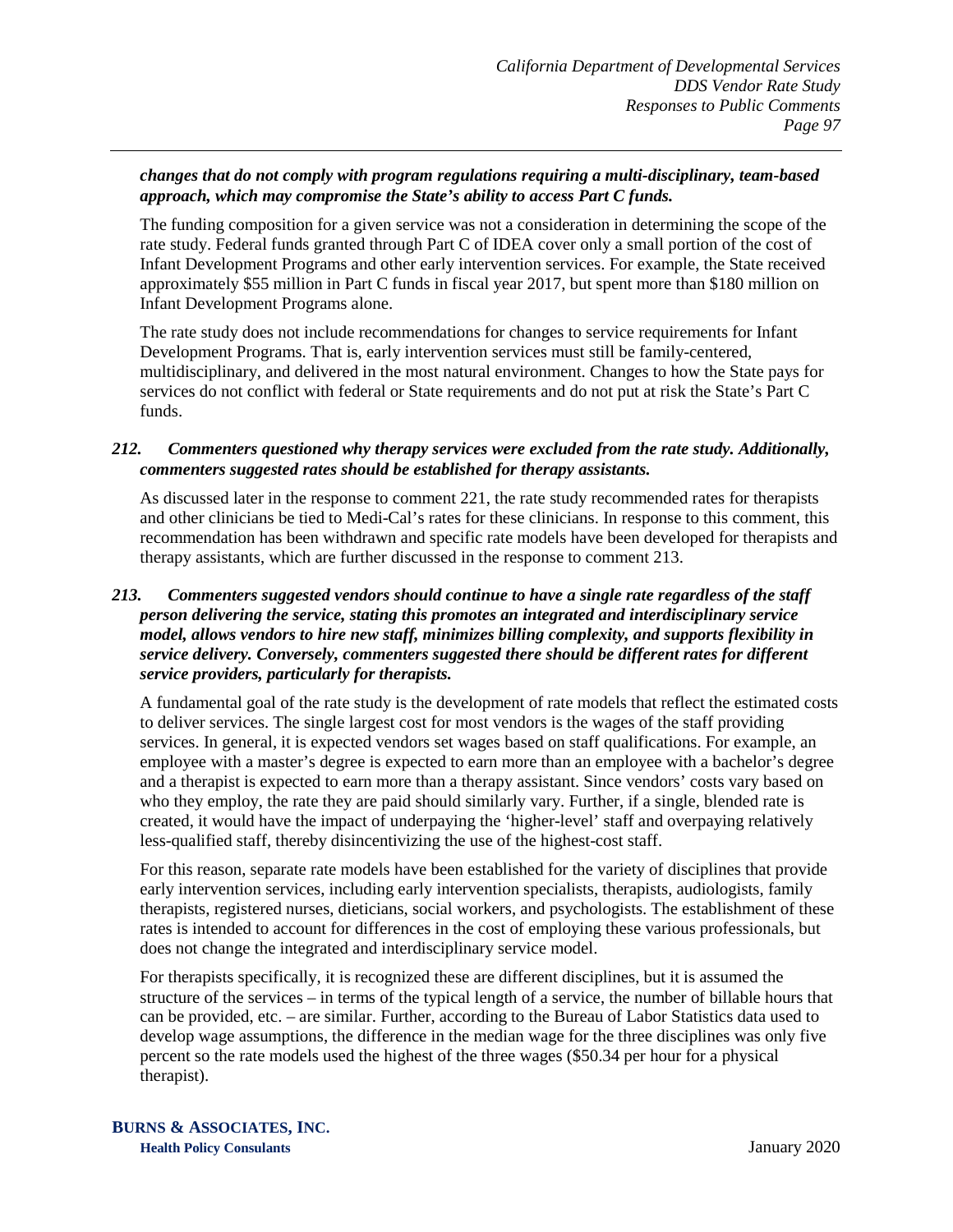***changes that do not comply with program regulations requiring a multi-disciplinary, team-based approach, which may compromise the State's ability to access Part C funds.***

The funding composition for a given service was not a consideration in determining the scope of the rate study. Federal funds granted through Part C of IDEA cover only a small portion of the cost of Infant Development Programs and other early intervention services. For example, the State received approximately $55 million in Part C funds in fiscal year 2017, but spent more than $180 million on Infant Development Programs alone.

The rate study does not include recommendations for changes to service requirements for Infant Development Programs. That is, early intervention services must still be family-centered, multidisciplinary, and delivered in the most natural environment. Changes to how the State pays for services do not conflict with federal or State requirements and do not put at risk the State's Part C funds.

***212. Commenters questioned why therapy services were excluded from the rate study. Additionally, commenters suggested rates should be established for therapy assistants.***

As discussed later in the response to comment 221, the rate study recommended rates for therapists and other clinicians be tied to Medi-Cal's rates for these clinicians. In response to this comment, this recommendation has been withdrawn and specific rate models have been developed for therapists and therapy assistants, which are further discussed in the response to comment 213.

***213. Commenters suggested vendors should continue to have a single rate regardless of the staff person delivering the service, stating this promotes an integrated and interdisciplinary service model, allows vendors to hire new staff, minimizes billing complexity, and supports flexibility in service delivery. Conversely, commenters suggested there should be different rates for different service providers, particularly for therapists.***

A fundamental goal of the rate study is the development of rate models that reflect the estimated costs to deliver services. The single largest cost for most vendors is the wages of the staff providing services. In general, it is expected vendors set wages based on staff qualifications. For example, an employee with a master's degree is expected to earn more than an employee with a bachelor's degree and a therapist is expected to earn more than a therapy assistant. Since vendors' costs vary based on who they employ, the rate they are paid should similarly vary. Further, if a single, blended rate is created, it would have the impact of underpaying the 'higher-level' staff and overpaying relatively less-qualified staff, thereby disincentivizing the use of the highest-cost staff.

For this reason, separate rate models have been established for the variety of disciplines that provide early intervention services, including early intervention specialists, therapists, audiologists, family therapists, registered nurses, dieticians, social workers, and psychologists. The establishment of these rates is intended to account for differences in the cost of employing these various professionals, but does not change the integrated and interdisciplinary service model.

For therapists specifically, it is recognized these are different disciplines, but it is assumed the structure of the services – in terms of the typical length of a service, the number of billable hours that can be provided, etc. – are similar. Further, according to the Bureau of Labor Statistics data used to develop wage assumptions, the difference in the median wage for the three disciplines was only five percent so the rate models used the highest of the three wages ($50.34 per hour for a physical therapist).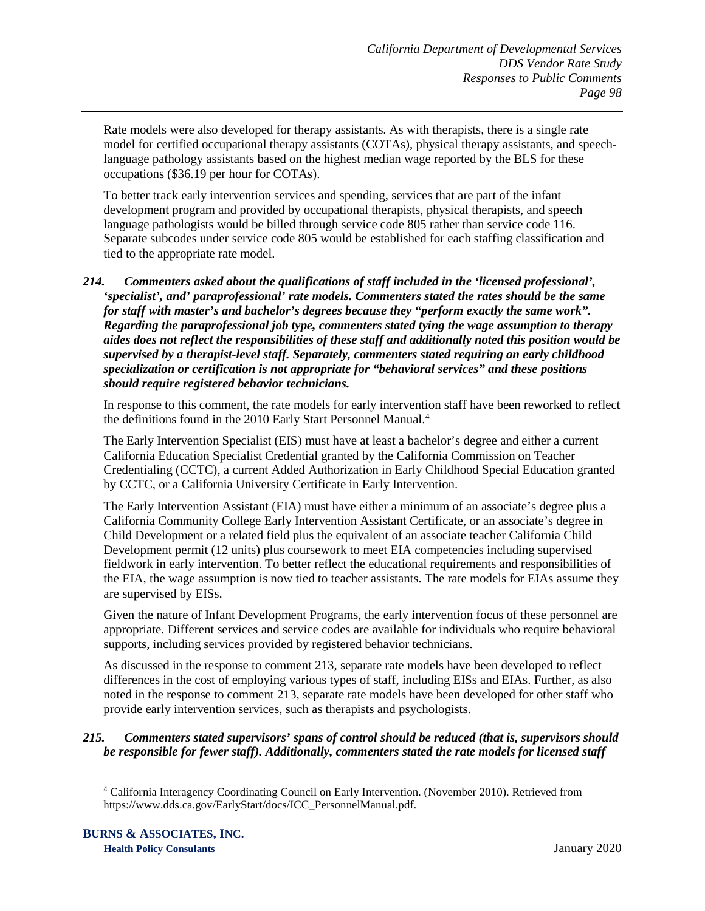Rate models were also developed for therapy assistants. As with therapists, there is a single rate model for certified occupational therapy assistants (COTAs), physical therapy assistants, and speech-language pathology assistants based on the highest median wage reported by the BLS for these occupations ($36.19 per hour for COTAs).

To better track early intervention services and spending, services that are part of the infant development program and provided by occupational therapists, physical therapists, and speech language pathologists would be billed through service code 805 rather than service code 116. Separate subcodes under service code 805 would be established for each staffing classification and tied to the appropriate rate model.

***214. Commenters asked about the qualifications of staff included in the 'licensed professional', 'specialist', and' paraprofessional' rate models. Commenters stated the rates should be the same for staff with master's and bachelor's degrees because they "perform exactly the same work". Regarding the paraprofessional job type, commenters stated tying the wage assumption to therapy aides does not reflect the responsibilities of these staff and additionally noted this position would be supervised by a therapist-level staff. Separately, commenters stated requiring an early childhood specialization or certification is not appropriate for "behavioral services" and these positions should require registered behavior technicians.***

In response to this comment, the rate models for early intervention staff have been reworked to reflect the definitions found in the 2010 Early Start Personnel Manual.[4]

The Early Intervention Specialist (EIS) must have at least a bachelor's degree and either a current California Education Specialist Credential granted by the California Commission on Teacher Credentialing (CCTC), a current Added Authorization in Early Childhood Special Education granted by CCTC, or a California University Certificate in Early Intervention.

The Early Intervention Assistant (EIA) must have either a minimum of an associate's degree plus a California Community College Early Intervention Assistant Certificate, or an associate's degree in Child Development or a related field plus the equivalent of an associate teacher California Child Development permit (12 units) plus coursework to meet EIA competencies including supervised fieldwork in early intervention. To better reflect the educational requirements and responsibilities of the EIA, the wage assumption is now tied to teacher assistants. The rate models for EIAs assume they are supervised by EISs.

Given the nature of Infant Development Programs, the early intervention focus of these personnel are appropriate. Different services and service codes are available for individuals who require behavioral supports, including services provided by registered behavior technicians.

As discussed in the response to comment 213, separate rate models have been developed to reflect differences in the cost of employing various types of staff, including EISs and EIAs. Further, as also noted in the response to comment 213, separate rate models have been developed for other staff who provide early intervention services, such as therapists and psychologists.

***215. Commenters stated supervisors' spans of control should be reduced (that is, supervisors should be responsible for fewer staff). Additionally, commenters stated the rate models for licensed staff***

[4] California Interagency Coordinating Council on Early Intervention. (November 2010). Retrieved from https://www.dds.ca.gov/EarlyStart/docs/ICC_PersonnelManual.pdf.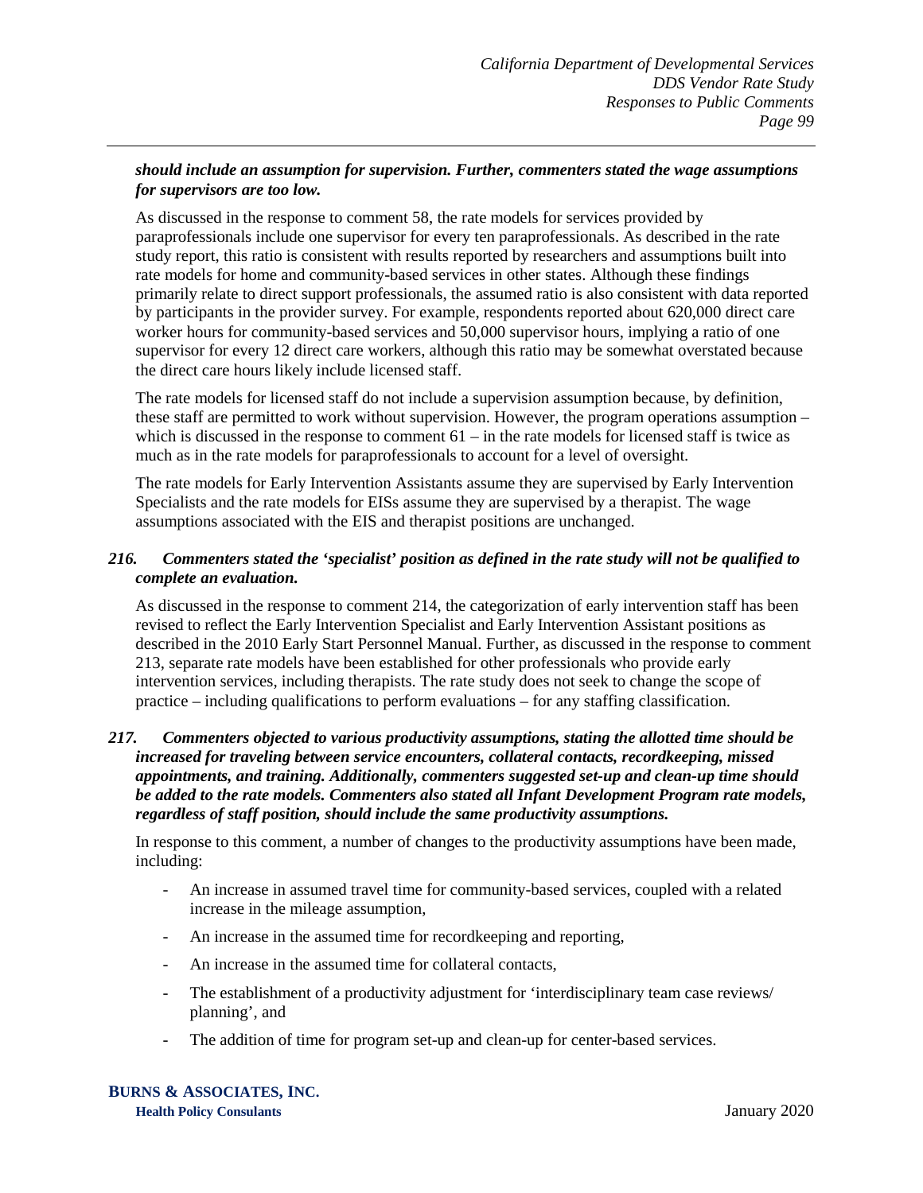***should include an assumption for supervision. Further, commenters stated the wage assumptions for supervisors are too low.***

As discussed in the response to comment 58, the rate models for services provided by paraprofessionals include one supervisor for every ten paraprofessionals. As described in the rate study report, this ratio is consistent with results reported by researchers and assumptions built into rate models for home and community-based services in other states. Although these findings primarily relate to direct support professionals, the assumed ratio is also consistent with data reported by participants in the provider survey. For example, respondents reported about 620,000 direct care worker hours for community-based services and 50,000 supervisor hours, implying a ratio of one supervisor for every 12 direct care workers, although this ratio may be somewhat overstated because the direct care hours likely include licensed staff.

The rate models for licensed staff do not include a supervision assumption because, by definition, these staff are permitted to work without supervision. However, the program operations assumption – which is discussed in the response to comment 61 – in the rate models for licensed staff is twice as much as in the rate models for paraprofessionals to account for a level of oversight.

The rate models for Early Intervention Assistants assume they are supervised by Early Intervention Specialists and the rate models for EISs assume they are supervised by a therapist. The wage assumptions associated with the EIS and therapist positions are unchanged.

***216. Commenters stated the 'specialist' position as defined in the rate study will not be qualified to complete an evaluation.***

As discussed in the response to comment 214, the categorization of early intervention staff has been revised to reflect the Early Intervention Specialist and Early Intervention Assistant positions as described in the 2010 Early Start Personnel Manual. Further, as discussed in the response to comment 213, separate rate models have been established for other professionals who provide early intervention services, including therapists. The rate study does not seek to change the scope of practice – including qualifications to perform evaluations – for any staffing classification.

***217. Commenters objected to various productivity assumptions, stating the allotted time should be increased for traveling between service encounters, collateral contacts, recordkeeping, missed appointments, and training. Additionally, commenters suggested set-up and clean-up time should be added to the rate models. Commenters also stated all Infant Development Program rate models, regardless of staff position, should include the same productivity assumptions.***

In response to this comment, a number of changes to the productivity assumptions have been made, including:

- An increase in assumed travel time for community-based services, coupled with a related increase in the mileage assumption,
- An increase in the assumed time for recordkeeping and reporting,
- An increase in the assumed time for collateral contacts,
- The establishment of a productivity adjustment for 'interdisciplinary team case reviews/ planning', and
- The addition of time for program set-up and clean-up for center-based services.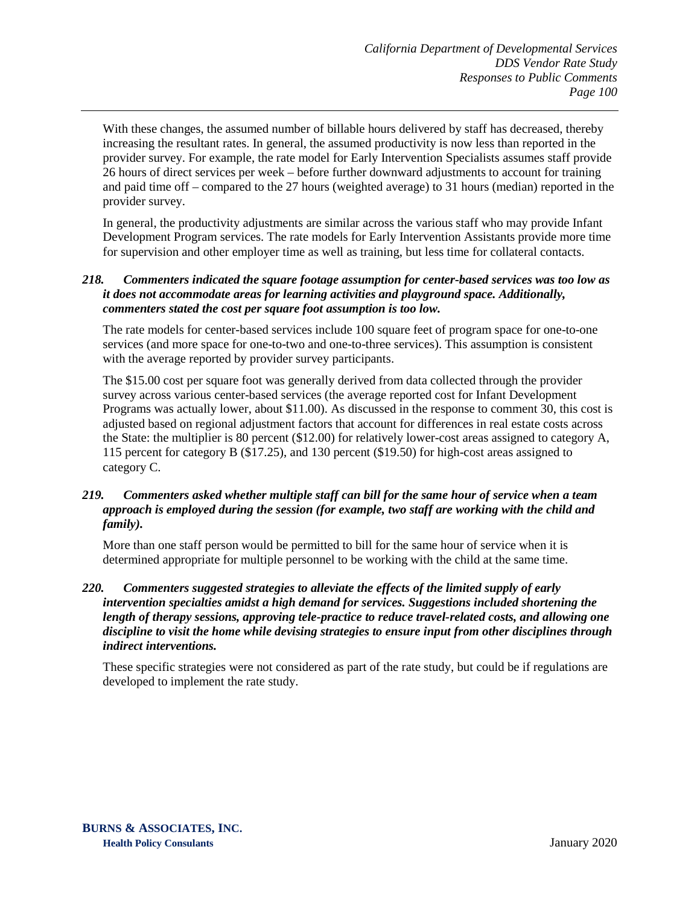With these changes, the assumed number of billable hours delivered by staff has decreased, thereby increasing the resultant rates. In general, the assumed productivity is now less than reported in the provider survey. For example, the rate model for Early Intervention Specialists assumes staff provide 26 hours of direct services per week – before further downward adjustments to account for training and paid time off – compared to the 27 hours (weighted average) to 31 hours (median) reported in the provider survey.

In general, the productivity adjustments are similar across the various staff who may provide Infant Development Program services. The rate models for Early Intervention Assistants provide more time for supervision and other employer time as well as training, but less time for collateral contacts.

***218. Commenters indicated the square footage assumption for center-based services was too low as it does not accommodate areas for learning activities and playground space. Additionally, commenters stated the cost per square foot assumption is too low.***

The rate models for center-based services include 100 square feet of program space for one-to-one services (and more space for one-to-two and one-to-three services). This assumption is consistent with the average reported by provider survey participants.

The $15.00 cost per square foot was generally derived from data collected through the provider survey across various center-based services (the average reported cost for Infant Development Programs was actually lower, about $11.00). As discussed in the response to comment 30, this cost is adjusted based on regional adjustment factors that account for differences in real estate costs across the State: the multiplier is 80 percent ($12.00) for relatively lower-cost areas assigned to category A, 115 percent for category B ($17.25), and 130 percent ($19.50) for high-cost areas assigned to category C.

***219. Commenters asked whether multiple staff can bill for the same hour of service when a team approach is employed during the session (for example, two staff are working with the child and family).***

More than one staff person would be permitted to bill for the same hour of service when it is determined appropriate for multiple personnel to be working with the child at the same time.

***220. Commenters suggested strategies to alleviate the effects of the limited supply of early intervention specialties amidst a high demand for services. Suggestions included shortening the length of therapy sessions, approving tele-practice to reduce travel-related costs, and allowing one discipline to visit the home while devising strategies to ensure input from other disciplines through indirect interventions.***

These specific strategies were not considered as part of the rate study, but could be if regulations are developed to implement the rate study.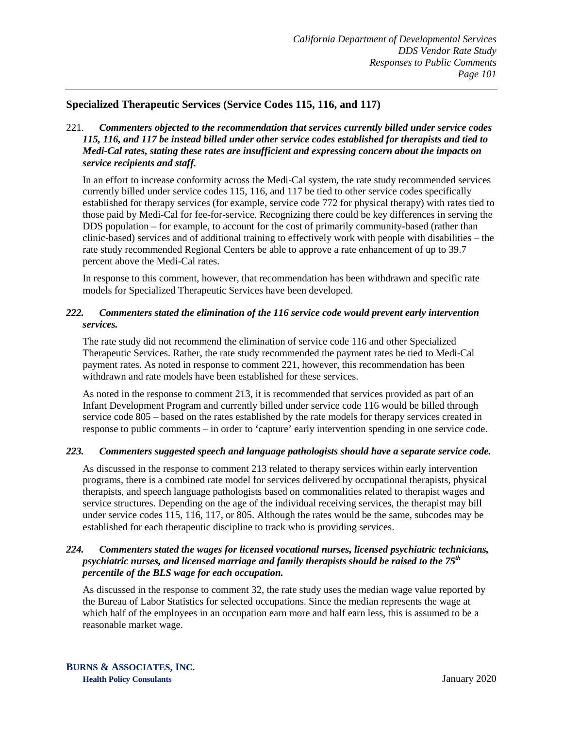## Specialized Therapeutic Services (Service Codes 115, 116, and 117)

221. ***Commenters objected to the recommendation that services currently billed under service codes 115, 116, and 117 be instead billed under other service codes established for therapists and tied to Medi-Cal rates, stating these rates are insufficient and expressing concern about the impacts on service recipients and staff.***

In an effort to increase conformity across the Medi-Cal system, the rate study recommended services currently billed under service codes 115, 116, and 117 be tied to other service codes specifically established for therapy services (for example, service code 772 for physical therapy) with rates tied to those paid by Medi-Cal for fee-for-service. Recognizing there could be key differences in serving the DDS population – for example, to account for the cost of primarily community-based (rather than clinic-based) services and of additional training to effectively work with people with disabilities – the rate study recommended Regional Centers be able to approve a rate enhancement of up to 39.7 percent above the Medi-Cal rates.

In response to this comment, however, that recommendation has been withdrawn and specific rate models for Specialized Therapeutic Services have been developed.

***222. Commenters stated the elimination of the 116 service code would prevent early intervention services.***

The rate study did not recommend the elimination of service code 116 and other Specialized Therapeutic Services. Rather, the rate study recommended the payment rates be tied to Medi-Cal payment rates. As noted in response to comment 221, however, this recommendation has been withdrawn and rate models have been established for these services.

As noted in the response to comment 213, it is recommended that services provided as part of an Infant Development Program and currently billed under service code 116 would be billed through service code 805 – based on the rates established by the rate models for therapy services created in response to public comments – in order to 'capture' early intervention spending in one service code.

***223. Commenters suggested speech and language pathologists should have a separate service code.***

As discussed in the response to comment 213 related to therapy services within early intervention programs, there is a combined rate model for services delivered by occupational therapists, physical therapists, and speech language pathologists based on commonalities related to therapist wages and service structures. Depending on the age of the individual receiving services, the therapist may bill under service codes 115, 116, 117, or 805. Although the rates would be the same, subcodes may be established for each therapeutic discipline to track who is providing services.

***224. Commenters stated the wages for licensed vocational nurses, licensed psychiatric technicians, psychiatric nurses, and licensed marriage and family therapists should be raised to the 75th percentile of the BLS wage for each occupation.***

As discussed in the response to comment 32, the rate study uses the median wage value reported by the Bureau of Labor Statistics for selected occupations. Since the median represents the wage at which half of the employees in an occupation earn more and half earn less, this is assumed to be a reasonable market wage.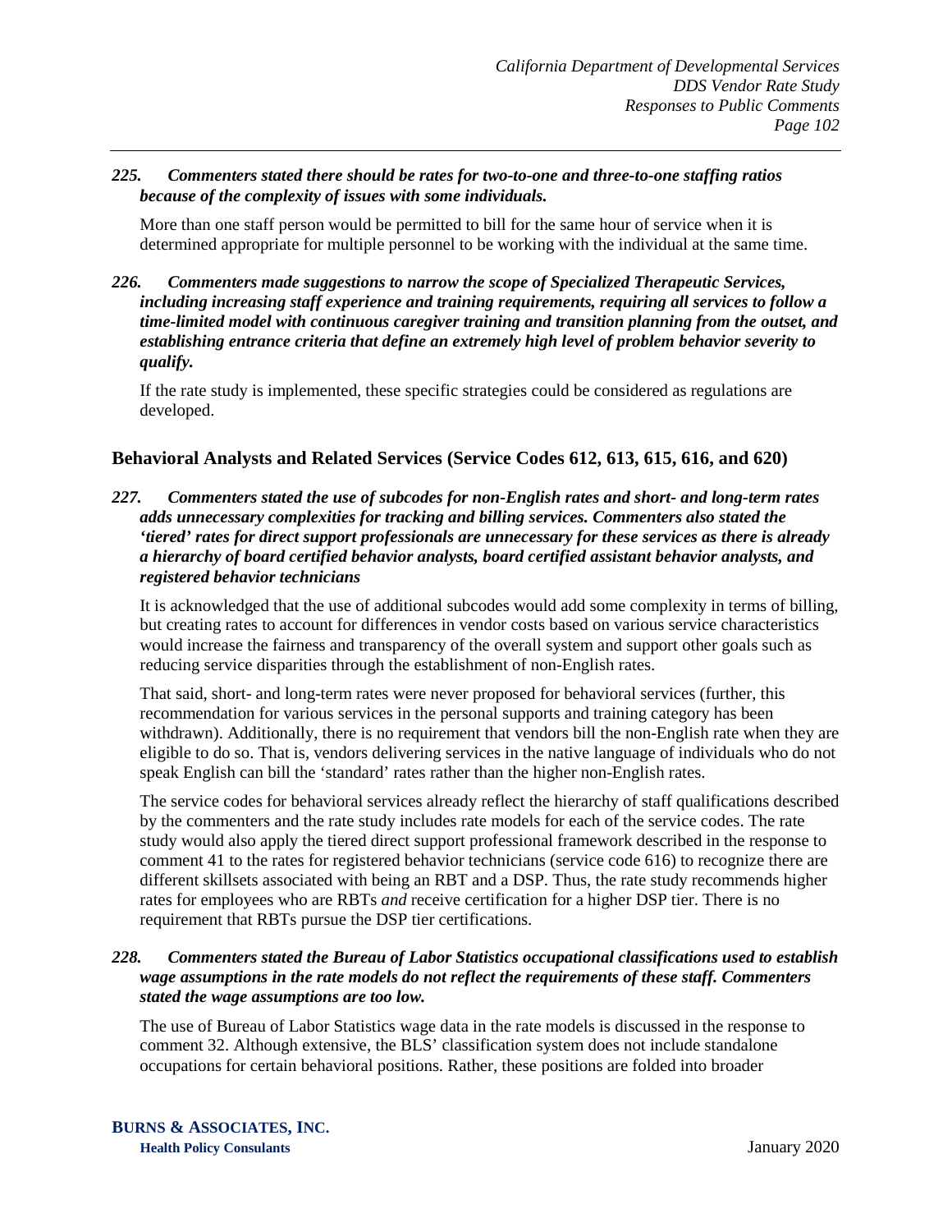***225. Commenters stated there should be rates for two-to-one and three-to-one staffing ratios because of the complexity of issues with some individuals.***

More than one staff person would be permitted to bill for the same hour of service when it is determined appropriate for multiple personnel to be working with the individual at the same time.

***226. Commenters made suggestions to narrow the scope of Specialized Therapeutic Services, including increasing staff experience and training requirements, requiring all services to follow a time-limited model with continuous caregiver training and transition planning from the outset, and establishing entrance criteria that define an extremely high level of problem behavior severity to qualify.***

If the rate study is implemented, these specific strategies could be considered as regulations are developed.

## Behavioral Analysts and Related Services (Service Codes 612, 613, 615, 616, and 620)

***227. Commenters stated the use of subcodes for non-English rates and short- and long-term rates adds unnecessary complexities for tracking and billing services. Commenters also stated the 'tiered' rates for direct support professionals are unnecessary for these services as there is already a hierarchy of board certified behavior analysts, board certified assistant behavior analysts, and registered behavior technicians***

It is acknowledged that the use of additional subcodes would add some complexity in terms of billing, but creating rates to account for differences in vendor costs based on various service characteristics would increase the fairness and transparency of the overall system and support other goals such as reducing service disparities through the establishment of non-English rates.

That said, short- and long-term rates were never proposed for behavioral services (further, this recommendation for various services in the personal supports and training category has been withdrawn). Additionally, there is no requirement that vendors bill the non-English rate when they are eligible to do so. That is, vendors delivering services in the native language of individuals who do not speak English can bill the 'standard' rates rather than the higher non-English rates.

The service codes for behavioral services already reflect the hierarchy of staff qualifications described by the commenters and the rate study includes rate models for each of the service codes. The rate study would also apply the tiered direct support professional framework described in the response to comment 41 to the rates for registered behavior technicians (service code 616) to recognize there are different skillsets associated with being an RBT and a DSP. Thus, the rate study recommends higher rates for employees who are RBTs *and* receive certification for a higher DSP tier. There is no requirement that RBTs pursue the DSP tier certifications.

***228. Commenters stated the Bureau of Labor Statistics occupational classifications used to establish wage assumptions in the rate models do not reflect the requirements of these staff. Commenters stated the wage assumptions are too low.***

The use of Bureau of Labor Statistics wage data in the rate models is discussed in the response to comment 32. Although extensive, the BLS' classification system does not include standalone occupations for certain behavioral positions. Rather, these positions are folded into broader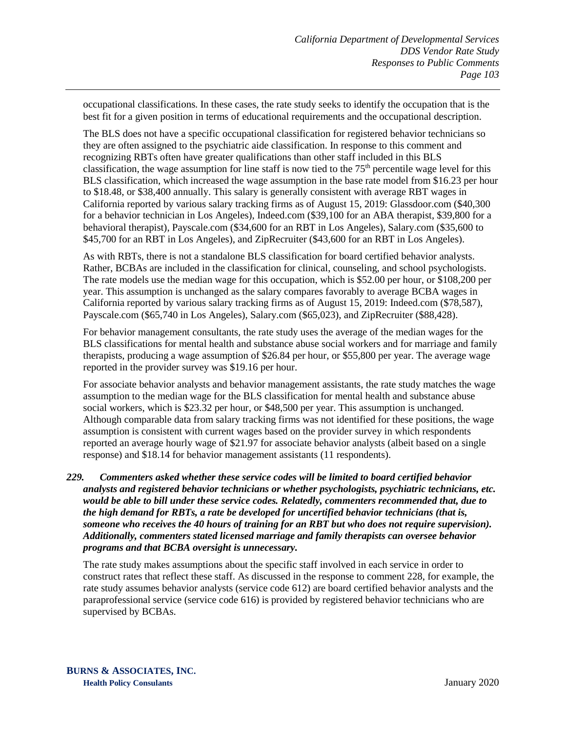occupational classifications. In these cases, the rate study seeks to identify the occupation that is the best fit for a given position in terms of educational requirements and the occupational description.

The BLS does not have a specific occupational classification for registered behavior technicians so they are often assigned to the psychiatric aide classification. In response to this comment and recognizing RBTs often have greater qualifications than other staff included in this BLS classification, the wage assumption for line staff is now tied to the 75th percentile wage level for this BLS classification, which increased the wage assumption in the base rate model from $16.23 per hour to $18.48, or $38,400 annually. This salary is generally consistent with average RBT wages in California reported by various salary tracking firms as of August 15, 2019: Glassdoor.com ($40,300 for a behavior technician in Los Angeles), Indeed.com ($39,100 for an ABA therapist, $39,800 for a behavioral therapist), Payscale.com ($34,600 for an RBT in Los Angeles), Salary.com ($35,600 to $45,700 for an RBT in Los Angeles), and ZipRecruiter ($43,600 for an RBT in Los Angeles).

As with RBTs, there is not a standalone BLS classification for board certified behavior analysts. Rather, BCBAs are included in the classification for clinical, counseling, and school psychologists. The rate models use the median wage for this occupation, which is $52.00 per hour, or $108,200 per year. This assumption is unchanged as the salary compares favorably to average BCBA wages in California reported by various salary tracking firms as of August 15, 2019: Indeed.com ($78,587), Payscale.com ($65,740 in Los Angeles), Salary.com ($65,023), and ZipRecruiter ($88,428).

For behavior management consultants, the rate study uses the average of the median wages for the BLS classifications for mental health and substance abuse social workers and for marriage and family therapists, producing a wage assumption of $26.84 per hour, or $55,800 per year. The average wage reported in the provider survey was $19.16 per hour.

For associate behavior analysts and behavior management assistants, the rate study matches the wage assumption to the median wage for the BLS classification for mental health and substance abuse social workers, which is $23.32 per hour, or $48,500 per year. This assumption is unchanged. Although comparable data from salary tracking firms was not identified for these positions, the wage assumption is consistent with current wages based on the provider survey in which respondents reported an average hourly wage of $21.97 for associate behavior analysts (albeit based on a single response) and $18.14 for behavior management assistants (11 respondents).

***229. Commenters asked whether these service codes will be limited to board certified behavior analysts and registered behavior technicians or whether psychologists, psychiatric technicians, etc. would be able to bill under these service codes. Relatedly, commenters recommended that, due to the high demand for RBTs, a rate be developed for uncertified behavior technicians (that is, someone who receives the 40 hours of training for an RBT but who does not require supervision). Additionally, commenters stated licensed marriage and family therapists can oversee behavior programs and that BCBA oversight is unnecessary.***

The rate study makes assumptions about the specific staff involved in each service in order to construct rates that reflect these staff. As discussed in the response to comment 228, for example, the rate study assumes behavior analysts (service code 612) are board certified behavior analysts and the paraprofessional service (service code 616) is provided by registered behavior technicians who are supervised by BCBAs.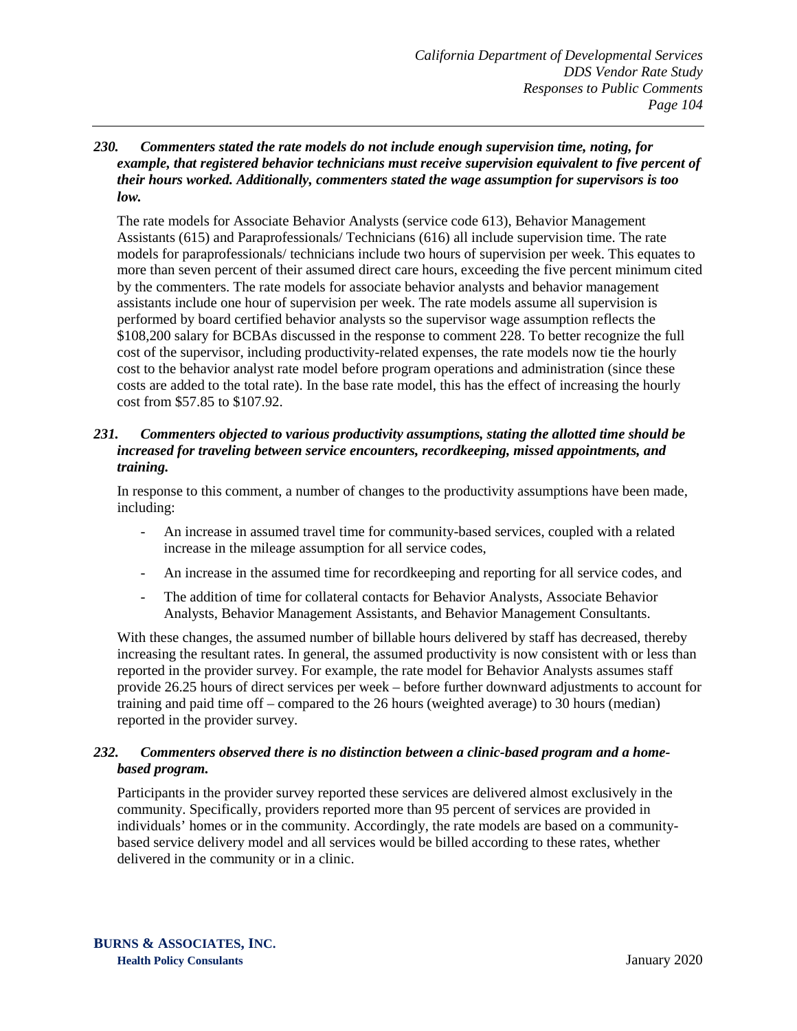***230. Commenters stated the rate models do not include enough supervision time, noting, for example, that registered behavior technicians must receive supervision equivalent to five percent of their hours worked. Additionally, commenters stated the wage assumption for supervisors is too low.***

The rate models for Associate Behavior Analysts (service code 613), Behavior Management Assistants (615) and Paraprofessionals/ Technicians (616) all include supervision time. The rate models for paraprofessionals/ technicians include two hours of supervision per week. This equates to more than seven percent of their assumed direct care hours, exceeding the five percent minimum cited by the commenters. The rate models for associate behavior analysts and behavior management assistants include one hour of supervision per week. The rate models assume all supervision is performed by board certified behavior analysts so the supervisor wage assumption reflects the $108,200 salary for BCBAs discussed in the response to comment 228. To better recognize the full cost of the supervisor, including productivity-related expenses, the rate models now tie the hourly cost to the behavior analyst rate model before program operations and administration (since these costs are added to the total rate). In the base rate model, this has the effect of increasing the hourly cost from $57.85 to $107.92.

***231. Commenters objected to various productivity assumptions, stating the allotted time should be increased for traveling between service encounters, recordkeeping, missed appointments, and training.***

In response to this comment, a number of changes to the productivity assumptions have been made, including:

- An increase in assumed travel time for community-based services, coupled with a related increase in the mileage assumption for all service codes,
- An increase in the assumed time for recordkeeping and reporting for all service codes, and
- The addition of time for collateral contacts for Behavior Analysts, Associate Behavior Analysts, Behavior Management Assistants, and Behavior Management Consultants.

With these changes, the assumed number of billable hours delivered by staff has decreased, thereby increasing the resultant rates. In general, the assumed productivity is now consistent with or less than reported in the provider survey. For example, the rate model for Behavior Analysts assumes staff provide 26.25 hours of direct services per week – before further downward adjustments to account for training and paid time off – compared to the 26 hours (weighted average) to 30 hours (median) reported in the provider survey.

***232. Commenters observed there is no distinction between a clinic-based program and a home-based program.***

Participants in the provider survey reported these services are delivered almost exclusively in the community. Specifically, providers reported more than 95 percent of services are provided in individuals' homes or in the community. Accordingly, the rate models are based on a community-based service delivery model and all services would be billed according to these rates, whether delivered in the community or in a clinic.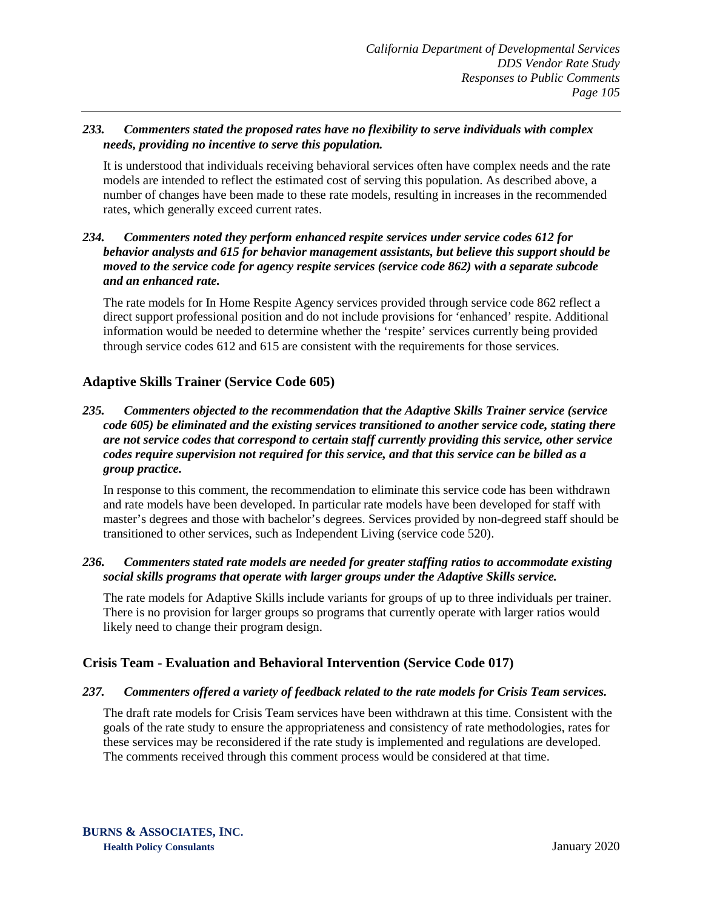*233. Commenters stated the proposed rates have no flexibility to serve individuals with complex needs, providing no incentive to serve this population.*

It is understood that individuals receiving behavioral services often have complex needs and the rate models are intended to reflect the estimated cost of serving this population. As described above, a number of changes have been made to these rate models, resulting in increases in the recommended rates, which generally exceed current rates.

*234. Commenters noted they perform enhanced respite services under service codes 612 for behavior analysts and 615 for behavior management assistants, but believe this support should be moved to the service code for agency respite services (service code 862) with a separate subcode and an enhanced rate.*

The rate models for In Home Respite Agency services provided through service code 862 reflect a direct support professional position and do not include provisions for 'enhanced' respite. Additional information would be needed to determine whether the 'respite' services currently being provided through service codes 612 and 615 are consistent with the requirements for those services.

## Adaptive Skills Trainer (Service Code 605)

*235. Commenters objected to the recommendation that the Adaptive Skills Trainer service (service code 605) be eliminated and the existing services transitioned to another service code, stating there are not service codes that correspond to certain staff currently providing this service, other service codes require supervision not required for this service, and that this service can be billed as a group practice.*

In response to this comment, the recommendation to eliminate this service code has been withdrawn and rate models have been developed. In particular rate models have been developed for staff with master's degrees and those with bachelor's degrees. Services provided by non-degreed staff should be transitioned to other services, such as Independent Living (service code 520).

*236. Commenters stated rate models are needed for greater staffing ratios to accommodate existing social skills programs that operate with larger groups under the Adaptive Skills service.*

The rate models for Adaptive Skills include variants for groups of up to three individuals per trainer. There is no provision for larger groups so programs that currently operate with larger ratios would likely need to change their program design.

## Crisis Team - Evaluation and Behavioral Intervention (Service Code 017)

*237. Commenters offered a variety of feedback related to the rate models for Crisis Team services.*

The draft rate models for Crisis Team services have been withdrawn at this time. Consistent with the goals of the rate study to ensure the appropriateness and consistency of rate methodologies, rates for these services may be reconsidered if the rate study is implemented and regulations are developed. The comments received through this comment process would be considered at that time.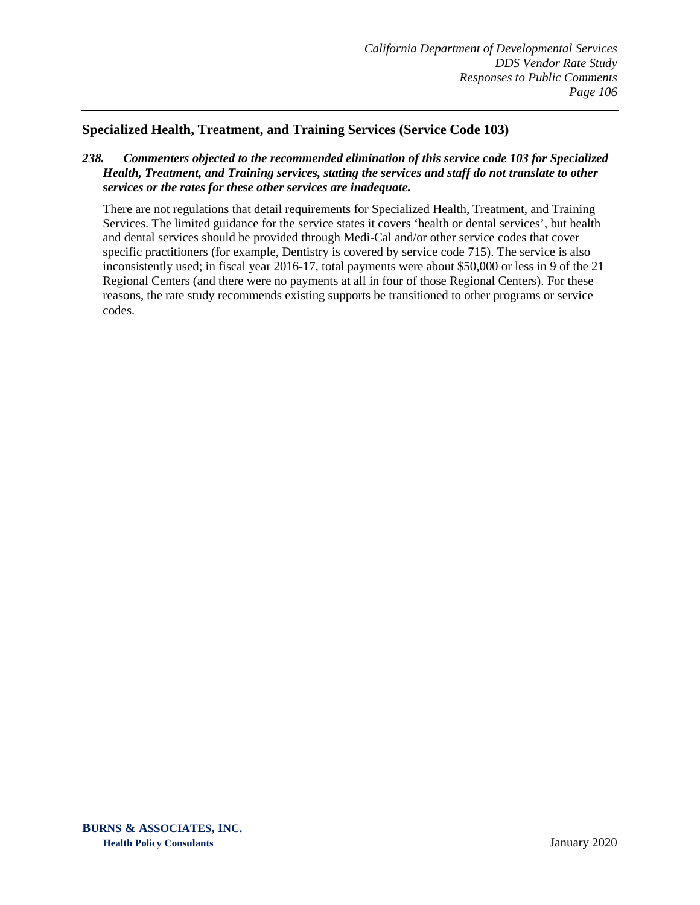## Specialized Health, Treatment, and Training Services (Service Code 103)

***238. Commenters objected to the recommended elimination of this service code 103 for Specialized Health, Treatment, and Training services, stating the services and staff do not translate to other services or the rates for these other services are inadequate.***

There are not regulations that detail requirements for Specialized Health, Treatment, and Training Services. The limited guidance for the service states it covers 'health or dental services', but health and dental services should be provided through Medi-Cal and/or other service codes that cover specific practitioners (for example, Dentistry is covered by service code 715). The service is also inconsistently used; in fiscal year 2016-17, total payments were about $50,000 or less in 9 of the 21 Regional Centers (and there were no payments at all in four of those Regional Centers). For these reasons, the rate study recommends existing supports be transitioned to other programs or service codes.